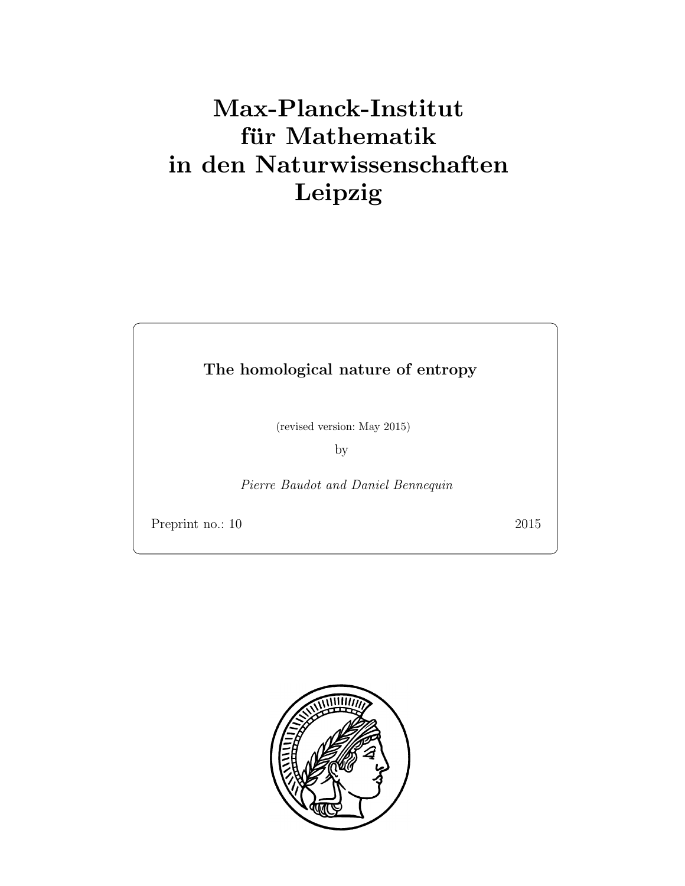# Max-Planck-Institut
# für Mathematik
# in den Naturwissenschaften
# Leipzig

**The homological nature of entropy**

(revised version: May 2015)

by

*Pierre Baudot and Daniel Bennequin*

Preprint no.: 10 2015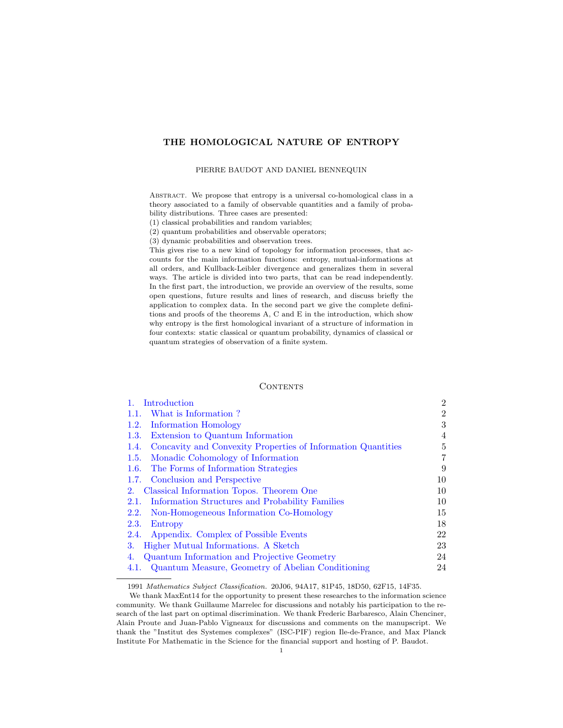# THE HOMOLOGICAL NATURE OF ENTROPY

PIERRE BAUDOT AND DANIEL BENNEQUIN

Abstract. We propose that entropy is a universal co-homological class in a theory associated to a family of observable quantities and a family of probability distributions. Three cases are presented:
(1) classical probabilities and random variables;
(2) quantum probabilities and observable operators;
(3) dynamic probabilities and observation trees.
This gives rise to a new kind of topology for information processes, that accounts for the main information functions: entropy, mutual-informations at all orders, and Kullback-Leibler divergence and generalizes them in several ways. The article is divided into two parts, that can be read independently. In the first part, the introduction, we provide an overview of the results, some open questions, future results and lines of research, and discuss briefly the application to complex data. In the second part we give the complete definitions and proofs of the theorems A, C and E in the introduction, which show why entropy is the first homological invariant of a structure of information in four contexts: static classical or quantum probability, dynamics of classical or quantum strategies of observation of a finite system.

## Contents

| | | |
|---|---|---|
| 1. | Introduction | 2 |
| 1.1. | What is Information ? | 2 |
| 1.2. | Information Homology | 3 |
| 1.3. | Extension to Quantum Information | 4 |
| 1.4. | Concavity and Convexity Properties of Information Quantities | 5 |
| 1.5. | Monadic Cohomology of Information | 7 |
| 1.6. | The Forms of Information Strategies | 9 |
| 1.7. | Conclusion and Perspective | 10 |
| 2. | Classical Information Topos. Theorem One | 10 |
| 2.1. | Information Structures and Probability Families | 10 |
| 2.2. | Non-Homogeneous Information Co-Homology | 15 |
| 2.3. | Entropy | 18 |
| 2.4. | Appendix. Complex of Possible Events | 22 |
| 3. | Higher Mutual Informations. A Sketch | 23 |
| 4. | Quantum Information and Projective Geometry | 24 |
| 4.1. | Quantum Measure, Geometry of Abelian Conditioning | 24 |

1991 *Mathematics Subject Classification.* 20J06, 94A17, 81P45, 18D50, 62F15, 14F35.

We thank MaxEnt14 for the opportunity to present these researches to the information science community. We thank Guillaume Marrelec for discussions and notably his participation to the research of the last part on optimal discrimination. We thank Frederic Barbaresco, Alain Chenciner, Alain Proute and Juan-Pablo Vigneaux for discussions and comments on the manupscript. We thank the "Institut des Systemes complexes" (ISC-PIF) region Ile-de-France, and Max Planck Institute For Mathematic in the Science for the financial support and hosting of P. Baudot.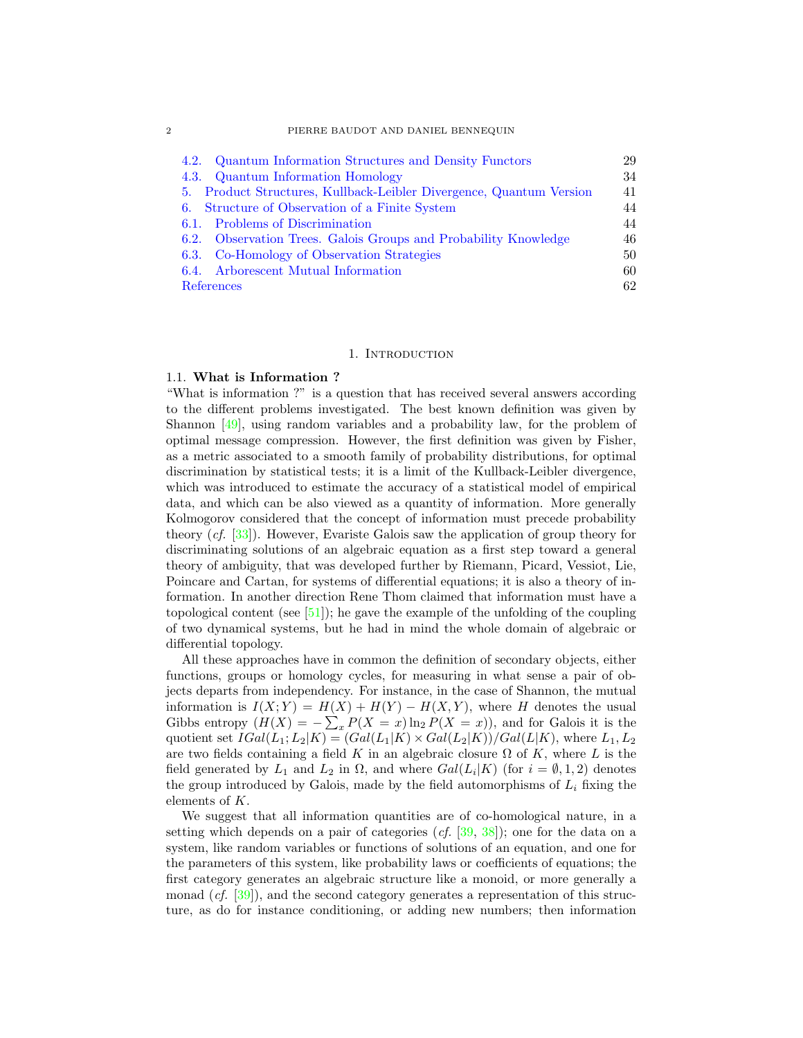| | |
|---|---|
| 4.2. Quantum Information Structures and Density Functors | 29 |
| 4.3. Quantum Information Homology | 34 |
| 5. Product Structures, Kullback-Leibler Divergence, Quantum Version | 41 |
| 6. Structure of Observation of a Finite System | 44 |
| 6.1. Problems of Discrimination | 44 |
| 6.2. Observation Trees. Galois Groups and Probability Knowledge | 46 |
| 6.3. Co-Homology of Observation Strategies | 50 |
| 6.4. Arborescent Mutual Information | 60 |
| References | 62 |

# 1. Introduction

## 1.1. What is Information ?

"What is information ?" is a question that has received several answers according to the different problems investigated. The best known definition was given by Shannon [49], using random variables and a probability law, for the problem of optimal message compression. However, the first definition was given by Fisher, as a metric associated to a smooth family of probability distributions, for optimal discrimination by statistical tests; it is a limit of the Kullback-Leibler divergence, which was introduced to estimate the accuracy of a statistical model of empirical data, and which can be also viewed as a quantity of information. More generally Kolmogorov considered that the concept of information must precede probability theory (*cf.* [33]). However, Evariste Galois saw the application of group theory for discriminating solutions of an algebraic equation as a first step toward a general theory of ambiguity, that was developed further by Riemann, Picard, Vessiot, Lie, Poincare and Cartan, for systems of differential equations; it is also a theory of information. In another direction Rene Thom claimed that information must have a topological content (see [51]); he gave the example of the unfolding of the coupling of two dynamical systems, but he had in mind the whole domain of algebraic or differential topology.

All these approaches have in common the definition of secondary objects, either functions, groups or homology cycles, for measuring in what sense a pair of objects departs from independency. For instance, in the case of Shannon, the mutual information is $I(X;Y) = H(X) + H(Y) - H(X,Y)$, where $H$ denotes the usual Gibbs entropy ($H(X) = -\sum_x P(X=x)\ln_2 P(X=x)$), and for Galois it is the quotient set $IGal(L_1;L_2|K) = (Gal(L_1|K) \times Gal(L_2|K))/Gal(L|K)$, where $L_1, L_2$ are two fields containing a field $K$ in an algebraic closure $\Omega$ of $K$, where $L$ is the field generated by $L_1$ and $L_2$ in $\Omega$, and where $Gal(L_i|K)$ (for $i = \emptyset, 1, 2$) denotes the group introduced by Galois, made by the field automorphisms of $L_i$ fixing the elements of $K$.

We suggest that all information quantities are of co-homological nature, in a setting which depends on a pair of categories (*cf.* [39, 38]); one for the data on a system, like random variables or functions of solutions of an equation, and one for the parameters of this system, like probability laws or coefficients of equations; the first category generates an algebraic structure like a monoid, or more generally a monad (*cf.* [39]), and the second category generates a representation of this structure, as do for instance conditioning, or adding new numbers; then information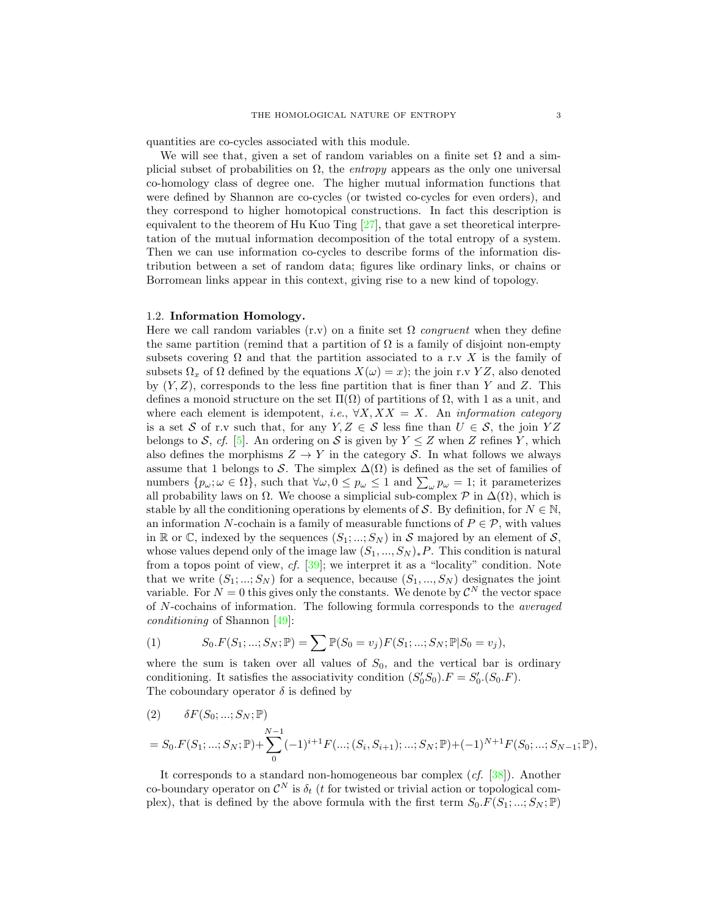quantities are co-cycles associated with this module.

We will see that, given a set of random variables on a finite set $\Omega$ and a simplicial subset of probabilities on $\Omega$, the *entropy* appears as the only one universal co-homology class of degree one. The higher mutual information functions that were defined by Shannon are co-cycles (or twisted co-cycles for even orders), and they correspond to higher homotopical constructions. In fact this description is equivalent to the theorem of Hu Kuo Ting [27], that gave a set theoretical interpretation of the mutual information decomposition of the total entropy of a system. Then we can use information co-cycles to describe forms of the information distribution between a set of random data; figures like ordinary links, or chains or Borromean links appear in this context, giving rise to a new kind of topology.

### 1.2. Information Homology.

Here we call random variables (r.v) on a finite set $\Omega$ *congruent* when they define the same partition (remind that a partition of $\Omega$ is a family of disjoint non-empty subsets covering $\Omega$ and that the partition associated to a r.v $X$ is the family of subsets $\Omega_x$ of $\Omega$ defined by the equations $X(\omega) = x$); the join r.v $YZ$, also denoted by $(Y, Z)$, corresponds to the less fine partition that is finer than $Y$ and $Z$. This defines a monoid structure on the set $\Pi(\Omega)$ of partitions of $\Omega$, with 1 as a unit, and where each element is idempotent, *i.e.*, $\forall X, XX = X$. An *information category* is a set $\mathcal{S}$ of r.v such that, for any $Y, Z \in \mathcal{S}$ less fine than $U \in \mathcal{S}$, the join $YZ$ belongs to $\mathcal{S}$, *cf.* [5]. An ordering on $\mathcal{S}$ is given by $Y \leq Z$ when $Z$ refines $Y$, which also defines the morphisms $Z \to Y$ in the category $\mathcal{S}$. In what follows we always assume that 1 belongs to $\mathcal{S}$. The simplex $\Delta(\Omega)$ is defined as the set of families of numbers $\{p_\omega; \omega \in \Omega\}$, such that $\forall \omega, 0 \leq p_\omega \leq 1$ and $\sum_\omega p_\omega = 1$; it parameterizes all probability laws on $\Omega$. We choose a simplicial sub-complex $\mathcal{P}$ in $\Delta(\Omega)$, which is stable by all the conditioning operations by elements of $\mathcal{S}$. By definition, for $N \in \mathbb{N}$, an information $N$-cochain is a family of measurable functions of $P \in \mathcal{P}$, with values in $\mathbb{R}$ or $\mathbb{C}$, indexed by the sequences $(S_1; ...; S_N)$ in $\mathcal{S}$ majored by an element of $\mathcal{S}$, whose values depend only of the image law $(S_1, ..., S_N)_* P$. This condition is natural from a topos point of view, *cf.* [39]; we interpret it as a "locality" condition. Note that we write $(S_1; ...; S_N)$ for a sequence, because $(S_1, ..., S_N)$ designates the joint variable. For $N = 0$ this gives only the constants. We denote by $\mathcal{C}^N$ the vector space of $N$-cochains of information. The following formula corresponds to the *averaged conditioning* of Shannon [49]:

$$
(1) \qquad S_0.F(S_1; ...; S_N; \mathbb{P}) = \sum \mathbb{P}(S_0 = v_j) F(S_1; ...; S_N; \mathbb{P}|S_0 = v_j),
$$

where the sum is taken over all values of $S_0$, and the vertical bar is ordinary conditioning. It satisfies the associativity condition $(S'_0 S_0).F = S'_0.(S_0.F)$.
The coboundary operator $\delta$ is defined by

$$
(2) \qquad \delta F(S_0; ...; S_N; \mathbb{P})
$$

$$
= S_0.F(S_1; ...; S_N; \mathbb{P}) + \sum_0^{N-1} (-1)^{i+1} F(...; (S_i, S_{i+1}); ...; S_N; \mathbb{P}) + (-1)^{N+1} F(S_0; ...; S_{N-1}; \mathbb{P}),
$$

It corresponds to a standard non-homogeneous bar complex (*cf.* [38]). Another co-boundary operator on $\mathcal{C}^N$ is $\delta_t$ ($t$ for twisted or trivial action or topological complex), that is defined by the above formula with the first term $S_0.F(S_1; ...; S_N; \mathbb{P})$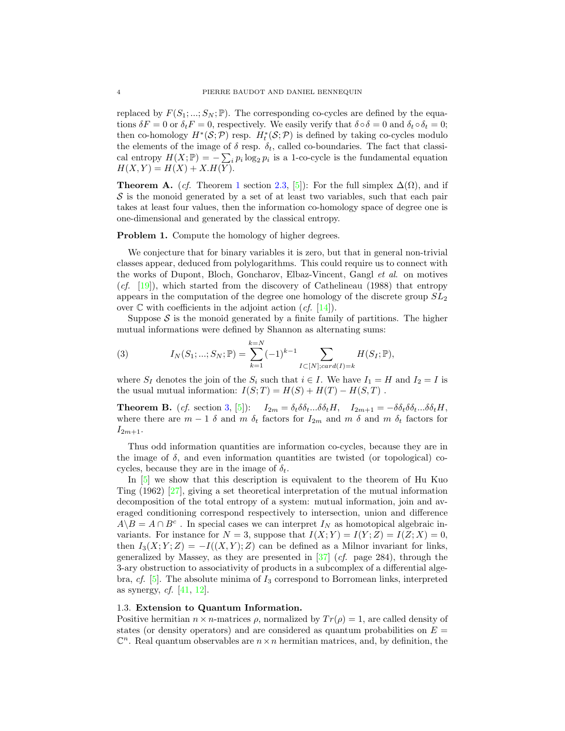replaced by $F(S_1;...;S_N;\mathbb{P})$. The corresponding co-cycles are defined by the equations $\delta F = 0$ or $\delta_t F = 0$, respectively. We easily verify that $\delta \circ \delta = 0$ and $\delta_t \circ \delta_t = 0$; then co-homology $H^*(\mathcal{S};\mathcal{P})$ resp. $H^*_t(\mathcal{S};\mathcal{P})$ is defined by taking co-cycles modulo the elements of the image of $\delta$ resp. $\delta_t$, called co-boundaries. The fact that classical entropy $H(X;\mathbb{P}) = -\sum_i p_i \log_2 p_i$ is a 1-co-cycle is the fundamental equation $H(X,Y) = H(X) + X.H(Y)$.

**Theorem A.** (*cf.* Theorem 1 section 2.3, [5]): For the full simplex $\Delta(\Omega)$, and if $\mathcal{S}$ is the monoid generated by a set of at least two variables, such that each pair takes at least four values, then the information co-homology space of degree one is one-dimensional and generated by the classical entropy.

**Problem 1.** Compute the homology of higher degrees.

We conjecture that for binary variables it is zero, but that in general non-trivial classes appear, deduced from polylogarithms. This could require us to connect with the works of Dupont, Bloch, Goncharov, Elbaz-Vincent, Gangl *et al.* on motives (*cf.* [19]), which started from the discovery of Cathelineau (1988) that entropy appears in the computation of the degree one homology of the discrete group $SL_2$ over $\mathbb{C}$ with coefficients in the adjoint action (*cf.* [14]).

Suppose $\mathcal{S}$ is the monoid generated by a finite family of partitions. The higher mutual informations were defined by Shannon as alternating sums:

$$I_N(S_1;...;S_N;\mathbb{P}) = \sum_{k=1}^{k=N} (-1)^{k-1} \sum_{I \subset [N]; card(I)=k} H(S_I;\mathbb{P}), \tag{3}$$

where $S_I$ denotes the join of the $S_i$ such that $i \in I$. We have $I_1 = H$ and $I_2 = I$ is the usual mutual information: $I(S;T) = H(S) + H(T) - H(S,T)$ .

**Theorem B.** (*cf.* section 3, [5]): $\quad I_{2m} = \delta_t \delta \delta_t ... \delta \delta_t H, \quad I_{2m+1} = -\delta \delta_t \delta \delta_t ... \delta \delta_t H,$ where there are $m-1$ $\delta$ and $m$ $\delta_t$ factors for $I_{2m}$ and $m$ $\delta$ and $m$ $\delta_t$ factors for $I_{2m+1}$.

Thus odd information quantities are information co-cycles, because they are in the image of $\delta$, and even information quantities are twisted (or topological) co-cycles, because they are in the image of $\delta_t$.

In [5] we show that this description is equivalent to the theorem of Hu Kuo Ting (1962) [27], giving a set theoretical interpretation of the mutual information decomposition of the total entropy of a system: mutual information, join and averaged conditioning correspond respectively to intersection, union and difference $A \backslash B = A \cap B^c$ . In special cases we can interpret $I_N$ as homotopical algebraic invariants. For instance for $N = 3$, suppose that $I(X;Y) = I(Y;Z) = I(Z;X) = 0$, then $I_3(X;Y;Z) = -I((X,Y);Z)$ can be defined as a Milnor invariant for links, generalized by Massey, as they are presented in [37] (*cf.* page 284), through the 3-ary obstruction to associativity of products in a subcomplex of a differential algebra, *cf.* [5]. The absolute minima of $I_3$ correspond to Borromean links, interpreted as synergy, *cf.* [41, 12].

### 1.3. Extension to Quantum Information.

Positive hermitian $n \times n$-matrices $\rho$, normalized by $Tr(\rho) = 1$, are called density of states (or density operators) and are considered as quantum probabilities on $E = \mathbb{C}^n$. Real quantum observables are $n \times n$ hermitian matrices, and, by definition, the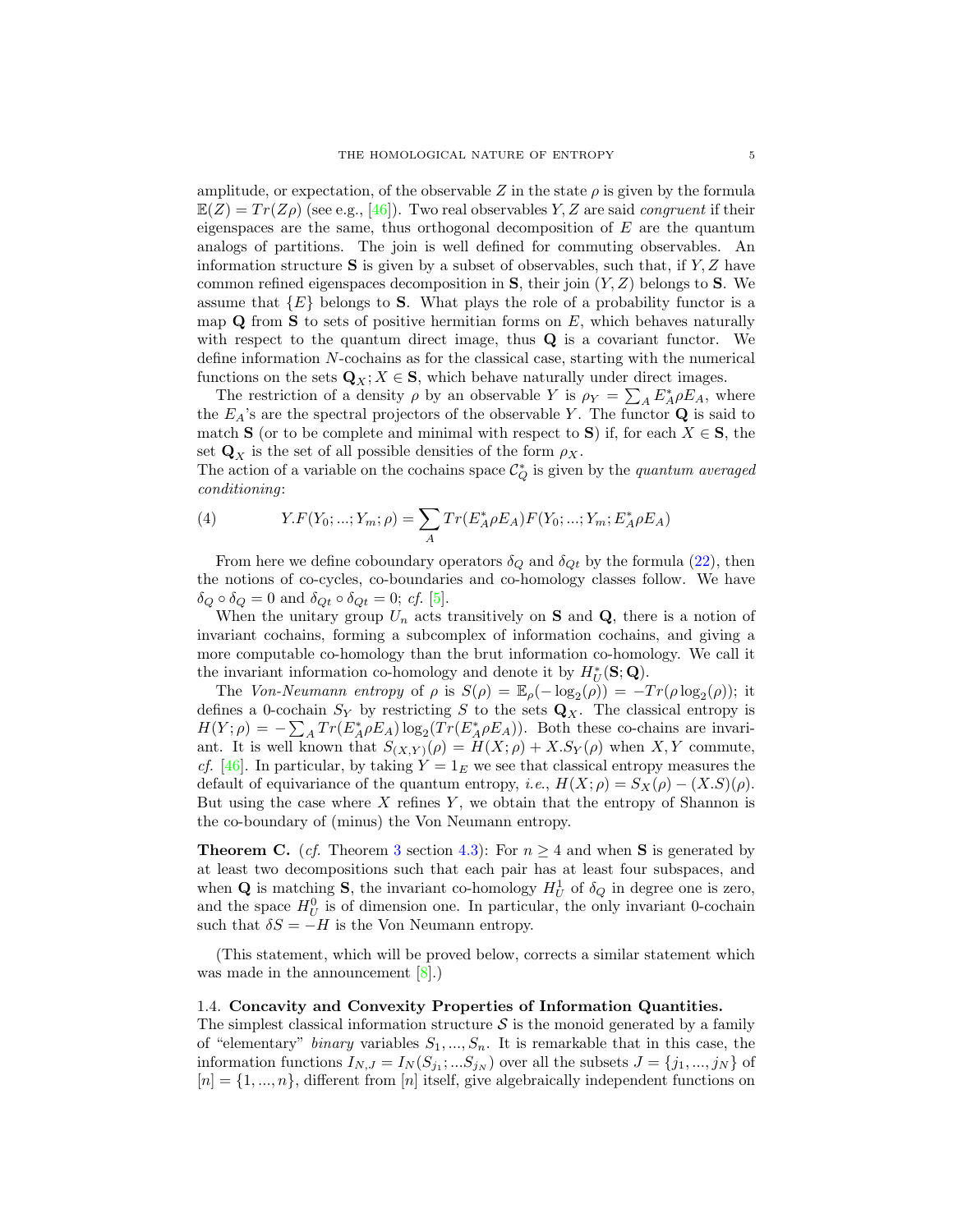amplitude, or expectation, of the observable $Z$ in the state $\rho$ is given by the formula $\mathbb{E}(Z) = Tr(Z\rho)$ (see e.g., [46]). Two real observables $Y, Z$ are said *congruent* if their eigenspaces are the same, thus orthogonal decomposition of $E$ are the quantum analogs of partitions. The join is well defined for commuting observables. An information structure $\mathbf{S}$ is given by a subset of observables, such that, if $Y, Z$ have common refined eigenspaces decomposition in $\mathbf{S}$, their join $(Y, Z)$ belongs to $\mathbf{S}$. We assume that $\{E\}$ belongs to $\mathbf{S}$. What plays the role of a probability functor is a map $\mathbf{Q}$ from $\mathbf{S}$ to sets of positive hermitian forms on $E$, which behaves naturally with respect to the quantum direct image, thus $\mathbf{Q}$ is a covariant functor. We define information $N$-cochains as for the classical case, starting with the numerical functions on the sets $\mathbf{Q}_X; X \in \mathbf{S}$, which behave naturally under direct images.

The restriction of a density $\rho$ by an observable $Y$ is $\rho_Y = \sum_A E_A^* \rho E_A$, where the $E_A$'s are the spectral projectors of the observable $Y$. The functor $\mathbf{Q}$ is said to match $\mathbf{S}$ (or to be complete and minimal with respect to $\mathbf{S}$) if, for each $X \in \mathbf{S}$, the set $\mathbf{Q}_X$ is the set of all possible densities of the form $\rho_X$.
The action of a variable on the cochains space $\mathcal{C}_Q^*$ is given by the *quantum averaged conditioning*:

$$
Y.F(Y_0; ...; Y_m; \rho) = \sum_A Tr(E_A^* \rho E_A) F(Y_0; ...; Y_m; E_A^* \rho E_A) \tag{4}
$$

From here we define coboundary operators $\delta_Q$ and $\delta_{Qt}$ by the formula (22), then the notions of co-cycles, co-boundaries and co-homology classes follow. We have $\delta_Q \circ \delta_Q = 0$ and $\delta_{Qt} \circ \delta_{Qt} = 0$; *cf.* [5].

When the unitary group $U_n$ acts transitively on $\mathbf{S}$ and $\mathbf{Q}$, there is a notion of invariant cochains, forming a subcomplex of information cochains, and giving a more computable co-homology than the brut information co-homology. We call it the invariant information co-homology and denote it by $H_U^*(\mathbf{S}; \mathbf{Q})$.

The *Von-Neumann entropy* of $\rho$ is $S(\rho) = \mathbb{E}_\rho(-\log_2(\rho)) = -Tr(\rho \log_2(\rho))$; it defines a 0-cochain $S_Y$ by restricting $S$ to the sets $\mathbf{Q}_X$. The classical entropy is $H(Y; \rho) = -\sum_A Tr(E_A^* \rho E_A) \log_2(Tr(E_A^* \rho E_A))$. Both these co-chains are invariant. It is well known that $S_{(X,Y)}(\rho) = H(X; \rho) + X.S_Y(\rho)$ when $X, Y$ commute, *cf.* [46]. In particular, by taking $Y = 1_E$ we see that classical entropy measures the default of equivariance of the quantum entropy, *i.e.*, $H(X; \rho) = S_X(\rho) - (X.S)(\rho)$. But using the case where $X$ refines $Y$, we obtain that the entropy of Shannon is the co-boundary of (minus) the Von Neumann entropy.

**Theorem C.** (*cf.* Theorem 3 section 4.3): For $n \geq 4$ and when $\mathbf{S}$ is generated by at least two decompositions such that each pair has at least four subspaces, and when $\mathbf{Q}$ is matching $\mathbf{S}$, the invariant co-homology $H_U^1$ of $\delta_Q$ in degree one is zero, and the space $H_U^0$ is of dimension one. In particular, the only invariant 0-cochain such that $\delta S = -H$ is the Von Neumann entropy.

(This statement, which will be proved below, corrects a similar statement which was made in the announcement [8].)

### 1.4. Concavity and Convexity Properties of Information Quantities.

The simplest classical information structure $\mathcal{S}$ is the monoid generated by a family of "elementary" *binary* variables $S_1, ..., S_n$. It is remarkable that in this case, the information functions $I_{N,J} = I_N(S_{j_1}; ... S_{j_N})$ over all the subsets $J = \{j_1, ..., j_N\}$ of $[n] = \{1, ..., n\}$, different from $[n]$ itself, give algebraically independent functions on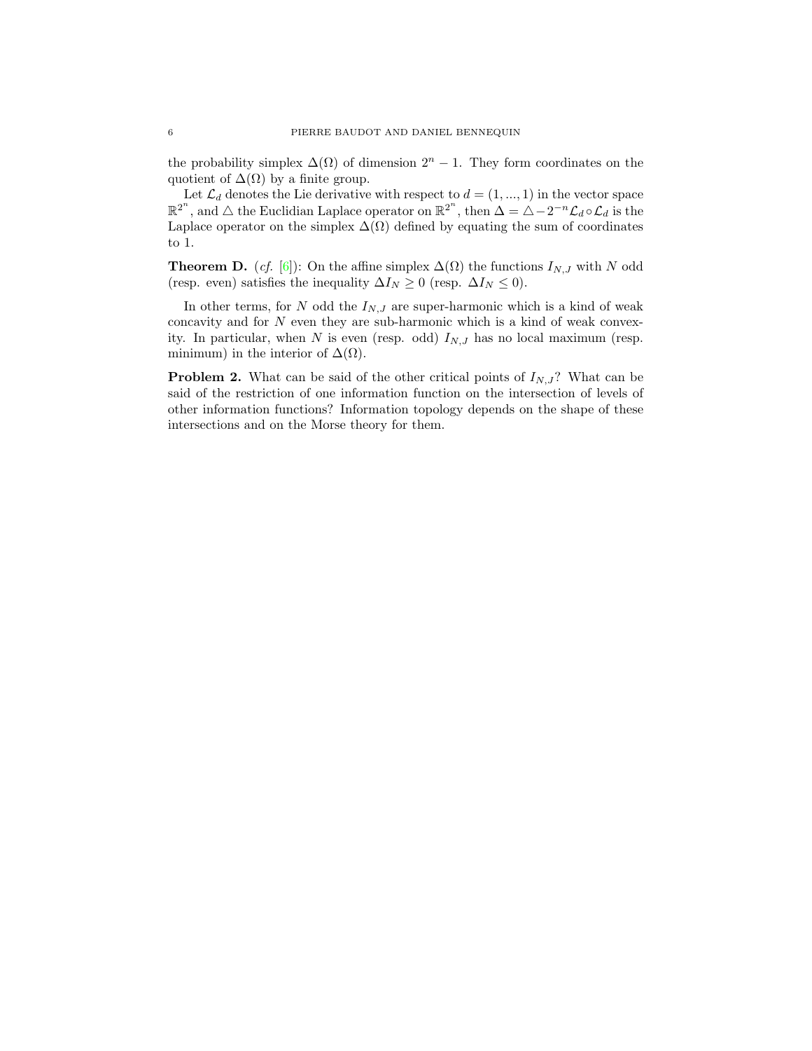the probability simplex $\Delta(\Omega)$ of dimension $2^n - 1$. They form coordinates on the quotient of $\Delta(\Omega)$ by a finite group.

Let $\mathcal{L}_d$ denotes the Lie derivative with respect to $d = (1, ..., 1)$ in the vector space $\mathbb{R}^{2^n}$, and $\triangle$ the Euclidian Laplace operator on $\mathbb{R}^{2^n}$, then $\Delta = \triangle - 2^{-n}\mathcal{L}_d \circ \mathcal{L}_d$ is the Laplace operator on the simplex $\Delta(\Omega)$ defined by equating the sum of coordinates to 1.

**Theorem D.** (*cf.* [6]): On the affine simplex $\Delta(\Omega)$ the functions $I_{N,J}$ with $N$ odd (resp. even) satisfies the inequality $\Delta I_N \geq 0$ (resp. $\Delta I_N \leq 0$).

In other terms, for $N$ odd the $I_{N,J}$ are super-harmonic which is a kind of weak concavity and for $N$ even they are sub-harmonic which is a kind of weak convexity. In particular, when $N$ is even (resp. odd) $I_{N,J}$ has no local maximum (resp. minimum) in the interior of $\Delta(\Omega)$.

**Problem 2.** What can be said of the other critical points of $I_{N,J}$? What can be said of the restriction of one information function on the intersection of levels of other information functions? Information topology depends on the shape of these intersections and on the Morse theory for them.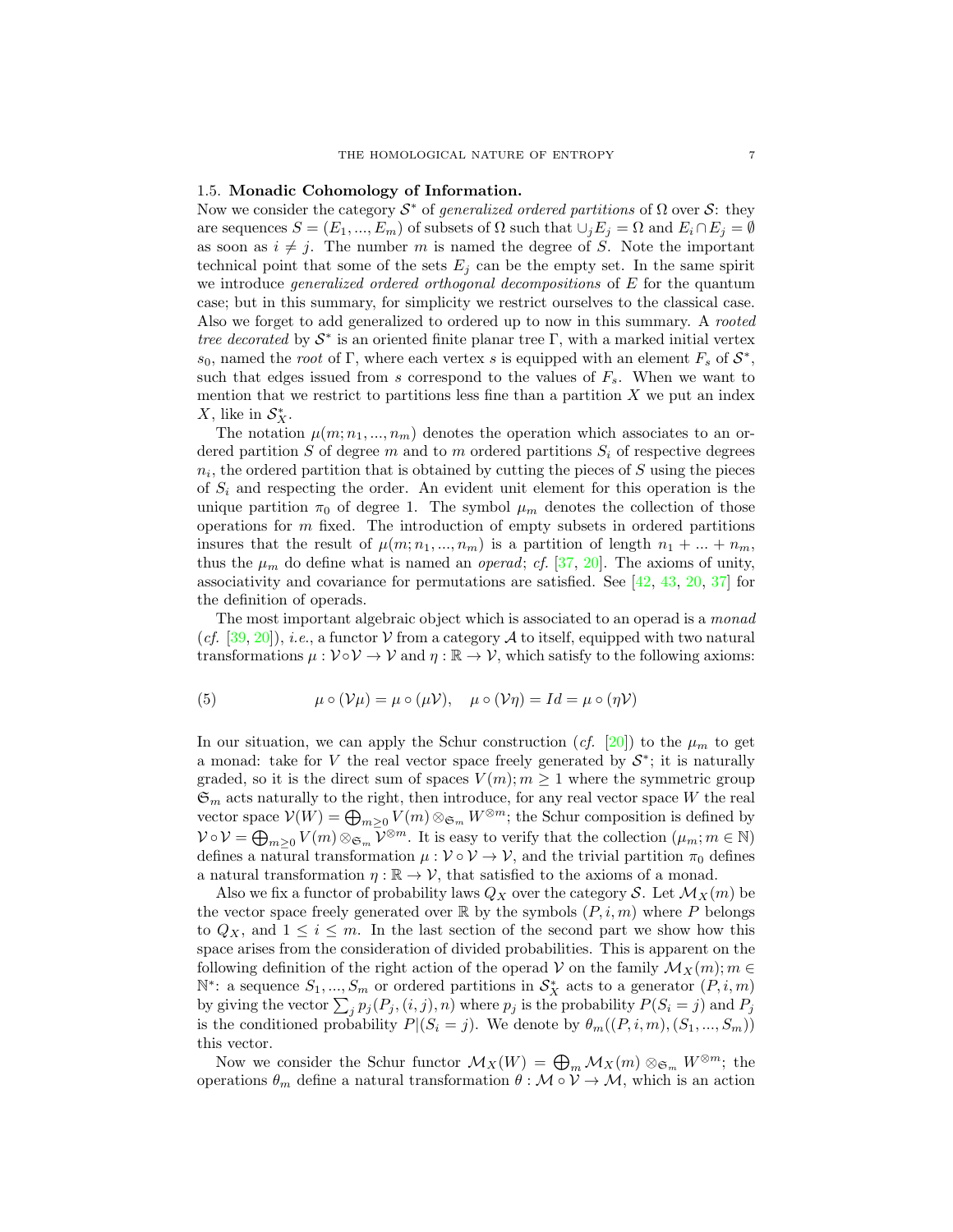### 1.5. Monadic Cohomology of Information.

Now we consider the category $\mathcal{S}^*$ of *generalized ordered partitions* of $\Omega$ over $\mathcal{S}$: they are sequences $S = (E_1, ..., E_m)$ of subsets of $\Omega$ such that $\cup_j E_j = \Omega$ and $E_i \cap E_j = \emptyset$ as soon as $i \neq j$. The number $m$ is named the degree of $S$. Note the important technical point that some of the sets $E_j$ can be the empty set. In the same spirit we introduce *generalized ordered orthogonal decompositions* of $E$ for the quantum case; but in this summary, for simplicity we restrict ourselves to the classical case. Also we forget to add generalized to ordered up to now in this summary. A *rooted tree decorated* by $\mathcal{S}^*$ is an oriented finite planar tree $\Gamma$, with a marked initial vertex $s_0$, named the *root* of $\Gamma$, where each vertex $s$ is equipped with an element $F_s$ of $\mathcal{S}^*$, such that edges issued from $s$ correspond to the values of $F_s$. When we want to mention that we restrict to partitions less fine than a partition $X$ we put an index $X$, like in $\mathcal{S}^*_X$.

The notation $\mu(m; n_1, ..., n_m)$ denotes the operation which associates to an ordered partition $S$ of degree $m$ and to $m$ ordered partitions $S_i$ of respective degrees $n_i$, the ordered partition that is obtained by cutting the pieces of $S$ using the pieces of $S_i$ and respecting the order. An evident unit element for this operation is the unique partition $\pi_0$ of degree 1. The symbol $\mu_m$ denotes the collection of those operations for $m$ fixed. The introduction of empty subsets in ordered partitions insures that the result of $\mu(m; n_1, ..., n_m)$ is a partition of length $n_1 + ... + n_m$, thus the $\mu_m$ do define what is named an *operad*; *cf.* [37, 20]. The axioms of unity, associativity and covariance for permutations are satisfied. See [42, 43, 20, 37] for the definition of operads.

The most important algebraic object which is associated to an operad is a *monad* (*cf.* [39, 20]), *i.e.*, a functor $\mathcal{V}$ from a category $\mathcal{A}$ to itself, equipped with two natural transformations $\mu : \mathcal{V}\circ\mathcal{V} \to \mathcal{V}$ and $\eta : \mathbb{R} \to \mathcal{V}$, which satisfy to the following axioms:

$$\mu \circ (\mathcal{V}\mu) = \mu \circ (\mu\mathcal{V}), \quad \mu \circ (\mathcal{V}\eta) = Id = \mu \circ (\eta\mathcal{V}) \tag{5}$$

In our situation, we can apply the Schur construction (*cf.* [20]) to the $\mu_m$ to get a monad: take for $V$ the real vector space freely generated by $\mathcal{S}^*$; it is naturally graded, so it is the direct sum of spaces $V(m); m \geq 1$ where the symmetric group $\mathfrak{S}_m$ acts naturally to the right, then introduce, for any real vector space $W$ the real vector space $\mathcal{V}(W) = \bigoplus_{m\geq 0} V(m) \otimes_{\mathfrak{S}_m} W^{\otimes m}$; the Schur composition is defined by $\mathcal{V}\circ\mathcal{V} = \bigoplus_{m\geq 0} V(m) \otimes_{\mathfrak{S}_m} \mathcal{V}^{\otimes m}$. It is easy to verify that the collection $(\mu_m; m \in \mathbb{N})$ defines a natural transformation $\mu : \mathcal{V}\circ\mathcal{V} \to \mathcal{V}$, and the trivial partition $\pi_0$ defines a natural transformation $\eta : \mathbb{R} \to \mathcal{V}$, that satisfied to the axioms of a monad.

Also we fix a functor of probability laws $Q_X$ over the category $\mathcal{S}$. Let $\mathcal{M}_X(m)$ be the vector space freely generated over $\mathbb{R}$ by the symbols $(P, i, m)$ where $P$ belongs to $Q_X$, and $1 \leq i \leq m$. In the last section of the second part we show how this space arises from the consideration of divided probabilities. This is apparent on the following definition of the right action of the operad $\mathcal{V}$ on the family $\mathcal{M}_X(m); m \in \mathbb{N}^*$: a sequence $S_1, ..., S_m$ or ordered partitions in $\mathcal{S}^*_X$ acts to a generator $(P, i, m)$ by giving the vector $\sum_j p_j(P_j, (i, j), n)$ where $p_j$ is the probability $P(S_i = j)$ and $P_j$ is the conditioned probability $P|(S_i = j)$. We denote by $\theta_m((P, i, m), (S_1, ..., S_m))$ this vector.

Now we consider the Schur functor $\mathcal{M}_X(W) = \bigoplus_m \mathcal{M}_X(m) \otimes_{\mathfrak{S}_m} W^{\otimes m}$; the operations $\theta_m$ define a natural transformation $\theta : \mathcal{M} \circ \mathcal{V} \to \mathcal{M}$, which is an action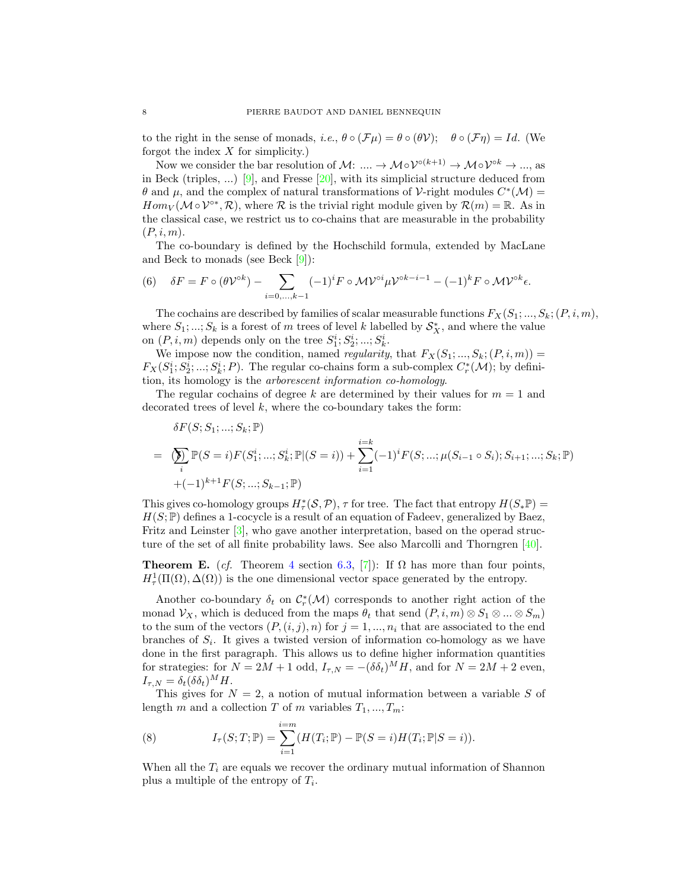to the right in the sense of monads, *i.e.*, $\theta \circ (\mathcal{F}\mu) = \theta \circ (\theta\mathcal{V})$; $\quad \theta \circ (\mathcal{F}\eta) = Id$. (We forgot the index $X$ for simplicity.)

Now we consider the bar resolution of $\mathcal{M}$: $.... \to \mathcal{M}\circ\mathcal{V}^{\circ(k+1)} \to \mathcal{M}\circ\mathcal{V}^{\circ k} \to ...$, as in Beck (triples, ...) [9], and Fresse [20], with its simplicial structure deduced from $\theta$ and $\mu$, and the complex of natural transformations of $\mathcal{V}$-right modules $C^*(\mathcal{M}) = Hom_V(\mathcal{M}\circ\mathcal{V}^{\circ *}, \mathcal{R})$, where $\mathcal{R}$ is the trivial right module given by $\mathcal{R}(m) = \mathbb{R}$. As in the classical case, we restrict us to co-chains that are measurable in the probability $(P, i, m)$.

The co-boundary is defined by the Hochschild formula, extended by MacLane and Beck to monads (see Beck [9]):

$$\text{(6)} \quad \delta F = F \circ (\theta\mathcal{V}^{\circ k}) - \sum_{i=0,...,k-1} (-1)^i F \circ \mathcal{M}\mathcal{V}^{\circ i}\mu\mathcal{V}^{\circ k-i-1} - (-1)^k F \circ \mathcal{M}\mathcal{V}^{\circ k}\epsilon.$$

The cochains are described by families of scalar measurable functions $F_X(S_1; ..., S_k; (P, i, m)$, where $S_1; ...; S_k$ is a forest of $m$ trees of level $k$ labelled by $\mathcal{S}_X^*$, and where the value on $(P, i, m)$ depends only on the tree $S_1^i; S_2^i; ...; S_k^i$.

We impose now the condition, named *regularity*, that $F_X(S_1; ..., S_k; (P, i, m)) = F_X(S_1^i; S_2^i; ...; S_k^i; P)$. The regular co-chains form a sub-complex $C_r^*(\mathcal{M})$; by definition, its homology is the *arborescent information co-homology*.

The regular cochains of degree $k$ are determined by their values for $m = 1$ and decorated trees of level $k$, where the co-boundary takes the form:

$$\begin{aligned}
&\delta F(S; S_1; ...; S_k; \mathbb{P}) \\
= \;& (\sum_i \mathbb{P}(S = i) F(S_1^i; ...; S_k^i; \mathbb{P}|(S = i)) + \sum_{i=1}^{i=k} (-1)^i F(S; ...; \mu(S_{i-1} \circ S_i); S_{i+1}; ...; S_k; \mathbb{P}) \\
&+ (-1)^{k+1} F(S; ...; S_{k-1}; \mathbb{P})
\end{aligned}$$

This gives co-homology groups $H_\tau^*(\mathcal{S}, \mathcal{P})$, $\tau$ for tree. The fact that entropy $H(S_*\mathbb{P}) = H(S; \mathbb{P})$ defines a 1-cocycle is a result of an equation of Fadeev, generalized by Baez, Fritz and Leinster [3], who gave another interpretation, based on the operad structure of the set of all finite probability laws. See also Marcolli and Thorngren [40].

**Theorem E.** (*cf.* Theorem 4 section 6.3, [7]): If $\Omega$ has more than four points, $H_\tau^1(\Pi(\Omega), \Delta(\Omega))$ is the one dimensional vector space generated by the entropy.

Another co-boundary $\delta_t$ on $\mathcal{C}_r^*(\mathcal{M})$ corresponds to another right action of the monad $\mathcal{V}_X$, which is deduced from the maps $\theta_t$ that send $(P, i, m) \otimes S_1 \otimes ... \otimes S_m)$ to the sum of the vectors $(P, (i, j), n)$ for $j = 1, ..., n_i$ that are associated to the end branches of $S_i$. It gives a twisted version of information co-homology as we have done in the first paragraph. This allows us to define higher information quantities for strategies: for $N = 2M + 1$ odd, $I_{\tau,N} = -(\delta\delta_t)^M H$, and for $N = 2M + 2$ even, $I_{\tau,N} = \delta_t(\delta\delta_t)^M H$.

This gives for $N = 2$, a notion of mutual information between a variable $S$ of length $m$ and a collection $T$ of $m$ variables $T_1, ..., T_m$:

$$\text{(8)} \qquad I_\tau(S; T; \mathbb{P}) = \sum_{i=1}^{i=m} (H(T_i; \mathbb{P}) - \mathbb{P}(S = i) H(T_i; \mathbb{P}|S = i)).$$

When all the $T_i$ are equals we recover the ordinary mutual information of Shannon plus a multiple of the entropy of $T_i$.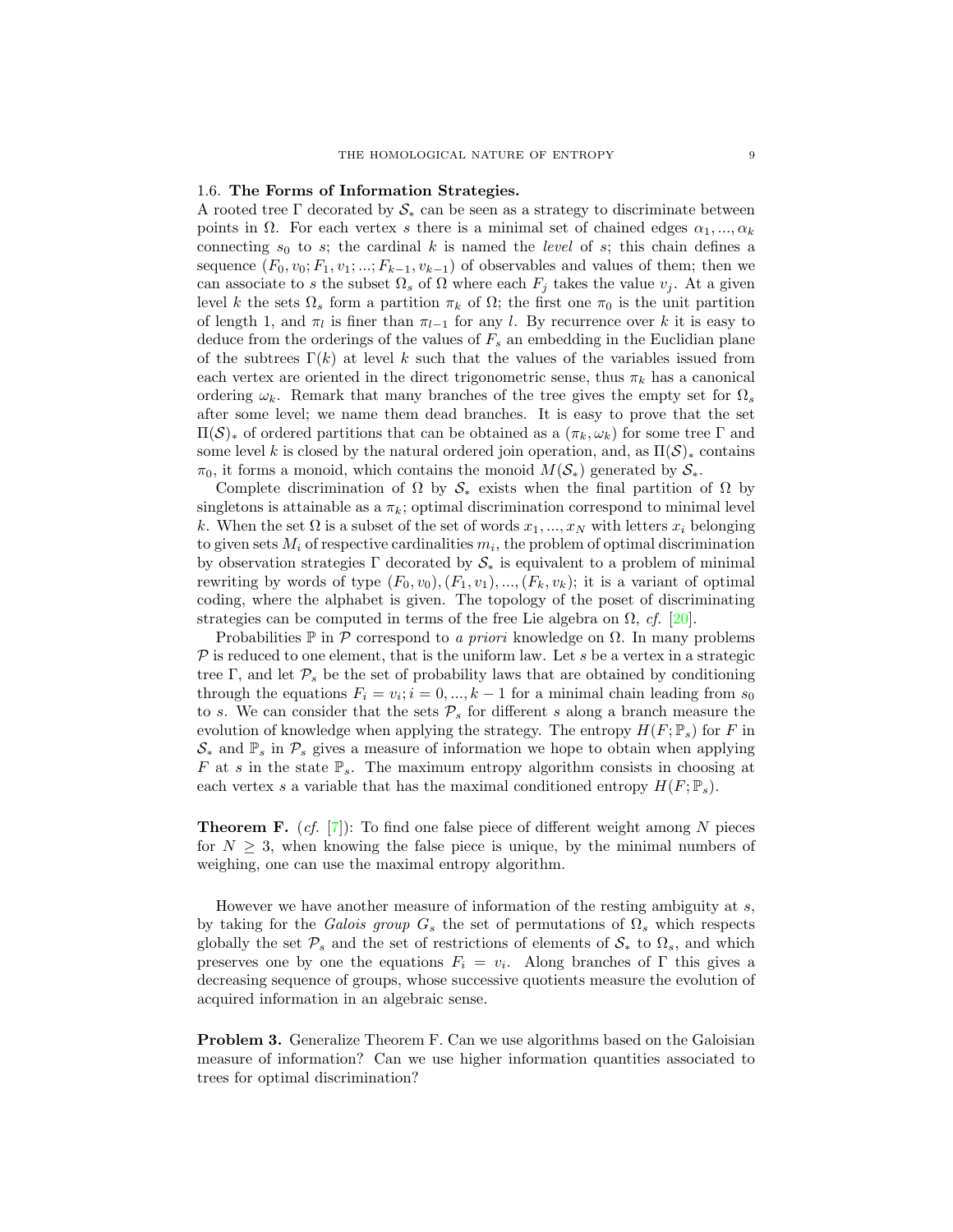### 1.6. **The Forms of Information Strategies.**

A rooted tree $\Gamma$ decorated by $\mathcal{S}_*$ can be seen as a strategy to discriminate between points in $\Omega$. For each vertex $s$ there is a minimal set of chained edges $\alpha_1, ..., \alpha_k$ connecting $s_0$ to $s$; the cardinal $k$ is named the *level* of $s$; this chain defines a sequence $(F_0, v_0; F_1, v_1; ...; F_{k-1}, v_{k-1})$ of observables and values of them; then we can associate to $s$ the subset $\Omega_s$ of $\Omega$ where each $F_j$ takes the value $v_j$. At a given level $k$ the sets $\Omega_s$ form a partition $\pi_k$ of $\Omega$; the first one $\pi_0$ is the unit partition of length 1, and $\pi_l$ is finer than $\pi_{l-1}$ for any $l$. By recurrence over $k$ it is easy to deduce from the orderings of the values of $F_s$ an embedding in the Euclidian plane of the subtrees $\Gamma(k)$ at level $k$ such that the values of the variables issued from each vertex are oriented in the direct trigonometric sense, thus $\pi_k$ has a canonical ordering $\omega_k$. Remark that many branches of the tree gives the empty set for $\Omega_s$ after some level; we name them dead branches. It is easy to prove that the set $\Pi(\mathcal{S})_*$ of ordered partitions that can be obtained as a $(\pi_k, \omega_k)$ for some tree $\Gamma$ and some level $k$ is closed by the natural ordered join operation, and, as $\Pi(\mathcal{S})_*$ contains $\pi_0$, it forms a monoid, which contains the monoid $M(\mathcal{S}_*)$ generated by $\mathcal{S}_*$.

Complete discrimination of $\Omega$ by $\mathcal{S}_*$ exists when the final partition of $\Omega$ by singletons is attainable as a $\pi_k$; optimal discrimination correspond to minimal level $k$. When the set $\Omega$ is a subset of the set of words $x_1, ..., x_N$ with letters $x_i$ belonging to given sets $M_i$ of respective cardinalities $m_i$, the problem of optimal discrimination by observation strategies $\Gamma$ decorated by $\mathcal{S}_*$ is equivalent to a problem of minimal rewriting by words of type $(F_0, v_0), (F_1, v_1), ..., (F_k, v_k)$; it is a variant of optimal coding, where the alphabet is given. The topology of the poset of discriminating strategies can be computed in terms of the free Lie algebra on $\Omega$, *cf.* [20].

Probabilities $\mathbb{P}$ in $\mathcal{P}$ correspond to *a priori* knowledge on $\Omega$. In many problems $\mathcal{P}$ is reduced to one element, that is the uniform law. Let $s$ be a vertex in a strategic tree $\Gamma$, and let $\mathcal{P}_s$ be the set of probability laws that are obtained by conditioning through the equations $F_i = v_i; i = 0, ..., k-1$ for a minimal chain leading from $s_0$ to $s$. We can consider that the sets $\mathcal{P}_s$ for different $s$ along a branch measure the evolution of knowledge when applying the strategy. The entropy $H(F; \mathbb{P}_s)$ for $F$ in $\mathcal{S}_*$ and $\mathbb{P}_s$ in $\mathcal{P}_s$ gives a measure of information we hope to obtain when applying $F$ at $s$ in the state $\mathbb{P}_s$. The maximum entropy algorithm consists in choosing at each vertex $s$ a variable that has the maximal conditioned entropy $H(F; \mathbb{P}_s)$.

**Theorem F.** (*cf.* [7]): To find one false piece of different weight among $N$ pieces for $N \geq 3$, when knowing the false piece is unique, by the minimal numbers of weighing, one can use the maximal entropy algorithm.

However we have another measure of information of the resting ambiguity at $s$, by taking for the *Galois group* $G_s$ the set of permutations of $\Omega_s$ which respects globally the set $\mathcal{P}_s$ and the set of restrictions of elements of $\mathcal{S}_*$ to $\Omega_s$, and which preserves one by one the equations $F_i = v_i$. Along branches of $\Gamma$ this gives a decreasing sequence of groups, whose successive quotients measure the evolution of acquired information in an algebraic sense.

**Problem 3.** Generalize Theorem F. Can we use algorithms based on the Galoisian measure of information? Can we use higher information quantities associated to trees for optimal discrimination?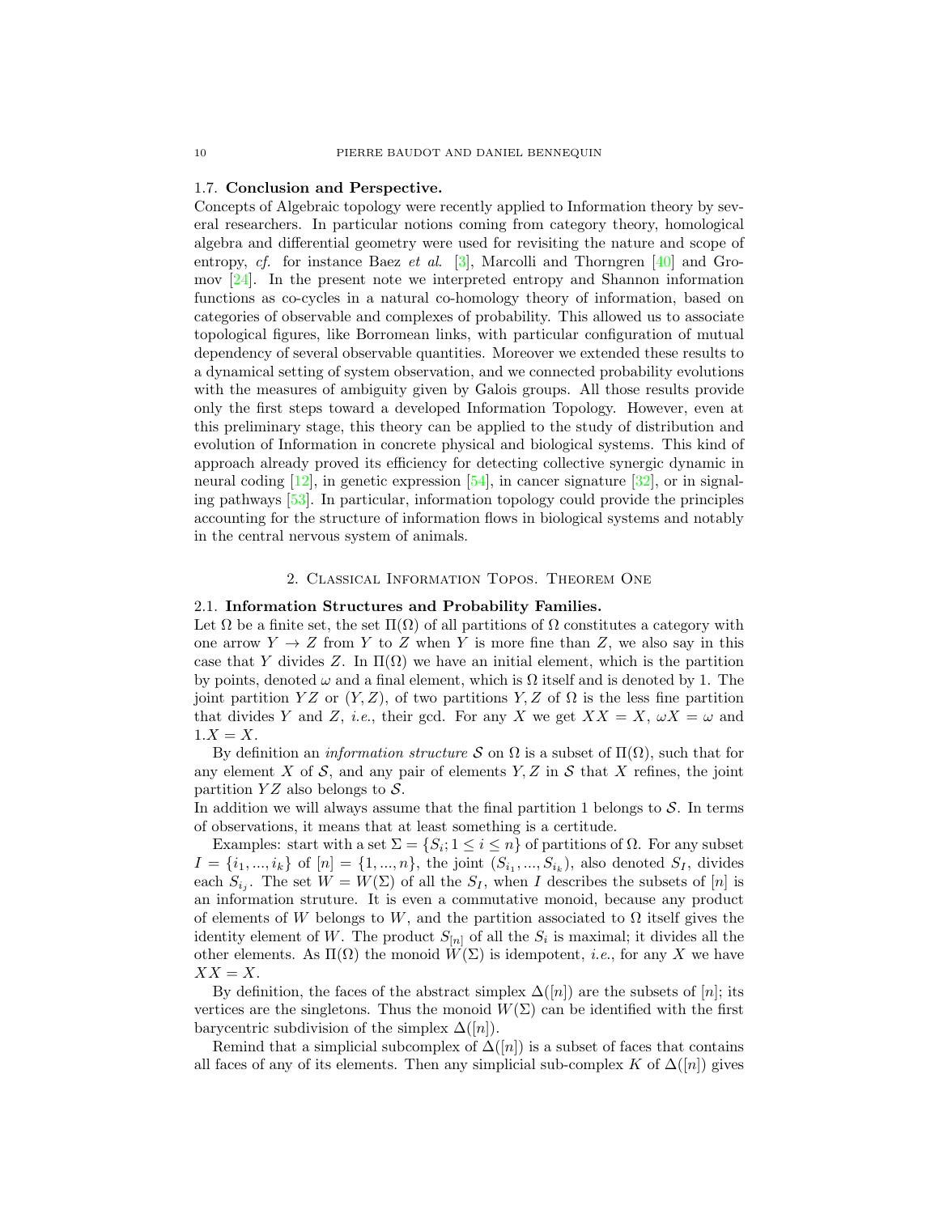### 1.7. **Conclusion and Perspective.**

Concepts of Algebraic topology were recently applied to Information theory by several researchers. In particular notions coming from category theory, homological algebra and differential geometry were used for revisiting the nature and scope of entropy, *cf.* for instance Baez *et al.* [3], Marcolli and Thorngren [40] and Gromov [24]. In the present note we interpreted entropy and Shannon information functions as co-cycles in a natural co-homology theory of information, based on categories of observable and complexes of probability. This allowed us to associate topological figures, like Borromean links, with particular configuration of mutual dependency of several observable quantities. Moreover we extended these results to a dynamical setting of system observation, and we connected probability evolutions with the measures of ambiguity given by Galois groups. All those results provide only the first steps toward a developed Information Topology. However, even at this preliminary stage, this theory can be applied to the study of distribution and evolution of Information in concrete physical and biological systems. This kind of approach already proved its efficiency for detecting collective synergic dynamic in neural coding [12], in genetic expression [54], in cancer signature [32], or in signaling pathways [53]. In particular, information topology could provide the principles accounting for the structure of information flows in biological systems and notably in the central nervous system of animals.

## 2. Classical Information Topos. Theorem One

### 2.1. **Information Structures and Probability Families.**

Let $\Omega$ be a finite set, the set $\Pi(\Omega)$ of all partitions of $\Omega$ constitutes a category with one arrow $Y \to Z$ from $Y$ to $Z$ when $Y$ is more fine than $Z$, we also say in this case that $Y$ divides $Z$. In $\Pi(\Omega)$ we have an initial element, which is the partition by points, denoted $\omega$ and a final element, which is $\Omega$ itself and is denoted by 1. The joint partition $YZ$ or $(Y, Z)$, of two partitions $Y, Z$ of $\Omega$ is the less fine partition that divides $Y$ and $Z$, *i.e.*, their gcd. For any $X$ we get $XX = X$, $\omega X = \omega$ and $1.X = X$.

By definition an *information structure* $\mathcal{S}$ on $\Omega$ is a subset of $\Pi(\Omega)$, such that for any element $X$ of $\mathcal{S}$, and any pair of elements $Y, Z$ in $\mathcal{S}$ that $X$ refines, the joint partition $YZ$ also belongs to $\mathcal{S}$.

In addition we will always assume that the final partition 1 belongs to $\mathcal{S}$. In terms of observations, it means that at least something is a certitude.

Examples: start with a set $\Sigma = \{S_i; 1 \leq i \leq n\}$ of partitions of $\Omega$. For any subset $I = \{i_1, ..., i_k\}$ of $[n] = \{1, ..., n\}$, the joint $(S_{i_1}, ..., S_{i_k})$, also denoted $S_I$, divides each $S_{i_j}$. The set $W = W(\Sigma)$ of all the $S_I$, when $I$ describes the subsets of $[n]$ is an information struture. It is even a commutative monoid, because any product of elements of $W$ belongs to $W$, and the partition associated to $\Omega$ itself gives the identity element of $W$. The product $S_{[n]}$ of all the $S_i$ is maximal; it divides all the other elements. As $\Pi(\Omega)$ the monoid $W(\Sigma)$ is idempotent, *i.e.*, for any $X$ we have $XX = X$.

By definition, the faces of the abstract simplex $\Delta([n])$ are the subsets of $[n]$; its vertices are the singletons. Thus the monoid $W(\Sigma)$ can be identified with the first barycentric subdivision of the simplex $\Delta([n])$.

Remind that a simplicial subcomplex of $\Delta([n])$ is a subset of faces that contains all faces of any of its elements. Then any simplicial sub-complex $K$ of $\Delta([n])$ gives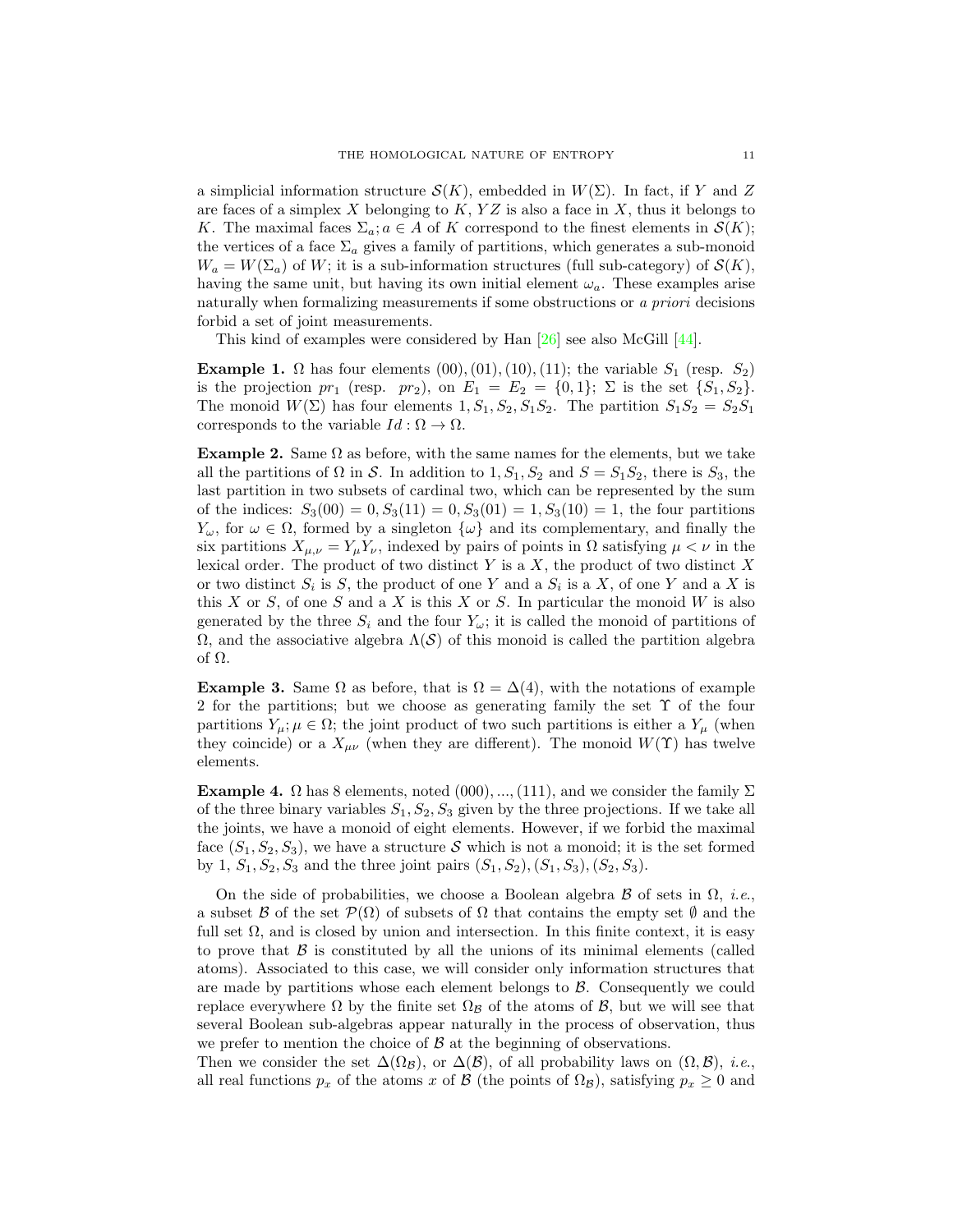a simplicial information structure $\mathcal{S}(K)$, embedded in $W(\Sigma)$. In fact, if $Y$ and $Z$ are faces of a simplex $X$ belonging to $K$, $YZ$ is also a face in $X$, thus it belongs to $K$. The maximal faces $\Sigma_a; a \in A$ of $K$ correspond to the finest elements in $\mathcal{S}(K)$; the vertices of a face $\Sigma_a$ gives a family of partitions, which generates a sub-monoid $W_a = W(\Sigma_a)$ of $W$; it is a sub-information structures (full sub-category) of $\mathcal{S}(K)$, having the same unit, but having its own initial element $\omega_a$. These examples arise naturally when formalizing measurements if some obstructions or *a priori* decisions forbid a set of joint measurements.

This kind of examples were considered by Han [26] see also McGill [44].

**Example 1.** $\Omega$ has four elements $(00), (01), (10), (11)$; the variable $S_1$ (resp. $S_2$) is the projection $pr_1$ (resp. $pr_2$), on $E_1 = E_2 = \{0, 1\}$; $\Sigma$ is the set $\{S_1, S_2\}$. The monoid $W(\Sigma)$ has four elements $1, S_1, S_2, S_1S_2$. The partition $S_1S_2 = S_2S_1$ corresponds to the variable $Id : \Omega \to \Omega$.

**Example 2.** Same $\Omega$ as before, with the same names for the elements, but we take all the partitions of $\Omega$ in $\mathcal{S}$. In addition to $1, S_1, S_2$ and $S = S_1S_2$, there is $S_3$, the last partition in two subsets of cardinal two, which can be represented by the sum of the indices: $S_3(00) = 0, S_3(11) = 0, S_3(01) = 1, S_3(10) = 1$, the four partitions $Y_\omega$, for $\omega \in \Omega$, formed by a singleton $\{\omega\}$ and its complementary, and finally the six partitions $X_{\mu,\nu} = Y_\mu Y_\nu$, indexed by pairs of points in $\Omega$ satisfying $\mu < \nu$ in the lexical order. The product of two distinct $Y$ is a $X$, the product of two distinct $X$ or two distinct $S_i$ is $S$, the product of one $Y$ and a $S_i$ is a $X$, of one $Y$ and a $X$ is this $X$ or $S$, of one $S$ and a $X$ is this $X$ or $S$. In particular the monoid $W$ is also generated by the three $S_i$ and the four $Y_\omega$; it is called the monoid of partitions of $\Omega$, and the associative algebra $\Lambda(\mathcal{S})$ of this monoid is called the partition algebra of $\Omega$.

**Example 3.** Same $\Omega$ as before, that is $\Omega = \Delta(4)$, with the notations of example 2 for the partitions; but we choose as generating family the set $\Upsilon$ of the four partitions $Y_\mu; \mu \in \Omega$; the joint product of two such partitions is either a $Y_\mu$ (when they coincide) or a $X_{\mu\nu}$ (when they are different). The monoid $W(\Upsilon)$ has twelve elements.

**Example 4.** $\Omega$ has 8 elements, noted $(000), ..., (111)$, and we consider the family $\Sigma$ of the three binary variables $S_1, S_2, S_3$ given by the three projections. If we take all the joints, we have a monoid of eight elements. However, if we forbid the maximal face $(S_1, S_2, S_3)$, we have a structure $\mathcal{S}$ which is not a monoid; it is the set formed by 1, $S_1, S_2, S_3$ and the three joint pairs $(S_1, S_2), (S_1, S_3), (S_2, S_3)$.

On the side of probabilities, we choose a Boolean algebra $\mathcal{B}$ of sets in $\Omega$, *i.e.*, a subset $\mathcal{B}$ of the set $\mathcal{P}(\Omega)$ of subsets of $\Omega$ that contains the empty set $\emptyset$ and the full set $\Omega$, and is closed by union and intersection. In this finite context, it is easy to prove that $\mathcal{B}$ is constituted by all the unions of its minimal elements (called atoms). Associated to this case, we will consider only information structures that are made by partitions whose each element belongs to $\mathcal{B}$. Consequently we could replace everywhere $\Omega$ by the finite set $\Omega_{\mathcal{B}}$ of the atoms of $\mathcal{B}$, but we will see that several Boolean sub-algebras appear naturally in the process of observation, thus we prefer to mention the choice of $\mathcal{B}$ at the beginning of observations.
Then we consider the set $\Delta(\Omega_{\mathcal{B}})$, or $\Delta(\mathcal{B})$, of all probability laws on $(\Omega, \mathcal{B})$, *i.e.*, all real functions $p_x$ of the atoms $x$ of $\mathcal{B}$ (the points of $\Omega_{\mathcal{B}}$), satisfying $p_x \geq 0$ and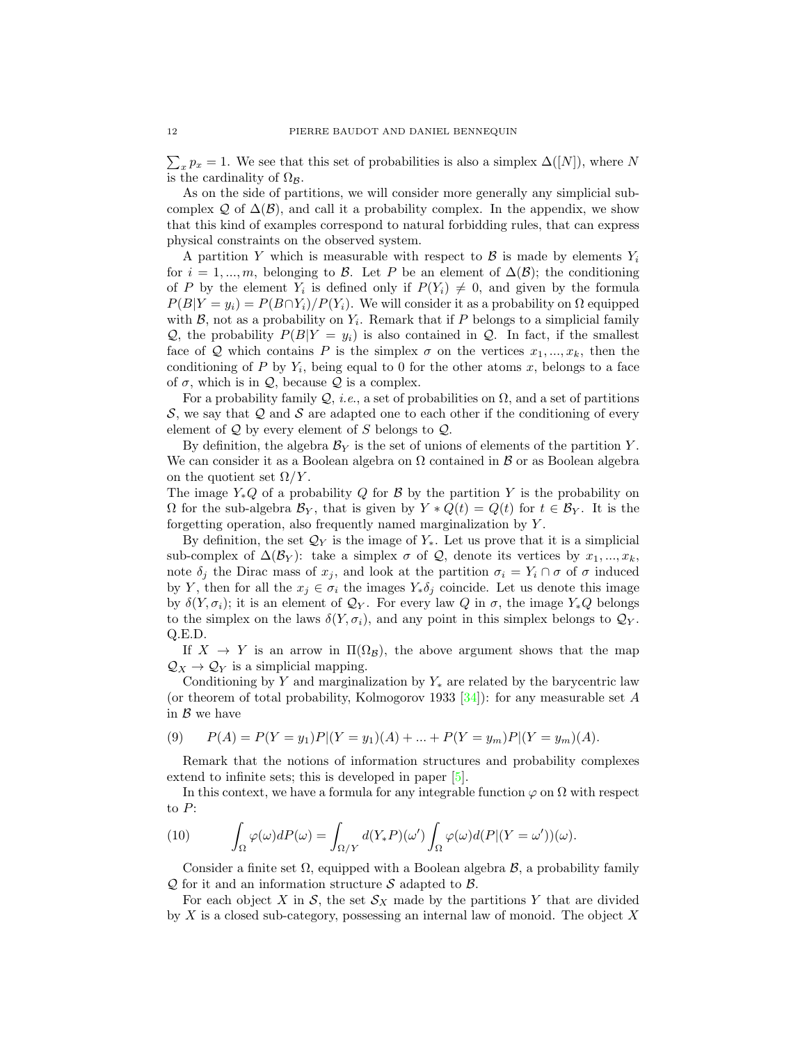$\sum_x p_x = 1$. We see that this set of probabilities is also a simplex $\Delta([N])$, where $N$ is the cardinality of $\Omega_{\mathcal{B}}$.

As on the side of partitions, we will consider more generally any simplicial subcomplex $\mathcal{Q}$ of $\Delta(\mathcal{B})$, and call it a probability complex. In the appendix, we show that this kind of examples correspond to natural forbidding rules, that can express physical constraints on the observed system.

A partition $Y$ which is measurable with respect to $\mathcal{B}$ is made by elements $Y_i$ for $i = 1, ..., m$, belonging to $\mathcal{B}$. Let $P$ be an element of $\Delta(\mathcal{B})$; the conditioning of $P$ by the element $Y_i$ is defined only if $P(Y_i) \neq 0$, and given by the formula $P(B|Y = y_i) = P(B \cap Y_i)/P(Y_i)$. We will consider it as a probability on $\Omega$ equipped with $\mathcal{B}$, not as a probability on $Y_i$. Remark that if $P$ belongs to a simplicial family $\mathcal{Q}$, the probability $P(B|Y = y_i)$ is also contained in $\mathcal{Q}$. In fact, if the smallest face of $\mathcal{Q}$ which contains $P$ is the simplex $\sigma$ on the vertices $x_1, ..., x_k$, then the conditioning of $P$ by $Y_i$, being equal to 0 for the other atoms $x$, belongs to a face of $\sigma$, which is in $\mathcal{Q}$, because $\mathcal{Q}$ is a complex.

For a probability family $\mathcal{Q}$, *i.e.*, a set of probabilities on $\Omega$, and a set of partitions $\mathcal{S}$, we say that $\mathcal{Q}$ and $\mathcal{S}$ are adapted one to each other if the conditioning of every element of $\mathcal{Q}$ by every element of $S$ belongs to $\mathcal{Q}$.

By definition, the algebra $\mathcal{B}_Y$ is the set of unions of elements of the partition $Y$. We can consider it as a Boolean algebra on $\Omega$ contained in $\mathcal{B}$ or as Boolean algebra on the quotient set $\Omega/Y$.

The image $Y_*Q$ of a probability $Q$ for $\mathcal{B}$ by the partition $Y$ is the probability on $\Omega$ for the sub-algebra $\mathcal{B}_Y$, that is given by $Y * Q(t) = Q(t)$ for $t \in \mathcal{B}_Y$. It is the forgetting operation, also frequently named marginalization by $Y$.

By definition, the set $\mathcal{Q}_Y$ is the image of $Y_*$. Let us prove that it is a simplicial sub-complex of $\Delta(\mathcal{B}_Y)$: take a simplex $\sigma$ of $\mathcal{Q}$, denote its vertices by $x_1, ..., x_k$, note $\delta_j$ the Dirac mass of $x_j$, and look at the partition $\sigma_i = Y_i \cap \sigma$ of $\sigma$ induced by $Y$, then for all the $x_j \in \sigma_i$ the images $Y_*\delta_j$ coincide. Let us denote this image by $\delta(Y, \sigma_i)$; it is an element of $\mathcal{Q}_Y$. For every law $Q$ in $\sigma$, the image $Y_*Q$ belongs to the simplex on the laws $\delta(Y, \sigma_i)$, and any point in this simplex belongs to $\mathcal{Q}_Y$. Q.E.D.

If $X \to Y$ is an arrow in $\Pi(\Omega_{\mathcal{B}})$, the above argument shows that the map $\mathcal{Q}_X \to \mathcal{Q}_Y$ is a simplicial mapping.

Conditioning by $Y$ and marginalization by $Y_*$ are related by the barycentric law (or theorem of total probability, Kolmogorov 1933 [34]): for any measurable set $A$ in $\mathcal{B}$ we have

$$P(A) = P(Y = y_1)P|(Y = y_1)(A) + ... + P(Y = y_m)P|(Y = y_m)(A). \tag{9}$$

Remark that the notions of information structures and probability complexes extend to infinite sets; this is developed in paper [5].

In this context, we have a formula for any integrable function $\varphi$ on $\Omega$ with respect to $P$:

$$\int_\Omega \varphi(\omega)dP(\omega) = \int_{\Omega/Y} d(Y_*P)(\omega') \int_\Omega \varphi(\omega)d(P|(Y = \omega'))(\omega). \tag{10}$$

Consider a finite set $\Omega$, equipped with a Boolean algebra $\mathcal{B}$, a probability family $\mathcal{Q}$ for it and an information structure $\mathcal{S}$ adapted to $\mathcal{B}$.

For each object $X$ in $\mathcal{S}$, the set $\mathcal{S}_X$ made by the partitions $Y$ that are divided by $X$ is a closed sub-category, possessing an internal law of monoid. The object $X$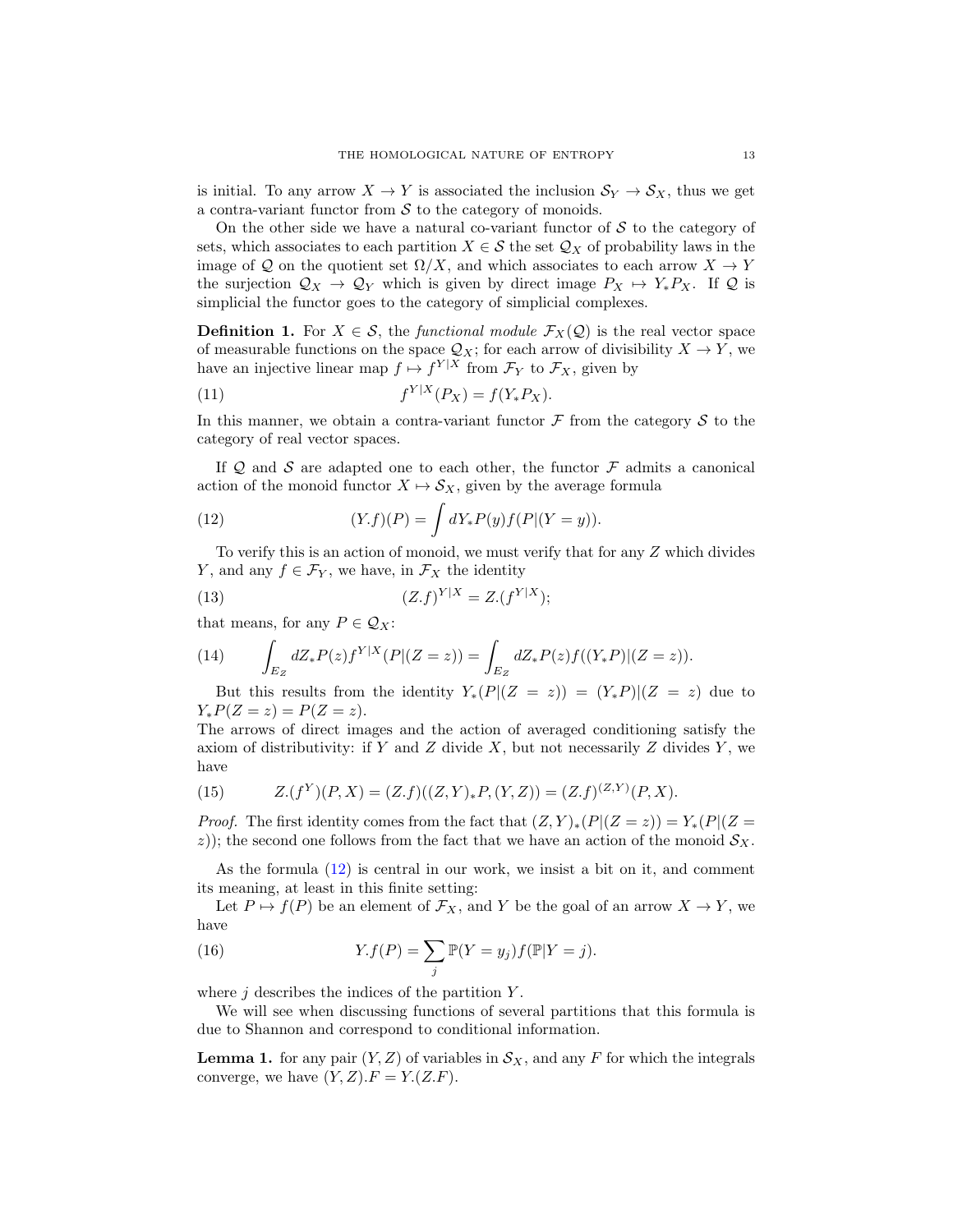is initial. To any arrow $X \to Y$ is associated the inclusion $\mathcal{S}_Y \to \mathcal{S}_X$, thus we get a contra-variant functor from $\mathcal{S}$ to the category of monoids.

On the other side we have a natural co-variant functor of $\mathcal{S}$ to the category of sets, which associates to each partition $X \in \mathcal{S}$ the set $\mathcal{Q}_X$ of probability laws in the image of $\mathcal{Q}$ on the quotient set $\Omega/X$, and which associates to each arrow $X \to Y$ the surjection $\mathcal{Q}_X \to \mathcal{Q}_Y$ which is given by direct image $P_X \mapsto Y_* P_X$. If $\mathcal{Q}$ is simplicial the functor goes to the category of simplicial complexes.

**Definition 1.** For $X \in \mathcal{S}$, the *functional module* $\mathcal{F}_X(\mathcal{Q})$ is the real vector space of measurable functions on the space $\mathcal{Q}_X$; for each arrow of divisibility $X \to Y$, we have an injective linear map $f \mapsto f^{Y|X}$ from $\mathcal{F}_Y$ to $\mathcal{F}_X$, given by

$$f^{Y|X}(P_X) = f(Y_* P_X). \tag{11}$$

In this manner, we obtain a contra-variant functor $\mathcal{F}$ from the category $\mathcal{S}$ to the category of real vector spaces.

If $\mathcal{Q}$ and $\mathcal{S}$ are adapted one to each other, the functor $\mathcal{F}$ admits a canonical action of the monoid functor $X \mapsto \mathcal{S}_X$, given by the average formula

$$(Y.f)(P) = \int dY_* P(y) f(P|(Y = y)). \tag{12}$$

To verify this is an action of monoid, we must verify that for any $Z$ which divides $Y$, and any $f \in \mathcal{F}_Y$, we have, in $\mathcal{F}_X$ the identity

$$(Z.f)^{Y|X} = Z.(f^{Y|X}); \tag{13}$$

that means, for any $P \in \mathcal{Q}_X$:

$$\int_{E_Z} dZ_* P(z) f^{Y|X}(P|(Z = z)) = \int_{E_Z} dZ_* P(z) f((Y_* P)|(Z = z)). \tag{14}$$

But this results from the identity $Y_*(P|(Z = z)) = (Y_* P)|(Z = z)$ due to $Y_* P(Z = z) = P(Z = z)$.

The arrows of direct images and the action of averaged conditioning satisfy the axiom of distributivity: if $Y$ and $Z$ divide $X$, but not necessarily $Z$ divides $Y$, we have

$$Z.(f^Y)(P, X) = (Z.f)((Z, Y)_* P, (Y, Z)) = (Z.f)^{(Z,Y)}(P, X). \tag{15}$$

*Proof.* The first identity comes from the fact that $(Z, Y)_*(P|(Z = z)) = Y_*(P|(Z = z))$; the second one follows from the fact that we have an action of the monoid $\mathcal{S}_X$.

As the formula (12) is central in our work, we insist a bit on it, and comment its meaning, at least in this finite setting:

Let $P \mapsto f(P)$ be an element of $\mathcal{F}_X$, and $Y$ be the goal of an arrow $X \to Y$, we have

$$Y.f(P) = \sum_j \mathbb{P}(Y = y_j) f(\mathbb{P}|Y = j). \tag{16}$$

where $j$ describes the indices of the partition $Y$.

We will see when discussing functions of several partitions that this formula is due to Shannon and correspond to conditional information.

**Lemma 1.** for any pair $(Y, Z)$ of variables in $\mathcal{S}_X$, and any $F$ for which the integrals converge, we have $(Y, Z).F = Y.(Z.F)$.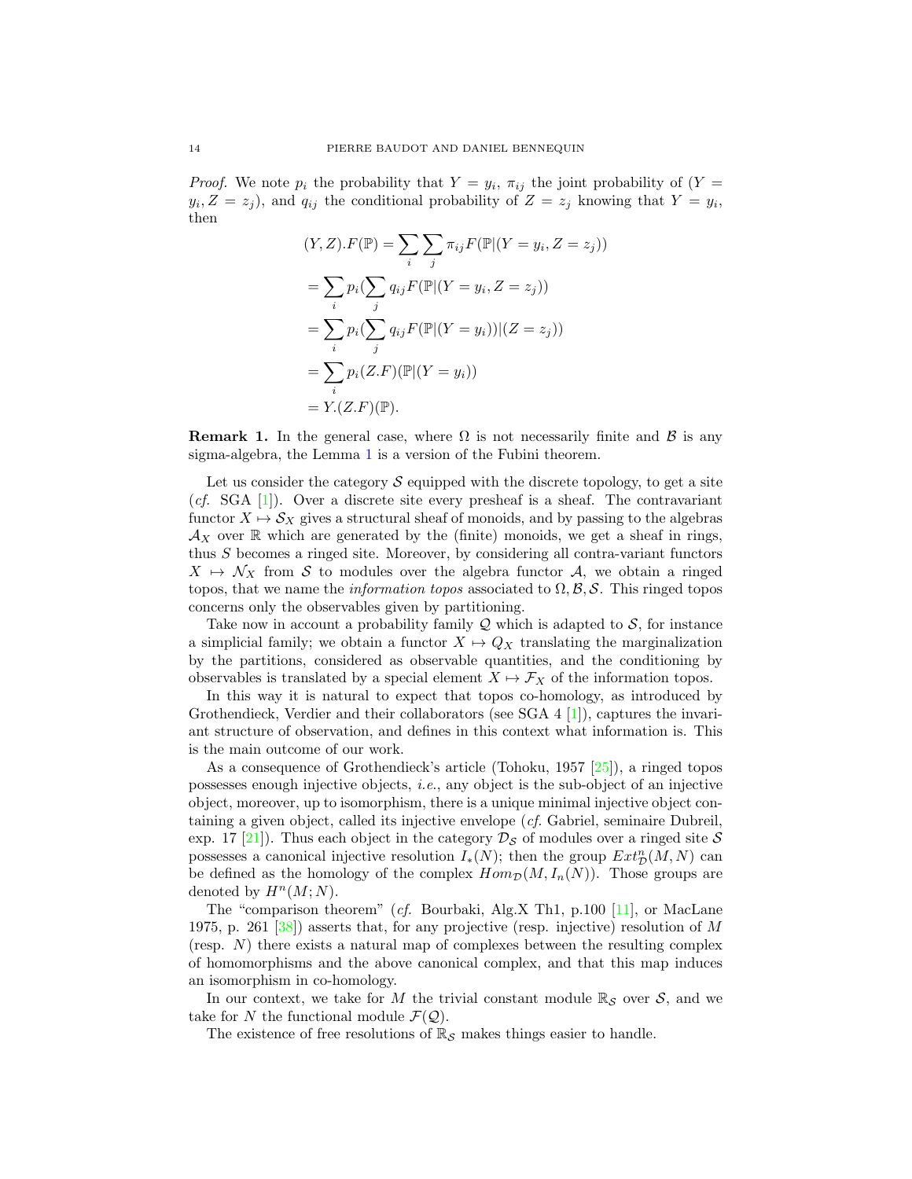*Proof.* We note $p_i$ the probability that $Y = y_i$, $\pi_{ij}$ the joint probability of $(Y = y_i, Z = z_j)$, and $q_{ij}$ the conditional probability of $Z = z_j$ knowing that $Y = y_i$, then

$$
\begin{aligned}
(Y, Z).F(\mathbb{P}) &= \sum_i \sum_j \pi_{ij} F(\mathbb{P}|(Y = y_i, Z = z_j)) \\
&= \sum_i p_i (\sum_j q_{ij} F(\mathbb{P}|(Y = y_i, Z = z_j)) \\
&= \sum_i p_i (\sum_j q_{ij} F(\mathbb{P}|(Y = y_i))|(Z = z_j)) \\
&= \sum_i p_i (Z.F)(\mathbb{P}|(Y = y_i)) \\
&= Y.(Z.F)(\mathbb{P}).
\end{aligned}
$$

**Remark 1.** In the general case, where $\Omega$ is not necessarily finite and $\mathcal{B}$ is any sigma-algebra, the Lemma 1 is a version of the Fubini theorem.

Let us consider the category $\mathcal{S}$ equipped with the discrete topology, to get a site (*cf.* SGA [1]). Over a discrete site every presheaf is a sheaf. The contravariant functor $X \mapsto \mathcal{S}_X$ gives a structural sheaf of monoids, and by passing to the algebras $\mathcal{A}_X$ over $\mathbb{R}$ which are generated by the (finite) monoids, we get a sheaf in rings, thus $S$ becomes a ringed site. Moreover, by considering all contra-variant functors $X \mapsto \mathcal{N}_X$ from $\mathcal{S}$ to modules over the algebra functor $\mathcal{A}$, we obtain a ringed topos, that we name the *information topos* associated to $\Omega, \mathcal{B}, \mathcal{S}$. This ringed topos concerns only the observables given by partitioning.

Take now in account a probability family $\mathcal{Q}$ which is adapted to $\mathcal{S}$, for instance a simplicial family; we obtain a functor $X \mapsto Q_X$ translating the marginalization by the partitions, considered as observable quantities, and the conditioning by observables is translated by a special element $X \mapsto \mathcal{F}_X$ of the information topos.

In this way it is natural to expect that topos co-homology, as introduced by Grothendieck, Verdier and their collaborators (see SGA 4 [1]), captures the invariant structure of observation, and defines in this context what information is. This is the main outcome of our work.

As a consequence of Grothendieck's article (Tohoku, 1957 [25]), a ringed topos possesses enough injective objects, *i.e.*, any object is the sub-object of an injective object, moreover, up to isomorphism, there is a unique minimal injective object containing a given object, called its injective envelope (*cf.* Gabriel, seminaire Dubreil, exp. 17 [21]). Thus each object in the category $\mathcal{D}_{\mathcal{S}}$ of modules over a ringed site $\mathcal{S}$ possesses a canonical injective resolution $I_*(N)$; then the group $Ext^n_{\mathcal{D}}(M, N)$ can be defined as the homology of the complex $Hom_{\mathcal{D}}(M, I_n(N))$. Those groups are denoted by $H^n(M; N)$.

The "comparison theorem" (*cf.* Bourbaki, Alg.X Th1, p.100 [11], or MacLane 1975, p. 261 [38]) asserts that, for any projective (resp. injective) resolution of $M$ (resp. $N$) there exists a natural map of complexes between the resulting complex of homomorphisms and the above canonical complex, and that this map induces an isomorphism in co-homology.

In our context, we take for $M$ the trivial constant module $\mathbb{R}_{\mathcal{S}}$ over $\mathcal{S}$, and we take for $N$ the functional module $\mathcal{F}(\mathcal{Q})$.

The existence of free resolutions of $\mathbb{R}_{\mathcal{S}}$ makes things easier to handle.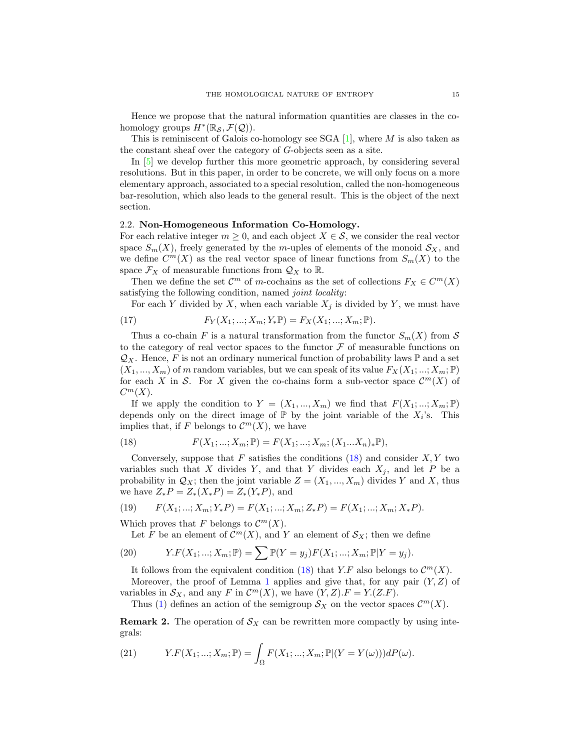Hence we propose that the natural information quantities are classes in the co-homology groups $H^*(\mathbb{R}_\mathcal{S}, \mathcal{F}(\mathcal{Q}))$.

This is reminiscent of Galois co-homology see SGA [1], where $M$ is also taken as the constant sheaf over the category of $G$-objects seen as a site.

In [5] we develop further this more geometric approach, by considering several resolutions. But in this paper, in order to be concrete, we will only focus on a more elementary approach, associated to a special resolution, called the non-homogeneous bar-resolution, which also leads to the general result. This is the object of the next section.

### 2.2. Non-Homogeneous Information Co-Homology.

For each relative integer $m \geq 0$, and each object $X \in \mathcal{S}$, we consider the real vector space $S_m(X)$, freely generated by the $m$-uples of elements of the monoid $\mathcal{S}_X$, and we define $C^m(X)$ as the real vector space of linear functions from $S_m(X)$ to the space $\mathcal{F}_X$ of measurable functions from $\mathcal{Q}_X$ to $\mathbb{R}$.

Then we define the set $\mathcal{C}^m$ of $m$-cochains as the set of collections $F_X \in C^m(X)$ satisfying the following condition, named *joint locality*:

For each $Y$ divided by $X$, when each variable $X_j$ is divided by $Y$, we must have

$$F_Y(X_1; ...; X_m; Y_*\mathbb{P}) = F_X(X_1; ...; X_m; \mathbb{P}). \tag{17}$$

Thus a co-chain $F$ is a natural transformation from the functor $S_m(X)$ from $\mathcal{S}$ to the category of real vector spaces to the functor $\mathcal{F}$ of measurable functions on $\mathcal{Q}_X$. Hence, $F$ is not an ordinary numerical function of probability laws $\mathbb{P}$ and a set $(X_1, ..., X_m)$ of $m$ random variables, but we can speak of its value $F_X(X_1; ...; X_m; \mathbb{P})$ for each $X$ in $\mathcal{S}$. For $X$ given the co-chains form a sub-vector space $\mathcal{C}^m(X)$ of $C^m(X)$.

If we apply the condition to $Y = (X_1, ..., X_m)$ we find that $F(X_1; ...; X_m; \mathbb{P})$ depends only on the direct image of $\mathbb{P}$ by the joint variable of the $X_i$'s. This implies that, if $F$ belongs to $\mathcal{C}^m(X)$, we have

$$F(X_1; ...; X_m; \mathbb{P}) = F(X_1; ...; X_m; (X_1...X_n)_*\mathbb{P}), \tag{18}$$

Conversely, suppose that $F$ satisfies the conditions (18) and consider $X, Y$ two variables such that $X$ divides $Y$, and that $Y$ divides each $X_j$, and let $P$ be a probability in $\mathcal{Q}_X$; then the joint variable $Z = (X_1, ..., X_m)$ divides $Y$ and $X$, thus we have $Z_*P = Z_*(X_*P) = Z_*(Y_*P)$, and

$$F(X_1; ...; X_m; Y_*P) = F(X_1; ...; X_m; Z_*P) = F(X_1; ...; X_m; X_*P). \tag{19}$$

Which proves that $F$ belongs to $\mathcal{C}^m(X)$.

Let $F$ be an element of $\mathcal{C}^m(X)$, and $Y$ an element of $\mathcal{S}_X$; then we define

$$Y.F(X_1; ...; X_m; \mathbb{P}) = \sum \mathbb{P}(Y = y_j) F(X_1; ...; X_m; \mathbb{P}|Y = y_j). \tag{20}$$

It follows from the equivalent condition (18) that $Y.F$ also belongs to $\mathcal{C}^m(X)$.

Moreover, the proof of Lemma 1 applies and give that, for any pair $(Y, Z)$ of variables in $\mathcal{S}_X$, and any $F$ in $\mathcal{C}^m(X)$, we have $(Y, Z).F = Y.(Z.F)$.

Thus (1) defines an action of the semigroup $\mathcal{S}_X$ on the vector spaces $\mathcal{C}^m(X)$.

**Remark 2.** The operation of $\mathcal{S}_X$ can be rewritten more compactly by using integrals:

$$Y.F(X_1; ...; X_m; \mathbb{P}) = \int_\Omega F(X_1; ...; X_m; \mathbb{P}|(Y = Y(\omega)))dP(\omega). \tag{21}$$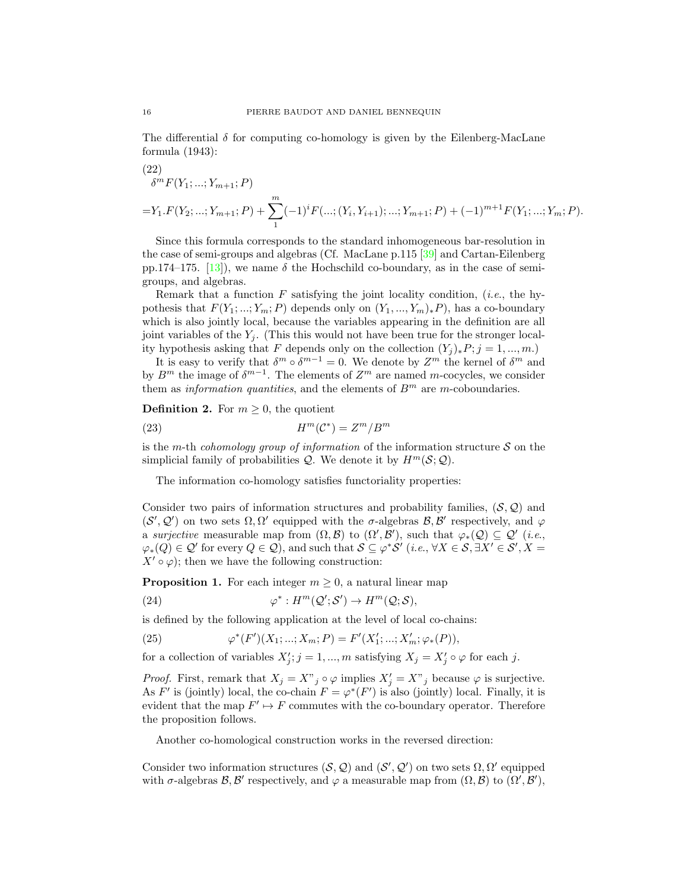The differential $\delta$ for computing co-homology is given by the Eilenberg-MacLane formula (1943):

$$
\begin{aligned}
&\delta^m F(Y_1; ...; Y_{m+1}; P) \\
=&Y_1.F(Y_2; ...; Y_{m+1}; P) + \sum_1^m (-1)^i F(...; (Y_i, Y_{i+1}); ...; Y_{m+1}; P) + (-1)^{m+1} F(Y_1; ...; Y_m; P).
\end{aligned}
\tag{22}
$$

Since this formula corresponds to the standard inhomogeneous bar-resolution in the case of semi-groups and algebras (Cf. MacLane p.115 [39] and Cartan-Eilenberg pp.174–175. [13]), we name $\delta$ the Hochschild co-boundary, as in the case of semi-groups, and algebras.

Remark that a function $F$ satisfying the joint locality condition, (*i.e.*, the hypothesis that $F(Y_1; ...; Y_m; P)$ depends only on $(Y_1, ..., Y_m)_* P$), has a co-boundary which is also jointly local, because the variables appearing in the definition are all joint variables of the $Y_j$. (This this would not have been true for the stronger locality hypothesis asking that $F$ depends only on the collection $(Y_j)_* P; j = 1, ..., m$.)

It is easy to verify that $\delta^m \circ \delta^{m-1} = 0$. We denote by $Z^m$ the kernel of $\delta^m$ and by $B^m$ the image of $\delta^{m-1}$. The elements of $Z^m$ are named $m$-cocycles, we consider them as *information quantities*, and the elements of $B^m$ are $m$-coboundaries.

**Definition 2.** For $m \geq 0$, the quotient

$$
H^m(\mathcal{C}^*) = Z^m / B^m \tag{23}
$$

is the $m$-th *cohomology group of information* of the information structure $\mathcal{S}$ on the simplicial family of probabilities $\mathcal{Q}$. We denote it by $H^m(\mathcal{S}; \mathcal{Q})$.

The information co-homology satisfies functoriality properties:

Consider two pairs of information structures and probability families, $(\mathcal{S}, \mathcal{Q})$ and $(\mathcal{S}', \mathcal{Q}')$ on two sets $\Omega, \Omega'$ equipped with the $\sigma$-algebras $\mathcal{B}, \mathcal{B}'$ respectively, and $\varphi$ a *surjective* measurable map from $(\Omega, \mathcal{B})$ to $(\Omega', \mathcal{B}')$, such that $\varphi_*(\mathcal{Q}) \subseteq \mathcal{Q}'$ (*i.e.*, $\varphi_*(Q) \in \mathcal{Q}'$ for every $Q \in \mathcal{Q}$), and such that $\mathcal{S} \subseteq \varphi^* \mathcal{S}'$ (*i.e.*, $\forall X \in \mathcal{S}, \exists X' \in \mathcal{S}', X = X' \circ \varphi$); then we have the following construction:

**Proposition 1.** For each integer $m \geq 0$, a natural linear map

$$
\varphi^* : H^m(\mathcal{Q}'; \mathcal{S}') \to H^m(\mathcal{Q}; \mathcal{S}), \tag{24}
$$

is defined by the following application at the level of local co-chains:

$$
\varphi^*(F')(X_1; ...; X_m; P) = F'(X'_1; ...; X'_m; \varphi_*(P)), \tag{25}
$$

for a collection of variables $X'_j; j = 1, ..., m$ satisfying $X_j = X'_j \circ \varphi$ for each $j$.

*Proof.* First, remark that $X_j = X"_j \circ \varphi$ implies $X'_j = X"_j$ because $\varphi$ is surjective. As $F'$ is (jointly) local, the co-chain $F = \varphi^*(F')$ is also (jointly) local. Finally, it is evident that the map $F' \mapsto F$ commutes with the co-boundary operator. Therefore the proposition follows.

Another co-homological construction works in the reversed direction:

Consider two information structures $(\mathcal{S}, \mathcal{Q})$ and $(\mathcal{S}', \mathcal{Q}')$ on two sets $\Omega, \Omega'$ equipped with $\sigma$-algebras $\mathcal{B}, \mathcal{B}'$ respectively, and $\varphi$ a measurable map from $(\Omega, \mathcal{B})$ to $(\Omega', \mathcal{B}')$,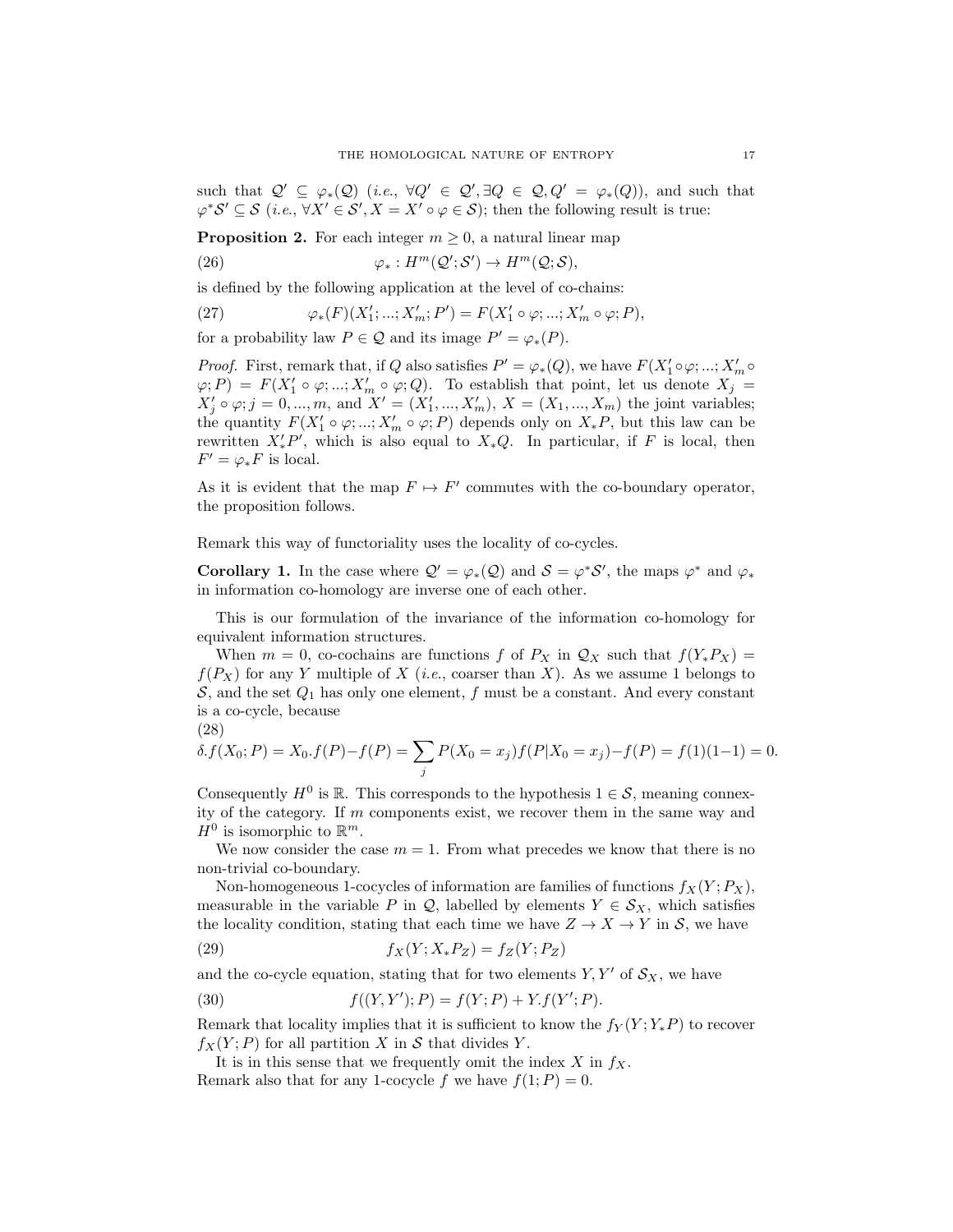such that $\mathcal{Q}' \subseteq \varphi_*(\mathcal{Q})$ (*i.e.*, $\forall Q' \in \mathcal{Q}', \exists Q \in \mathcal{Q}, Q' = \varphi_*(Q)$), and such that $\varphi^*\mathcal{S}' \subseteq \mathcal{S}$ (*i.e.*, $\forall X' \in \mathcal{S}', X = X' \circ \varphi \in \mathcal{S}$); then the following result is true:

**Proposition 2.** For each integer $m \geq 0$, a natural linear map

$$\varphi_* : H^m(\mathcal{Q}'; \mathcal{S}') \to H^m(\mathcal{Q}; \mathcal{S}), \tag{26}$$

is defined by the following application at the level of co-chains:

$$\varphi_*(F)(X'_1; ...; X'_m; P') = F(X'_1 \circ \varphi; ...; X'_m \circ \varphi; P), \tag{27}$$

for a probability law $P \in \mathcal{Q}$ and its image $P' = \varphi_*(P)$.

*Proof.* First, remark that, if $Q$ also satisfies $P' = \varphi_*(Q)$, we have $F(X'_1 \circ \varphi; ...; X'_m \circ \varphi; P) = F(X'_1 \circ \varphi; ...; X'_m \circ \varphi; Q)$. To establish that point, let us denote $X_j = X'_j \circ \varphi; j = 0, ..., m$, and $X' = (X'_1, ..., X'_m)$, $X = (X_1, ..., X_m)$ the joint variables; the quantity $F(X'_1 \circ \varphi; ...; X'_m \circ \varphi; P)$ depends only on $X_*P$, but this law can be rewritten $X'_*P'$, which is also equal to $X_*Q$. In particular, if $F$ is local, then $F' = \varphi_*F$ is local.

As it is evident that the map $F \mapsto F'$ commutes with the co-boundary operator, the proposition follows.

Remark this way of functoriality uses the locality of co-cycles.

**Corollary 1.** In the case where $\mathcal{Q}' = \varphi_*(\mathcal{Q})$ and $\mathcal{S} = \varphi^*\mathcal{S}'$, the maps $\varphi^*$ and $\varphi_*$ in information co-homology are inverse one of each other.

This is our formulation of the invariance of the information co-homology for equivalent information structures.

When $m = 0$, co-cochains are functions $f$ of $P_X$ in $\mathcal{Q}_X$ such that $f(Y_*P_X) = f(P_X)$ for any $Y$ multiple of $X$ (*i.e.*, coarser than $X$). As we assume 1 belongs to $\mathcal{S}$, and the set $Q_1$ has only one element, $f$ must be a constant. And every constant is a co-cycle, because

$$\delta.f(X_0; P) = X_0.f(P) - f(P) = \sum_j P(X_0 = x_j) f(P|X_0 = x_j) - f(P) = f(1)(1-1) = 0. \tag{28}$$

Consequently $H^0$ is $\mathbb{R}$. This corresponds to the hypothesis $1 \in \mathcal{S}$, meaning connexity of the category. If $m$ components exist, we recover them in the same way and $H^0$ is isomorphic to $\mathbb{R}^m$.

We now consider the case $m = 1$. From what precedes we know that there is no non-trivial co-boundary.

Non-homogeneous 1-cocycles of information are families of functions $f_X(Y; P_X)$, measurable in the variable $P$ in $\mathcal{Q}$, labelled by elements $Y \in \mathcal{S}_X$, which satisfies the locality condition, stating that each time we have $Z \to X \to Y$ in $\mathcal{S}$, we have

$$f_X(Y; X_*P_Z) = f_Z(Y; P_Z) \tag{29}$$

and the co-cycle equation, stating that for two elements $Y, Y'$ of $\mathcal{S}_X$, we have

$$f((Y, Y'); P) = f(Y; P) + Y.f(Y'; P). \tag{30}$$

Remark that locality implies that it is sufficient to know the $f_Y(Y; Y_*P)$ to recover $f_X(Y; P)$ for all partition $X$ in $\mathcal{S}$ that divides $Y$.

It is in this sense that we frequently omit the index $X$ in $f_X$.

Remark also that for any 1-cocycle $f$ we have $f(1; P) = 0$.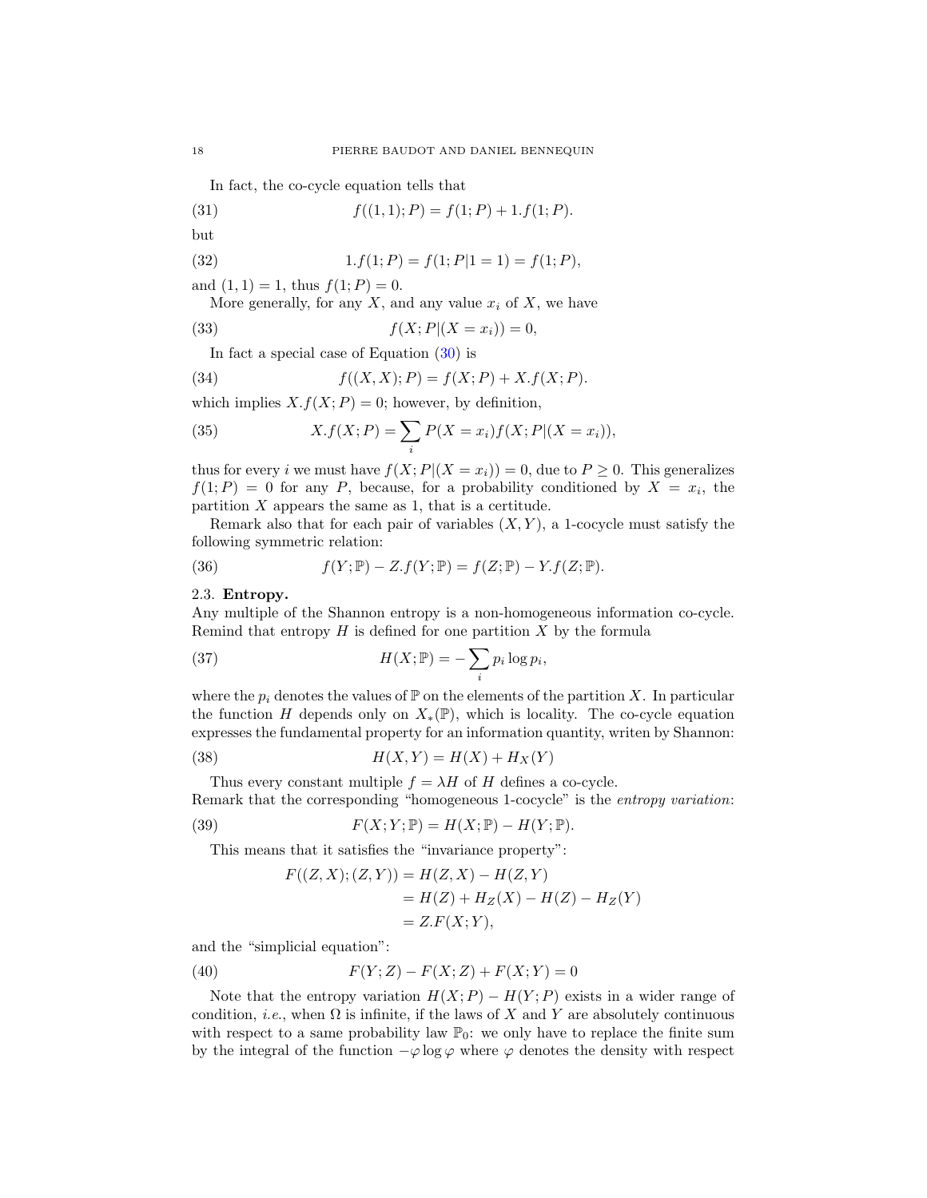In fact, the co-cycle equation tells that

$$f((1,1);P) = f(1;P) + 1.f(1;P). \tag{31}$$

but

$$1.f(1;P) = f(1;P|1=1) = f(1;P), \tag{32}$$

and $(1,1) = 1$, thus $f(1;P) = 0$.

More generally, for any $X$, and any value $x_i$ of $X$, we have

$$f(X;P|(X=x_i)) = 0, \tag{33}$$

In fact a special case of Equation (30) is

$$f((X,X);P) = f(X;P) + X.f(X;P). \tag{34}$$

which implies $X.f(X;P) = 0$; however, by definition,

$$X.f(X;P) = \sum_i P(X=x_i) f(X;P|(X=x_i)), \tag{35}$$

thus for every $i$ we must have $f(X;P|(X=x_i)) = 0$, due to $P \geq 0$. This generalizes $f(1;P) = 0$ for any $P$, because, for a probability conditioned by $X = x_i$, the partition $X$ appears the same as 1, that is a certitude.

Remark also that for each pair of variables $(X,Y)$, a 1-cocycle must satisfy the following symmetric relation:

$$f(Y;\mathbb{P}) - Z.f(Y;\mathbb{P}) = f(Z;\mathbb{P}) - Y.f(Z;\mathbb{P}). \tag{36}$$

### 2.3. Entropy.

Any multiple of the Shannon entropy is a non-homogeneous information co-cycle. Remind that entropy $H$ is defined for one partition $X$ by the formula

$$H(X;\mathbb{P}) = -\sum_i p_i \log p_i, \tag{37}$$

where the $p_i$ denotes the values of $\mathbb{P}$ on the elements of the partition $X$. In particular the function $H$ depends only on $X_*(\mathbb{P})$, which is locality. The co-cycle equation expresses the fundamental property for an information quantity, writen by Shannon:

$$H(X,Y) = H(X) + H_X(Y) \tag{38}$$

Thus every constant multiple $f = \lambda H$ of $H$ defines a co-cycle.

Remark that the corresponding "homogeneous 1-cocycle" is the *entropy variation*:

$$F(X;Y;\mathbb{P}) = H(X;\mathbb{P}) - H(Y;\mathbb{P}). \tag{39}$$

This means that it satisfies the "invariance property":

$$\begin{aligned}
F((Z,X);(Z,Y)) &= H(Z,X) - H(Z,Y) \\
&= H(Z) + H_Z(X) - H(Z) - H_Z(Y) \\
&= Z.F(X;Y),
\end{aligned}$$

and the "simplicial equation":

$$F(Y;Z) - F(X;Z) + F(X;Y) = 0 \tag{40}$$

Note that the entropy variation $H(X;P) - H(Y;P)$ exists in a wider range of condition, *i.e.*, when $\Omega$ is infinite, if the laws of $X$ and $Y$ are absolutely continuous with respect to a same probability law $\mathbb{P}_0$: we only have to replace the finite sum by the integral of the function $-\varphi \log \varphi$ where $\varphi$ denotes the density with respect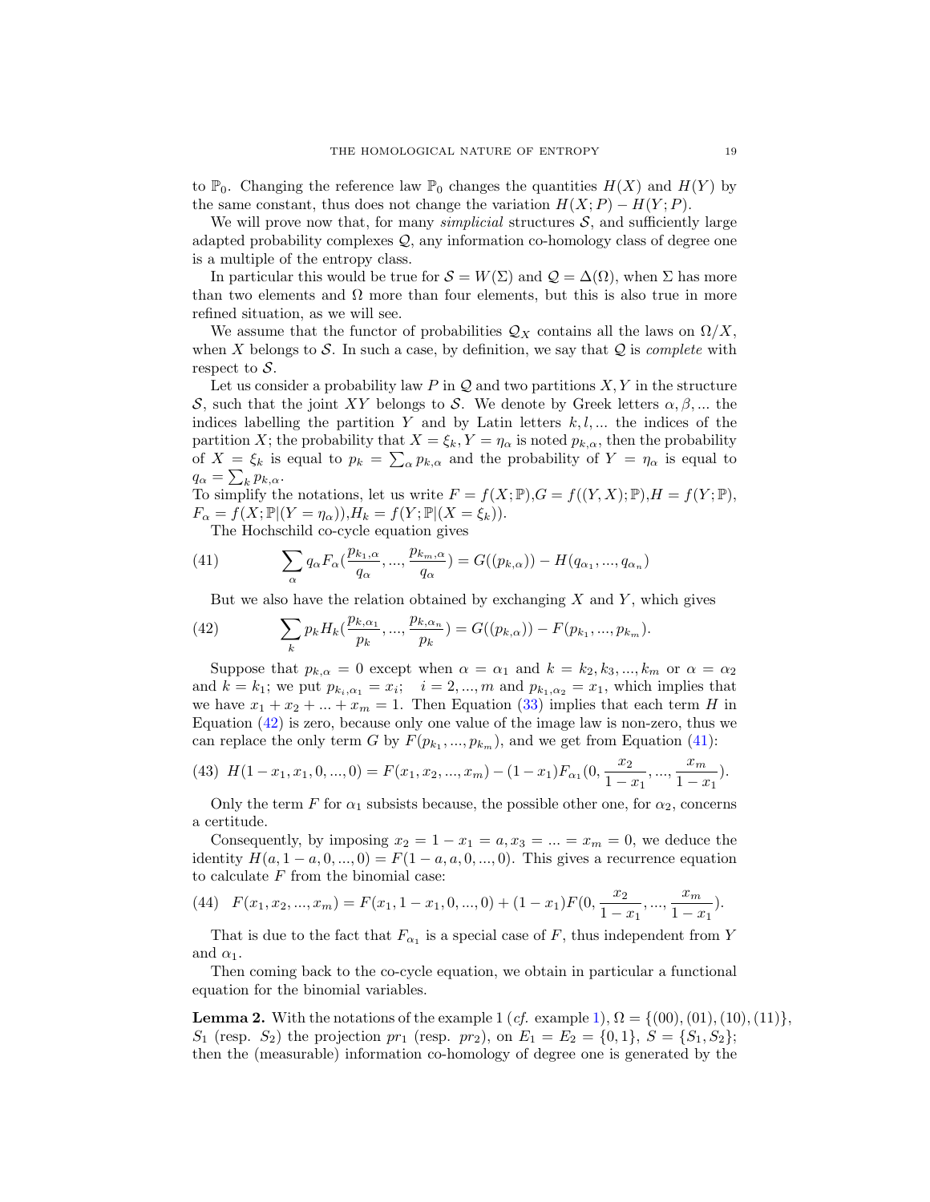to $\mathbb{P}_0$. Changing the reference law $\mathbb{P}_0$ changes the quantities $H(X)$ and $H(Y)$ by the same constant, thus does not change the variation $H(X;P) - H(Y;P)$.

We will prove now that, for many *simplicial* structures $\mathcal{S}$, and sufficiently large adapted probability complexes $\mathcal{Q}$, any information co-homology class of degree one is a multiple of the entropy class.

In particular this would be true for $\mathcal{S} = W(\Sigma)$ and $\mathcal{Q} = \Delta(\Omega)$, when $\Sigma$ has more than two elements and $\Omega$ more than four elements, but this is also true in more refined situation, as we will see.

We assume that the functor of probabilities $\mathcal{Q}_X$ contains all the laws on $\Omega/X$, when $X$ belongs to $\mathcal{S}$. In such a case, by definition, we say that $\mathcal{Q}$ is *complete* with respect to $\mathcal{S}$.

Let us consider a probability law $P$ in $\mathcal{Q}$ and two partitions $X, Y$ in the structure $\mathcal{S}$, such that the joint $XY$ belongs to $\mathcal{S}$. We denote by Greek letters $\alpha, \beta, ...$ the indices labelling the partition $Y$ and by Latin letters $k, l, ...$ the indices of the partition $X$; the probability that $X = \xi_k, Y = \eta_\alpha$ is noted $p_{k,\alpha}$, then the probability of $X = \xi_k$ is equal to $p_k = \sum_\alpha p_{k,\alpha}$ and the probability of $Y = \eta_\alpha$ is equal to $q_\alpha = \sum_k p_{k,\alpha}$.
To simplify the notations, let us write $F = f(X;\mathbb{P}), G = f((Y,X);\mathbb{P}), H = f(Y;\mathbb{P})$, $F_\alpha = f(X;\mathbb{P}|(Y = \eta_\alpha)), H_k = f(Y;\mathbb{P}|(X = \xi_k))$.

The Hochschild co-cycle equation gives

$$\sum_\alpha q_\alpha F_\alpha(\frac{p_{k_1,\alpha}}{q_\alpha}, ..., \frac{p_{k_m,\alpha}}{q_\alpha}) = G((p_{k,\alpha})) - H(q_{\alpha_1}, ..., q_{\alpha_n}) \tag{41}$$

But we also have the relation obtained by exchanging $X$ and $Y$, which gives

$$\sum_k p_k H_k(\frac{p_{k,\alpha_1}}{p_k}, ..., \frac{p_{k,\alpha_n}}{p_k}) = G((p_{k,\alpha})) - F(p_{k_1}, ..., p_{k_m}). \tag{42}$$

Suppose that $p_{k,\alpha} = 0$ except when $\alpha = \alpha_1$ and $k = k_2, k_3, ..., k_m$ or $\alpha = \alpha_2$ and $k = k_1$; we put $p_{k_i,\alpha_1} = x_i; \quad i = 2, ..., m$ and $p_{k_1,\alpha_2} = x_1$, which implies that we have $x_1 + x_2 + ... + x_m = 1$. Then Equation (33) implies that each term $H$ in Equation (42) is zero, because only one value of the image law is non-zero, thus we can replace the only term $G$ by $F(p_{k_1}, ..., p_{k_m})$, and we get from Equation (41):

$$H(1-x_1, x_1, 0, ..., 0) = F(x_1, x_2, ..., x_m) - (1-x_1)F_{\alpha_1}(0, \frac{x_2}{1-x_1}, ..., \frac{x_m}{1-x_1}). \tag{43}$$

Only the term $F$ for $\alpha_1$ subsists because, the possible other one, for $\alpha_2$, concerns a certitude.

Consequently, by imposing $x_2 = 1 - x_1 = a, x_3 = ... = x_m = 0$, we deduce the identity $H(a, 1-a, 0, ..., 0) = F(1-a, a, 0, ..., 0)$. This gives a recurrence equation to calculate $F$ from the binomial case:

$$F(x_1, x_2, ..., x_m) = F(x_1, 1-x_1, 0, ..., 0) + (1-x_1)F(0, \frac{x_2}{1-x_1}, ..., \frac{x_m}{1-x_1}). \tag{44}$$

That is due to the fact that $F_{\alpha_1}$ is a special case of $F$, thus independent from $Y$ and $\alpha_1$.

Then coming back to the co-cycle equation, we obtain in particular a functional equation for the binomial variables.

**Lemma 2.** With the notations of the example 1 (*cf.* example 1), $\Omega = \{(00), (01), (10), (11)\}$, $S_1$ (resp. $S_2$) the projection $pr_1$ (resp. $pr_2$), on $E_1 = E_2 = \{0, 1\}$, $S = \{S_1, S_2\}$; then the (measurable) information co-homology of degree one is generated by the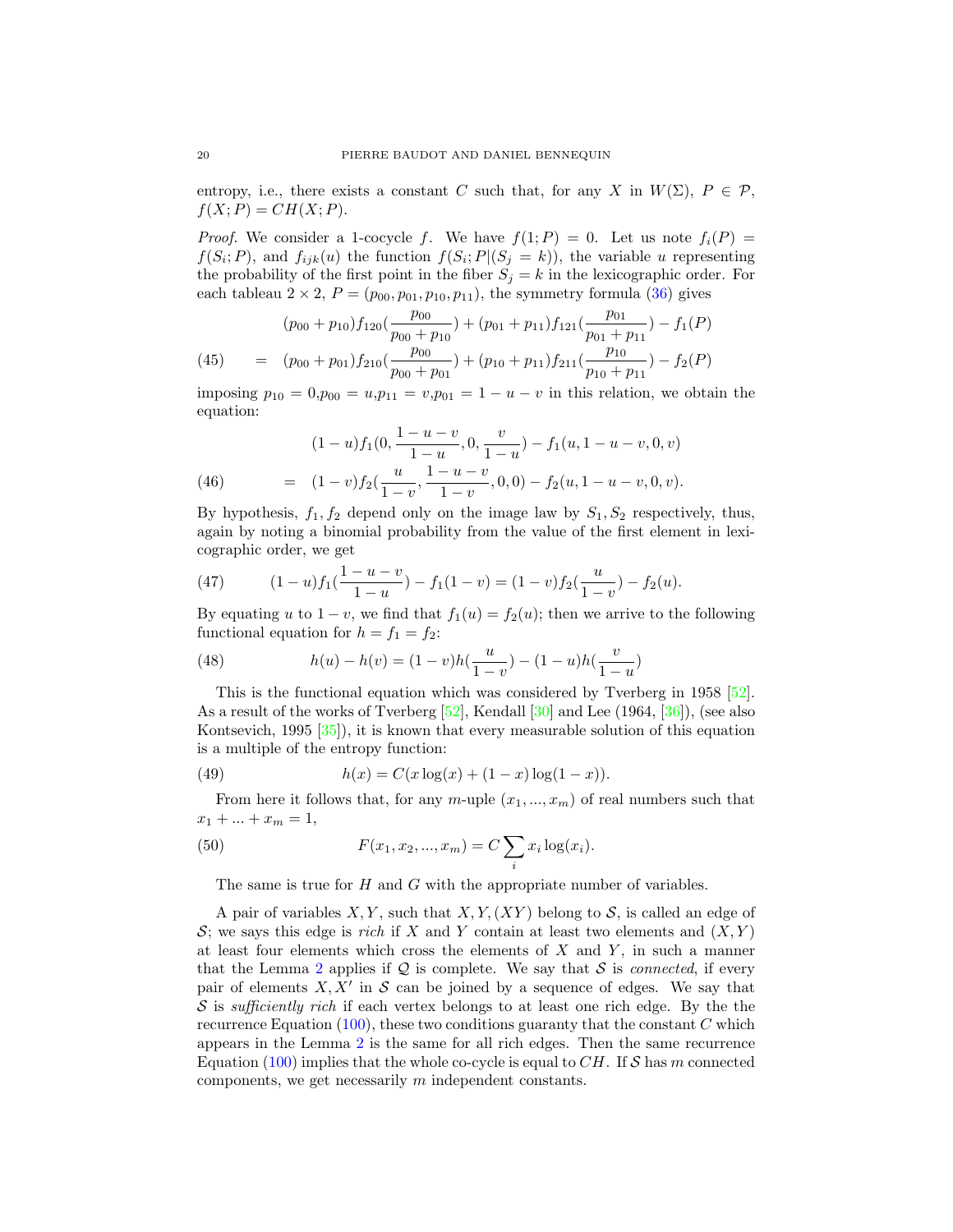entropy, i.e., there exists a constant $C$ such that, for any $X$ in $W(\Sigma)$, $P \in \mathcal{P}$, $f(X;P) = CH(X;P)$.

*Proof.* We consider a 1-cocycle $f$. We have $f(1;P) = 0$. Let us note $f_i(P) = f(S_i;P)$, and $f_{ijk}(u)$ the function $f(S_i;P|(S_j = k))$, the variable $u$ representing the probability of the first point in the fiber $S_j = k$ in the lexicographic order. For each tableau $2 \times 2$, $P = (p_{00}, p_{01}, p_{10}, p_{11})$, the symmetry formula (36) gives

$$
\begin{aligned}
&(p_{00}+p_{10})f_{120}(\frac{p_{00}}{p_{00}+p_{10}}) + (p_{01}+p_{11})f_{121}(\frac{p_{01}}{p_{01}+p_{11}}) - f_1(P) \\
(45) \qquad = \quad &(p_{00}+p_{01})f_{210}(\frac{p_{00}}{p_{00}+p_{01}}) + (p_{10}+p_{11})f_{211}(\frac{p_{10}}{p_{10}+p_{11}}) - f_2(P)
\end{aligned}
$$

imposing $p_{10} = 0$,$p_{00} = u$,$p_{11} = v$,$p_{01} = 1-u-v$ in this relation, we obtain the equation:

$$
\begin{aligned}
&(1-u)f_1(0, \frac{1-u-v}{1-u}, 0, \frac{v}{1-u}) - f_1(u, 1-u-v, 0, v) \\
(46) \qquad = \quad &(1-v)f_2(\frac{u}{1-v}, \frac{1-u-v}{1-v}, 0, 0) - f_2(u, 1-u-v, 0, v).
\end{aligned}
$$

By hypothesis, $f_1, f_2$ depend only on the image law by $S_1, S_2$ respectively, thus, again by noting a binomial probability from the value of the first element in lexicographic order, we get

$$
(47) \qquad (1-u)f_1(\frac{1-u-v}{1-u}) - f_1(1-v) = (1-v)f_2(\frac{u}{1-v}) - f_2(u).
$$

By equating $u$ to $1-v$, we find that $f_1(u) = f_2(u)$; then we arrive to the following functional equation for $h = f_1 = f_2$:

$$
(48) \qquad h(u) - h(v) = (1-v)h(\frac{u}{1-v}) - (1-u)h(\frac{v}{1-u})
$$

This is the functional equation which was considered by Tverberg in 1958 [52]. As a result of the works of Tverberg [52], Kendall [30] and Lee (1964, [36]), (see also Kontsevich, 1995 [35]), it is known that every measurable solution of this equation is a multiple of the entropy function:

$$
(49) \qquad h(x) = C(x\log(x) + (1-x)\log(1-x)).
$$

From here it follows that, for any $m$-uple $(x_1, ..., x_m)$ of real numbers such that $x_1 + ... + x_m = 1$,

$$
(50) \qquad F(x_1, x_2, ..., x_m) = C\sum_i x_i \log(x_i).
$$

The same is true for $H$ and $G$ with the appropriate number of variables.

A pair of variables $X, Y$, such that $X, Y, (XY)$ belong to $\mathcal{S}$, is called an edge of $\mathcal{S}$; we says this edge is *rich* if $X$ and $Y$ contain at least two elements and $(X, Y)$ at least four elements which cross the elements of $X$ and $Y$, in such a manner that the Lemma 2 applies if $\mathcal{Q}$ is complete. We say that $\mathcal{S}$ is *connected*, if every pair of elements $X, X'$ in $\mathcal{S}$ can be joined by a sequence of edges. We say that $\mathcal{S}$ is *sufficiently rich* if each vertex belongs to at least one rich edge. By the the recurrence Equation (100), these two conditions guaranty that the constant $C$ which appears in the Lemma 2 is the same for all rich edges. Then the same recurrence Equation (100) implies that the whole co-cycle is equal to $CH$. If $\mathcal{S}$ has $m$ connected components, we get necessarily $m$ independent constants.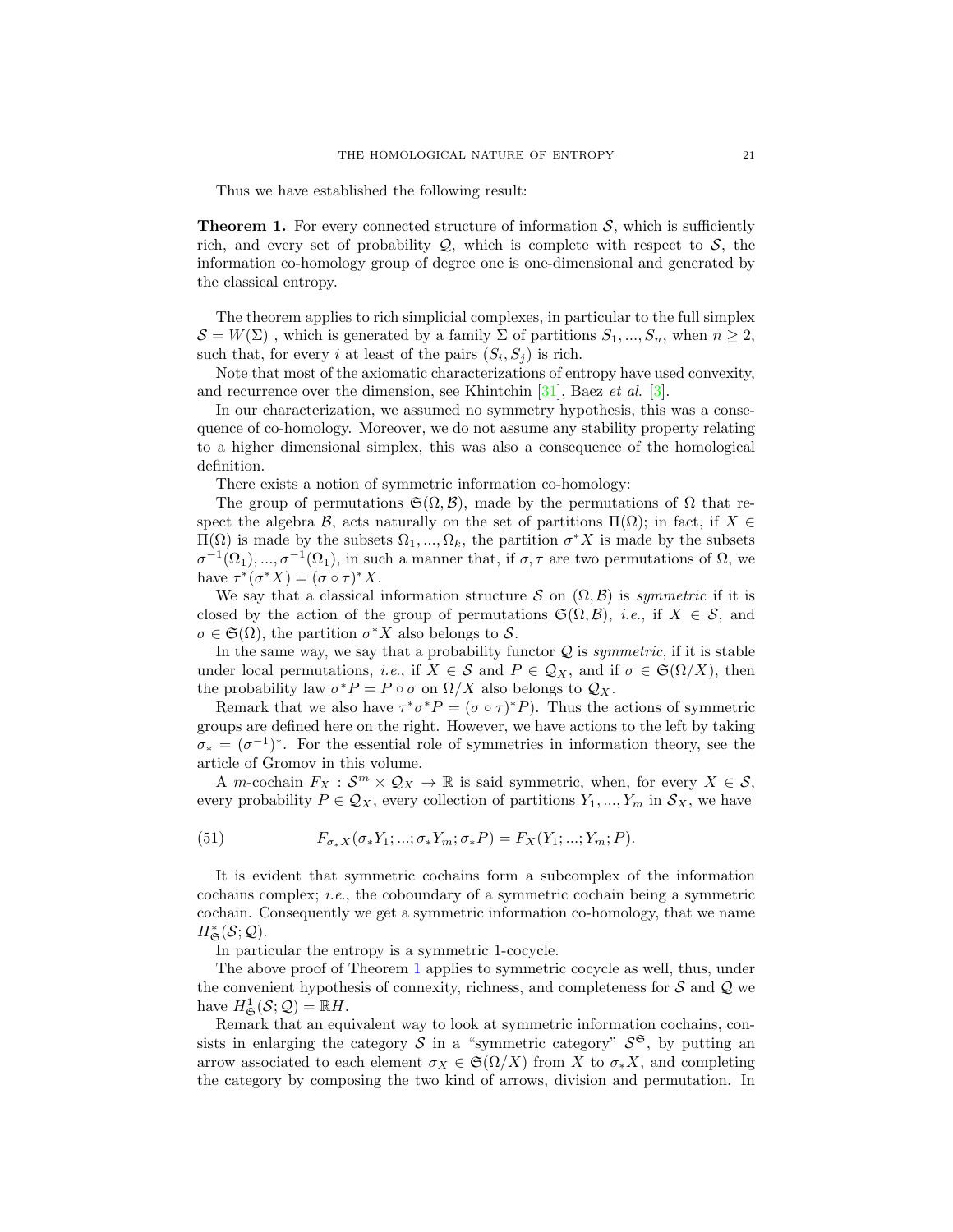Thus we have established the following result:

**Theorem 1.** For every connected structure of information $\mathcal{S}$, which is sufficiently rich, and every set of probability $\mathcal{Q}$, which is complete with respect to $\mathcal{S}$, the information co-homology group of degree one is one-dimensional and generated by the classical entropy.

The theorem applies to rich simplicial complexes, in particular to the full simplex $\mathcal{S} = W(\Sigma)$ , which is generated by a family $\Sigma$ of partitions $S_1, ..., S_n$, when $n \geq 2$, such that, for every $i$ at least of the pairs $(S_i, S_j)$ is rich.

Note that most of the axiomatic characterizations of entropy have used convexity, and recurrence over the dimension, see Khintchin [31], Baez *et al.* [3].

In our characterization, we assumed no symmetry hypothesis, this was a consequence of co-homology. Moreover, we do not assume any stability property relating to a higher dimensional simplex, this was also a consequence of the homological definition.

There exists a notion of symmetric information co-homology:

The group of permutations $\mathfrak{S}(\Omega, \mathcal{B})$, made by the permutations of $\Omega$ that respect the algebra $\mathcal{B}$, acts naturally on the set of partitions $\Pi(\Omega)$; in fact, if $X \in \Pi(\Omega)$ is made by the subsets $\Omega_1, ..., \Omega_k$, the partition $\sigma^* X$ is made by the subsets $\sigma^{-1}(\Omega_1), ..., \sigma^{-1}(\Omega_1)$, in such a manner that, if $\sigma, \tau$ are two permutations of $\Omega$, we have $\tau^*(\sigma^* X) = (\sigma \circ \tau)^* X$.

We say that a classical information structure $\mathcal{S}$ on $(\Omega, \mathcal{B})$ is *symmetric* if it is closed by the action of the group of permutations $\mathfrak{S}(\Omega, \mathcal{B})$, *i.e.*, if $X \in \mathcal{S}$, and $\sigma \in \mathfrak{S}(\Omega)$, the partition $\sigma^* X$ also belongs to $\mathcal{S}$.

In the same way, we say that a probability functor $\mathcal{Q}$ is *symmetric*, if it is stable under local permutations, *i.e.*, if $X \in \mathcal{S}$ and $P \in \mathcal{Q}_X$, and if $\sigma \in \mathfrak{S}(\Omega/X)$, then the probability law $\sigma^* P = P \circ \sigma$ on $\Omega/X$ also belongs to $\mathcal{Q}_X$.

Remark that we also have $\tau^* \sigma^* P = (\sigma \circ \tau)^* P)$. Thus the actions of symmetric groups are defined here on the right. However, we have actions to the left by taking $\sigma_* = (\sigma^{-1})^*$. For the essential role of symmetries in information theory, see the article of Gromov in this volume.

A $m$-cochain $F_X : \mathcal{S}^m \times \mathcal{Q}_X \to \mathbb{R}$ is said symmetric, when, for every $X \in \mathcal{S}$, every probability $P \in \mathcal{Q}_X$, every collection of partitions $Y_1, ..., Y_m$ in $\mathcal{S}_X$, we have

$$F_{\sigma_* X}(\sigma_* Y_1; ...; \sigma_* Y_m; \sigma_* P) = F_X(Y_1; ...; Y_m; P). \tag{51}$$

It is evident that symmetric cochains form a subcomplex of the information cochains complex; *i.e.*, the coboundary of a symmetric cochain being a symmetric cochain. Consequently we get a symmetric information co-homology, that we name $H^*_{\mathfrak{S}}(\mathcal{S}; \mathcal{Q})$.

In particular the entropy is a symmetric 1-cocycle.

The above proof of Theorem 1 applies to symmetric cocycle as well, thus, under the convenient hypothesis of connexity, richness, and completeness for $\mathcal{S}$ and $\mathcal{Q}$ we have $H^1_{\mathfrak{S}}(\mathcal{S}; \mathcal{Q}) = \mathbb{R}H$.

Remark that an equivalent way to look at symmetric information cochains, consists in enlarging the category $\mathcal{S}$ in a "symmetric category" $\mathcal{S}^{\mathfrak{S}}$, by putting an arrow associated to each element $\sigma_X \in \mathfrak{S}(\Omega/X)$ from $X$ to $\sigma_* X$, and completing the category by composing the two kind of arrows, division and permutation. In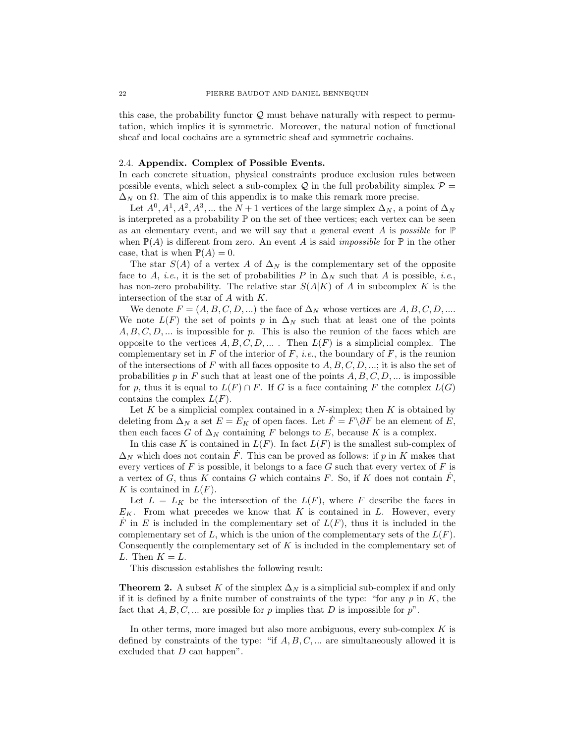this case, the probability functor $\mathcal{Q}$ must behave naturally with respect to permutation, which implies it is symmetric. Moreover, the natural notion of functional sheaf and local cochains are a symmetric sheaf and symmetric cochains.

### 2.4. Appendix. Complex of Possible Events.

In each concrete situation, physical constraints produce exclusion rules between possible events, which select a sub-complex $\mathcal{Q}$ in the full probability simplex $\mathcal{P} = \Delta_N$ on $\Omega$. The aim of this appendix is to make this remark more precise.

Let $A^0, A^1, A^2, A^3, ...$ the $N+1$ vertices of the large simplex $\Delta_N$, a point of $\Delta_N$ is interpreted as a probability $\mathbb{P}$ on the set of thee vertices; each vertex can be seen as an elementary event, and we will say that a general event $A$ is *possible* for $\mathbb{P}$ when $\mathbb{P}(A)$ is different from zero. An event $A$ is said *impossible* for $\mathbb{P}$ in the other case, that is when $\mathbb{P}(A) = 0$.

The star $S(A)$ of a vertex $A$ of $\Delta_N$ is the complementary set of the opposite face to $A$, *i.e.*, it is the set of probabilities $P$ in $\Delta_N$ such that $A$ is possible, *i.e.*, has non-zero probability. The relative star $S(A|K)$ of $A$ in subcomplex $K$ is the intersection of the star of $A$ with $K$.

We denote $F = (A, B, C, D, ...)$ the face of $\Delta_N$ whose vertices are $A, B, C, D, ....$ We note $L(F)$ the set of points $p$ in $\Delta_N$ such that at least one of the points $A, B, C, D, ...$ is impossible for $p$. This is also the reunion of the faces which are opposite to the vertices $A, B, C, D, ...$ . Then $L(F)$ is a simplicial complex. The complementary set in $F$ of the interior of $F$, *i.e.*, the boundary of $F$, is the reunion of the intersections of $F$ with all faces opposite to $A, B, C, D, ...$; it is also the set of probabilities $p$ in $F$ such that at least one of the points $A, B, C, D, ...$ is impossible for $p$, thus it is equal to $L(F) \cap F$. If $G$ is a face containing $F$ the complex $L(G)$ contains the complex $L(F)$.

Let $K$ be a simplicial complex contained in a $N$-simplex; then $K$ is obtained by deleting from $\Delta_N$ a set $E = E_K$ of open faces. Let $\dot{F} = F \backslash \partial F$ be an element of $E$, then each faces $G$ of $\Delta_N$ containing $F$ belongs to $E$, because $K$ is a complex.

In this case $K$ is contained in $L(F)$. In fact $L(F)$ is the smallest sub-complex of $\Delta_N$ which does not contain $\dot{F}$. This can be proved as follows: if $p$ in $K$ makes that every vertices of $F$ is possible, it belongs to a face $G$ such that every vertex of $F$ is a vertex of $G$, thus $K$ contains $G$ which contains $F$. So, if $K$ does not contain $\dot{F}$, $K$ is contained in $L(F)$.

Let $L = L_K$ be the intersection of the $L(F)$, where $F$ describe the faces in $E_K$. From what precedes we know that $K$ is contained in $L$. However, every $\dot{F}$ in $E$ is included in the complementary set of $L(F)$, thus it is included in the complementary set of $L$, which is the union of the complementary sets of the $L(F)$. Consequently the complementary set of $K$ is included in the complementary set of $L$. Then $K = L$.

This discussion establishes the following result:

**Theorem 2.** A subset $K$ of the simplex $\Delta_N$ is a simplicial sub-complex if and only if it is defined by a finite number of constraints of the type: "for any $p$ in $K$, the fact that $A, B, C, ...$ are possible for $p$ implies that $D$ is impossible for $p$".

In other terms, more imaged but also more ambiguous, every sub-complex $K$ is defined by constraints of the type: "if $A, B, C, ...$ are simultaneously allowed it is excluded that $D$ can happen".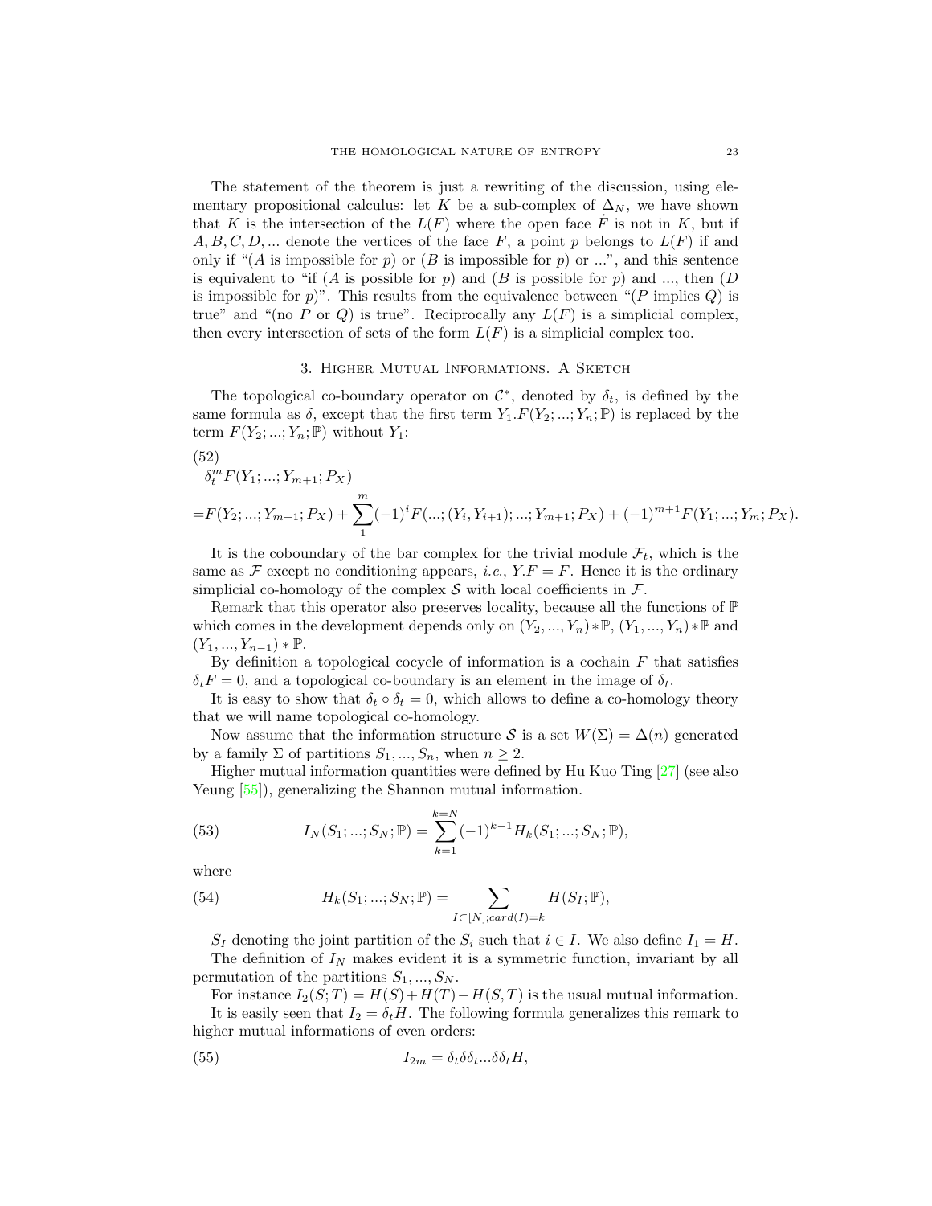The statement of the theorem is just a rewriting of the discussion, using elementary propositional calculus: let $K$ be a sub-complex of $\Delta_N$, we have shown that $K$ is the intersection of the $L(F)$ where the open face $\dot{F}$ is not in $K$, but if $A, B, C, D, ...$ denote the vertices of the face $F$, a point $p$ belongs to $L(F)$ if and only if "($A$ is impossible for $p$) or ($B$ is impossible for $p$) or ...", and this sentence is equivalent to "if ($A$ is possible for $p$) and ($B$ is possible for $p$) and ..., then ($D$ is impossible for $p$)". This results from the equivalence between "($P$ implies $Q$) is true" and "(no $P$ or $Q$) is true". Reciprocally any $L(F)$ is a simplicial complex, then every intersection of sets of the form $L(F)$ is a simplicial complex too.

## 3. Higher Mutual Informations. A Sketch

The topological co-boundary operator on $\mathcal{C}^*$, denoted by $\delta_t$, is defined by the same formula as $\delta$, except that the first term $Y_1.F(Y_2;...;Y_n;\mathbb{P})$ is replaced by the term $F(Y_2;...;Y_n;\mathbb{P})$ without $Y_1$:

(52)
$$\delta_t^m F(Y_1;...;Y_{m+1};P_X)$$
$$=F(Y_2;...;Y_{m+1};P_X)+\sum_1^m(-1)^iF(...;(Y_i,Y_{i+1});...;Y_{m+1};P_X)+(-1)^{m+1}F(Y_1;...;Y_m;P_X).$$

It is the coboundary of the bar complex for the trivial module $\mathcal{F}_t$, which is the same as $\mathcal{F}$ except no conditioning appears, *i.e.*, $Y.F = F$. Hence it is the ordinary simplicial co-homology of the complex $\mathcal{S}$ with local coefficients in $\mathcal{F}$.

Remark that this operator also preserves locality, because all the functions of $\mathbb{P}$ which comes in the development depends only on $(Y_2,...,Y_n)*\mathbb{P}$, $(Y_1,...,Y_n)*\mathbb{P}$ and $(Y_1,...,Y_{n-1})*\mathbb{P}$.

By definition a topological cocycle of information is a cochain $F$ that satisfies $\delta_t F = 0$, and a topological co-boundary is an element in the image of $\delta_t$.

It is easy to show that $\delta_t \circ \delta_t = 0$, which allows to define a co-homology theory that we will name topological co-homology.

Now assume that the information structure $\mathcal{S}$ is a set $W(\Sigma) = \Delta(n)$ generated by a family $\Sigma$ of partitions $S_1, ..., S_n$, when $n \geq 2$.

Higher mutual information quantities were defined by Hu Kuo Ting [27] (see also Yeung [55]), generalizing the Shannon mutual information.

$$I_N(S_1;...;S_N;\mathbb{P}) = \sum_{k=1}^{k=N}(-1)^{k-1}H_k(S_1;...;S_N;\mathbb{P}), \tag{53}$$

where

$$H_k(S_1;...;S_N;\mathbb{P}) = \sum_{I\subset[N];card(I)=k} H(S_I;\mathbb{P}), \tag{54}$$

$S_I$ denoting the joint partition of the $S_i$ such that $i \in I$. We also define $I_1 = H$.

The definition of $I_N$ makes evident it is a symmetric function, invariant by all permutation of the partitions $S_1, ..., S_N$.

For instance $I_2(S;T) = H(S) + H(T) - H(S,T)$ is the usual mutual information.

It is easily seen that $I_2 = \delta_t H$. The following formula generalizes this remark to higher mutual informations of even orders:

$$I_{2m} = \delta_t\delta\delta_t...\delta\delta_t H, \tag{55}$$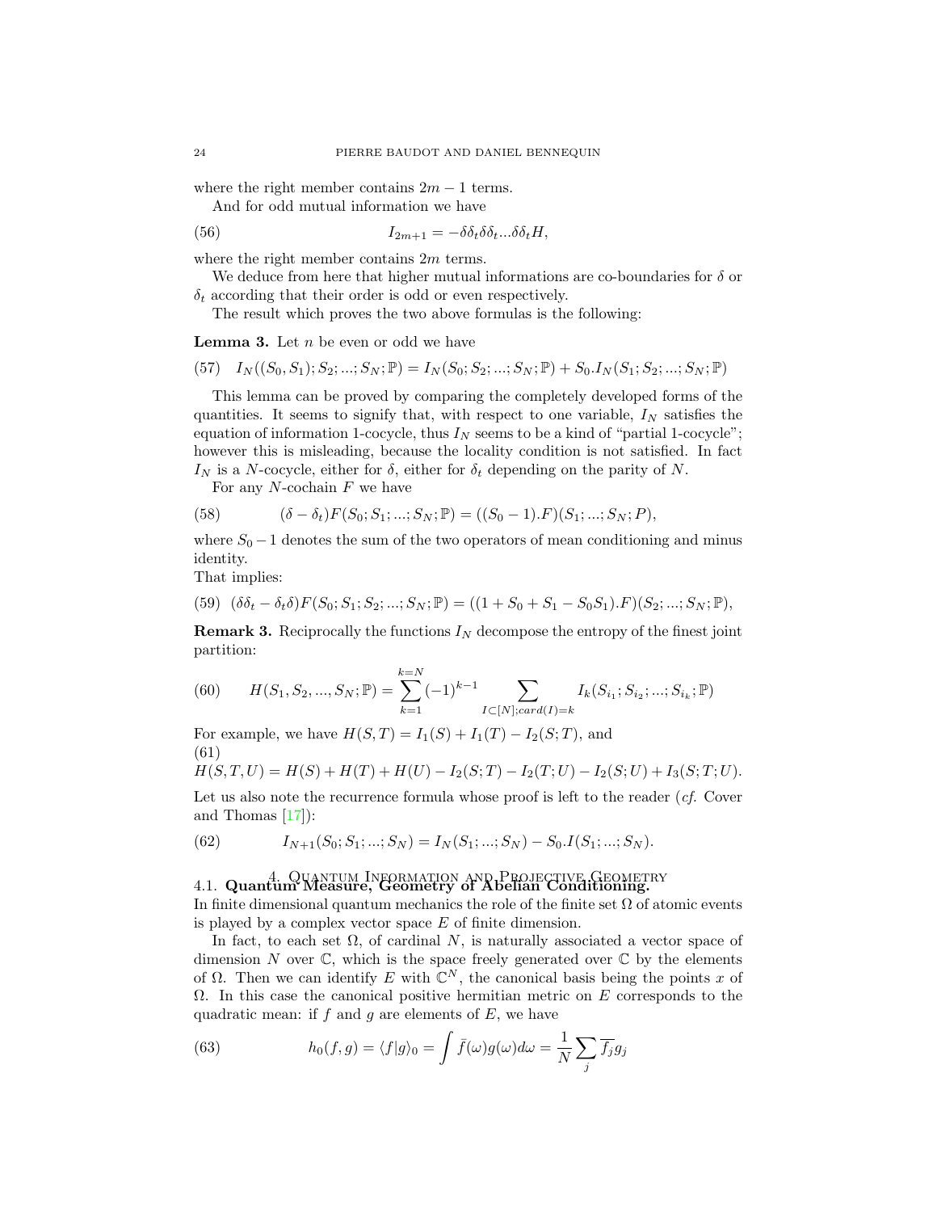where the right member contains $2m-1$ terms.

And for odd mutual information we have

$$I_{2m+1} = -\delta\delta_t\delta\delta_t...\delta\delta_t H, \tag{56}$$

where the right member contains $2m$ terms.

We deduce from here that higher mutual informations are co-boundaries for $\delta$ or $\delta_t$ according that their order is odd or even respectively.

The result which proves the two above formulas is the following:

**Lemma 3.** Let $n$ be even or odd we have

$$I_N((S_0, S_1); S_2; ...; S_N; \mathbb{P}) = I_N(S_0; S_2; ...; S_N; \mathbb{P}) + S_0.I_N(S_1; S_2; ...; S_N; \mathbb{P}) \tag{57}$$

This lemma can be proved by comparing the completely developed forms of the quantities. It seems to signify that, with respect to one variable, $I_N$ satisfies the equation of information 1-cocycle, thus $I_N$ seems to be a kind of "partial 1-cocycle"; however this is misleading, because the locality condition is not satisfied. In fact $I_N$ is a $N$-cocycle, either for $\delta$, either for $\delta_t$ depending on the parity of $N$.

For any $N$-cochain $F$ we have

$$(\delta - \delta_t)F(S_0; S_1; ...; S_N; \mathbb{P}) = ((S_0 - 1).F)(S_1; ...; S_N; P), \tag{58}$$

where $S_0 - 1$ denotes the sum of the two operators of mean conditioning and minus identity.

That implies:

$$(\delta\delta_t - \delta_t\delta)F(S_0; S_1; S_2; ...; S_N; \mathbb{P}) = ((1 + S_0 + S_1 - S_0S_1).F)(S_2; ...; S_N; \mathbb{P}), \tag{59}$$

**Remark 3.** Reciprocally the functions $I_N$ decompose the entropy of the finest joint partition:

$$H(S_1, S_2, ..., S_N; \mathbb{P}) = \sum_{k=1}^{k=N} (-1)^{k-1} \sum_{I \subset [N]; card(I)=k} I_k(S_{i_1}; S_{i_2}; ...; S_{i_k}; \mathbb{P}) \tag{60}$$

For example, we have $H(S,T) = I_1(S) + I_1(T) - I_2(S;T)$, and

$$H(S,T,U) = H(S) + H(T) + H(U) - I_2(S;T) - I_2(T;U) - I_2(S;U) + I_3(S;T;U). \tag{61}$$

Let us also note the recurrence formula whose proof is left to the reader (*cf.* Cover and Thomas [17]):

$$I_{N+1}(S_0; S_1; ...; S_N) = I_N(S_1; ...; S_N) - S_0.I(S_1; ...; S_N). \tag{62}$$

# 4. Quantum Information and Projective Geometry

## 4.1. Quantum Measure, Geometry of Abelian Conditioning.

In finite dimensional quantum mechanics the role of the finite set $\Omega$ of atomic events is played by a complex vector space $E$ of finite dimension.

In fact, to each set $\Omega$, of cardinal $N$, is naturally associated a vector space of dimension $N$ over $\mathbb{C}$, which is the space freely generated over $\mathbb{C}$ by the elements of $\Omega$. Then we can identify $E$ with $\mathbb{C}^N$, the canonical basis being the points $x$ of $\Omega$. In this case the canonical positive hermitian metric on $E$ corresponds to the quadratic mean: if $f$ and $g$ are elements of $E$, we have

$$h_0(f,g) = \langle f|g\rangle_0 = \int \bar{f}(\omega)g(\omega)d\omega = \frac{1}{N}\sum_j \overline{f_j}g_j \tag{63}$$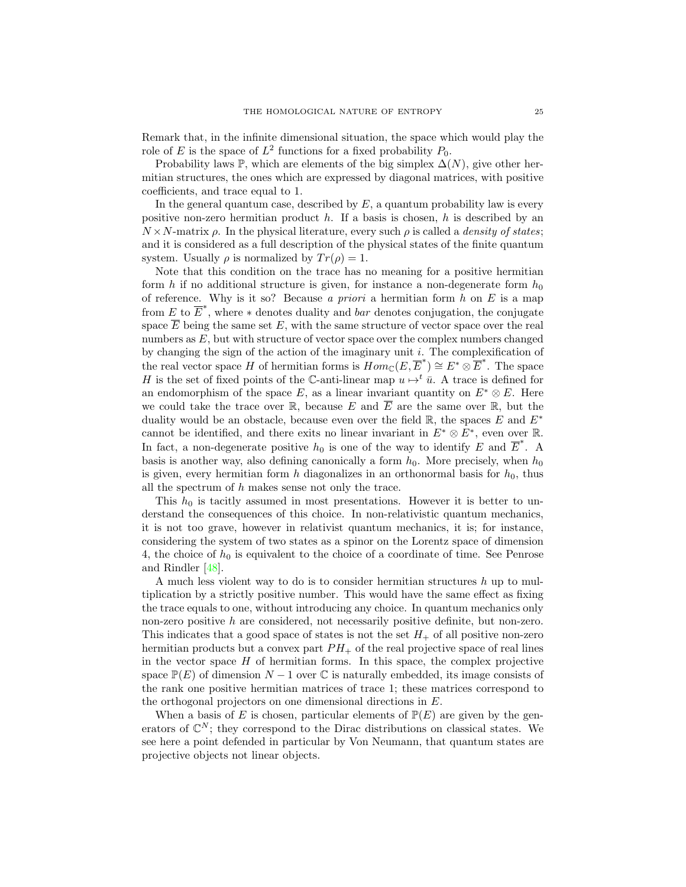Remark that, in the infinite dimensional situation, the space which would play the role of $E$ is the space of $L^2$ functions for a fixed probability $P_0$.

Probability laws $\mathbb{P}$, which are elements of the big simplex $\Delta(N)$, give other hermitian structures, the ones which are expressed by diagonal matrices, with positive coefficients, and trace equal to 1.

In the general quantum case, described by $E$, a quantum probability law is every positive non-zero hermitian product $h$. If a basis is chosen, $h$ is described by an $N \times N$-matrix $\rho$. In the physical literature, every such $\rho$ is called a *density of states*; and it is considered as a full description of the physical states of the finite quantum system. Usually $\rho$ is normalized by $Tr(\rho) = 1$.

Note that this condition on the trace has no meaning for a positive hermitian form $h$ if no additional structure is given, for instance a non-degenerate form $h_0$ of reference. Why is it so? Because *a priori* a hermitian form $h$ on $E$ is a map from $E$ to $\overline{E}^*$, where $*$ denotes duality and *bar* denotes conjugation, the conjugate space $\overline{E}$ being the same set $E$, with the same structure of vector space over the real numbers as $E$, but with structure of vector space over the complex numbers changed by changing the sign of the action of the imaginary unit $i$. The complexification of the real vector space $H$ of hermitian forms is $Hom_{\mathbb{C}}(E, \overline{E}^*) \cong E^* \otimes \overline{E}^*$. The space $H$ is the set of fixed points of the $\mathbb{C}$-anti-linear map $u \mapsto^t \bar{u}$. A trace is defined for an endomorphism of the space $E$, as a linear invariant quantity on $E^* \otimes E$. Here we could take the trace over $\mathbb{R}$, because $E$ and $\overline{E}$ are the same over $\mathbb{R}$, but the duality would be an obstacle, because even over the field $\mathbb{R}$, the spaces $E$ and $E^*$ cannot be identified, and there exits no linear invariant in $E^* \otimes E^*$, even over $\mathbb{R}$. In fact, a non-degenerate positive $h_0$ is one of the way to identify $E$ and $\overline{E}^*$. A basis is another way, also defining canonically a form $h_0$. More precisely, when $h_0$ is given, every hermitian form $h$ diagonalizes in an orthonormal basis for $h_0$, thus all the spectrum of $h$ makes sense not only the trace.

This $h_0$ is tacitly assumed in most presentations. However it is better to understand the consequences of this choice. In non-relativistic quantum mechanics, it is not too grave, however in relativist quantum mechanics, it is; for instance, considering the system of two states as a spinor on the Lorentz space of dimension 4, the choice of $h_0$ is equivalent to the choice of a coordinate of time. See Penrose and Rindler [48].

A much less violent way to do is to consider hermitian structures $h$ up to multiplication by a strictly positive number. This would have the same effect as fixing the trace equals to one, without introducing any choice. In quantum mechanics only non-zero positive $h$ are considered, not necessarily positive definite, but non-zero. This indicates that a good space of states is not the set $H_+$ of all positive non-zero hermitian products but a convex part $PH_+$ of the real projective space of real lines in the vector space $H$ of hermitian forms. In this space, the complex projective space $\mathbb{P}(E)$ of dimension $N-1$ over $\mathbb{C}$ is naturally embedded, its image consists of the rank one positive hermitian matrices of trace 1; these matrices correspond to the orthogonal projectors on one dimensional directions in $E$.

When a basis of $E$ is chosen, particular elements of $\mathbb{P}(E)$ are given by the generators of $\mathbb{C}^N$; they correspond to the Dirac distributions on classical states. We see here a point defended in particular by Von Neumann, that quantum states are projective objects not linear objects.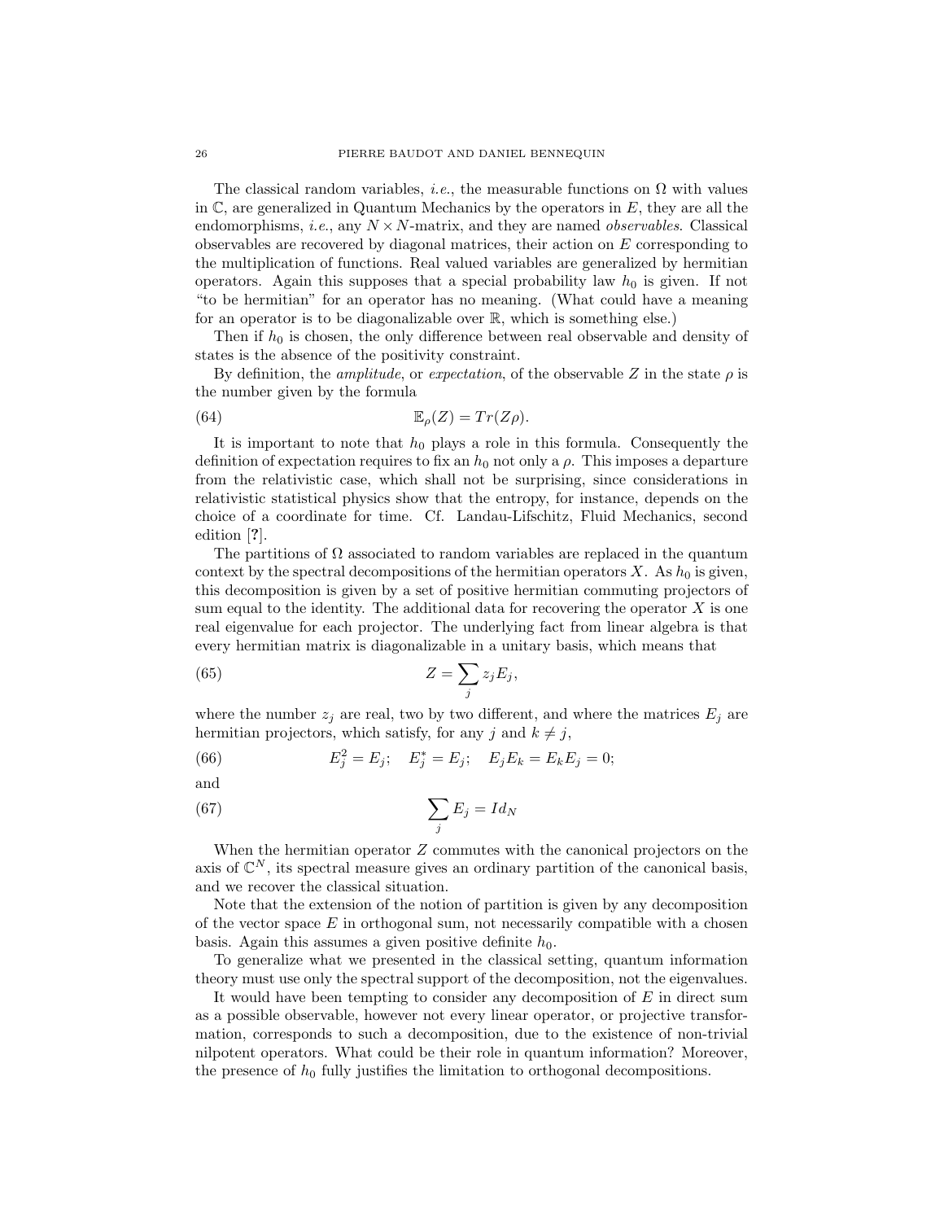The classical random variables, *i.e.*, the measurable functions on $\Omega$ with values in $\mathbb{C}$, are generalized in Quantum Mechanics by the operators in $E$, they are all the endomorphisms, *i.e.*, any $N \times N$-matrix, and they are named *observables*. Classical observables are recovered by diagonal matrices, their action on $E$ corresponding to the multiplication of functions. Real valued variables are generalized by hermitian operators. Again this supposes that a special probability law $h_0$ is given. If not "to be hermitian" for an operator has no meaning. (What could have a meaning for an operator is to be diagonalizable over $\mathbb{R}$, which is something else.)

Then if $h_0$ is chosen, the only difference between real observable and density of states is the absence of the positivity constraint.

By definition, the *amplitude*, or *expectation*, of the observable $Z$ in the state $\rho$ is the number given by the formula

$$\mathbb{E}_\rho(Z) = Tr(Z\rho). \tag{64}$$

It is important to note that $h_0$ plays a role in this formula. Consequently the definition of expectation requires to fix an $h_0$ not only a $\rho$. This imposes a departure from the relativistic case, which shall not be surprising, since considerations in relativistic statistical physics show that the entropy, for instance, depends on the choice of a coordinate for time. Cf. Landau-Lifschitz, Fluid Mechanics, second edition [**?**].

The partitions of $\Omega$ associated to random variables are replaced in the quantum context by the spectral decompositions of the hermitian operators $X$. As $h_0$ is given, this decomposition is given by a set of positive hermitian commuting projectors of sum equal to the identity. The additional data for recovering the operator $X$ is one real eigenvalue for each projector. The underlying fact from linear algebra is that every hermitian matrix is diagonalizable in a unitary basis, which means that

$$Z = \sum_j z_j E_j, \tag{65}$$

where the number $z_j$ are real, two by two different, and where the matrices $E_j$ are hermitian projectors, which satisfy, for any $j$ and $k \neq j$,

$$E_j^2 = E_j; \quad E_j^* = E_j; \quad E_j E_k = E_k E_j = 0; \tag{66}$$

and

$$\sum_j E_j = Id_N \tag{67}$$

When the hermitian operator $Z$ commutes with the canonical projectors on the axis of $\mathbb{C}^N$, its spectral measure gives an ordinary partition of the canonical basis, and we recover the classical situation.

Note that the extension of the notion of partition is given by any decomposition of the vector space $E$ in orthogonal sum, not necessarily compatible with a chosen basis. Again this assumes a given positive definite $h_0$.

To generalize what we presented in the classical setting, quantum information theory must use only the spectral support of the decomposition, not the eigenvalues.

It would have been tempting to consider any decomposition of $E$ in direct sum as a possible observable, however not every linear operator, or projective transformation, corresponds to such a decomposition, due to the existence of non-trivial nilpotent operators. What could be their role in quantum information? Moreover, the presence of $h_0$ fully justifies the limitation to orthogonal decompositions.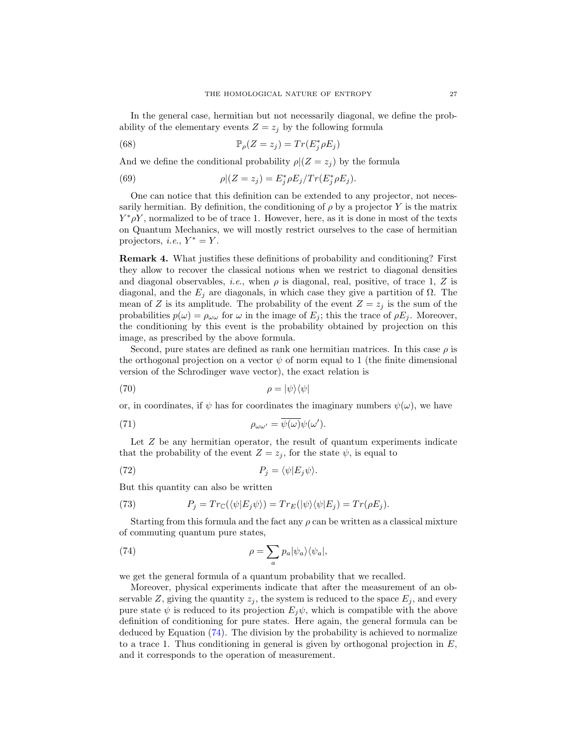In the general case, hermitian but not necessarily diagonal, we define the probability of the elementary events $Z = z_j$ by the following formula

$$\mathbb{P}_\rho(Z = z_j) = Tr(E_j^* \rho E_j) \tag{68}$$

And we define the conditional probability $\rho|(Z = z_j)$ by the formula

$$\rho|(Z = z_j) = E_j^* \rho E_j / Tr(E_j^* \rho E_j). \tag{69}$$

One can notice that this definition can be extended to any projector, not necessarily hermitian. By definition, the conditioning of $\rho$ by a projector $Y$ is the matrix $Y^* \rho Y$, normalized to be of trace 1. However, here, as it is done in most of the texts on Quantum Mechanics, we will mostly restrict ourselves to the case of hermitian projectors, *i.e.*, $Y^* = Y$.

**Remark 4.** What justifies these definitions of probability and conditioning? First they allow to recover the classical notions when we restrict to diagonal densities and diagonal observables, *i.e.*, when $\rho$ is diagonal, real, positive, of trace 1, $Z$ is diagonal, and the $E_j$ are diagonals, in which case they give a partition of $\Omega$. The mean of $Z$ is its amplitude. The probability of the event $Z = z_j$ is the sum of the probabilities $p(\omega) = \rho_{\omega\omega}$ for $\omega$ in the image of $E_j$; this the trace of $\rho E_j$. Moreover, the conditioning by this event is the probability obtained by projection on this image, as prescribed by the above formula.

Second, pure states are defined as rank one hermitian matrices. In this case $\rho$ is the orthogonal projection on a vector $\psi$ of norm equal to 1 (the finite dimensional version of the Schrodinger wave vector), the exact relation is

$$\rho = |\psi\rangle\langle\psi| \tag{70}$$

or, in coordinates, if $\psi$ has for coordinates the imaginary numbers $\psi(\omega)$, we have

$$\rho_{\omega\omega'} = \overline{\psi(\omega)}\psi(\omega'). \tag{71}$$

Let $Z$ be any hermitian operator, the result of quantum experiments indicate that the probability of the event $Z = z_j$, for the state $\psi$, is equal to

$$P_j = \langle\psi|E_j\psi\rangle. \tag{72}$$

But this quantity can also be written

$$P_j = Tr_{\mathbb{C}}(\langle\psi|E_j\psi\rangle) = Tr_E(|\psi\rangle\langle\psi|E_j) = Tr(\rho E_j). \tag{73}$$

Starting from this formula and the fact any $\rho$ can be written as a classical mixture of commuting quantum pure states,

$$\rho = \sum_a p_a |\psi_a\rangle\langle\psi_a|, \tag{74}$$

we get the general formula of a quantum probability that we recalled.

Moreover, physical experiments indicate that after the measurement of an observable $Z$, giving the quantity $z_j$, the system is reduced to the space $E_j$, and every pure state $\psi$ is reduced to its projection $E_j\psi$, which is compatible with the above definition of conditioning for pure states. Here again, the general formula can be deduced by Equation (74). The division by the probability is achieved to normalize to a trace 1. Thus conditioning in general is given by orthogonal projection in $E$, and it corresponds to the operation of measurement.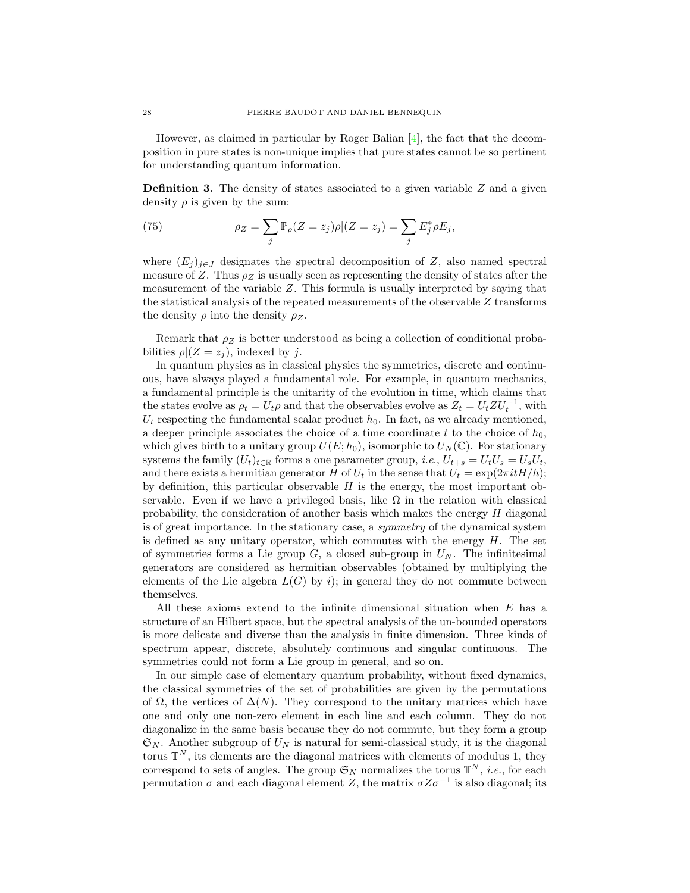However, as claimed in particular by Roger Balian [4], the fact that the decomposition in pure states is non-unique implies that pure states cannot be so pertinent for understanding quantum information.

**Definition 3.** The density of states associated to a given variable $Z$ and a given density $\rho$ is given by the sum:

$$\rho_Z = \sum_j \mathbb{P}_\rho(Z = z_j)\rho|(Z = z_j) = \sum_j E_j^* \rho E_j, \tag{75}$$

where $(E_j)_{j \in J}$ designates the spectral decomposition of $Z$, also named spectral measure of $Z$. Thus $\rho_Z$ is usually seen as representing the density of states after the measurement of the variable $Z$. This formula is usually interpreted by saying that the statistical analysis of the repeated measurements of the observable $Z$ transforms the density $\rho$ into the density $\rho_Z$.

Remark that $\rho_Z$ is better understood as being a collection of conditional probabilities $\rho|(Z = z_j)$, indexed by $j$.

In quantum physics as in classical physics the symmetries, discrete and continuous, have always played a fundamental role. For example, in quantum mechanics, a fundamental principle is the unitarity of the evolution in time, which claims that the states evolve as $\rho_t = U_t \rho$ and that the observables evolve as $Z_t = U_t Z U_t^{-1}$, with $U_t$ respecting the fundamental scalar product $h_0$. In fact, as we already mentioned, a deeper principle associates the choice of a time coordinate $t$ to the choice of $h_0$, which gives birth to a unitary group $U(E; h_0)$, isomorphic to $U_N(\mathbb{C})$. For stationary systems the family $(U_t)_{t \in \mathbb{R}}$ forms a one parameter group, *i.e.*, $U_{t+s} = U_t U_s = U_s U_t$, and there exists a hermitian generator $H$ of $U_t$ in the sense that $U_t = \exp(2\pi i t H/h)$; by definition, this particular observable $H$ is the energy, the most important observable. Even if we have a privileged basis, like $\Omega$ in the relation with classical probability, the consideration of another basis which makes the energy $H$ diagonal is of great importance. In the stationary case, a *symmetry* of the dynamical system is defined as any unitary operator, which commutes with the energy $H$. The set of symmetries forms a Lie group $G$, a closed sub-group in $U_N$. The infinitesimal generators are considered as hermitian observables (obtained by multiplying the elements of the Lie algebra $L(G)$ by $i$); in general they do not commute between themselves.

All these axioms extend to the infinite dimensional situation when $E$ has a structure of an Hilbert space, but the spectral analysis of the un-bounded operators is more delicate and diverse than the analysis in finite dimension. Three kinds of spectrum appear, discrete, absolutely continuous and singular continuous. The symmetries could not form a Lie group in general, and so on.

In our simple case of elementary quantum probability, without fixed dynamics, the classical symmetries of the set of probabilities are given by the permutations of $\Omega$, the vertices of $\Delta(N)$. They correspond to the unitary matrices which have one and only one non-zero element in each line and each column. They do not diagonalize in the same basis because they do not commute, but they form a group $\mathfrak{S}_N$. Another subgroup of $U_N$ is natural for semi-classical study, it is the diagonal torus $\mathbb{T}^N$, its elements are the diagonal matrices with elements of modulus 1, they correspond to sets of angles. The group $\mathfrak{S}_N$ normalizes the torus $\mathbb{T}^N$, *i.e.*, for each permutation $\sigma$ and each diagonal element $Z$, the matrix $\sigma Z \sigma^{-1}$ is also diagonal; its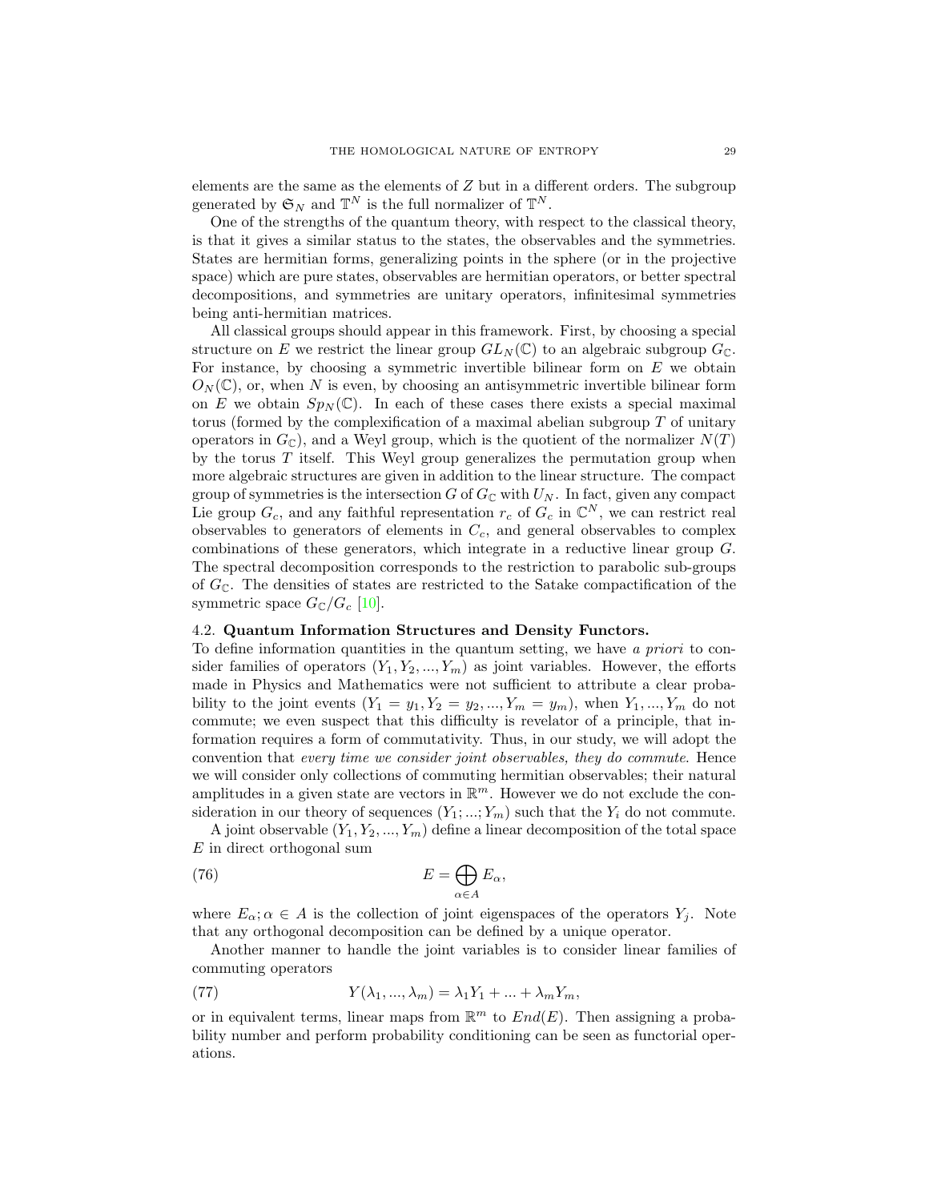elements are the same as the elements of $Z$ but in a different orders. The subgroup generated by $\mathfrak{S}_N$ and $\mathbb{T}^N$ is the full normalizer of $\mathbb{T}^N$.

One of the strengths of the quantum theory, with respect to the classical theory, is that it gives a similar status to the states, the observables and the symmetries. States are hermitian forms, generalizing points in the sphere (or in the projective space) which are pure states, observables are hermitian operators, or better spectral decompositions, and symmetries are unitary operators, infinitesimal symmetries being anti-hermitian matrices.

All classical groups should appear in this framework. First, by choosing a special structure on $E$ we restrict the linear group $GL_N(\mathbb{C})$ to an algebraic subgroup $G_{\mathbb{C}}$. For instance, by choosing a symmetric invertible bilinear form on $E$ we obtain $O_N(\mathbb{C})$, or, when $N$ is even, by choosing an antisymmetric invertible bilinear form on $E$ we obtain $Sp_N(\mathbb{C})$. In each of these cases there exists a special maximal torus (formed by the complexification of a maximal abelian subgroup $T$ of unitary operators in $G_{\mathbb{C}}$), and a Weyl group, which is the quotient of the normalizer $N(T)$ by the torus $T$ itself. This Weyl group generalizes the permutation group when more algebraic structures are given in addition to the linear structure. The compact group of symmetries is the intersection $G$ of $G_{\mathbb{C}}$ with $U_N$. In fact, given any compact Lie group $G_c$, and any faithful representation $r_c$ of $G_c$ in $\mathbb{C}^N$, we can restrict real observables to generators of elements in $C_c$, and general observables to complex combinations of these generators, which integrate in a reductive linear group $G$. The spectral decomposition corresponds to the restriction to parabolic sub-groups of $G_{\mathbb{C}}$. The densities of states are restricted to the Satake compactification of the symmetric space $G_{\mathbb{C}}/G_c$ [10].

### 4.2. Quantum Information Structures and Density Functors.

To define information quantities in the quantum setting, we have *a priori* to consider families of operators $(Y_1, Y_2, ..., Y_m)$ as joint variables. However, the efforts made in Physics and Mathematics were not sufficient to attribute a clear probability to the joint events $(Y_1 = y_1, Y_2 = y_2, ..., Y_m = y_m)$, when $Y_1, ..., Y_m$ do not commute; we even suspect that this difficulty is revelator of a principle, that information requires a form of commutativity. Thus, in our study, we will adopt the convention that *every time we consider joint observables, they do commute*. Hence we will consider only collections of commuting hermitian observables; their natural amplitudes in a given state are vectors in $\mathbb{R}^m$. However we do not exclude the consideration in our theory of sequences $(Y_1; ...; Y_m)$ such that the $Y_i$ do not commute.

A joint observable $(Y_1, Y_2, ..., Y_m)$ define a linear decomposition of the total space $E$ in direct orthogonal sum

$$E = \bigoplus_{\alpha \in A} E_\alpha, \tag{76}$$

where $E_\alpha; \alpha \in A$ is the collection of joint eigenspaces of the operators $Y_j$. Note that any orthogonal decomposition can be defined by a unique operator.

Another manner to handle the joint variables is to consider linear families of commuting operators

$$Y(\lambda_1, ..., \lambda_m) = \lambda_1 Y_1 + ... + \lambda_m Y_m, \tag{77}$$

or in equivalent terms, linear maps from $\mathbb{R}^m$ to $End(E)$. Then assigning a probability number and perform probability conditioning can be seen as functorial operations.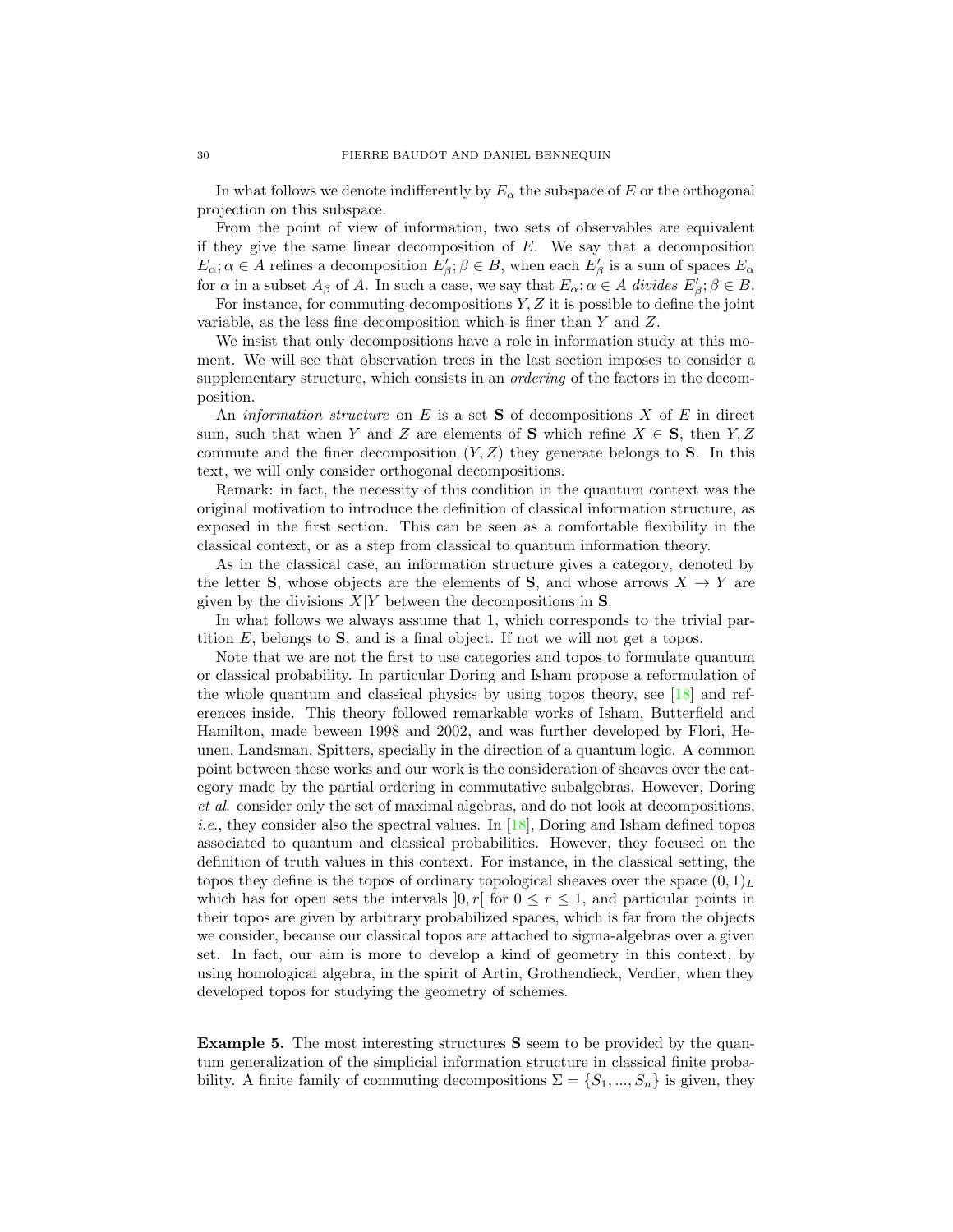In what follows we denote indifferently by $E_\alpha$ the subspace of $E$ or the orthogonal projection on this subspace.

From the point of view of information, two sets of observables are equivalent if they give the same linear decomposition of $E$. We say that a decomposition $E_\alpha; \alpha \in A$ refines a decomposition $E'_\beta; \beta \in B$, when each $E'_\beta$ is a sum of spaces $E_\alpha$ for $\alpha$ in a subset $A_\beta$ of $A$. In such a case, we say that $E_\alpha; \alpha \in A$ *divides* $E'_\beta; \beta \in B$.

For instance, for commuting decompositions $Y, Z$ it is possible to define the joint variable, as the less fine decomposition which is finer than $Y$ and $Z$.

We insist that only decompositions have a role in information study at this moment. We will see that observation trees in the last section imposes to consider a supplementary structure, which consists in an *ordering* of the factors in the decomposition.

An *information structure* on $E$ is a set $\mathbf{S}$ of decompositions $X$ of $E$ in direct sum, such that when $Y$ and $Z$ are elements of $\mathbf{S}$ which refine $X \in \mathbf{S}$, then $Y, Z$ commute and the finer decomposition $(Y, Z)$ they generate belongs to $\mathbf{S}$. In this text, we will only consider orthogonal decompositions.

Remark: in fact, the necessity of this condition in the quantum context was the original motivation to introduce the definition of classical information structure, as exposed in the first section. This can be seen as a comfortable flexibility in the classical context, or as a step from classical to quantum information theory.

As in the classical case, an information structure gives a category, denoted by the letter $\mathbf{S}$, whose objects are the elements of $\mathbf{S}$, and whose arrows $X \to Y$ are given by the divisions $X|Y$ between the decompositions in $\mathbf{S}$.

In what follows we always assume that 1, which corresponds to the trivial partition $E$, belongs to $\mathbf{S}$, and is a final object. If not we will not get a topos.

Note that we are not the first to use categories and topos to formulate quantum or classical probability. In particular Doring and Isham propose a reformulation of the whole quantum and classical physics by using topos theory, see [18] and references inside. This theory followed remarkable works of Isham, Butterfield and Hamilton, made beween 1998 and 2002, and was further developed by Flori, Heunen, Landsman, Spitters, specially in the direction of a quantum logic. A common point between these works and our work is the consideration of sheaves over the category made by the partial ordering in commutative subalgebras. However, Doring *et al.* consider only the set of maximal algebras, and do not look at decompositions, *i.e.*, they consider also the spectral values. In [18], Doring and Isham defined topos associated to quantum and classical probabilities. However, they focused on the definition of truth values in this context. For instance, in the classical setting, the topos they define is the topos of ordinary topological sheaves over the space $(0, 1)_L$ which has for open sets the intervals $]0, r[$ for $0 \leq r \leq 1$, and particular points in their topos are given by arbitrary probabilized spaces, which is far from the objects we consider, because our classical topos are attached to sigma-algebras over a given set. In fact, our aim is more to develop a kind of geometry in this context, by using homological algebra, in the spirit of Artin, Grothendieck, Verdier, when they developed topos for studying the geometry of schemes.

**Example 5.** The most interesting structures $\mathbf{S}$ seem to be provided by the quantum generalization of the simplicial information structure in classical finite probability. A finite family of commuting decompositions $\Sigma = \{S_1, ..., S_n\}$ is given, they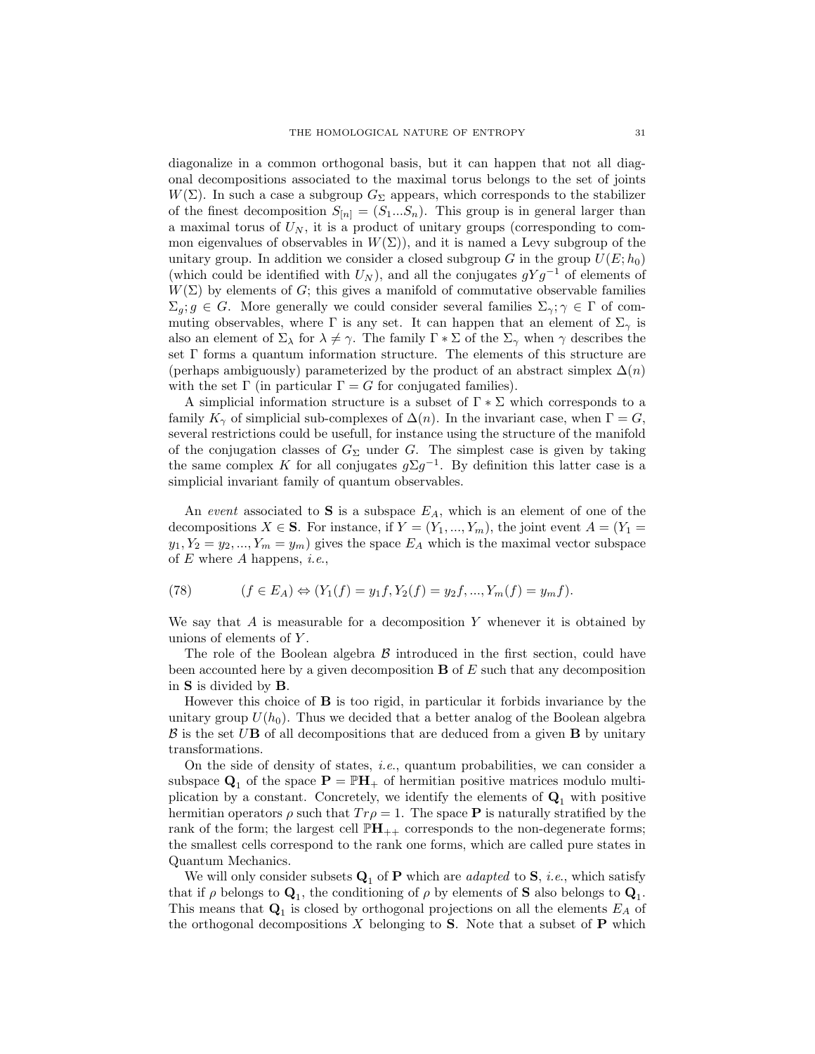diagonalize in a common orthogonal basis, but it can happen that not all diagonal decompositions associated to the maximal torus belongs to the set of joints $W(\Sigma)$. In such a case a subgroup $G_\Sigma$ appears, which corresponds to the stabilizer of the finest decomposition $S_{[n]} = (S_1...S_n)$. This group is in general larger than a maximal torus of $U_N$, it is a product of unitary groups (corresponding to common eigenvalues of observables in $W(\Sigma)$), and it is named a Levy subgroup of the unitary group. In addition we consider a closed subgroup $G$ in the group $U(E;h_0)$ (which could be identified with $U_N$), and all the conjugates $gYg^{-1}$ of elements of $W(\Sigma)$ by elements of $G$; this gives a manifold of commutative observable families $\Sigma_g; g \in G$. More generally we could consider several families $\Sigma_\gamma; \gamma \in \Gamma$ of commuting observables, where $\Gamma$ is any set. It can happen that an element of $\Sigma_\gamma$ is also an element of $\Sigma_\lambda$ for $\lambda \neq \gamma$. The family $\Gamma * \Sigma$ of the $\Sigma_\gamma$ when $\gamma$ describes the set $\Gamma$ forms a quantum information structure. The elements of this structure are (perhaps ambiguously) parameterized by the product of an abstract simplex $\Delta(n)$ with the set $\Gamma$ (in particular $\Gamma = G$ for conjugated families).

A simplicial information structure is a subset of $\Gamma * \Sigma$ which corresponds to a family $K_\gamma$ of simplicial sub-complexes of $\Delta(n)$. In the invariant case, when $\Gamma = G$, several restrictions could be usefull, for instance using the structure of the manifold of the conjugation classes of $G_\Sigma$ under $G$. The simplest case is given by taking the same complex $K$ for all conjugates $g\Sigma g^{-1}$. By definition this latter case is a simplicial invariant family of quantum observables.

An *event* associated to $\mathbf{S}$ is a subspace $E_A$, which is an element of one of the decompositions $X \in \mathbf{S}$. For instance, if $Y = (Y_1, ..., Y_m)$, the joint event $A = (Y_1 = y_1, Y_2 = y_2, ..., Y_m = y_m)$ gives the space $E_A$ which is the maximal vector subspace of $E$ where $A$ happens, *i.e.*,

$$(f \in E_A) \Leftrightarrow (Y_1(f) = y_1 f, Y_2(f) = y_2 f, ..., Y_m(f) = y_m f). \tag{78}$$

We say that $A$ is measurable for a decomposition $Y$ whenever it is obtained by unions of elements of $Y$.

The role of the Boolean algebra $\mathcal{B}$ introduced in the first section, could have been accounted here by a given decomposition $\mathbf{B}$ of $E$ such that any decomposition in $\mathbf{S}$ is divided by $\mathbf{B}$.

However this choice of $\mathbf{B}$ is too rigid, in particular it forbids invariance by the unitary group $U(h_0)$. Thus we decided that a better analog of the Boolean algebra $\mathcal{B}$ is the set $U\mathbf{B}$ of all decompositions that are deduced from a given $\mathbf{B}$ by unitary transformations.

On the side of density of states, *i.e.*, quantum probabilities, we can consider a subspace $\mathbf{Q}_1$ of the space $\mathbf{P} = \mathbb{P}\mathbf{H}_+$ of hermitian positive matrices modulo multiplication by a constant. Concretely, we identify the elements of $\mathbf{Q}_1$ with positive hermitian operators $\rho$ such that $Tr\rho = 1$. The space $\mathbf{P}$ is naturally stratified by the rank of the form; the largest cell $\mathbb{P}\mathbf{H}_{++}$ corresponds to the non-degenerate forms; the smallest cells correspond to the rank one forms, which are called pure states in Quantum Mechanics.

We will only consider subsets $\mathbf{Q}_1$ of $\mathbf{P}$ which are *adapted* to $\mathbf{S}$, *i.e.*, which satisfy that if $\rho$ belongs to $\mathbf{Q}_1$, the conditioning of $\rho$ by elements of $\mathbf{S}$ also belongs to $\mathbf{Q}_1$. This means that $\mathbf{Q}_1$ is closed by orthogonal projections on all the elements $E_A$ of the orthogonal decompositions $X$ belonging to $\mathbf{S}$. Note that a subset of $\mathbf{P}$ which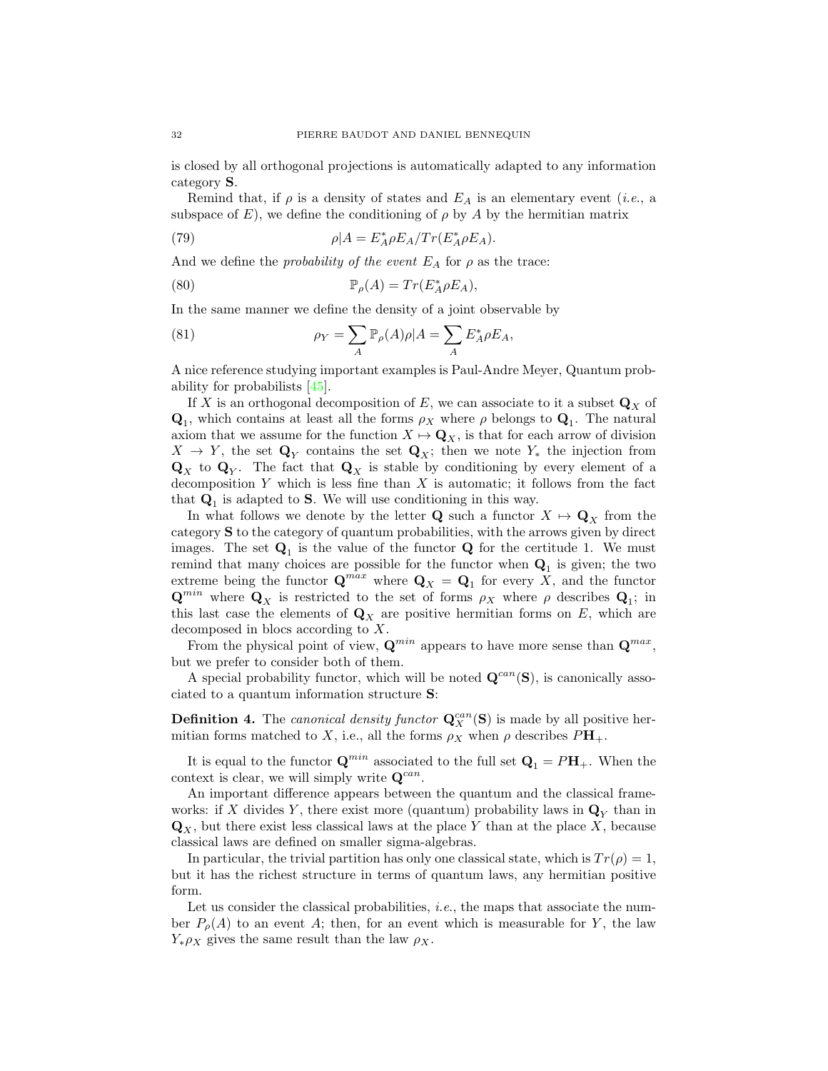is closed by all orthogonal projections is automatically adapted to any information category $\mathbf{S}$.

Remind that, if $\rho$ is a density of states and $E_A$ is an elementary event (*i.e.*, a subspace of $E$), we define the conditioning of $\rho$ by $A$ by the hermitian matrix

$$\rho|A = E_A^* \rho E_A / Tr(E_A^* \rho E_A). \tag{79}$$

And we define the *probability of the event* $E_A$ for $\rho$ as the trace:

$$\mathbb{P}_\rho(A) = Tr(E_A^* \rho E_A), \tag{80}$$

In the same manner we define the density of a joint observable by

$$\rho_Y = \sum_A \mathbb{P}_\rho(A) \rho|A = \sum_A E_A^* \rho E_A, \tag{81}$$

A nice reference studying important examples is Paul-Andre Meyer, Quantum probability for probabilists [45].

If $X$ is an orthogonal decomposition of $E$, we can associate to it a subset $\mathbf{Q}_X$ of $\mathbf{Q}_1$, which contains at least all the forms $\rho_X$ where $\rho$ belongs to $\mathbf{Q}_1$. The natural axiom that we assume for the function $X \mapsto \mathbf{Q}_X$, is that for each arrow of division $X \to Y$, the set $\mathbf{Q}_Y$ contains the set $\mathbf{Q}_X$; then we note $Y_*$ the injection from $\mathbf{Q}_X$ to $\mathbf{Q}_Y$. The fact that $\mathbf{Q}_X$ is stable by conditioning by every element of a decomposition $Y$ which is less fine than $X$ is automatic; it follows from the fact that $\mathbf{Q}_1$ is adapted to $\mathbf{S}$. We will use conditioning in this way.

In what follows we denote by the letter $\mathbf{Q}$ such a functor $X \mapsto \mathbf{Q}_X$ from the category $\mathbf{S}$ to the category of quantum probabilities, with the arrows given by direct images. The set $\mathbf{Q}_1$ is the value of the functor $\mathbf{Q}$ for the certitude 1. We must remind that many choices are possible for the functor when $\mathbf{Q}_1$ is given; the two extreme being the functor $\mathbf{Q}^{max}$ where $\mathbf{Q}_X = \mathbf{Q}_1$ for every $X$, and the functor $\mathbf{Q}^{min}$ where $\mathbf{Q}_X$ is restricted to the set of forms $\rho_X$ where $\rho$ describes $\mathbf{Q}_1$; in this last case the elements of $\mathbf{Q}_X$ are positive hermitian forms on $E$, which are decomposed in blocs according to $X$.

From the physical point of view, $\mathbf{Q}^{min}$ appears to have more sense than $\mathbf{Q}^{max}$, but we prefer to consider both of them.

A special probability functor, which will be noted $\mathbf{Q}^{can}(\mathbf{S})$, is canonically associated to a quantum information structure $\mathbf{S}$:

**Definition 4.** The *canonical density functor* $\mathbf{Q}^{can}_X(\mathbf{S})$ is made by all positive hermitian forms matched to $X$, i.e., all the forms $\rho_X$ when $\rho$ describes $P\mathbf{H}_+$.

It is equal to the functor $\mathbf{Q}^{min}$ associated to the full set $\mathbf{Q}_1 = P\mathbf{H}_+$. When the context is clear, we will simply write $\mathbf{Q}^{can}$.

An important difference appears between the quantum and the classical frameworks: if $X$ divides $Y$, there exist more (quantum) probability laws in $\mathbf{Q}_Y$ than in $\mathbf{Q}_X$, but there exist less classical laws at the place $Y$ than at the place $X$, because classical laws are defined on smaller sigma-algebras.

In particular, the trivial partition has only one classical state, which is $Tr(\rho) = 1$, but it has the richest structure in terms of quantum laws, any hermitian positive form.

Let us consider the classical probabilities, *i.e.*, the maps that associate the number $P_\rho(A)$ to an event $A$; then, for an event which is measurable for $Y$, the law $Y_*\rho_X$ gives the same result than the law $\rho_X$.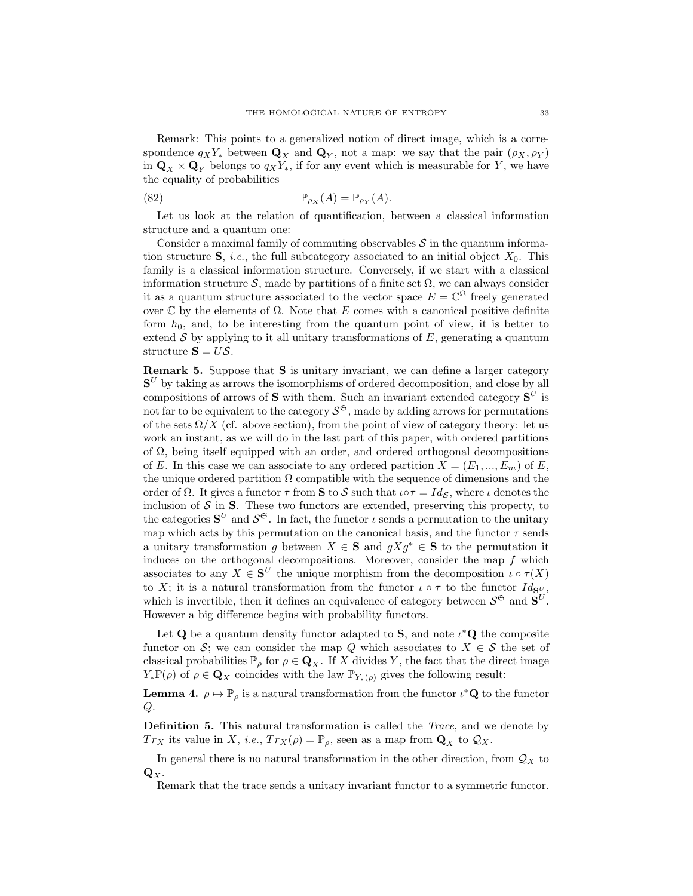Remark: This points to a generalized notion of direct image, which is a correspondence $q_X Y_*$ between $\mathbf{Q}_X$ and $\mathbf{Q}_Y$, not a map: we say that the pair $(\rho_X, \rho_Y)$ in $\mathbf{Q}_X \times \mathbf{Q}_Y$ belongs to $q_X Y_*$, if for any event which is measurable for $Y$, we have the equality of probabilities

$$\mathbb{P}_{\rho_X}(A) = \mathbb{P}_{\rho_Y}(A). \tag{82}$$

Let us look at the relation of quantification, between a classical information structure and a quantum one:

Consider a maximal family of commuting observables $\mathcal{S}$ in the quantum information structure $\mathbf{S}$, *i.e.*, the full subcategory associated to an initial object $X_0$. This family is a classical information structure. Conversely, if we start with a classical information structure $\mathcal{S}$, made by partitions of a finite set $\Omega$, we can always consider it as a quantum structure associated to the vector space $E = \mathbb{C}^\Omega$ freely generated over $\mathbb{C}$ by the elements of $\Omega$. Note that $E$ comes with a canonical positive definite form $h_0$, and, to be interesting from the quantum point of view, it is better to extend $\mathcal{S}$ by applying to it all unitary transformations of $E$, generating a quantum structure $\mathbf{S} = U\mathcal{S}$.

**Remark 5.** Suppose that $\mathbf{S}$ is unitary invariant, we can define a larger category $\mathbf{S}^U$ by taking as arrows the isomorphisms of ordered decomposition, and close by all compositions of arrows of $\mathbf{S}$ with them. Such an invariant extended category $\mathbf{S}^U$ is not far to be equivalent to the category $\mathcal{S}^{\mathfrak{S}}$, made by adding arrows for permutations of the sets $\Omega/X$ (cf. above section), from the point of view of category theory: let us work an instant, as we will do in the last part of this paper, with ordered partitions of $\Omega$, being itself equipped with an order, and ordered orthogonal decompositions of $E$. In this case we can associate to any ordered partition $X = (E_1, ..., E_m)$ of $E$, the unique ordered partition $\Omega$ compatible with the sequence of dimensions and the order of $\Omega$. It gives a functor $\tau$ from $\mathbf{S}$ to $\mathcal{S}$ such that $\iota \circ \tau = Id_{\mathcal{S}}$, where $\iota$ denotes the inclusion of $\mathcal{S}$ in $\mathbf{S}$. These two functors are extended, preserving this property, to the categories $\mathbf{S}^U$ and $\mathcal{S}^{\mathfrak{S}}$. In fact, the functor $\iota$ sends a permutation to the unitary map which acts by this permutation on the canonical basis, and the functor $\tau$ sends a unitary transformation $g$ between $X \in \mathbf{S}$ and $gXg^* \in \mathbf{S}$ to the permutation it induces on the orthogonal decompositions. Moreover, consider the map $f$ which associates to any $X \in \mathbf{S}^U$ the unique morphism from the decomposition $\iota \circ \tau(X)$ to $X$; it is a natural transformation from the functor $\iota \circ \tau$ to the functor $Id_{\mathbf{S}^U}$, which is invertible, then it defines an equivalence of category between $\mathcal{S}^{\mathfrak{S}}$ and $\mathbf{S}^U$. However a big difference begins with probability functors.

Let $\mathbf{Q}$ be a quantum density functor adapted to $\mathbf{S}$, and note $\iota^*\mathbf{Q}$ the composite functor on $\mathcal{S}$; we can consider the map $Q$ which associates to $X \in \mathcal{S}$ the set of classical probabilities $\mathbb{P}_\rho$ for $\rho \in \mathbf{Q}_X$. If $X$ divides $Y$, the fact that the direct image $Y_*\mathbb{P}(\rho)$ of $\rho \in \mathbf{Q}_X$ coincides with the law $\mathbb{P}_{Y_*(\rho)}$ gives the following result:

**Lemma 4.** $\rho \mapsto \mathbb{P}_\rho$ *is a natural transformation from the functor* $\iota^*\mathbf{Q}$ *to the functor* $Q$.

**Definition 5.** This natural transformation is called the *Trace*, and we denote by $Tr_X$ its value in $X$, *i.e.*, $Tr_X(\rho) = \mathbb{P}_\rho$, seen as a map from $\mathbf{Q}_X$ to $\mathcal{Q}_X$.

In general there is no natural transformation in the other direction, from $\mathcal{Q}_X$ to $\mathbf{Q}_X$.

Remark that the trace sends a unitary invariant functor to a symmetric functor.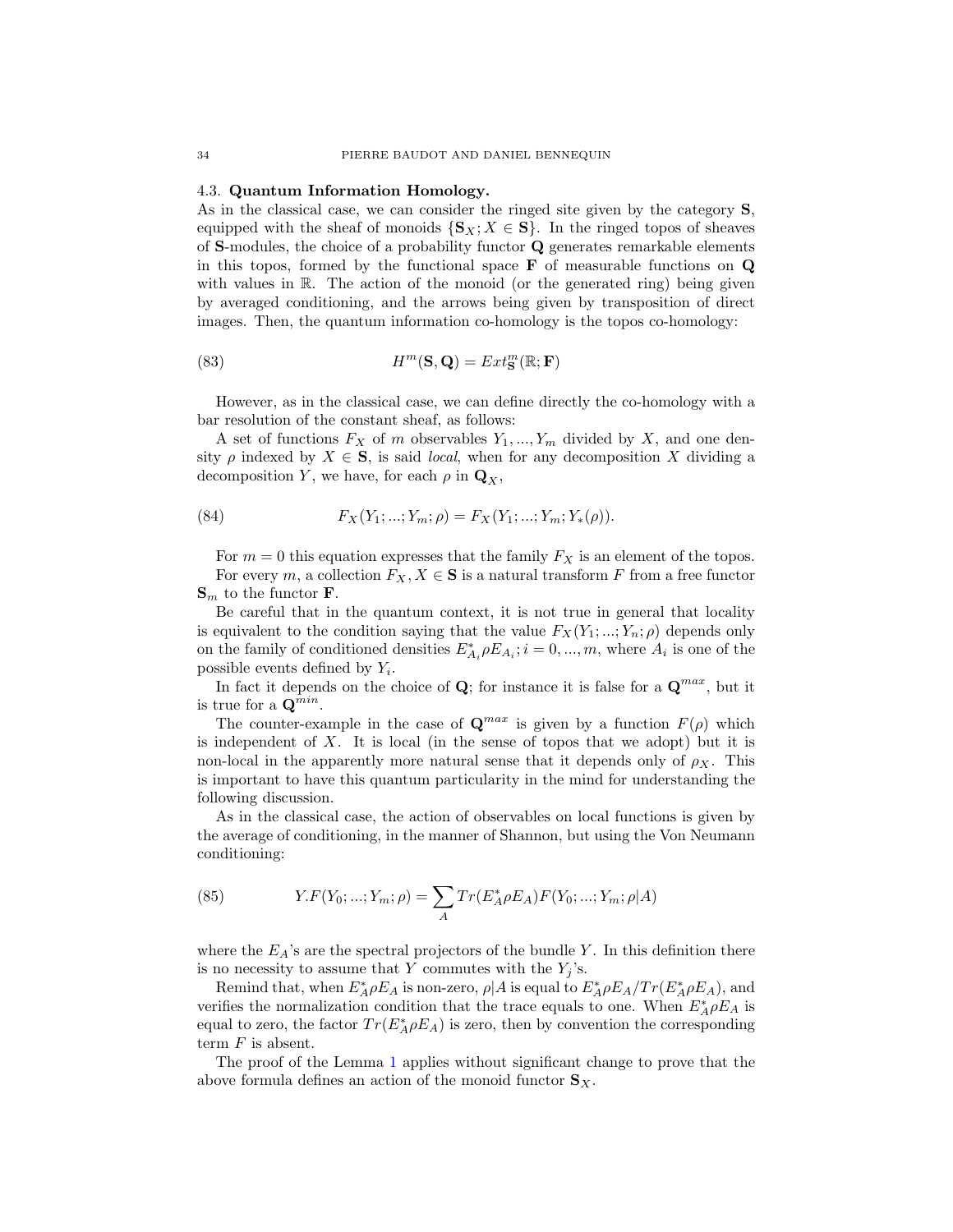### 4.3. **Quantum Information Homology.**

As in the classical case, we can consider the ringed site given by the category $\mathbf{S}$, equipped with the sheaf of monoids $\{\mathbf{S}_X; X \in \mathbf{S}\}$. In the ringed topos of sheaves of $\mathbf{S}$-modules, the choice of a probability functor $\mathbf{Q}$ generates remarkable elements in this topos, formed by the functional space $\mathbf{F}$ of measurable functions on $\mathbf{Q}$ with values in $\mathbb{R}$. The action of the monoid (or the generated ring) being given by averaged conditioning, and the arrows being given by transposition of direct images. Then, the quantum information co-homology is the topos co-homology:

$$H^m(\mathbf{S}, \mathbf{Q}) = Ext^m_{\mathbf{S}}(\mathbb{R}; \mathbf{F}) \tag{83}$$

However, as in the classical case, we can define directly the co-homology with a bar resolution of the constant sheaf, as follows:

A set of functions $F_X$ of $m$ observables $Y_1, ..., Y_m$ divided by $X$, and one density $\rho$ indexed by $X \in \mathbf{S}$, is said *local*, when for any decomposition $X$ dividing a decomposition $Y$, we have, for each $\rho$ in $\mathbf{Q}_X$,

$$F_X(Y_1; ...; Y_m; \rho) = F_X(Y_1; ...; Y_m; Y_*(\rho)). \tag{84}$$

For $m = 0$ this equation expresses that the family $F_X$ is an element of the topos.

For every $m$, a collection $F_X, X \in \mathbf{S}$ is a natural transform $F$ from a free functor $\mathbf{S}_m$ to the functor $\mathbf{F}$.

Be careful that in the quantum context, it is not true in general that locality is equivalent to the condition saying that the value $F_X(Y_1; ...; Y_n; \rho)$ depends only on the family of conditioned densities $E^*_{A_i}\rho E_{A_i}; i = 0, ..., m$, where $A_i$ is one of the possible events defined by $Y_i$.

In fact it depends on the choice of $\mathbf{Q}$; for instance it is false for a $\mathbf{Q}^{max}$, but it is true for a $\mathbf{Q}^{min}$.

The counter-example in the case of $\mathbf{Q}^{max}$ is given by a function $F(\rho)$ which is independent of $X$. It is local (in the sense of topos that we adopt) but it is non-local in the apparently more natural sense that it depends only of $\rho_X$. This is important to have this quantum particularity in the mind for understanding the following discussion.

As in the classical case, the action of observables on local functions is given by the average of conditioning, in the manner of Shannon, but using the Von Neumann conditioning:

$$Y.F(Y_0; ...; Y_m; \rho) = \sum_A Tr(E^*_A \rho E_A) F(Y_0; ...; Y_m; \rho|A) \tag{85}$$

where the $E_A$'s are the spectral projectors of the bundle $Y$. In this definition there is no necessity to assume that $Y$ commutes with the $Y_j$'s.

Remind that, when $E^*_A \rho E_A$ is non-zero, $\rho|A$ is equal to $E^*_A \rho E_A / Tr(E^*_A \rho E_A)$, and verifies the normalization condition that the trace equals to one. When $E^*_A \rho E_A$ is equal to zero, the factor $Tr(E^*_A \rho E_A)$ is zero, then by convention the corresponding term $F$ is absent.

The proof of the Lemma 1 applies without significant change to prove that the above formula defines an action of the monoid functor $\mathbf{S}_X$.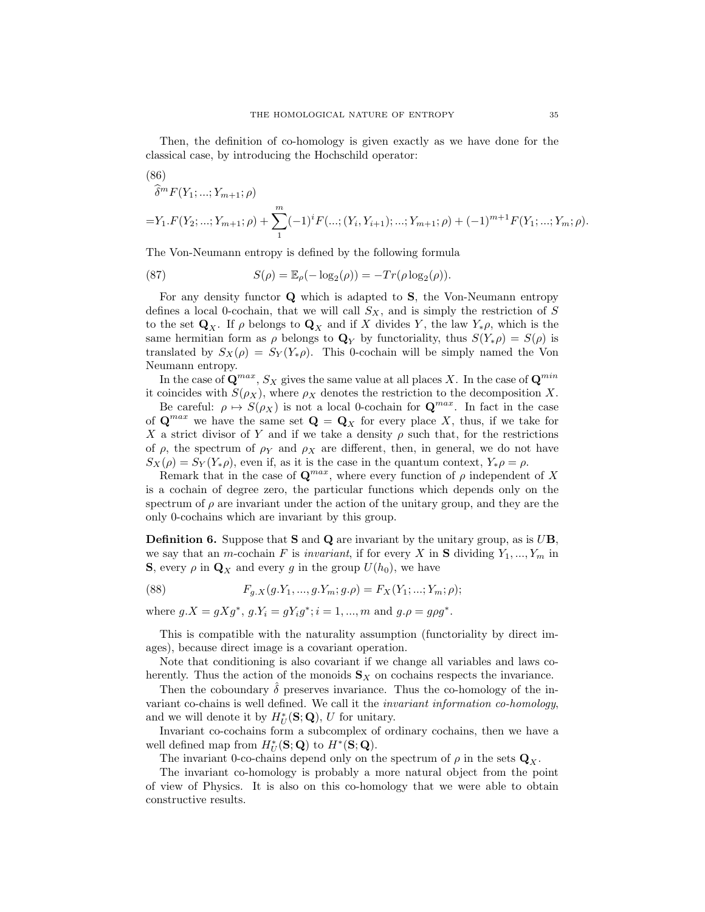Then, the definition of co-homology is given exactly as we have done for the classical case, by introducing the Hochschild operator:

(86)

$$\begin{aligned}
&\widehat{\delta}^m F(Y_1;...;Y_{m+1};\rho) \\
=&Y_1.F(Y_2;...;Y_{m+1};\rho) + \sum_1^m (-1)^i F(...;(Y_i,Y_{i+1});...;Y_{m+1};\rho) + (-1)^{m+1} F(Y_1;...;Y_m;\rho).
\end{aligned}$$

The Von-Neumann entropy is defined by the following formula

$$S(\rho) = \mathbb{E}_\rho(-\log_2(\rho)) = -Tr(\rho \log_2(\rho)). \tag{87}$$

For any density functor $\mathbf{Q}$ which is adapted to $\mathbf{S}$, the Von-Neumann entropy defines a local 0-cochain, that we will call $S_X$, and is simply the restriction of $S$ to the set $\mathbf{Q}_X$. If $\rho$ belongs to $\mathbf{Q}_X$ and if $X$ divides $Y$, the law $Y_*\rho$, which is the same hermitian form as $\rho$ belongs to $\mathbf{Q}_Y$ by functoriality, thus $S(Y_*\rho) = S(\rho)$ is translated by $S_X(\rho) = S_Y(Y_*\rho)$. This 0-cochain will be simply named the Von Neumann entropy.

In the case of $\mathbf{Q}^{max}$, $S_X$ gives the same value at all places $X$. In the case of $\mathbf{Q}^{min}$ it coincides with $S(\rho_X)$, where $\rho_X$ denotes the restriction to the decomposition $X$.

Be careful: $\rho \mapsto S(\rho_X)$ is not a local 0-cochain for $\mathbf{Q}^{max}$. In fact in the case of $\mathbf{Q}^{max}$ we have the same set $\mathbf{Q} = \mathbf{Q}_X$ for every place $X$, thus, if we take for $X$ a strict divisor of $Y$ and if we take a density $\rho$ such that, for the restrictions of $\rho$, the spectrum of $\rho_Y$ and $\rho_X$ are different, then, in general, we do not have $S_X(\rho) = S_Y(Y_*\rho)$, even if, as it is the case in the quantum context, $Y_*\rho = \rho$.

Remark that in the case of $\mathbf{Q}^{max}$, where every function of $\rho$ independent of $X$ is a cochain of degree zero, the particular functions which depends only on the spectrum of $\rho$ are invariant under the action of the unitary group, and they are the only 0-cochains which are invariant by this group.

**Definition 6.** Suppose that $\mathbf{S}$ and $\mathbf{Q}$ are invariant by the unitary group, as is $U\mathbf{B}$, we say that an $m$-cochain $F$ is *invariant*, if for every $X$ in $\mathbf{S}$ dividing $Y_1, ..., Y_m$ in $\mathbf{S}$, every $\rho$ in $\mathbf{Q}_X$ and every $g$ in the group $U(h_0)$, we have

$$F_{g.X}(g.Y_1, ..., g.Y_m; g.\rho) = F_X(Y_1; ...; Y_m; \rho); \tag{88}$$

where $g.X = gXg^*$, $g.Y_i = gY_ig^*; i = 1, ..., m$ and $g.\rho = g\rho g^*$.

This is compatible with the naturality assumption (functoriality by direct images), because direct image is a covariant operation.

Note that conditioning is also covariant if we change all variables and laws coherently. Thus the action of the monoids $\mathbf{S}_X$ on cochains respects the invariance.

Then the coboundary $\hat{\delta}$ preserves invariance. Thus the co-homology of the invariant co-chains is well defined. We call it the *invariant information co-homology*, and we will denote it by $H_U^*(\mathbf{S}; \mathbf{Q})$, $U$ for unitary.

Invariant co-cochains form a subcomplex of ordinary cochains, then we have a well defined map from $H_U^*(\mathbf{S}; \mathbf{Q})$ to $H^*(\mathbf{S}; \mathbf{Q})$.

The invariant 0-co-chains depend only on the spectrum of $\rho$ in the sets $\mathbf{Q}_X$.

The invariant co-homology is probably a more natural object from the point of view of Physics. It is also on this co-homology that we were able to obtain constructive results.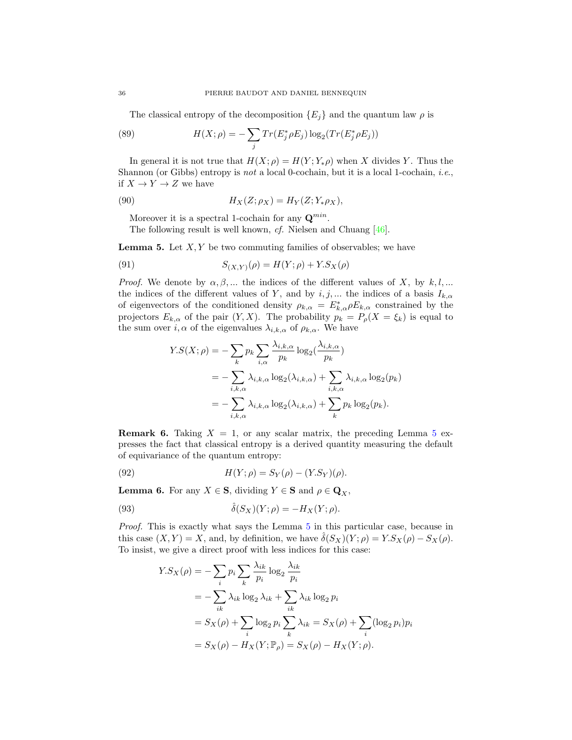The classical entropy of the decomposition $\{E_j\}$ and the quantum law $\rho$ is

$$H(X;\rho) = -\sum_j Tr(E_j^*\rho E_j)\log_2(Tr(E_j^*\rho E_j)) \tag{89}$$

In general it is not true that $H(X;\rho) = H(Y;Y_*\rho)$ when $X$ divides $Y$. Thus the Shannon (or Gibbs) entropy is *not* a local 0-cochain, but it is a local 1-cochain, *i.e.*, if $X \to Y \to Z$ we have

$$H_X(Z;\rho_X) = H_Y(Z;Y_*\rho_X), \tag{90}$$

Moreover it is a spectral 1-cochain for any $\mathbf{Q}^{min}$.

The following result is well known, *cf.* Nielsen and Chuang [46].

**Lemma 5.** Let $X, Y$ be two commuting families of observables; we have

$$S_{(X,Y)}(\rho) = H(Y;\rho) + Y.S_X(\rho) \tag{91}$$

*Proof.* We denote by $\alpha, \beta, ...$ the indices of the different values of $X$, by $k, l, ...$ the indices of the different values of $Y$, and by $i, j, ...$ the indices of a basis $I_{k,\alpha}$ of eigenvectors of the conditioned density $\rho_{k,\alpha} = E_{k,\alpha}^*\rho E_{k,\alpha}$ constrained by the projectors $E_{k,\alpha}$ of the pair $(Y, X)$. The probability $p_k = P_\rho(X = \xi_k)$ is equal to the sum over $i, \alpha$ of the eigenvalues $\lambda_{i,k,\alpha}$ of $\rho_{k,\alpha}$. We have

$$\begin{aligned}
Y.S(X;\rho) &= -\sum_k p_k \sum_{i,\alpha} \frac{\lambda_{i,k,\alpha}}{p_k}\log_2(\frac{\lambda_{i,k,\alpha}}{p_k}) \\
&= -\sum_{i,k,\alpha}\lambda_{i,k,\alpha}\log_2(\lambda_{i,k,\alpha}) + \sum_{i,k,\alpha}\lambda_{i,k,\alpha}\log_2(p_k) \\
&= -\sum_{i,k,\alpha}\lambda_{i,k,\alpha}\log_2(\lambda_{i,k,\alpha}) + \sum_k p_k\log_2(p_k).
\end{aligned}$$

**Remark 6.** Taking $X = 1$, or any scalar matrix, the preceding Lemma 5 expresses the fact that classical entropy is a derived quantity measuring the default of equivariance of the quantum entropy:

$$H(Y;\rho) = S_Y(\rho) - (Y.S_Y)(\rho). \tag{92}$$

**Lemma 6.** For any $X \in \mathbf{S}$, dividing $Y \in \mathbf{S}$ and $\rho \in \mathbf{Q}_X$,

$$\hat{\delta}(S_X)(Y;\rho) = -H_X(Y;\rho). \tag{93}$$

*Proof.* This is exactly what says the Lemma 5 in this particular case, because in this case $(X,Y) = X$, and, by definition, we have $\hat{\delta}(S_X)(Y;\rho) = Y.S_X(\rho) - S_X(\rho)$. To insist, we give a direct proof with less indices for this case:

$$\begin{aligned}
Y.S_X(\rho) &= -\sum_i p_i \sum_k \frac{\lambda_{ik}}{p_i}\log_2\frac{\lambda_{ik}}{p_i} \\
&= -\sum_{ik}\lambda_{ik}\log_2\lambda_{ik} + \sum_{ik}\lambda_{ik}\log_2 p_i \\
&= S_X(\rho) + \sum_i \log_2 p_i \sum_k \lambda_{ik} = S_X(\rho) + \sum_i(\log_2 p_i)p_i \\
&= S_X(\rho) - H_X(Y;\mathbb{P}_\rho) = S_X(\rho) - H_X(Y;\rho).
\end{aligned}$$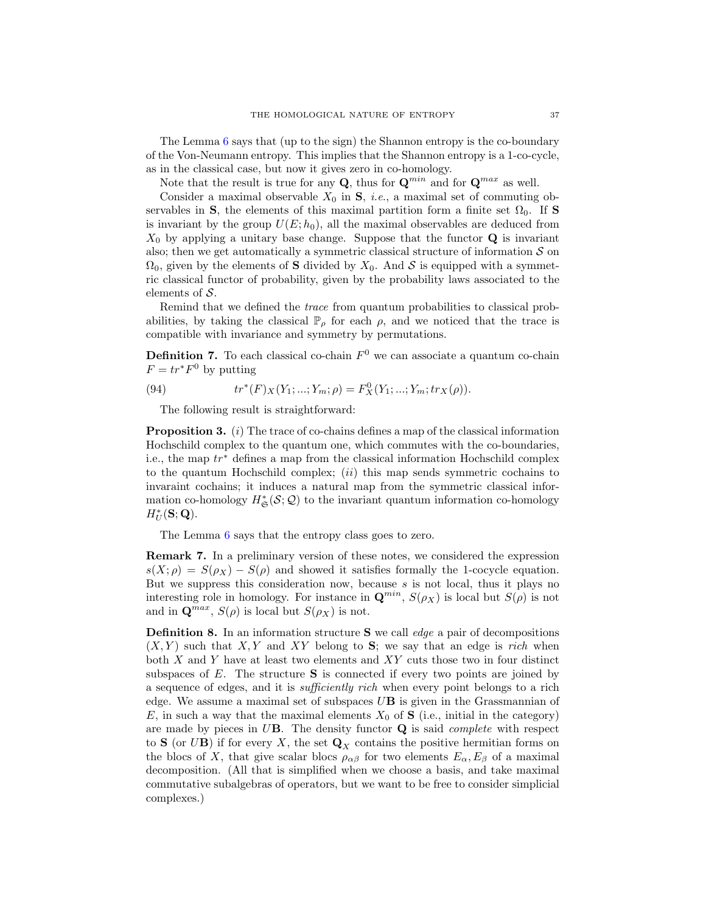The Lemma 6 says that (up to the sign) the Shannon entropy is the co-boundary of the Von-Neumann entropy. This implies that the Shannon entropy is a 1-co-cycle, as in the classical case, but now it gives zero in co-homology.

Note that the result is true for any $\mathbf{Q}$, thus for $\mathbf{Q}^{min}$ and for $\mathbf{Q}^{max}$ as well.

Consider a maximal observable $X_0$ in $\mathbf{S}$, *i.e.*, a maximal set of commuting observables in $\mathbf{S}$, the elements of this maximal partition form a finite set $\Omega_0$. If $\mathbf{S}$ is invariant by the group $U(E; h_0)$, all the maximal observables are deduced from $X_0$ by applying a unitary base change. Suppose that the functor $\mathbf{Q}$ is invariant also; then we get automatically a symmetric classical structure of information $\mathcal{S}$ on $\Omega_0$, given by the elements of $\mathbf{S}$ divided by $X_0$. And $\mathcal{S}$ is equipped with a symmetric classical functor of probability, given by the probability laws associated to the elements of $\mathcal{S}$.

Remind that we defined the *trace* from quantum probabilities to classical probabilities, by taking the classical $\mathbb{P}_\rho$ for each $\rho$, and we noticed that the trace is compatible with invariance and symmetry by permutations.

**Definition 7.** To each classical co-chain $F^0$ we can associate a quantum co-chain $F = tr^* F^0$ by putting

$$tr^*(F)_X(Y_1; ...; Y_m; \rho) = F^0_X(Y_1; ...; Y_m; tr_X(\rho)). \tag{94}$$

The following result is straightforward:

**Proposition 3.** $(i)$ The trace of co-chains defines a map of the classical information Hochschild complex to the quantum one, which commutes with the co-boundaries, i.e., the map $tr^*$ defines a map from the classical information Hochschild complex to the quantum Hochschild complex; $(ii)$ this map sends symmetric cochains to invaraint cochains; it induces a natural map from the symmetric classical information co-homology $H^*_{\mathfrak{S}}(\mathcal{S}; \mathcal{Q})$ to the invariant quantum information co-homology $H^*_U(\mathbf{S}; \mathbf{Q})$.

The Lemma 6 says that the entropy class goes to zero.

**Remark 7.** In a preliminary version of these notes, we considered the expression $s(X; \rho) = S(\rho_X) - S(\rho)$ and showed it satisfies formally the 1-cocycle equation. But we suppress this consideration now, because $s$ is not local, thus it plays no interesting role in homology. For instance in $\mathbf{Q}^{min}$, $S(\rho_X)$ is local but $S(\rho)$ is not and in $\mathbf{Q}^{max}$, $S(\rho)$ is local but $S(\rho_X)$ is not.

**Definition 8.** In an information structure $\mathbf{S}$ we call *edge* a pair of decompositions $(X, Y)$ such that $X, Y$ and $XY$ belong to $\mathbf{S}$; we say that an edge is *rich* when both $X$ and $Y$ have at least two elements and $XY$ cuts those two in four distinct subspaces of $E$. The structure $\mathbf{S}$ is connected if every two points are joined by a sequence of edges, and it is *sufficiently rich* when every point belongs to a rich edge. We assume a maximal set of subspaces $U\mathbf{B}$ is given in the Grassmannian of $E$, in such a way that the maximal elements $X_0$ of $\mathbf{S}$ (i.e., initial in the category) are made by pieces in $U\mathbf{B}$. The density functor $\mathbf{Q}$ is said *complete* with respect to $\mathbf{S}$ (or $U\mathbf{B}$) if for every $X$, the set $\mathbf{Q}_X$ contains the positive hermitian forms on the blocs of $X$, that give scalar blocs $\rho_{\alpha\beta}$ for two elements $E_\alpha, E_\beta$ of a maximal decomposition. (All that is simplified when we choose a basis, and take maximal commutative subalgebras of operators, but we want to be free to consider simplicial complexes.)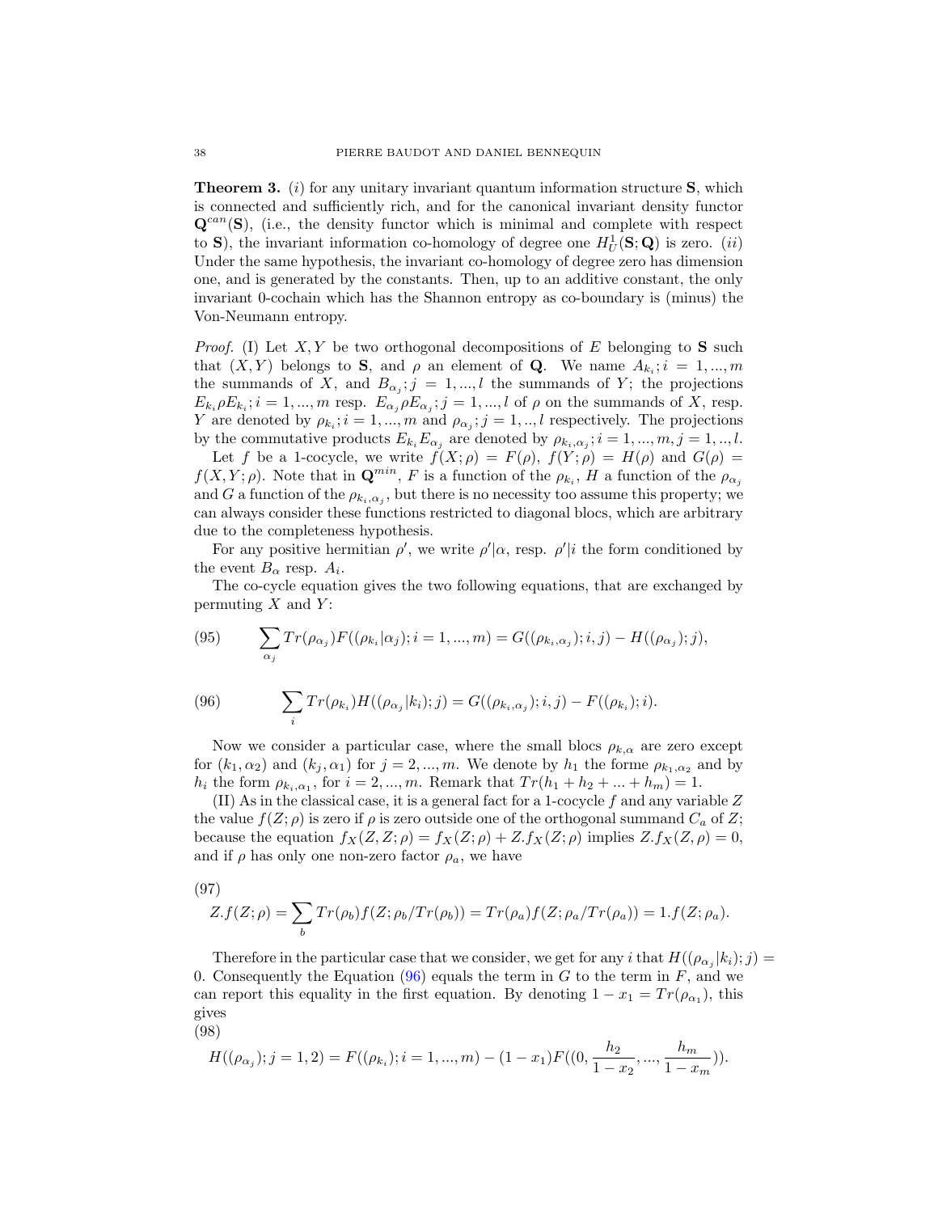**Theorem 3.** $(i)$ for any unitary invariant quantum information structure $\mathbf{S}$, which is connected and sufficiently rich, and for the canonical invariant density functor $\mathbf{Q}^{can}(\mathbf{S})$, (i.e., the density functor which is minimal and complete with respect to $\mathbf{S}$), the invariant information co-homology of degree one $H^1_U(\mathbf{S};\mathbf{Q})$ is zero. $(ii)$ Under the same hypothesis, the invariant co-homology of degree zero has dimension one, and is generated by the constants. Then, up to an additive constant, the only invariant 0-cochain which has the Shannon entropy as co-boundary is (minus) the Von-Neumann entropy.

*Proof.* (I) Let $X, Y$ be two orthogonal decompositions of $E$ belonging to $\mathbf{S}$ such that $(X,Y)$ belongs to $\mathbf{S}$, and $\rho$ an element of $\mathbf{Q}$. We name $A_{k_i}; i=1,...,m$ the summands of $X$, and $B_{\alpha_j}; j=1,...,l$ the summands of $Y$; the projections $E_{k_i}\rho E_{k_i}; i=1,...,m$ resp. $E_{\alpha_j}\rho E_{\alpha_j}; j=1,...,l$ of $\rho$ on the summands of $X$, resp. $Y$ are denoted by $\rho_{k_i}; i=1,...,m$ and $\rho_{\alpha_j}; j=1,..,l$ respectively. The projections by the commutative products $E_{k_i}E_{\alpha_j}$ are denoted by $\rho_{k_i,\alpha_j}; i=1,...,m, j=1,..,l$.

Let $f$ be a 1-cocycle, we write $f(X;\rho)=F(\rho)$, $f(Y;\rho)=H(\rho)$ and $G(\rho)=f(X,Y;\rho)$. Note that in $\mathbf{Q}^{min}$, $F$ is a function of the $\rho_{k_i}$, $H$ a function of the $\rho_{\alpha_j}$ and $G$ a function of the $\rho_{k_i,\alpha_j}$, but there is no necessity too assume this property; we can always consider these functions restricted to diagonal blocs, which are arbitrary due to the completeness hypothesis.

For any positive hermitian $\rho'$, we write $\rho'|\alpha$, resp. $\rho'|i$ the form conditioned by the event $B_\alpha$ resp. $A_i$.

The co-cycle equation gives the two following equations, that are exchanged by permuting $X$ and $Y$:

$$\sum_{\alpha_j} Tr(\rho_{\alpha_j}) F((\rho_{k_i}|\alpha_j); i=1,...,m) = G((\rho_{k_i,\alpha_j}); i,j) - H((\rho_{\alpha_j}); j), \tag{95}$$

$$\sum_{i} Tr(\rho_{k_i}) H((\rho_{\alpha_j}|k_i); j) = G((\rho_{k_i,\alpha_j}); i,j) - F((\rho_{k_i}); i). \tag{96}$$

Now we consider a particular case, where the small blocs $\rho_{k,\alpha}$ are zero except for $(k_1,\alpha_2)$ and $(k_j,\alpha_1)$ for $j=2,...,m$. We denote by $h_1$ the forme $\rho_{k_1,\alpha_2}$ and by $h_i$ the form $\rho_{k_i,\alpha_1}$, for $i=2,...,m$. Remark that $Tr(h_1+h_2+...+h_m)=1$.

(II) As in the classical case, it is a general fact for a 1-cocycle $f$ and any variable $Z$ the value $f(Z;\rho)$ is zero if $\rho$ is zero outside one of the orthogonal summand $C_a$ of $Z$; because the equation $f_X(Z,Z;\rho)=f_X(Z;\rho)+Z.f_X(Z;\rho)$ implies $Z.f_X(Z,\rho)=0$, and if $\rho$ has only one non-zero factor $\rho_a$, we have

$$Z.f(Z;\rho)=\sum_b Tr(\rho_b) f(Z;\rho_b/Tr(\rho_b)) = Tr(\rho_a) f(Z;\rho_a/Tr(\rho_a)) = 1.f(Z;\rho_a). \tag{97}$$

Therefore in the particular case that we consider, we get for any $i$ that $H((\rho_{\alpha_j}|k_i);j)=0$. Consequently the Equation (96) equals the term in $G$ to the term in $F$, and we can report this equality in the first equation. By denoting $1-x_1=Tr(\rho_{\alpha_1})$, this gives

$$H((\rho_{\alpha_j}); j=1,2) = F((\rho_{k_i}); i=1,...,m) - (1-x_1)F((0,\frac{h_2}{1-x_2},...,\frac{h_m}{1-x_m})). \tag{98}$$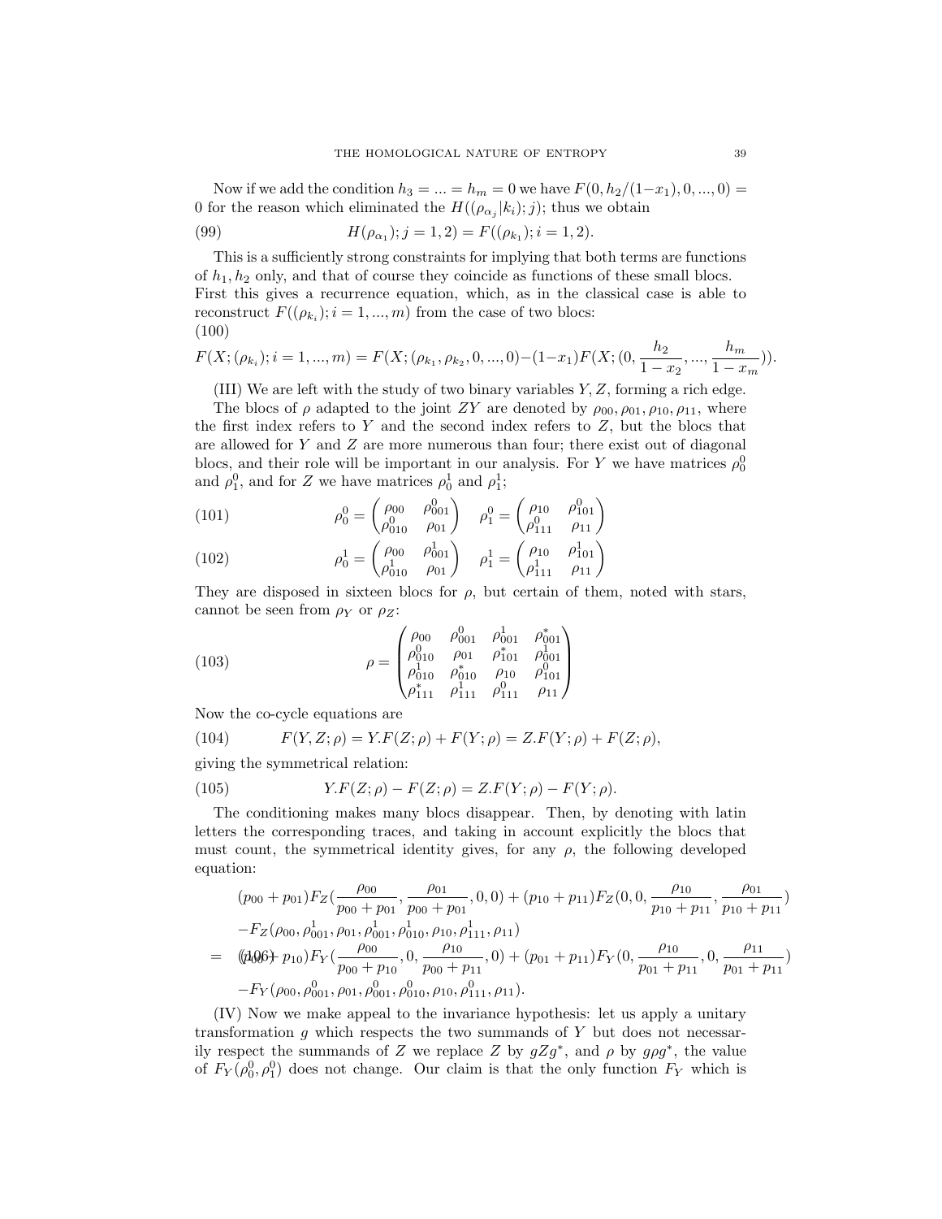Now if we add the condition $h_3 = ... = h_m = 0$ we have $F(0, h_2/(1-x_1), 0, ..., 0) = 0$ for the reason which eliminated the $H((\rho_{\alpha_j}|k_i); j)$; thus we obtain

$$H(\rho_{\alpha_1}); j = 1, 2) = F((\rho_{k_1}); i = 1, 2). \tag{99}$$

This is a sufficiently strong constraints for implying that both terms are functions of $h_1, h_2$ only, and that of course they coincide as functions of these small blocs. First this gives a recurrence equation, which, as in the classical case is able to reconstruct $F((\rho_{k_i}); i = 1, ..., m)$ from the case of two blocs:

$$F(X; (\rho_{k_i}); i = 1, ..., m) = F(X; (\rho_{k_1}, \rho_{k_2}, 0, ..., 0) - (1-x_1)F(X; (0, \frac{h_2}{1-x_2}, ..., \frac{h_m}{1-x_m})). \tag{100}$$

(III) We are left with the study of two binary variables $Y, Z$, forming a rich edge.

The blocs of $\rho$ adapted to the joint $ZY$ are denoted by $\rho_{00}, \rho_{01}, \rho_{10}, \rho_{11}$, where the first index refers to $Y$ and the second index refers to $Z$, but the blocs that are allowed for $Y$ and $Z$ are more numerous than four; there exist out of diagonal blocs, and their role will be important in our analysis. For $Y$ we have matrices $\rho_0^0$ and $\rho_1^0$, and for $Z$ we have matrices $\rho_0^1$ and $\rho_1^1$;

$$\rho_0^0 = \begin{pmatrix} \rho_{00} & \rho_{001}^0 \\ \rho_{010}^0 & \rho_{01} \end{pmatrix} \quad \rho_1^0 = \begin{pmatrix} \rho_{10} & \rho_{101}^0 \\ \rho_{111}^0 & \rho_{11} \end{pmatrix} \tag{101}$$

$$\rho_0^1 = \begin{pmatrix} \rho_{00} & \rho_{001}^1 \\ \rho_{010}^1 & \rho_{01} \end{pmatrix} \quad \rho_1^1 = \begin{pmatrix} \rho_{10} & \rho_{101}^1 \\ \rho_{111}^1 & \rho_{11} \end{pmatrix} \tag{102}$$

They are disposed in sixteen blocs for $\rho$, but certain of them, noted with stars, cannot be seen from $\rho_Y$ or $\rho_Z$:

$$\rho = \begin{pmatrix} \rho_{00} & \rho_{001}^0 & \rho_{001}^1 & \rho_{001}^* \\ \rho_{010}^0 & \rho_{01} & \rho_{101}^* & \rho_{001}^1 \\ \rho_{010}^1 & \rho_{010}^* & \rho_{10} & \rho_{101}^0 \\ \rho_{111}^* & \rho_{111}^1 & \rho_{111}^0 & \rho_{11} \end{pmatrix} \tag{103}$$

Now the co-cycle equations are

$$F(Y, Z; \rho) = Y.F(Z; \rho) + F(Y; \rho) = Z.F(Y; \rho) + F(Z; \rho), \tag{104}$$

giving the symmetrical relation:

$$Y.F(Z; \rho) - F(Z; \rho) = Z.F(Y; \rho) - F(Y; \rho). \tag{105}$$

The conditioning makes many blocs disappear. Then, by denoting with latin letters the corresponding traces, and taking in account explicitly the blocs that must count, the symmetrical identity gives, for any $\rho$, the following developed equation:

$$\begin{aligned} & (p_{00} + p_{01})F_Z(\frac{\rho_{00}}{p_{00} + p_{01}}, \frac{\rho_{01}}{p_{00} + p_{01}}, 0, 0) + (p_{10} + p_{11})F_Z(0, 0, \frac{\rho_{10}}{p_{10} + p_{11}}, \frac{\rho_{01}}{p_{10} + p_{11}}) \\ & -F_Z(\rho_{00}, \rho_{001}^1, \rho_{01}, \rho_{001}^1, \rho_{010}^1, \rho_{10}, \rho_{111}^1, \rho_{11}) \\ = \; & (p_{00} + p_{10})F_Y(\frac{\rho_{00}}{p_{00} + p_{10}}, 0, \frac{\rho_{10}}{p_{00} + p_{11}}, 0) + (p_{01} + p_{11})F_Y(0, \frac{\rho_{10}}{p_{01} + p_{11}}, 0, \frac{\rho_{11}}{p_{01} + p_{11}}) \\ & -F_Y(\rho_{00}, \rho_{001}^0, \rho_{01}, \rho_{001}^0, \rho_{010}^0, \rho_{10}, \rho_{111}^0, \rho_{11}). \end{aligned} \tag{106}$$

(IV) Now we make appeal to the invariance hypothesis: let us apply a unitary transformation $g$ which respects the two summands of $Y$ but does not necessarily respect the summands of $Z$ we replace $Z$ by $gZg^*$, and $\rho$ by $g\rho g^*$, the value of $F_Y(\rho_0^0, \rho_1^0)$ does not change. Our claim is that the only function $F_Y$ which is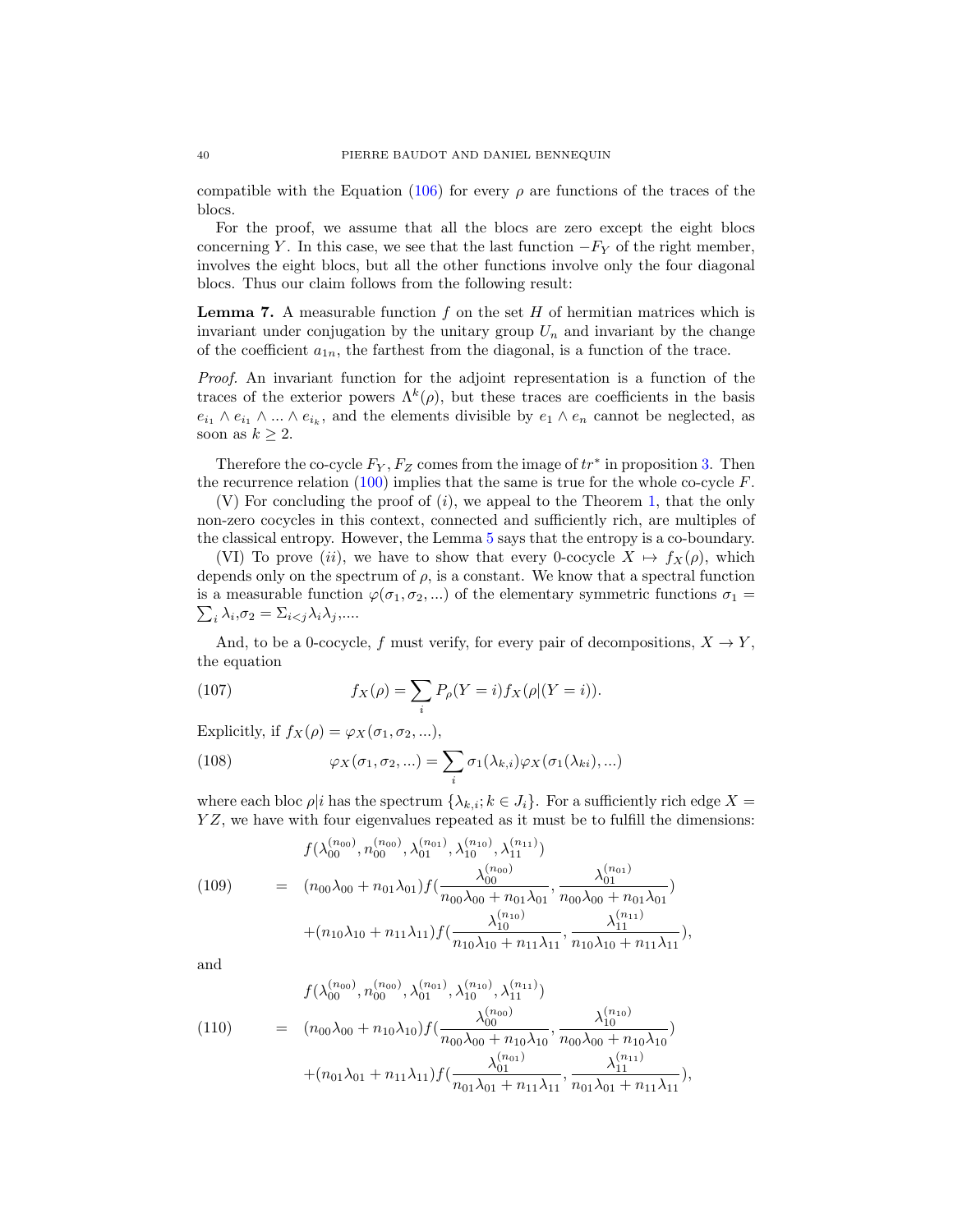compatible with the Equation (106) for every $\rho$ are functions of the traces of the blocs.

For the proof, we assume that all the blocs are zero except the eight blocs concerning $Y$. In this case, we see that the last function $-F_Y$ of the right member, involves the eight blocs, but all the other functions involve only the four diagonal blocs. Thus our claim follows from the following result:

**Lemma 7.** A measurable function $f$ on the set $H$ of hermitian matrices which is invariant under conjugation by the unitary group $U_n$ and invariant by the change of the coefficient $a_{1n}$, the farthest from the diagonal, is a function of the trace.

*Proof.* An invariant function for the adjoint representation is a function of the traces of the exterior powers $\Lambda^k(\rho)$, but these traces are coefficients in the basis $e_{i_1} \wedge e_{i_1} \wedge ... \wedge e_{i_k}$, and the elements divisible by $e_1 \wedge e_n$ cannot be neglected, as soon as $k \geq 2$.

Therefore the co-cycle $F_Y, F_Z$ comes from the image of $tr^*$ in proposition 3. Then the recurrence relation (100) implies that the same is true for the whole co-cycle $F$.

(V) For concluding the proof of $(i)$, we appeal to the Theorem 1, that the only non-zero cocycles in this context, connected and sufficiently rich, are multiples of the classical entropy. However, the Lemma 5 says that the entropy is a co-boundary.

(VI) To prove $(ii)$, we have to show that every 0-cocycle $X \mapsto f_X(\rho)$, which depends only on the spectrum of $\rho$, is a constant. We know that a spectral function is a measurable function $\varphi(\sigma_1, \sigma_2, ...)$ of the elementary symmetric functions $\sigma_1 = \sum_i \lambda_i, \sigma_2 = \Sigma_{i<j} \lambda_i \lambda_j, ....$

And, to be a 0-cocycle, $f$ must verify, for every pair of decompositions, $X \to Y$, the equation

$$f_X(\rho) = \sum_i P_\rho(Y = i) f_X(\rho|(Y = i)). \tag{107}$$

Explicitly, if $f_X(\rho) = \varphi_X(\sigma_1, \sigma_2, ...)$,

$$\varphi_X(\sigma_1, \sigma_2, ...) = \sum_i \sigma_1(\lambda_{k,i}) \varphi_X(\sigma_1(\lambda_{ki}), ...) \tag{108}$$

where each bloc $\rho|i$ has the spectrum $\{\lambda_{k,i}; k \in J_i\}$. For a sufficiently rich edge $X = YZ$, we have with four eigenvalues repeated as it must be to fulfill the dimensions:

$$\begin{aligned} & f(\lambda_{00}^{(n_{00})}, n_{00}^{(n_{00})}, \lambda_{01}^{(n_{01})}, \lambda_{10}^{(n_{10})}, \lambda_{11}^{(n_{11})}) \\ = \;& (n_{00}\lambda_{00} + n_{01}\lambda_{01}) f(\frac{\lambda_{00}^{(n_{00})}}{n_{00}\lambda_{00} + n_{01}\lambda_{01}}, \frac{\lambda_{01}^{(n_{01})}}{n_{00}\lambda_{00} + n_{01}\lambda_{01}}) \\ & + (n_{10}\lambda_{10} + n_{11}\lambda_{11}) f(\frac{\lambda_{10}^{(n_{10})}}{n_{10}\lambda_{10} + n_{11}\lambda_{11}}, \frac{\lambda_{11}^{(n_{11})}}{n_{10}\lambda_{10} + n_{11}\lambda_{11}}), \end{aligned} \tag{109}$$

and

$$\begin{aligned} & f(\lambda_{00}^{(n_{00})}, n_{00}^{(n_{00})}, \lambda_{01}^{(n_{01})}, \lambda_{10}^{(n_{10})}, \lambda_{11}^{(n_{11})}) \\ = \;& (n_{00}\lambda_{00} + n_{10}\lambda_{10}) f(\frac{\lambda_{00}^{(n_{00})}}{n_{00}\lambda_{00} + n_{10}\lambda_{10}}, \frac{\lambda_{10}^{(n_{10})}}{n_{00}\lambda_{00} + n_{10}\lambda_{10}}) \\ & + (n_{01}\lambda_{01} + n_{11}\lambda_{11}) f(\frac{\lambda_{01}^{(n_{01})}}{n_{01}\lambda_{01} + n_{11}\lambda_{11}}, \frac{\lambda_{11}^{(n_{11})}}{n_{01}\lambda_{01} + n_{11}\lambda_{11}}), \end{aligned} \tag{110}$$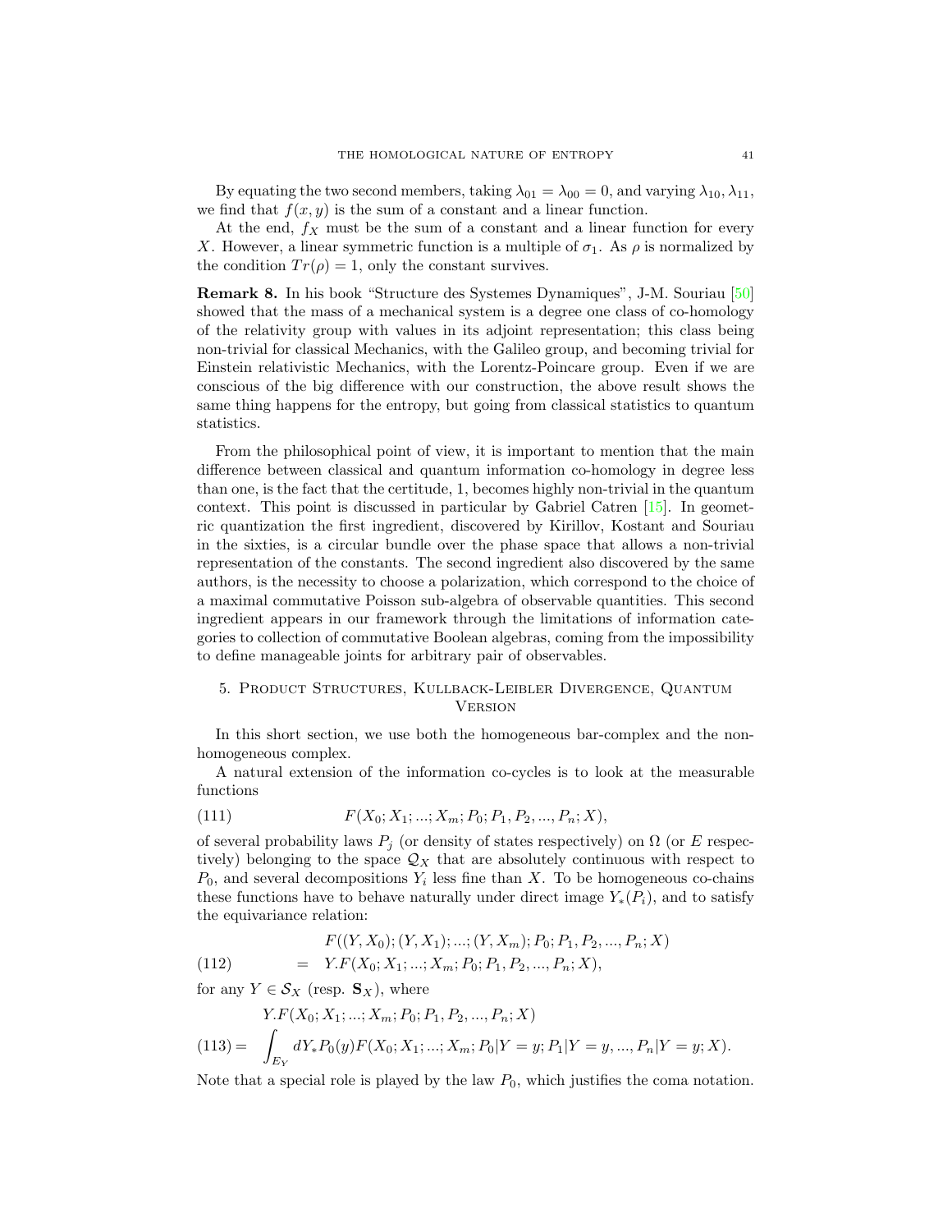By equating the two second members, taking $\lambda_{01} = \lambda_{00} = 0$, and varying $\lambda_{10}, \lambda_{11}$, we find that $f(x, y)$ is the sum of a constant and a linear function.

At the end, $f_X$ must be the sum of a constant and a linear function for every $X$. However, a linear symmetric function is a multiple of $\sigma_1$. As $\rho$ is normalized by the condition $Tr(\rho) = 1$, only the constant survives.

**Remark 8.** In his book "Structure des Systemes Dynamiques", J-M. Souriau [50] showed that the mass of a mechanical system is a degree one class of co-homology of the relativity group with values in its adjoint representation; this class being non-trivial for classical Mechanics, with the Galileo group, and becoming trivial for Einstein relativistic Mechanics, with the Lorentz-Poincare group. Even if we are conscious of the big difference with our construction, the above result shows the same thing happens for the entropy, but going from classical statistics to quantum statistics.

From the philosophical point of view, it is important to mention that the main difference between classical and quantum information co-homology in degree less than one, is the fact that the certitude, 1, becomes highly non-trivial in the quantum context. This point is discussed in particular by Gabriel Catren [15]. In geometric quantization the first ingredient, discovered by Kirillov, Kostant and Souriau in the sixties, is a circular bundle over the phase space that allows a non-trivial representation of the constants. The second ingredient also discovered by the same authors, is the necessity to choose a polarization, which correspond to the choice of a maximal commutative Poisson sub-algebra of observable quantities. This second ingredient appears in our framework through the limitations of information categories to collection of commutative Boolean algebras, coming from the impossibility to define manageable joints for arbitrary pair of observables.

## 5. Product Structures, Kullback-Leibler Divergence, Quantum Version

In this short section, we use both the homogeneous bar-complex and the non-homogeneous complex.

A natural extension of the information co-cycles is to look at the measurable functions

$$F(X_0; X_1; ...; X_m; P_0; P_1, P_2, ..., P_n; X), \tag{111}$$

of several probability laws $P_j$ (or density of states respectively) on $\Omega$ (or $E$ respectively) belonging to the space $\mathcal{Q}_X$ that are absolutely continuous with respect to $P_0$, and several decompositions $Y_i$ less fine than $X$. To be homogeneous co-chains these functions have to behave naturally under direct image $Y_*(P_i)$, and to satisfy the equivariance relation:

$$\begin{aligned} & F((Y, X_0); (Y, X_1); ...; (Y, X_m); P_0; P_1, P_2, ..., P_n; X) \\ = \; & Y.F(X_0; X_1; ...; X_m; P_0; P_1, P_2, ..., P_n; X), \end{aligned} \tag{112}$$

for any $Y \in \mathcal{S}_X$ (resp. $\mathbf{S}_X$), where

$$\begin{aligned} & Y.F(X_0; X_1; ...; X_m; P_0; P_1, P_2, ..., P_n; X) \\ = \; & \int_{E_Y} dY_* P_0(y) F(X_0; X_1; ...; X_m; P_0|Y = y; P_1|Y = y, ..., P_n|Y = y; X). \end{aligned} \tag{113}$$

Note that a special role is played by the law $P_0$, which justifies the coma notation.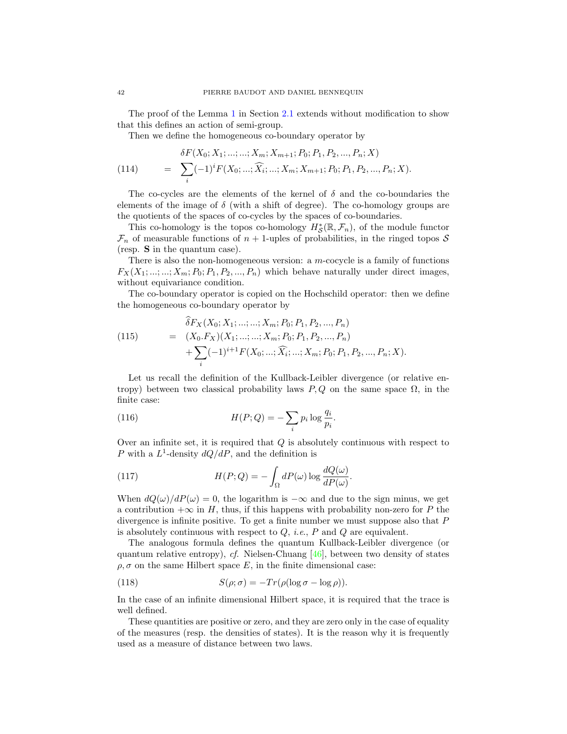The proof of the Lemma 1 in Section 2.1 extends without modification to show that this defines an action of semi-group.

Then we define the homogeneous co-boundary operator by

$$\begin{aligned} &\delta F(X_0; X_1; ...; ...; X_m; X_{m+1}; P_0; P_1, P_2, ..., P_n; X) \\ (114) \qquad = \;& \sum_i (-1)^i F(X_0; ...; \widehat{X_i}; ...; X_m; X_{m+1}; P_0; P_1, P_2, ..., P_n; X). \end{aligned}$$

The co-cycles are the elements of the kernel of $\delta$ and the co-boundaries the elements of the image of $\delta$ (with a shift of degree). The co-homology groups are the quotients of the spaces of co-cycles by the spaces of co-boundaries.

This co-homology is the topos co-homology $H^*_{\mathcal{S}}(\mathbb{R}, \mathcal{F}_n)$, of the module functor $\mathcal{F}_n$ of measurable functions of $n+1$-uples of probabilities, in the ringed topos $\mathcal{S}$ (resp. $\mathbf{S}$ in the quantum case).

There is also the non-homogeneous version: a $m$-cocycle is a family of functions $F_X(X_1; ...; ...; X_m; P_0; P_1, P_2, ..., P_n)$ which behave naturally under direct images, without equivariance condition.

The co-boundary operator is copied on the Hochschild operator: then we define the homogeneous co-boundary operator by

$$\begin{aligned} &\widehat{\delta} F_X(X_0; X_1; ...; ...; X_m; P_0; P_1, P_2, ..., P_n) \\ (115) \qquad = \;& (X_0.F_X)(X_1; ...; ...; X_m; P_0; P_1, P_2, ..., P_n) \\ &+ \sum_i (-1)^{i+1} F(X_0; ...; \widehat{X_i}; ...; X_m; P_0; P_1, P_2, ..., P_n; X). \end{aligned}$$

Let us recall the definition of the Kullback-Leibler divergence (or relative entropy) between two classical probability laws $P, Q$ on the same space $\Omega$, in the finite case:

$$H(P; Q) = -\sum_i p_i \log \frac{q_i}{p_i}. \tag{116}$$

Over an infinite set, it is required that $Q$ is absolutely continuous with respect to $P$ with a $L^1$-density $dQ/dP$, and the definition is

$$H(P; Q) = -\int_\Omega dP(\omega) \log \frac{dQ(\omega)}{dP(\omega)}. \tag{117}$$

When $dQ(\omega)/dP(\omega) = 0$, the logarithm is $-\infty$ and due to the sign minus, we get a contribution $+\infty$ in $H$, thus, if this happens with probability non-zero for $P$ the divergence is infinite positive. To get a finite number we must suppose also that $P$ is absolutely continuous with respect to $Q$, *i.e.*, $P$ and $Q$ are equivalent.

The analogous formula defines the quantum Kullback-Leibler divergence (or quantum relative entropy), *cf.* Nielsen-Chuang [46], between two density of states $\rho, \sigma$ on the same Hilbert space $E$, in the finite dimensional case:

$$S(\rho; \sigma) = -Tr(\rho(\log \sigma - \log \rho)). \tag{118}$$

In the case of an infinite dimensional Hilbert space, it is required that the trace is well defined.

These quantities are positive or zero, and they are zero only in the case of equality of the measures (resp. the densities of states). It is the reason why it is frequently used as a measure of distance between two laws.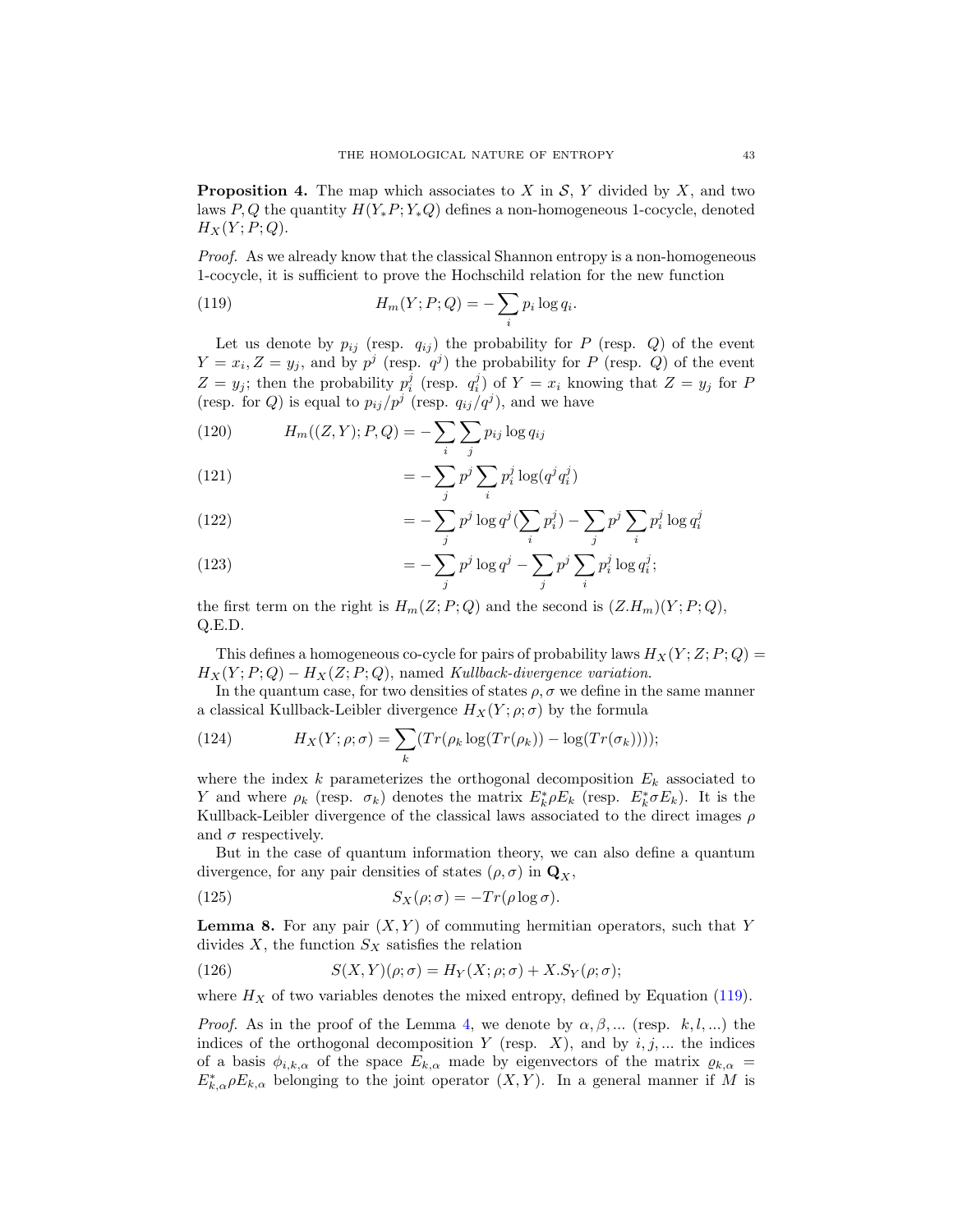**Proposition 4.** The map which associates to $X$ in $\mathcal{S}$, $Y$ divided by $X$, and two laws $P, Q$ the quantity $H(Y_*P; Y_*Q)$ defines a non-homogeneous 1-cocycle, denoted $H_X(Y; P; Q)$.

*Proof.* As we already know that the classical Shannon entropy is a non-homogeneous 1-cocycle, it is sufficient to prove the Hochschild relation for the new function

$$H_m(Y; P; Q) = -\sum_i p_i \log q_i. \tag{119}$$

Let us denote by $p_{ij}$ (resp. $q_{ij}$) the probability for $P$ (resp. $Q$) of the event $Y = x_i, Z = y_j$, and by $p^j$ (resp. $q^j$) the probability for $P$ (resp. $Q$) of the event $Z = y_j$; then the probability $p_i^j$ (resp. $q_i^j$) of $Y = x_i$ knowing that $Z = y_j$ for $P$ (resp. for $Q$) is equal to $p_{ij}/p^j$ (resp. $q_{ij}/q^j$), and we have

$$H_m((Z, Y); P, Q) = -\sum_i \sum_j p_{ij} \log q_{ij} \tag{120}$$

$$= -\sum_j p^j \sum_i p_i^j \log(q^j q_i^j) \tag{121}$$

$$= -\sum_j p^j \log q^j (\sum_i p_i^j) - \sum_j p^j \sum_i p_i^j \log q_i^j \tag{122}$$

$$= -\sum_j p^j \log q^j - \sum_j p^j \sum_i p_i^j \log q_i^j; \tag{123}$$

the first term on the right is $H_m(Z; P; Q)$ and the second is $(Z.H_m)(Y; P; Q)$, Q.E.D.

This defines a homogeneous co-cycle for pairs of probability laws $H_X(Y; Z; P; Q) = H_X(Y; P; Q) - H_X(Z; P; Q)$, named *Kullback-divergence variation*.

In the quantum case, for two densities of states $\rho, \sigma$ we define in the same manner a classical Kullback-Leibler divergence $H_X(Y; \rho; \sigma)$ by the formula

$$H_X(Y; \rho; \sigma) = \sum_k (Tr(\rho_k \log(Tr(\rho_k)) - \log(Tr(\sigma_k)))); \tag{124}$$

where the index $k$ parameterizes the orthogonal decomposition $E_k$ associated to $Y$ and where $\rho_k$ (resp. $\sigma_k$) denotes the matrix $E_k^* \rho E_k$ (resp. $E_k^* \sigma E_k$). It is the Kullback-Leibler divergence of the classical laws associated to the direct images $\rho$ and $\sigma$ respectively.

But in the case of quantum information theory, we can also define a quantum divergence, for any pair densities of states $(\rho, \sigma)$ in $\mathbf{Q}_X$,

$$S_X(\rho; \sigma) = -Tr(\rho \log \sigma). \tag{125}$$

**Lemma 8.** For any pair $(X, Y)$ of commuting hermitian operators, such that $Y$ divides $X$, the function $S_X$ satisfies the relation

$$S(X, Y)(\rho; \sigma) = H_Y(X; \rho; \sigma) + X.S_Y(\rho; \sigma); \tag{126}$$

where $H_X$ of two variables denotes the mixed entropy, defined by Equation (119).

*Proof.* As in the proof of the Lemma 4, we denote by $\alpha, \beta, ...$ (resp. $k, l, ...$) the indices of the orthogonal decomposition $Y$ (resp. $X$), and by $i, j, ...$ the indices of a basis $\phi_{i,k,\alpha}$ of the space $E_{k,\alpha}$ made by eigenvectors of the matrix $\varrho_{k,\alpha} = E_{k,\alpha}^* \rho E_{k,\alpha}$ belonging to the joint operator $(X, Y)$. In a general manner if $M$ is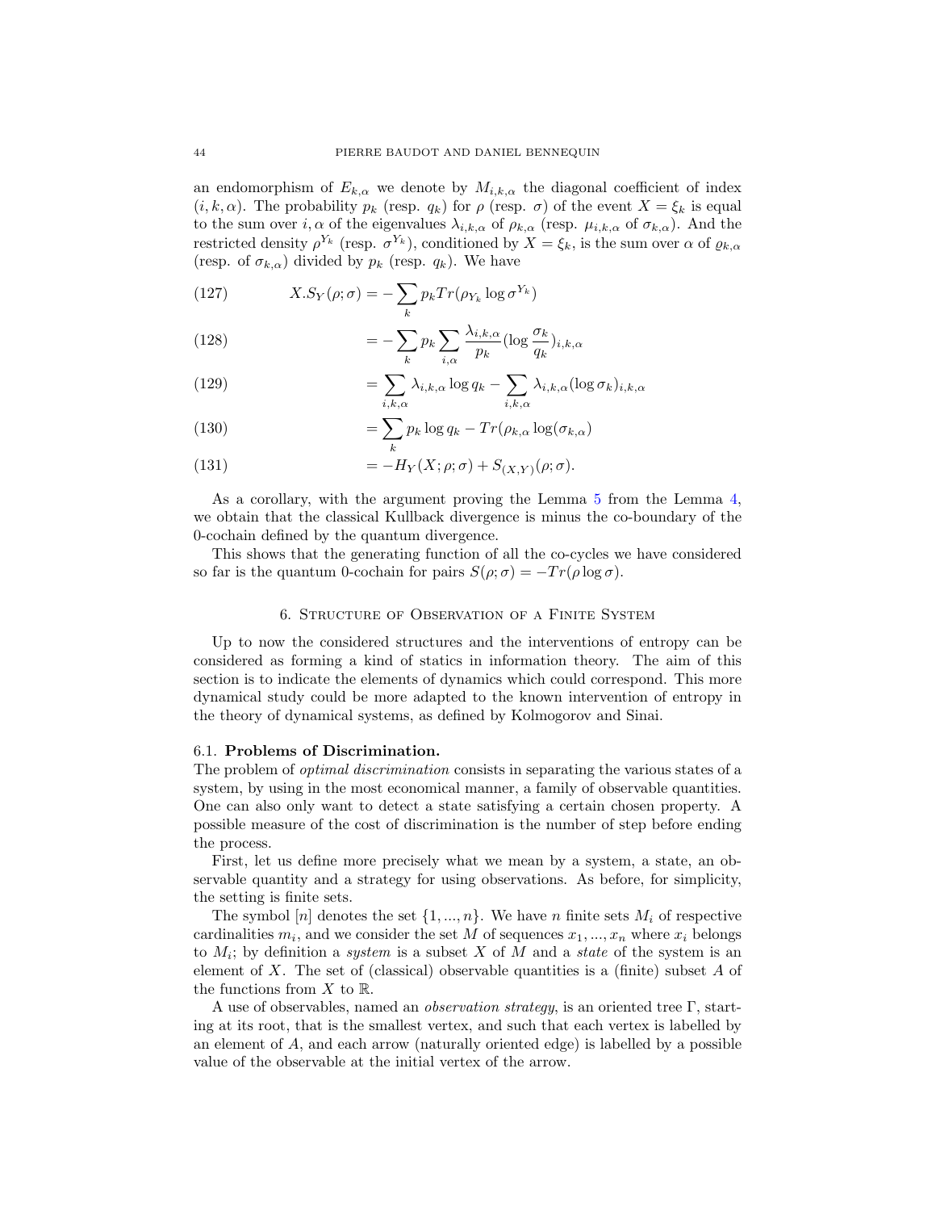an endomorphism of $E_{k,\alpha}$ we denote by $M_{i,k,\alpha}$ the diagonal coefficient of index $(i,k,\alpha)$. The probability $p_k$ (resp. $q_k$) for $\rho$ (resp. $\sigma$) of the event $X = \xi_k$ is equal to the sum over $i, \alpha$ of the eigenvalues $\lambda_{i,k,\alpha}$ of $\rho_{k,\alpha}$ (resp. $\mu_{i,k,\alpha}$ of $\sigma_{k,\alpha}$). And the restricted density $\rho^{Y_k}$ (resp. $\sigma^{Y_k}$), conditioned by $X = \xi_k$, is the sum over $\alpha$ of $\varrho_{k,\alpha}$ (resp. of $\sigma_{k,\alpha}$) divided by $p_k$ (resp. $q_k$). We have

$$X.S_Y(\rho;\sigma) = -\sum_k p_k Tr(\rho_{Y_k} \log \sigma^{Y_k}) \tag{127}$$

$$= -\sum_k p_k \sum_{i,\alpha} \frac{\lambda_{i,k,\alpha}}{p_k} (\log \frac{\sigma_k}{q_k})_{i,k,\alpha} \tag{128}$$

$$= \sum_{i,k,\alpha} \lambda_{i,k,\alpha} \log q_k - \sum_{i,k,\alpha} \lambda_{i,k,\alpha} (\log \sigma_k)_{i,k,\alpha} \tag{129}$$

$$= \sum_k p_k \log q_k - Tr(\rho_{k,\alpha} \log(\sigma_{k,\alpha})) \tag{130}$$

$$= -H_Y(X;\rho;\sigma) + S_{(X,Y)}(\rho;\sigma). \tag{131}$$

As a corollary, with the argument proving the Lemma 5 from the Lemma 4, we obtain that the classical Kullback divergence is minus the co-boundary of the 0-cochain defined by the quantum divergence.

This shows that the generating function of all the co-cycles we have considered so far is the quantum 0-cochain for pairs $S(\rho;\sigma) = -Tr(\rho \log \sigma)$.

## 6. Structure of Observation of a Finite System

Up to now the considered structures and the interventions of entropy can be considered as forming a kind of statics in information theory. The aim of this section is to indicate the elements of dynamics which could correspond. This more dynamical study could be more adapted to the known intervention of entropy in the theory of dynamical systems, as defined by Kolmogorov and Sinai.

### 6.1. Problems of Discrimination.

The problem of *optimal discrimination* consists in separating the various states of a system, by using in the most economical manner, a family of observable quantities. One can also only want to detect a state satisfying a certain chosen property. A possible measure of the cost of discrimination is the number of step before ending the process.

First, let us define more precisely what we mean by a system, a state, an observable quantity and a strategy for using observations. As before, for simplicity, the setting is finite sets.

The symbol $[n]$ denotes the set $\{1, ..., n\}$. We have $n$ finite sets $M_i$ of respective cardinalities $m_i$, and we consider the set $M$ of sequences $x_1, ..., x_n$ where $x_i$ belongs to $M_i$; by definition a *system* is a subset $X$ of $M$ and a *state* of the system is an element of $X$. The set of (classical) observable quantities is a (finite) subset $A$ of the functions from $X$ to $\mathbb{R}$.

A use of observables, named an *observation strategy*, is an oriented tree $\Gamma$, starting at its root, that is the smallest vertex, and such that each vertex is labelled by an element of $A$, and each arrow (naturally oriented edge) is labelled by a possible value of the observable at the initial vertex of the arrow.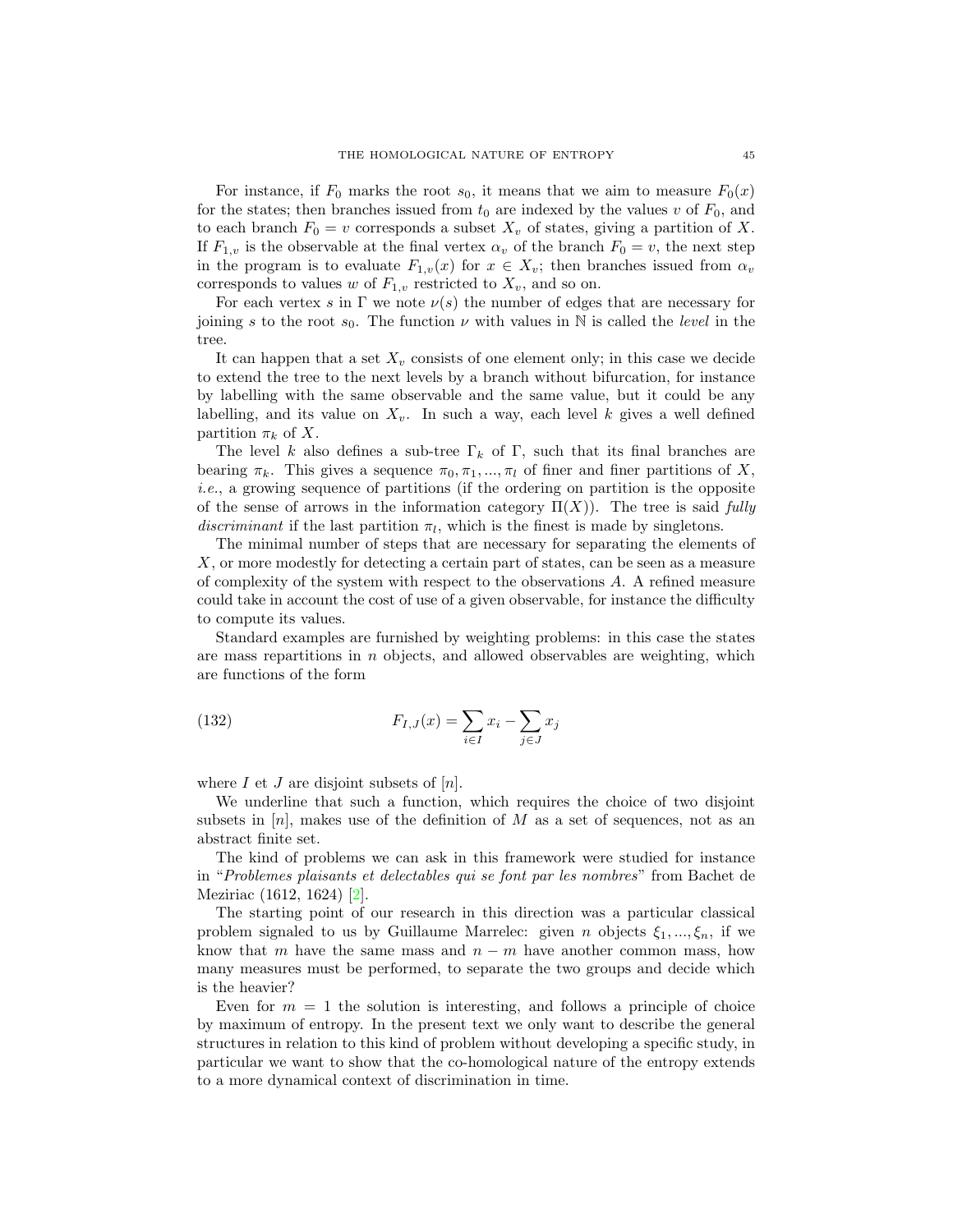For instance, if $F_0$ marks the root $s_0$, it means that we aim to measure $F_0(x)$ for the states; then branches issued from $t_0$ are indexed by the values $v$ of $F_0$, and to each branch $F_0 = v$ corresponds a subset $X_v$ of states, giving a partition of $X$. If $F_{1,v}$ is the observable at the final vertex $\alpha_v$ of the branch $F_0 = v$, the next step in the program is to evaluate $F_{1,v}(x)$ for $x \in X_v$; then branches issued from $\alpha_v$ corresponds to values $w$ of $F_{1,v}$ restricted to $X_v$, and so on.

For each vertex $s$ in $\Gamma$ we note $\nu(s)$ the number of edges that are necessary for joining $s$ to the root $s_0$. The function $\nu$ with values in $\mathbb{N}$ is called the *level* in the tree.

It can happen that a set $X_v$ consists of one element only; in this case we decide to extend the tree to the next levels by a branch without bifurcation, for instance by labelling with the same observable and the same value, but it could be any labelling, and its value on $X_v$. In such a way, each level $k$ gives a well defined partition $\pi_k$ of $X$.

The level $k$ also defines a sub-tree $\Gamma_k$ of $\Gamma$, such that its final branches are bearing $\pi_k$. This gives a sequence $\pi_0, \pi_1, ..., \pi_l$ of finer and finer partitions of $X$, *i.e.*, a growing sequence of partitions (if the ordering on partition is the opposite of the sense of arrows in the information category $\Pi(X)$). The tree is said *fully discriminant* if the last partition $\pi_l$, which is the finest is made by singletons.

The minimal number of steps that are necessary for separating the elements of $X$, or more modestly for detecting a certain part of states, can be seen as a measure of complexity of the system with respect to the observations $A$. A refined measure could take in account the cost of use of a given observable, for instance the difficulty to compute its values.

Standard examples are furnished by weighting problems: in this case the states are mass repartitions in $n$ objects, and allowed observables are weighting, which are functions of the form

$$F_{I,J}(x) = \sum_{i \in I} x_i - \sum_{j \in J} x_j \tag{132}$$

where $I$ et $J$ are disjoint subsets of $[n]$.

We underline that such a function, which requires the choice of two disjoint subsets in $[n]$, makes use of the definition of $M$ as a set of sequences, not as an abstract finite set.

The kind of problems we can ask in this framework were studied for instance in "*Problemes plaisants et delectables qui se font par les nombres*" from Bachet de Meziriac (1612, 1624) [2].

The starting point of our research in this direction was a particular classical problem signaled to us by Guillaume Marrelec: given $n$ objects $\xi_1, ..., \xi_n$, if we know that $m$ have the same mass and $n - m$ have another common mass, how many measures must be performed, to separate the two groups and decide which is the heavier?

Even for $m = 1$ the solution is interesting, and follows a principle of choice by maximum of entropy. In the present text we only want to describe the general structures in relation to this kind of problem without developing a specific study, in particular we want to show that the co-homological nature of the entropy extends to a more dynamical context of discrimination in time.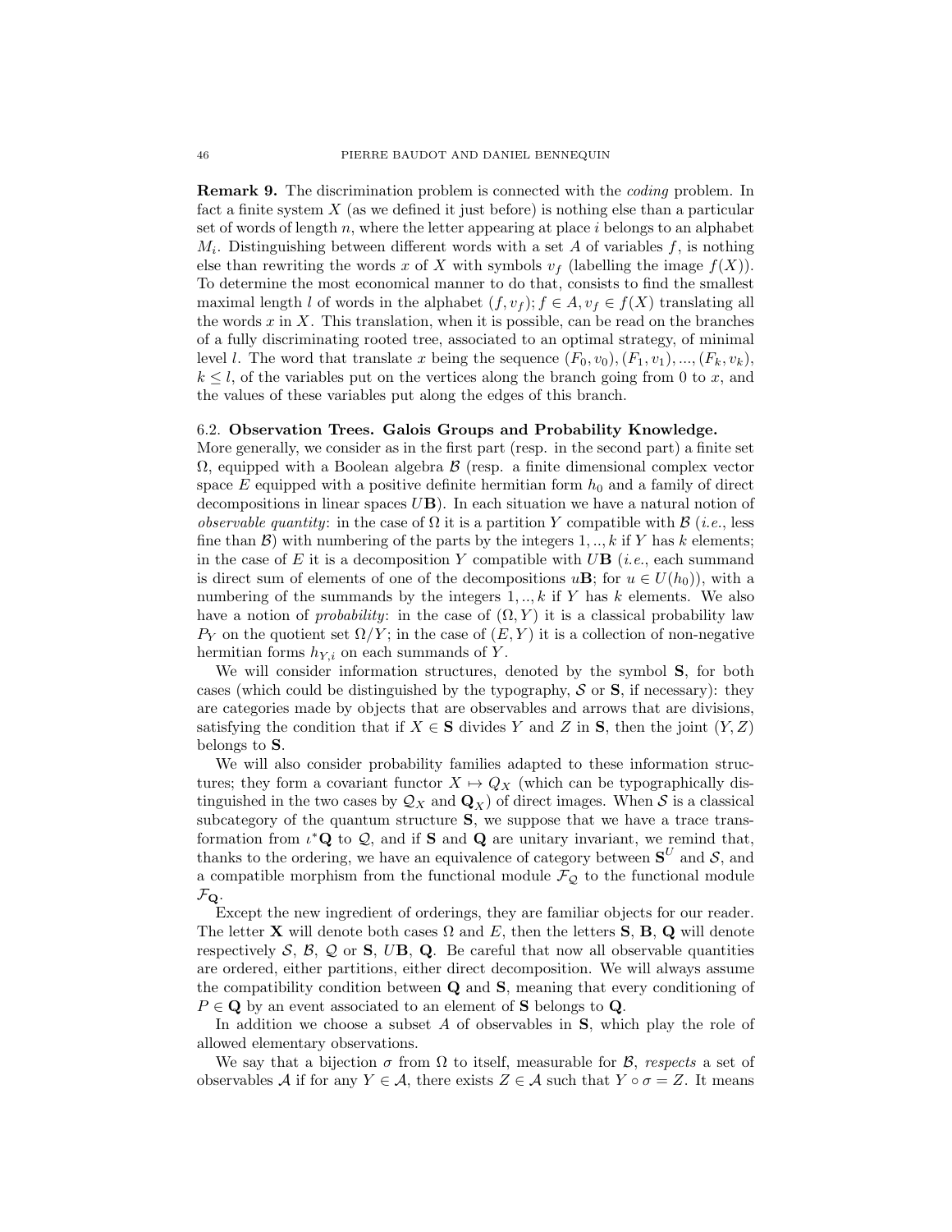**Remark 9.** The discrimination problem is connected with the *coding* problem. In fact a finite system $X$ (as we defined it just before) is nothing else than a particular set of words of length $n$, where the letter appearing at place $i$ belongs to an alphabet $M_i$. Distinguishing between different words with a set $A$ of variables $f$, is nothing else than rewriting the words $x$ of $X$ with symbols $v_f$ (labelling the image $f(X)$). To determine the most economical manner to do that, consists to find the smallest maximal length $l$ of words in the alphabet $(f, v_f); f \in A, v_f \in f(X)$ translating all the words $x$ in $X$. This translation, when it is possible, can be read on the branches of a fully discriminating rooted tree, associated to an optimal strategy, of minimal level $l$. The word that translate $x$ being the sequence $(F_0, v_0), (F_1, v_1), ..., (F_k, v_k)$, $k \leq l$, of the variables put on the vertices along the branch going from 0 to $x$, and the values of these variables put along the edges of this branch.

### 6.2. Observation Trees. Galois Groups and Probability Knowledge.

More generally, we consider as in the first part (resp. in the second part) a finite set $\Omega$, equipped with a Boolean algebra $\mathcal{B}$ (resp. a finite dimensional complex vector space $E$ equipped with a positive definite hermitian form $h_0$ and a family of direct decompositions in linear spaces $U\mathbf{B}$). In each situation we have a natural notion of *observable quantity*: in the case of $\Omega$ it is a partition $Y$ compatible with $\mathcal{B}$ (*i.e.*, less fine than $\mathcal{B}$) with numbering of the parts by the integers $1, .., k$ if $Y$ has $k$ elements; in the case of $E$ it is a decomposition $Y$ compatible with $U\mathbf{B}$ (*i.e.*, each summand is direct sum of elements of one of the decompositions $u\mathbf{B}$; for $u \in U(h_0)$), with a numbering of the summands by the integers $1, .., k$ if $Y$ has $k$ elements. We also have a notion of *probability*: in the case of $(\Omega, Y)$ it is a classical probability law $P_Y$ on the quotient set $\Omega/Y$; in the case of $(E, Y)$ it is a collection of non-negative hermitian forms $h_{Y,i}$ on each summands of $Y$.

We will consider information structures, denoted by the symbol $\mathbf{S}$, for both cases (which could be distinguished by the typography, $\mathcal{S}$ or $\mathbf{S}$, if necessary): they are categories made by objects that are observables and arrows that are divisions, satisfying the condition that if $X \in \mathbf{S}$ divides $Y$ and $Z$ in $\mathbf{S}$, then the joint $(Y, Z)$ belongs to $\mathbf{S}$.

We will also consider probability families adapted to these information structures; they form a covariant functor $X \mapsto Q_X$ (which can be typographically distinguished in the two cases by $\mathcal{Q}_X$ and $\mathbf{Q}_X$) of direct images. When $\mathcal{S}$ is a classical subcategory of the quantum structure $\mathbf{S}$, we suppose that we have a trace transformation from $\iota^*\mathbf{Q}$ to $\mathcal{Q}$, and if $\mathbf{S}$ and $\mathbf{Q}$ are unitary invariant, we remind that, thanks to the ordering, we have an equivalence of category between $\mathbf{S}^U$ and $\mathcal{S}$, and a compatible morphism from the functional module $\mathcal{F}_{\mathcal{Q}}$ to the functional module $\mathcal{F}_{\mathbf{Q}}$.

Except the new ingredient of orderings, they are familiar objects for our reader. The letter $\mathbf{X}$ will denote both cases $\Omega$ and $E$, then the letters $\mathbf{S}$, $\mathbf{B}$, $\mathbf{Q}$ will denote respectively $\mathcal{S}$, $\mathcal{B}$, $\mathcal{Q}$ or $\mathbf{S}$, $U\mathbf{B}$, $\mathbf{Q}$. Be careful that now all observable quantities are ordered, either partitions, either direct decomposition. We will always assume the compatibility condition between $\mathbf{Q}$ and $\mathbf{S}$, meaning that every conditioning of $P \in \mathbf{Q}$ by an event associated to an element of $\mathbf{S}$ belongs to $\mathbf{Q}$.

In addition we choose a subset $A$ of observables in $\mathbf{S}$, which play the role of allowed elementary observations.

We say that a bijection $\sigma$ from $\Omega$ to itself, measurable for $\mathcal{B}$, *respects* a set of observables $\mathcal{A}$ if for any $Y \in \mathcal{A}$, there exists $Z \in \mathcal{A}$ such that $Y \circ \sigma = Z$. It means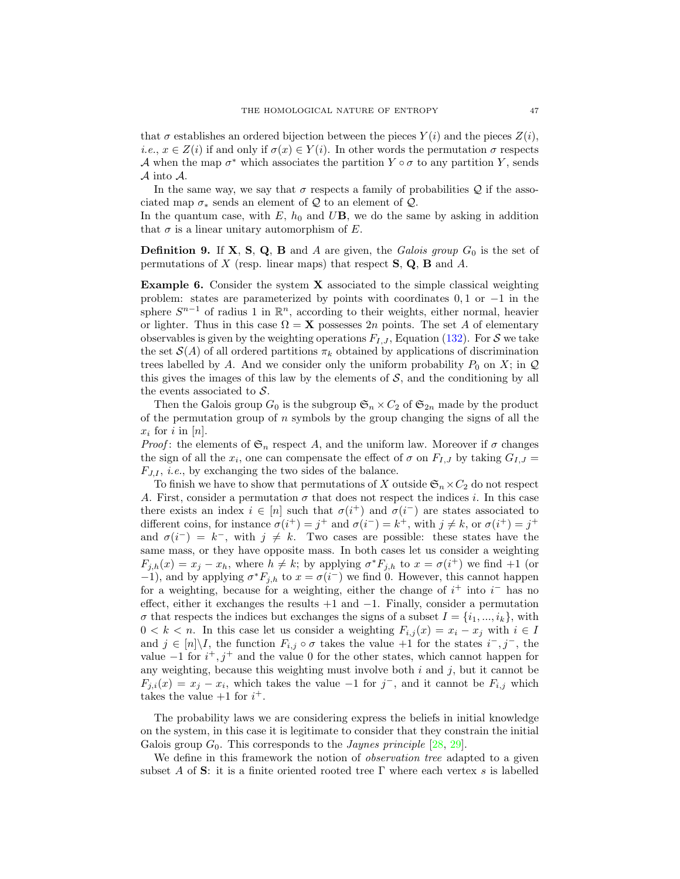that $\sigma$ establishes an ordered bijection between the pieces $Y(i)$ and the pieces $Z(i)$, *i.e.*, $x \in Z(i)$ if and only if $\sigma(x) \in Y(i)$. In other words the permutation $\sigma$ respects $\mathcal{A}$ when the map $\sigma^*$ which associates the partition $Y \circ \sigma$ to any partition $Y$, sends $\mathcal{A}$ into $\mathcal{A}$.

In the same way, we say that $\sigma$ respects a family of probabilities $\mathcal{Q}$ if the associated map $\sigma_*$ sends an element of $\mathcal{Q}$ to an element of $\mathcal{Q}$.
In the quantum case, with $E$, $h_0$ and $U\mathbf{B}$, we do the same by asking in addition that $\sigma$ is a linear unitary automorphism of $E$.

**Definition 9.** If $\mathbf{X}$, $\mathbf{S}$, $\mathbf{Q}$, $\mathbf{B}$ and $A$ are given, the *Galois group* $G_0$ is the set of permutations of $X$ (resp. linear maps) that respect $\mathbf{S}$, $\mathbf{Q}$, $\mathbf{B}$ and $A$.

**Example 6.** Consider the system $\mathbf{X}$ associated to the simple classical weighting problem: states are parameterized by points with coordinates $0, 1$ or $-1$ in the sphere $S^{n-1}$ of radius 1 in $\mathbb{R}^n$, according to their weights, either normal, heavier or lighter. Thus in this case $\Omega = \mathbf{X}$ possesses $2n$ points. The set $A$ of elementary observables is given by the weighting operations $F_{I,J}$, Equation (132). For $\mathcal{S}$ we take the set $\mathcal{S}(A)$ of all ordered partitions $\pi_k$ obtained by applications of discrimination trees labelled by $A$. And we consider only the uniform probability $P_0$ on $X$; in $\mathcal{Q}$ this gives the images of this law by the elements of $\mathcal{S}$, and the conditioning by all the events associated to $\mathcal{S}$.

Then the Galois group $G_0$ is the subgroup $\mathfrak{S}_n \times C_2$ of $\mathfrak{S}_{2n}$ made by the product of the permutation group of $n$ symbols by the group changing the signs of all the $x_i$ for $i$ in $[n]$.
*Proof*: the elements of $\mathfrak{S}_n$ respect $A$, and the uniform law. Moreover if $\sigma$ changes the sign of all the $x_i$, one can compensate the effect of $\sigma$ on $F_{I,J}$ by taking $G_{I,J} = F_{J,I}$, *i.e.*, by exchanging the two sides of the balance.

To finish we have to show that permutations of $X$ outside $\mathfrak{S}_n \times C_2$ do not respect $A$. First, consider a permutation $\sigma$ that does not respect the indices $i$. In this case there exists an index $i \in [n]$ such that $\sigma(i^+)$ and $\sigma(i^-)$ are states associated to different coins, for instance $\sigma(i^+) = j^+$ and $\sigma(i^-) = k^+$, with $j \neq k$, or $\sigma(i^+) = j^+$ and $\sigma(i^-) = k^-$, with $j \neq k$. Two cases are possible: these states have the same mass, or they have opposite mass. In both cases let us consider a weighting $F_{j,h}(x) = x_j - x_h$, where $h \neq k$; by applying $\sigma^* F_{j,h}$ to $x = \sigma(i^+)$ we find $+1$ (or $-1$), and by applying $\sigma^* F_{j,h}$ to $x = \sigma(i^-)$ we find 0. However, this cannot happen for a weighting, because for a weighting, either the change of $i^+$ into $i^-$ has no effect, either it exchanges the results $+1$ and $-1$. Finally, consider a permutation $\sigma$ that respects the indices but exchanges the signs of a subset $I = \{i_1, ..., i_k\}$, with $0 < k < n$. In this case let us consider a weighting $F_{i,j}(x) = x_i - x_j$ with $i \in I$ and $j \in [n] \backslash I$, the function $F_{i,j} \circ \sigma$ takes the value $+1$ for the states $i^-, j^-$, the value $-1$ for $i^+, j^+$ and the value 0 for the other states, which cannot happen for any weighting, because this weighting must involve both $i$ and $j$, but it cannot be $F_{j,i}(x) = x_j - x_i$, which takes the value $-1$ for $j^-$, and it cannot be $F_{i,j}$ which takes the value $+1$ for $i^+$.

The probability laws we are considering express the beliefs in initial knowledge on the system, in this case it is legitimate to consider that they constrain the initial Galois group $G_0$. This corresponds to the *Jaynes principle* [28, 29].

We define in this framework the notion of *observation tree* adapted to a given subset $A$ of $\mathbf{S}$: it is a finite oriented rooted tree $\Gamma$ where each vertex $s$ is labelled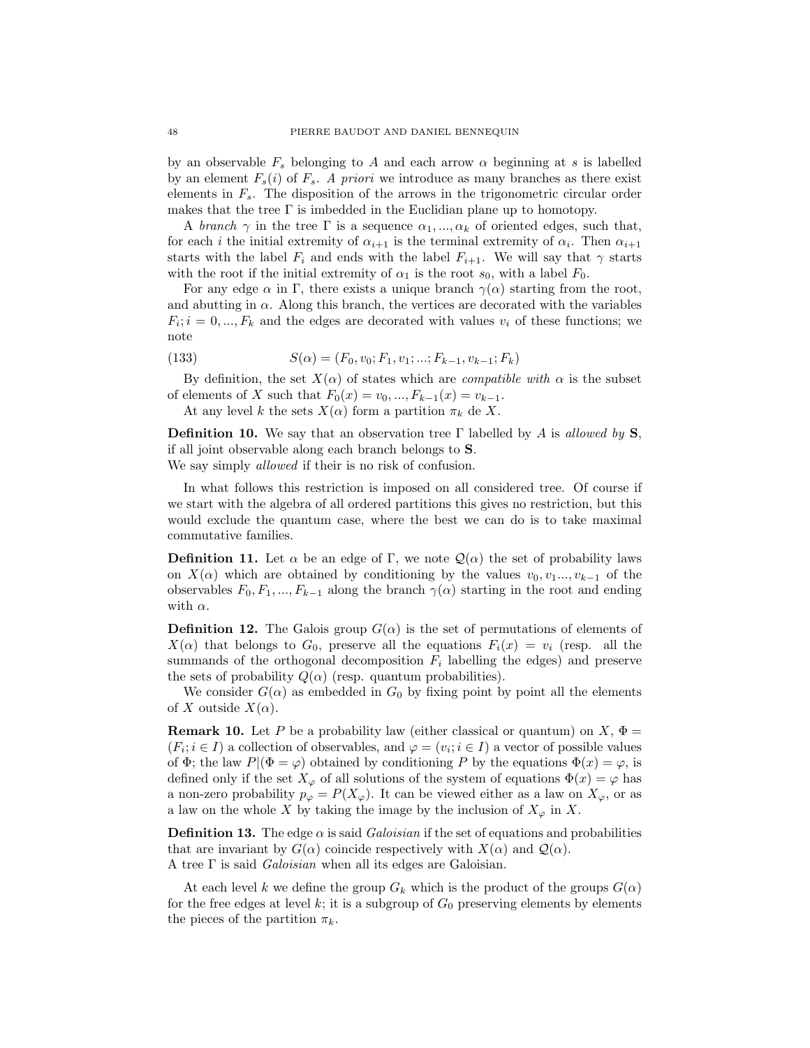by an observable $F_s$ belonging to $A$ and each arrow $\alpha$ beginning at $s$ is labelled by an element $F_s(i)$ of $F_s$. *A priori* we introduce as many branches as there exist elements in $F_s$. The disposition of the arrows in the trigonometric circular order makes that the tree $\Gamma$ is imbedded in the Euclidian plane up to homotopy.

A *branch* $\gamma$ in the tree $\Gamma$ is a sequence $\alpha_1, ..., \alpha_k$ of oriented edges, such that, for each $i$ the initial extremity of $\alpha_{i+1}$ is the terminal extremity of $\alpha_i$. Then $\alpha_{i+1}$ starts with the label $F_i$ and ends with the label $F_{i+1}$. We will say that $\gamma$ starts with the root if the initial extremity of $\alpha_1$ is the root $s_0$, with a label $F_0$.

For any edge $\alpha$ in $\Gamma$, there exists a unique branch $\gamma(\alpha)$ starting from the root, and abutting in $\alpha$. Along this branch, the vertices are decorated with the variables $F_i; i = 0, ..., F_k$ and the edges are decorated with values $v_i$ of these functions; we note

$$S(\alpha) = (F_0, v_0; F_1, v_1; ...; F_{k-1}, v_{k-1}; F_k) \tag{133}$$

By definition, the set $X(\alpha)$ of states which are *compatible with* $\alpha$ is the subset of elements of $X$ such that $F_0(x) = v_0, ..., F_{k-1}(x) = v_{k-1}$.

At any level $k$ the sets $X(\alpha)$ form a partition $\pi_k$ de $X$.

**Definition 10.** We say that an observation tree $\Gamma$ labelled by $A$ is *allowed by* $\mathbf{S}$, if all joint observable along each branch belongs to $\mathbf{S}$.
We say simply *allowed* if their is no risk of confusion.

In what follows this restriction is imposed on all considered tree. Of course if we start with the algebra of all ordered partitions this gives no restriction, but this would exclude the quantum case, where the best we can do is to take maximal commutative families.

**Definition 11.** Let $\alpha$ be an edge of $\Gamma$, we note $\mathcal{Q}(\alpha)$ the set of probability laws on $X(\alpha)$ which are obtained by conditioning by the values $v_0, v_1..., v_{k-1}$ of the observables $F_0, F_1, ..., F_{k-1}$ along the branch $\gamma(\alpha)$ starting in the root and ending with $\alpha$.

**Definition 12.** The Galois group $G(\alpha)$ is the set of permutations of elements of $X(\alpha)$ that belongs to $G_0$, preserve all the equations $F_i(x) = v_i$ (resp. all the summands of the orthogonal decomposition $F_i$ labelling the edges) and preserve the sets of probability $Q(\alpha)$ (resp. quantum probabilities).

We consider $G(\alpha)$ as embedded in $G_0$ by fixing point by point all the elements of $X$ outside $X(\alpha)$.

**Remark 10.** Let $P$ be a probability law (either classical or quantum) on $X$, $\Phi = (F_i; i \in I)$ a collection of observables, and $\varphi = (v_i; i \in I)$ a vector of possible values of $\Phi$; the law $P|(\Phi = \varphi)$ obtained by conditioning $P$ by the equations $\Phi(x) = \varphi$, is defined only if the set $X_\varphi$ of all solutions of the system of equations $\Phi(x) = \varphi$ has a non-zero probability $p_\varphi = P(X_\varphi)$. It can be viewed either as a law on $X_\varphi$, or as a law on the whole $X$ by taking the image by the inclusion of $X_\varphi$ in $X$.

**Definition 13.** The edge $\alpha$ is said *Galoisian* if the set of equations and probabilities that are invariant by $G(\alpha)$ coincide respectively with $X(\alpha)$ and $\mathcal{Q}(\alpha)$.
A tree $\Gamma$ is said *Galoisian* when all its edges are Galoisian.

At each level $k$ we define the group $G_k$ which is the product of the groups $G(\alpha)$ for the free edges at level $k$; it is a subgroup of $G_0$ preserving elements by elements the pieces of the partition $\pi_k$.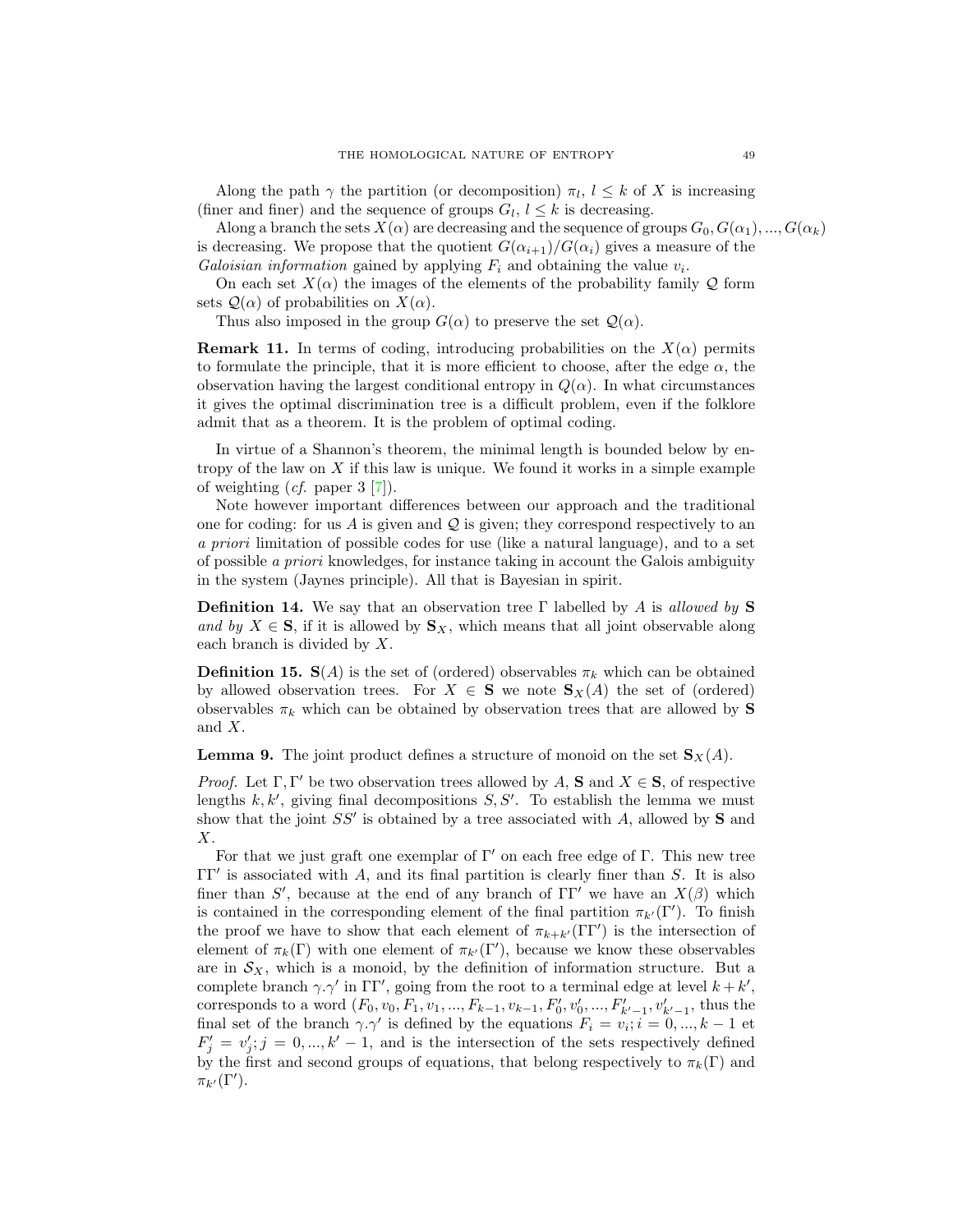Along the path $\gamma$ the partition (or decomposition) $\pi_l$, $l \leq k$ of $X$ is increasing (finer and finer) and the sequence of groups $G_l$, $l \leq k$ is decreasing.

Along a branch the sets $X(\alpha)$ are decreasing and the sequence of groups $G_0, G(\alpha_1), ..., G(\alpha_k)$ is decreasing. We propose that the quotient $G(\alpha_{i+1})/G(\alpha_i)$ gives a measure of the *Galoisian information* gained by applying $F_i$ and obtaining the value $v_i$.

On each set $X(\alpha)$ the images of the elements of the probability family $\mathcal{Q}$ form sets $\mathcal{Q}(\alpha)$ of probabilities on $X(\alpha)$.

Thus also imposed in the group $G(\alpha)$ to preserve the set $\mathcal{Q}(\alpha)$.

**Remark 11.** In terms of coding, introducing probabilities on the $X(\alpha)$ permits to formulate the principle, that it is more efficient to choose, after the edge $\alpha$, the observation having the largest conditional entropy in $Q(\alpha)$. In what circumstances it gives the optimal discrimination tree is a difficult problem, even if the folklore admit that as a theorem. It is the problem of optimal coding.

In virtue of a Shannon's theorem, the minimal length is bounded below by entropy of the law on $X$ if this law is unique. We found it works in a simple example of weighting (*cf.* paper 3 [7]).

Note however important differences between our approach and the traditional one for coding: for us $A$ is given and $\mathcal{Q}$ is given; they correspond respectively to an *a priori* limitation of possible codes for use (like a natural language), and to a set of possible *a priori* knowledges, for instance taking in account the Galois ambiguity in the system (Jaynes principle). All that is Bayesian in spirit.

**Definition 14.** We say that an observation tree $\Gamma$ labelled by $A$ is *allowed by* $\mathbf{S}$ *and by* $X \in \mathbf{S}$, if it is allowed by $\mathbf{S}_X$, which means that all joint observable along each branch is divided by $X$.

**Definition 15.** $\mathbf{S}(A)$ is the set of (ordered) observables $\pi_k$ which can be obtained by allowed observation trees. For $X \in \mathbf{S}$ we note $\mathbf{S}_X(A)$ the set of (ordered) observables $\pi_k$ which can be obtained by observation trees that are allowed by $\mathbf{S}$ and $X$.

**Lemma 9.** The joint product defines a structure of monoid on the set $\mathbf{S}_X(A)$.

*Proof.* Let $\Gamma, \Gamma'$ be two observation trees allowed by $A$, $\mathbf{S}$ and $X \in \mathbf{S}$, of respective lengths $k, k'$, giving final decompositions $S, S'$. To establish the lemma we must show that the joint $SS'$ is obtained by a tree associated with $A$, allowed by $\mathbf{S}$ and $X$.

For that we just graft one exemplar of $\Gamma'$ on each free edge of $\Gamma$. This new tree $\Gamma\Gamma'$ is associated with $A$, and its final partition is clearly finer than $S$. It is also finer than $S'$, because at the end of any branch of $\Gamma\Gamma'$ we have an $X(\beta)$ which is contained in the corresponding element of the final partition $\pi_{k'}(\Gamma')$. To finish the proof we have to show that each element of $\pi_{k+k'}(\Gamma\Gamma')$ is the intersection of element of $\pi_k(\Gamma)$ with one element of $\pi_{k'}(\Gamma')$, because we know these observables are in $\mathcal{S}_X$, which is a monoid, by the definition of information structure. But a complete branch $\gamma.\gamma'$ in $\Gamma\Gamma'$, going from the root to a terminal edge at level $k+k'$, corresponds to a word $(F_0, v_0, F_1, v_1, ..., F_{k-1}, v_{k-1}, F'_0, v'_0, ..., F'_{k'-1}, v'_{k'-1}$, thus the final set of the branch $\gamma.\gamma'$ is defined by the equations $F_i = v_i; i = 0, ..., k-1$ et $F'_j = v'_j; j = 0, ..., k'-1$, and is the intersection of the sets respectively defined by the first and second groups of equations, that belong respectively to $\pi_k(\Gamma)$ and $\pi_{k'}(\Gamma')$.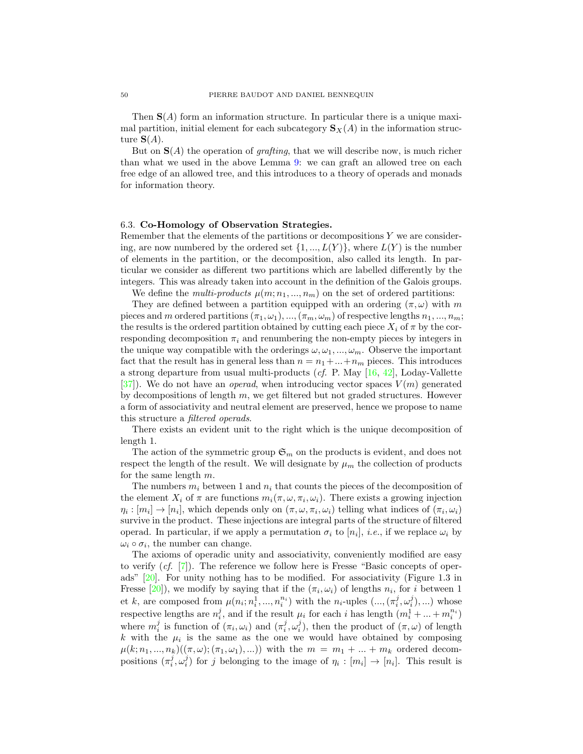Then $\mathbf{S}(A)$ form an information structure. In particular there is a unique maximal partition, initial element for each subcategory $\mathbf{S}_X(A)$ in the information structure $\mathbf{S}(A)$.

But on $\mathbf{S}(A)$ the operation of *grafting*, that we will describe now, is much richer than what we used in the above Lemma 9: we can graft an allowed tree on each free edge of an allowed tree, and this introduces to a theory of operads and monads for information theory.

### 6.3. Co-Homology of Observation Strategies.

Remember that the elements of the partitions or decompositions $Y$ we are considering, are now numbered by the ordered set $\{1, ..., L(Y)\}$, where $L(Y)$ is the number of elements in the partition, or the decomposition, also called its length. In particular we consider as different two partitions which are labelled differently by the integers. This was already taken into account in the definition of the Galois groups.

We define the *multi-products* $\mu(m; n_1, ..., n_m)$ on the set of ordered partitions:

They are defined between a partition equipped with an ordering $(\pi, \omega)$ with $m$ pieces and $m$ ordered partitions $(\pi_1, \omega_1), ..., (\pi_m, \omega_m)$ of respective lengths $n_1, ..., n_m$; the results is the ordered partition obtained by cutting each piece $X_i$ of $\pi$ by the corresponding decomposition $\pi_i$ and renumbering the non-empty pieces by integers in the unique way compatible with the orderings $\omega, \omega_1, ..., \omega_m$. Observe the important fact that the result has in general less than $n = n_1 + ... + n_m$ pieces. This introduces a strong departure from usual multi-products (*cf.* P. May [16, 42], Loday-Vallette [37]). We do not have an *operad*, when introducing vector spaces $V(m)$ generated by decompositions of length $m$, we get filtered but not graded structures. However a form of associativity and neutral element are preserved, hence we propose to name this structure a *filtered operads*.

There exists an evident unit to the right which is the unique decomposition of length 1.

The action of the symmetric group $\mathfrak{S}_m$ on the products is evident, and does not respect the length of the result. We will designate by $\mu_m$ the collection of products for the same length $m$.

The numbers $m_i$ between 1 and $n_i$ that counts the pieces of the decomposition of the element $X_i$ of $\pi$ are functions $m_i(\pi, \omega, \pi_i, \omega_i)$. There exists a growing injection $\eta_i : [m_i] \to [n_i]$, which depends only on $(\pi, \omega, \pi_i, \omega_i)$ telling what indices of $(\pi_i, \omega_i)$ survive in the product. These injections are integral parts of the structure of filtered operad. In particular, if we apply a permutation $\sigma_i$ to $[n_i]$, *i.e.*, if we replace $\omega_i$ by $\omega_i \circ \sigma_i$, the number can change.

The axioms of operadic unity and associativity, conveniently modified are easy to verify (*cf.* [7]). The reference we follow here is Fresse "Basic concepts of operads" [20]. For unity nothing has to be modified. For associativity (Figure 1.3 in Fresse [20]), we modify by saying that if the $(\pi_i, \omega_i)$ of lengths $n_i$, for $i$ between 1 et $k$, are composed from $\mu(n_i; n_i^1, ..., n_i^{n_i})$ with the $n_i$-uples $(..., (\pi_i^j, \omega_i^j), ...)$ whose respective lengths are $n_i^j$, and if the result $\mu_i$ for each $i$ has length $(m_i^1 + ... + m_i^{n_i})$ where $m_i^j$ is function of $(\pi_i, \omega_i)$ and $(\pi_i^j, \omega_i^j)$, then the product of $(\pi, \omega)$ of length $k$ with the $\mu_i$ is the same as the one we would have obtained by composing $\mu(k; n_1, ..., n_k)((\pi, \omega); (\pi_1, \omega_1), ...))$ with the $m = m_1 + ... + m_k$ ordered decompositions $(\pi_i^j, \omega_i^j)$ for $j$ belonging to the image of $\eta_i : [m_i] \to [n_i]$. This result is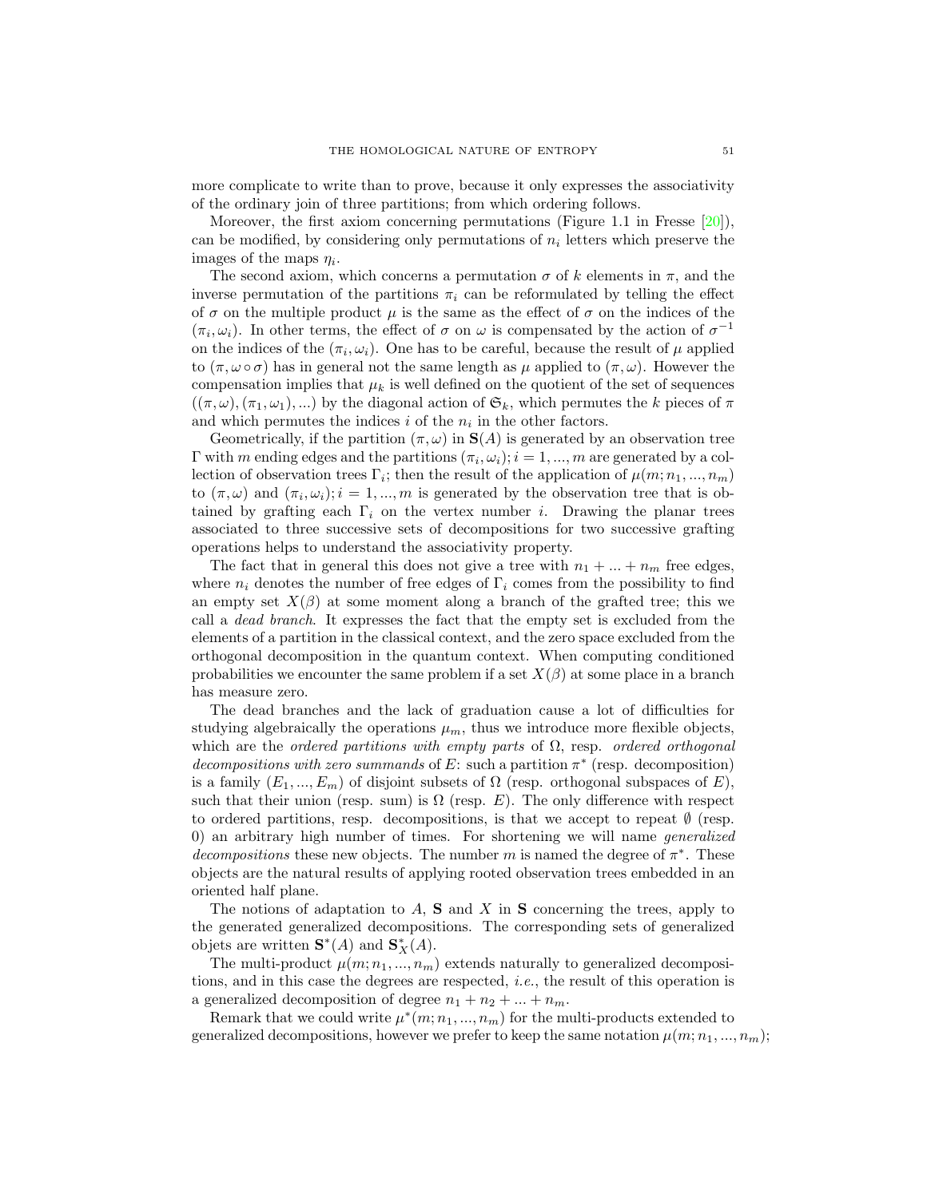more complicate to write than to prove, because it only expresses the associativity of the ordinary join of three partitions; from which ordering follows.

Moreover, the first axiom concerning permutations (Figure 1.1 in Fresse [20]), can be modified, by considering only permutations of $n_i$ letters which preserve the images of the maps $\eta_i$.

The second axiom, which concerns a permutation $\sigma$ of $k$ elements in $\pi$, and the inverse permutation of the partitions $\pi_i$ can be reformulated by telling the effect of $\sigma$ on the multiple product $\mu$ is the same as the effect of $\sigma$ on the indices of the $(\pi_i, \omega_i)$. In other terms, the effect of $\sigma$ on $\omega$ is compensated by the action of $\sigma^{-1}$ on the indices of the $(\pi_i, \omega_i)$. One has to be careful, because the result of $\mu$ applied to $(\pi, \omega \circ \sigma)$ has in general not the same length as $\mu$ applied to $(\pi, \omega)$. However the compensation implies that $\mu_k$ is well defined on the quotient of the set of sequences $((\pi, \omega), (\pi_1, \omega_1), ...)$ by the diagonal action of $\mathfrak{S}_k$, which permutes the $k$ pieces of $\pi$ and which permutes the indices $i$ of the $n_i$ in the other factors.

Geometrically, if the partition $(\pi, \omega)$ in $\mathbf{S}(A)$ is generated by an observation tree $\Gamma$ with $m$ ending edges and the partitions $(\pi_i, \omega_i); i = 1, ..., m$ are generated by a collection of observation trees $\Gamma_i$; then the result of the application of $\mu(m; n_1, ..., n_m)$ to $(\pi, \omega)$ and $(\pi_i, \omega_i); i = 1, ..., m$ is generated by the observation tree that is obtained by grafting each $\Gamma_i$ on the vertex number $i$. Drawing the planar trees associated to three successive sets of decompositions for two successive grafting operations helps to understand the associativity property.

The fact that in general this does not give a tree with $n_1 + ... + n_m$ free edges, where $n_i$ denotes the number of free edges of $\Gamma_i$ comes from the possibility to find an empty set $X(\beta)$ at some moment along a branch of the grafted tree; this we call a *dead branch*. It expresses the fact that the empty set is excluded from the elements of a partition in the classical context, and the zero space excluded from the orthogonal decomposition in the quantum context. When computing conditioned probabilities we encounter the same problem if a set $X(\beta)$ at some place in a branch has measure zero.

The dead branches and the lack of graduation cause a lot of difficulties for studying algebraically the operations $\mu_m$, thus we introduce more flexible objects, which are the *ordered partitions with empty parts* of $\Omega$, resp. *ordered orthogonal decompositions with zero summands* of $E$: such a partition $\pi^*$ (resp. decomposition) is a family $(E_1, ..., E_m)$ of disjoint subsets of $\Omega$ (resp. orthogonal subspaces of $E$), such that their union (resp. sum) is $\Omega$ (resp. $E$). The only difference with respect to ordered partitions, resp. decompositions, is that we accept to repeat $\emptyset$ (resp. 0) an arbitrary high number of times. For shortening we will name *generalized decompositions* these new objects. The number $m$ is named the degree of $\pi^*$. These objects are the natural results of applying rooted observation trees embedded in an oriented half plane.

The notions of adaptation to $A$, $\mathbf{S}$ and $X$ in $\mathbf{S}$ concerning the trees, apply to the generated generalized decompositions. The corresponding sets of generalized objets are written $\mathbf{S}^*(A)$ and $\mathbf{S}^*_X(A)$.

The multi-product $\mu(m; n_1, ..., n_m)$ extends naturally to generalized decompositions, and in this case the degrees are respected, *i.e.*, the result of this operation is a generalized decomposition of degree $n_1 + n_2 + ... + n_m$.

Remark that we could write $\mu^*(m; n_1, ..., n_m)$ for the multi-products extended to generalized decompositions, however we prefer to keep the same notation $\mu(m; n_1, ..., n_m)$;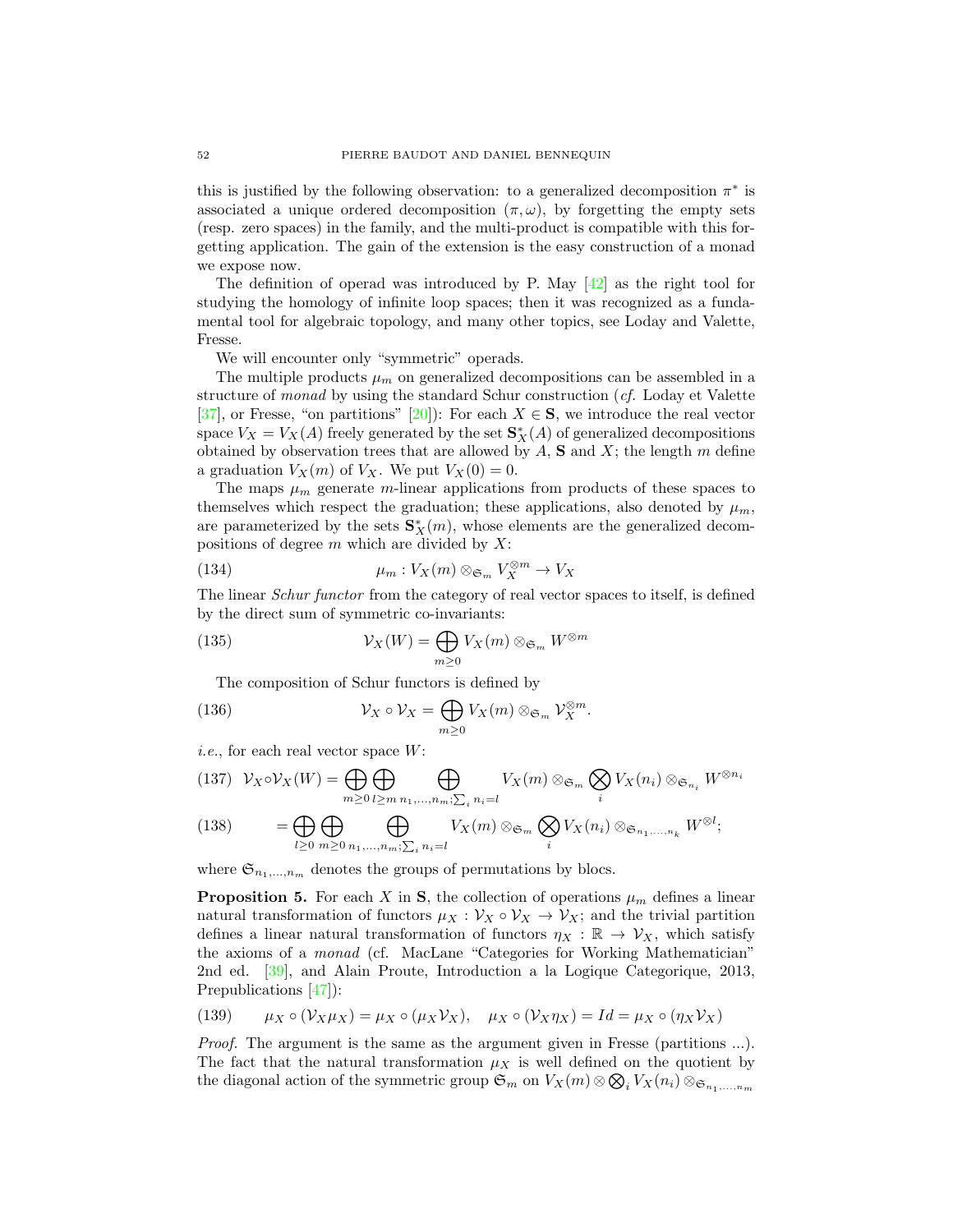this is justified by the following observation: to a generalized decomposition $\pi^*$ is associated a unique ordered decomposition $(\pi, \omega)$, by forgetting the empty sets (resp. zero spaces) in the family, and the multi-product is compatible with this forgetting application. The gain of the extension is the easy construction of a monad we expose now.

The definition of operad was introduced by P. May [42] as the right tool for studying the homology of infinite loop spaces; then it was recognized as a fundamental tool for algebraic topology, and many other topics, see Loday and Valette, Fresse.

We will encounter only "symmetric" operads.

The multiple products $\mu_m$ on generalized decompositions can be assembled in a structure of *monad* by using the standard Schur construction (*cf.* Loday et Valette [37], or Fresse, "on partitions" [20]): For each $X \in \mathbf{S}$, we introduce the real vector space $V_X = V_X(A)$ freely generated by the set $\mathbf{S}^*_X(A)$ of generalized decompositions obtained by observation trees that are allowed by $A$, $\mathbf{S}$ and $X$; the length $m$ define a graduation $V_X(m)$ of $V_X$. We put $V_X(0) = 0$.

The maps $\mu_m$ generate $m$-linear applications from products of these spaces to themselves which respect the graduation; these applications, also denoted by $\mu_m$, are parameterized by the sets $\mathbf{S}^*_X(m)$, whose elements are the generalized decompositions of degree $m$ which are divided by $X$:

$$\mu_m : V_X(m) \otimes_{\mathfrak{S}_m} V_X^{\otimes m} \to V_X \tag{134}$$

The linear *Schur functor* from the category of real vector spaces to itself, is defined by the direct sum of symmetric co-invariants:

$$\mathcal{V}_X(W) = \bigoplus_{m \geq 0} V_X(m) \otimes_{\mathfrak{S}_m} W^{\otimes m} \tag{135}$$

The composition of Schur functors is defined by

$$\mathcal{V}_X \circ \mathcal{V}_X = \bigoplus_{m \geq 0} V_X(m) \otimes_{\mathfrak{S}_m} \mathcal{V}_X^{\otimes m}. \tag{136}$$

*i.e.*, for each real vector space $W$:

$$\mathcal{V}_X \circ \mathcal{V}_X(W) = \bigoplus_{m \geq 0} \bigoplus_{l \geq m} \bigoplus_{n_1,\dots,n_m; \sum_i n_i = l} V_X(m) \otimes_{\mathfrak{S}_m} \bigotimes_i V_X(n_i) \otimes_{\mathfrak{S}_{n_i}} W^{\otimes n_i} \tag{137}$$

$$= \bigoplus_{l \geq 0} \bigoplus_{m \geq 0} \bigoplus_{n_1,\dots,n_m; \sum_i n_i = l} V_X(m) \otimes_{\mathfrak{S}_m} \bigotimes_i V_X(n_i) \otimes_{\mathfrak{S}_{n_1,\dots,n_k}} W^{\otimes l}; \tag{138}$$

where $\mathfrak{S}_{n_1,\dots,n_m}$ denotes the groups of permutations by blocs.

**Proposition 5.** For each $X$ in $\mathbf{S}$, the collection of operations $\mu_m$ defines a linear natural transformation of functors $\mu_X : \mathcal{V}_X \circ \mathcal{V}_X \to \mathcal{V}_X$; and the trivial partition defines a linear natural transformation of functors $\eta_X : \mathbb{R} \to \mathcal{V}_X$, which satisfy the axioms of a *monad* (cf. MacLane "Categories for Working Mathematician" 2nd ed. [39], and Alain Proute, Introduction a la Logique Categorique, 2013, Prepublications [47]):

$$\mu_X \circ (\mathcal{V}_X \mu_X) = \mu_X \circ (\mu_X \mathcal{V}_X), \quad \mu_X \circ (\mathcal{V}_X \eta_X) = Id = \mu_X \circ (\eta_X \mathcal{V}_X) \tag{139}$$

*Proof.* The argument is the same as the argument given in Fresse (partitions ...). The fact that the natural transformation $\mu_X$ is well defined on the quotient by the diagonal action of the symmetric group $\mathfrak{S}_m$ on $V_X(m) \otimes \bigotimes_i V_X(n_i) \otimes_{\mathfrak{S}_{n_1,\dots,n_m}}$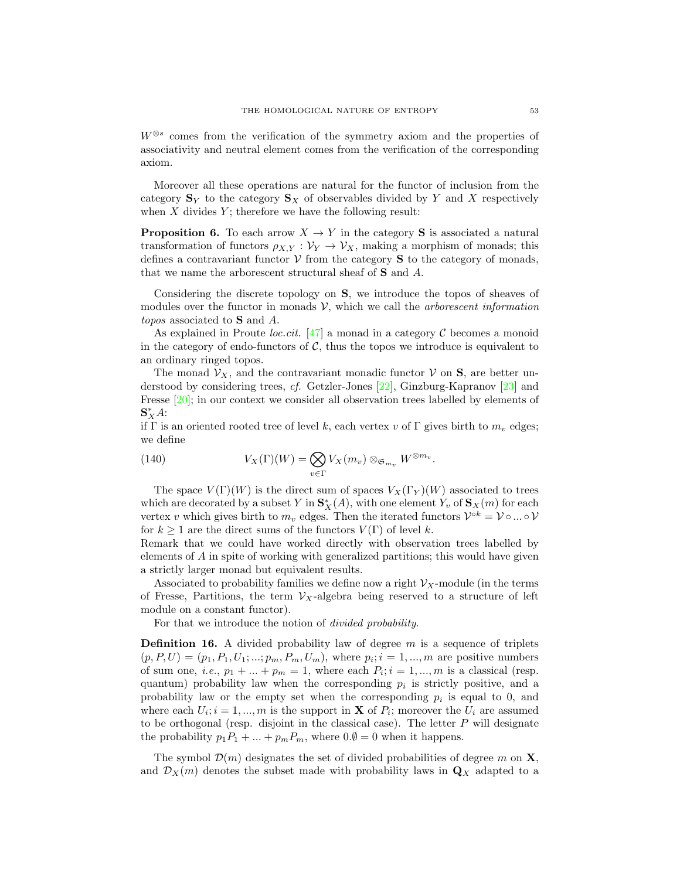$W^{\otimes s}$ comes from the verification of the symmetry axiom and the properties of associativity and neutral element comes from the verification of the corresponding axiom.

Moreover all these operations are natural for the functor of inclusion from the category $\mathbf{S}_Y$ to the category $\mathbf{S}_X$ of observables divided by $Y$ and $X$ respectively when $X$ divides $Y$; therefore we have the following result:

**Proposition 6.** To each arrow $X \to Y$ in the category $\mathbf{S}$ is associated a natural transformation of functors $\rho_{X,Y} : \mathcal{V}_Y \to \mathcal{V}_X$, making a morphism of monads; this defines a contravariant functor $\mathcal{V}$ from the category $\mathbf{S}$ to the category of monads, that we name the arborescent structural sheaf of $\mathbf{S}$ and $A$.

Considering the discrete topology on $\mathbf{S}$, we introduce the topos of sheaves of modules over the functor in monads $\mathcal{V}$, which we call the *arborescent information topos* associated to $\mathbf{S}$ and $A$.

As explained in Proute *loc.cit.* [47] a monad in a category $\mathcal{C}$ becomes a monoid in the category of endo-functors of $\mathcal{C}$, thus the topos we introduce is equivalent to an ordinary ringed topos.

The monad $\mathcal{V}_X$, and the contravariant monadic functor $\mathcal{V}$ on $\mathbf{S}$, are better understood by considering trees, *cf.* Getzler-Jones [22], Ginzburg-Kapranov [23] and Fresse [20]; in our context we consider all observation trees labelled by elements of $\mathbf{S}_X^* A$:
if $\Gamma$ is an oriented rooted tree of level $k$, each vertex $v$ of $\Gamma$ gives birth to $m_v$ edges; we define

$$V_X(\Gamma)(W) = \bigotimes_{v \in \Gamma} V_X(m_v) \otimes_{\mathfrak{S}_{m_v}} W^{\otimes m_v}. \tag{140}$$

The space $V(\Gamma)(W)$ is the direct sum of spaces $V_X(\Gamma_Y)(W)$ associated to trees which are decorated by a subset $Y$ in $\mathbf{S}_X^*(A)$, with one element $Y_v$ of $\mathbf{S}_X(m)$ for each vertex $v$ which gives birth to $m_v$ edges. Then the iterated functors $\mathcal{V}^{\circ k} = \mathcal{V} \circ ... \circ \mathcal{V}$ for $k \geq 1$ are the direct sums of the functors $V(\Gamma)$ of level $k$.
Remark that we could have worked directly with observation trees labelled by elements of $A$ in spite of working with generalized partitions; this would have given a strictly larger monad but equivalent results.

Associated to probability families we define now a right $\mathcal{V}_X$-module (in the terms of Fresse, Partitions, the term $\mathcal{V}_X$-algebra being reserved to a structure of left module on a constant functor).

For that we introduce the notion of *divided probability*.

**Definition 16.** A divided probability law of degree $m$ is a sequence of triplets $(p, P, U) = (p_1, P_1, U_1; ...; p_m, P_m, U_m)$, where $p_i; i = 1, ..., m$ are positive numbers of sum one, *i.e.*, $p_1 + ... + p_m = 1$, where each $P_i; i = 1, ..., m$ is a classical (resp. quantum) probability law when the corresponding $p_i$ is strictly positive, and a probability law or the empty set when the corresponding $p_i$ is equal to 0, and where each $U_i; i = 1, ..., m$ is the support in $\mathbf{X}$ of $P_i$; moreover the $U_i$ are assumed to be orthogonal (resp. disjoint in the classical case). The letter $P$ will designate the probability $p_1 P_1 + ... + p_m P_m$, where $0.\emptyset = 0$ when it happens.

The symbol $\mathcal{D}(m)$ designates the set of divided probabilities of degree $m$ on $\mathbf{X}$, and $\mathcal{D}_X(m)$ denotes the subset made with probability laws in $\mathbf{Q}_X$ adapted to a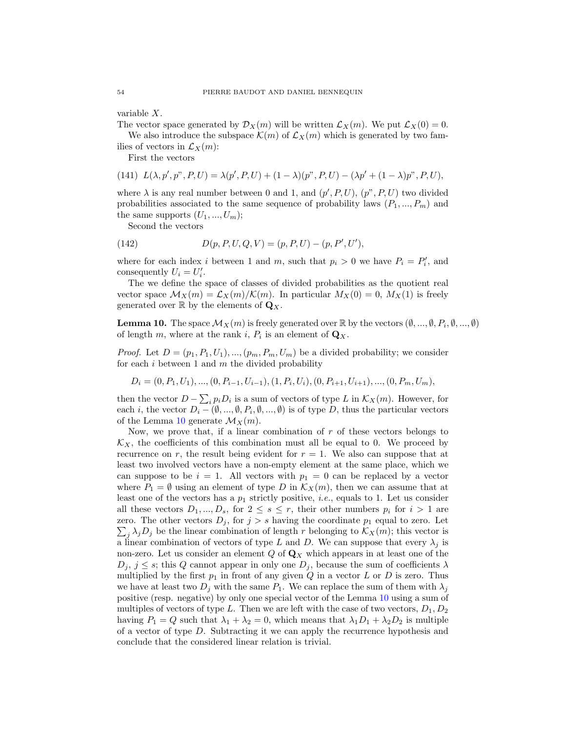variable $X$.

The vector space generated by $\mathcal{D}_X(m)$ will be written $\mathcal{L}_X(m)$. We put $\mathcal{L}_X(0) = 0$.

We also introduce the subspace $\mathcal{K}(m)$ of $\mathcal{L}_X(m)$ which is generated by two families of vectors in $\mathcal{L}_X(m)$:

First the vectors

$$L(\lambda, p', p", P, U) = \lambda(p', P, U) + (1 - \lambda)(p", P, U) - (\lambda p' + (1 - \lambda)p", P, U), \tag{141}$$

where $\lambda$ is any real number between 0 and 1, and $(p', P, U)$, $(p", P, U)$ two divided probabilities associated to the same sequence of probability laws $(P_1, ..., P_m)$ and the same supports $(U_1, ..., U_m)$;

Second the vectors

$$D(p, P, U, Q, V) = (p, P, U) - (p, P', U'), \tag{142}$$

where for each index $i$ between 1 and $m$, such that $p_i > 0$ we have $P_i = P'_i$, and consequently $U_i = U'_i$.

The we define the space of classes of divided probabilities as the quotient real vector space $\mathcal{M}_X(m) = \mathcal{L}_X(m)/\mathcal{K}(m)$. In particular $M_X(0) = 0$, $M_X(1)$ is freely generated over $\mathbb{R}$ by the elements of $\mathbf{Q}_X$.

**Lemma 10.** *The space $\mathcal{M}_X(m)$ is freely generated over $\mathbb{R}$ by the vectors $(\emptyset, ..., \emptyset, P_i, \emptyset, ..., \emptyset)$ of length $m$, where at the rank $i$, $P_i$ is an element of $\mathbf{Q}_X$.*

*Proof.* Let $D = (p_1, P_1, U_1), ..., (p_m, P_m, U_m)$ be a divided probability; we consider for each $i$ between 1 and $m$ the divided probability

$$D_i = (0, P_1, U_1), ..., (0, P_{i-1}, U_{i-1}), (1, P_i, U_i), (0, P_{i+1}, U_{i+1}), ..., (0, P_m, U_m),$$

then the vector $D - \sum_i p_i D_i$ is a sum of vectors of type $L$ in $\mathcal{K}_X(m)$. However, for each $i$, the vector $D_i - (\emptyset, ..., \emptyset, P_i, \emptyset, ..., \emptyset)$ is of type $D$, thus the particular vectors of the Lemma 10 generate $\mathcal{M}_X(m)$.

Now, we prove that, if a linear combination of $r$ of these vectors belongs to $\mathcal{K}_X$, the coefficients of this combination must all be equal to 0. We proceed by recurrence on $r$, the result being evident for $r = 1$. We also can suppose that at least two involved vectors have a non-empty element at the same place, which we can suppose to be $i = 1$. All vectors with $p_1 = 0$ can be replaced by a vector where $P_1 = \emptyset$ using an element of type $D$ in $\mathcal{K}_X(m)$, then we can assume that at least one of the vectors has a $p_1$ strictly positive, *i.e.*, equals to 1. Let us consider all these vectors $D_1, ..., D_s$, for $2 \leq s \leq r$, their other numbers $p_i$ for $i > 1$ are zero. The other vectors $D_j$, for $j > s$ having the coordinate $p_1$ equal to zero. Let $\sum_j \lambda_j D_j$ be the linear combination of length $r$ belonging to $\mathcal{K}_X(m)$; this vector is a linear combination of vectors of type $L$ and $D$. We can suppose that every $\lambda_j$ is non-zero. Let us consider an element $Q$ of $\mathbf{Q}_X$ which appears in at least one of the $D_j$, $j \leq s$; this $Q$ cannot appear in only one $D_j$, because the sum of coefficients $\lambda$ multiplied by the first $p_1$ in front of any given $Q$ in a vector $L$ or $D$ is zero. Thus we have at least two $D_j$ with the same $P_1$. We can replace the sum of them with $\lambda_j$ positive (resp. negative) by only one special vector of the Lemma 10 using a sum of multiples of vectors of type $L$. Then we are left with the case of two vectors, $D_1, D_2$ having $P_1 = Q$ such that $\lambda_1 + \lambda_2 = 0$, which means that $\lambda_1 D_1 + \lambda_2 D_2$ is multiple of a vector of type $D$. Subtracting it we can apply the recurrence hypothesis and conclude that the considered linear relation is trivial.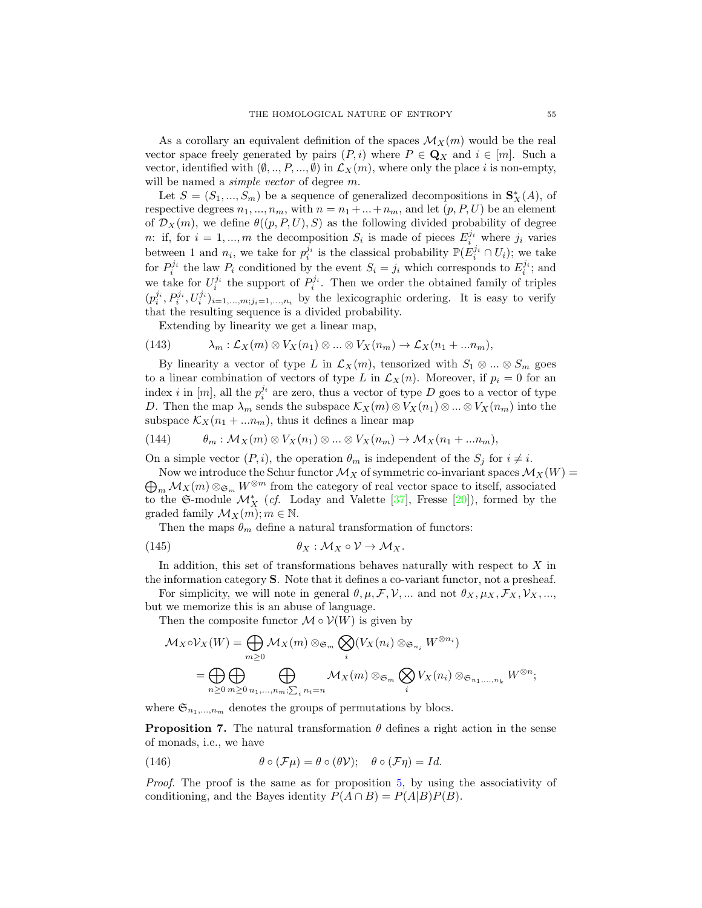As a corollary an equivalent definition of the spaces $\mathcal{M}_X(m)$ would be the real vector space freely generated by pairs $(P,i)$ where $P \in \mathbf{Q}_X$ and $i \in [m]$. Such a vector, identified with $(\emptyset, .., P, ..., \emptyset)$ in $\mathcal{L}_X(m)$, where only the place $i$ is non-empty, will be named a *simple vector* of degree $m$.

Let $S = (S_1, ..., S_m)$ be a sequence of generalized decompositions in $\mathbf{S}^*_X(A)$, of respective degrees $n_1, ..., n_m$, with $n = n_1 + ... + n_m$, and let $(p, P, U)$ be an element of $\mathcal{D}_X(m)$, we define $\theta((p, P, U), S)$ as the following divided probability of degree $n$: if, for $i = 1, ..., m$ the decomposition $S_i$ is made of pieces $E_i^{j_i}$ where $j_i$ varies between 1 and $n_i$, we take for $p_i^{j_i}$ is the classical probability $\mathbb{P}(E_i^{j_i} \cap U_i)$; we take for $P_i^{j_i}$ the law $P_i$ conditioned by the event $S_i = j_i$ which corresponds to $E_i^{j_i}$; and we take for $U_i^{j_i}$ the support of $P_i^{j_i}$. Then we order the obtained family of triples $(p_i^{j_i}, P_i^{j_i}, U_i^{j_i})_{i=1,...,m; j_i=1,...,n_i}$ by the lexicographic ordering. It is easy to verify that the resulting sequence is a divided probability.

Extending by linearity we get a linear map,

$$\lambda_m : \mathcal{L}_X(m) \otimes V_X(n_1) \otimes ... \otimes V_X(n_m) \to \mathcal{L}_X(n_1 + ... n_m), \tag{143}$$

By linearity a vector of type $L$ in $\mathcal{L}_X(m)$, tensorized with $S_1 \otimes ... \otimes S_m$ goes to a linear combination of vectors of type $L$ in $\mathcal{L}_X(n)$. Moreover, if $p_i = 0$ for an index $i$ in $[m]$, all the $p_i^{j_i}$ are zero, thus a vector of type $D$ goes to a vector of type $D$. Then the map $\lambda_m$ sends the subspace $\mathcal{K}_X(m) \otimes V_X(n_1) \otimes ... \otimes V_X(n_m)$ into the subspace $\mathcal{K}_X(n_1 + ... n_m)$, thus it defines a linear map

$$\theta_m : \mathcal{M}_X(m) \otimes V_X(n_1) \otimes ... \otimes V_X(n_m) \to \mathcal{M}_X(n_1 + ... n_m), \tag{144}$$

On a simple vector $(P,i)$, the operation $\theta_m$ is independent of the $S_j$ for $i \neq i$.

Now we introduce the Schur functor $\mathcal{M}_X$ of symmetric co-invariant spaces $\mathcal{M}_X(W) = \bigoplus_m \mathcal{M}_X(m) \otimes_{\mathfrak{S}_m} W^{\otimes m}$ from the category of real vector space to itself, associated to the $\mathfrak{S}$-module $\mathcal{M}^*_X$ (*cf.* Loday and Valette [37], Fresse [20]), formed by the graded family $\mathcal{M}_X(m); m \in \mathbb{N}$.

Then the maps $\theta_m$ define a natural transformation of functors:

$$\theta_X : \mathcal{M}_X \circ \mathcal{V} \to \mathcal{M}_X. \tag{145}$$

In addition, this set of transformations behaves naturally with respect to $X$ in the information category $\mathbf{S}$. Note that it defines a co-variant functor, not a presheaf.

For simplicity, we will note in general $\theta, \mu, \mathcal{F}, \mathcal{V}, ...$ and not $\theta_X, \mu_X, \mathcal{F}_X, \mathcal{V}_X, ...$, but we memorize this is an abuse of language.

Then the composite functor $\mathcal{M} \circ \mathcal{V}(W)$ is given by

$$\begin{aligned}
\mathcal{M}_X \circ \mathcal{V}_X(W) &= \bigoplus_{m \geq 0} \mathcal{M}_X(m) \otimes_{\mathfrak{S}_m} \bigotimes_i (V_X(n_i) \otimes_{\mathfrak{S}_{n_i}} W^{\otimes n_i}) \\
&= \bigoplus_{n \geq 0} \bigoplus_{m \geq 0} \bigoplus_{n_1, ..., n_m; \sum_i n_i = n} \mathcal{M}_X(m) \otimes_{\mathfrak{S}_m} \bigotimes_i V_X(n_i) \otimes_{\mathfrak{S}_{n_1, ..., n_k}} W^{\otimes n};
\end{aligned}$$

where $\mathfrak{S}_{n_1, ..., n_m}$ denotes the groups of permutations by blocs.

**Proposition 7.** The natural transformation $\theta$ defines a right action in the sense of monads, i.e., we have

$$\theta \circ (\mathcal{F}\mu) = \theta \circ (\theta \mathcal{V}); \quad \theta \circ (\mathcal{F}\eta) = Id. \tag{146}$$

*Proof.* The proof is the same as for proposition 5, by using the associativity of conditioning, and the Bayes identity $P(A \cap B) = P(A|B)P(B)$.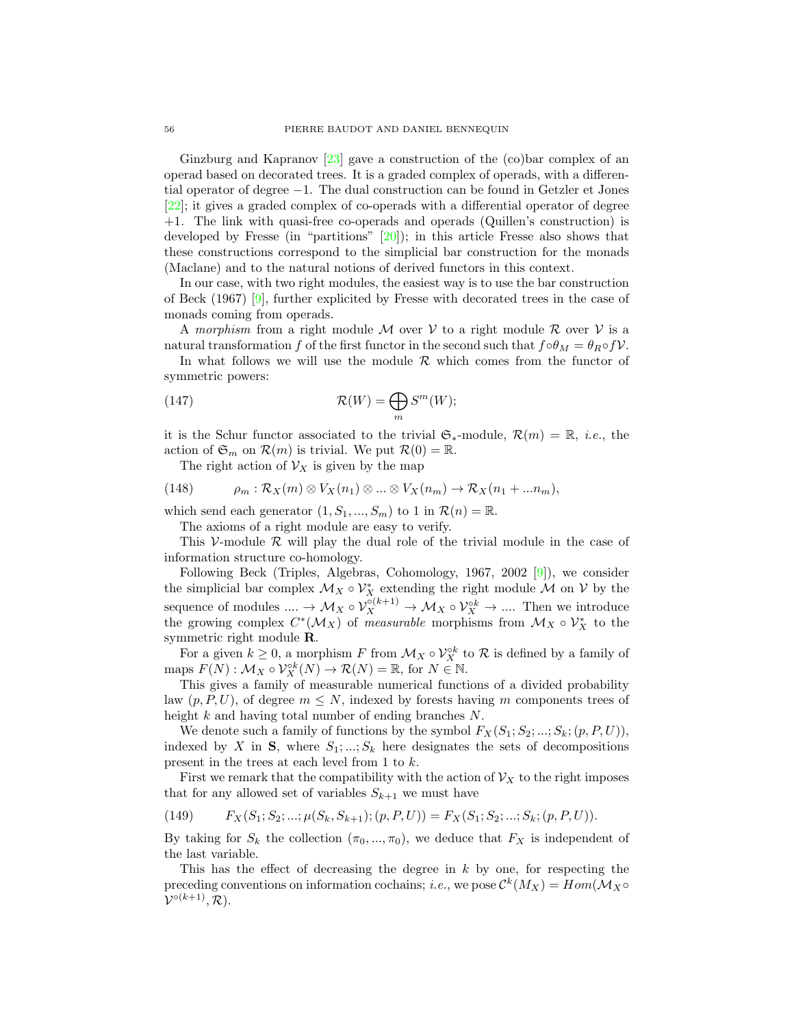Ginzburg and Kapranov [23] gave a construction of the (co)bar complex of an operad based on decorated trees. It is a graded complex of operads, with a differential operator of degree $-1$. The dual construction can be found in Getzler et Jones [22]; it gives a graded complex of co-operads with a differential operator of degree $+1$. The link with quasi-free co-operads and operads (Quillen's construction) is developed by Fresse (in "partitions" [20]); in this article Fresse also shows that these constructions correspond to the simplicial bar construction for the monads (Maclane) and to the natural notions of derived functors in this context.

In our case, with two right modules, the easiest way is to use the bar construction of Beck (1967) [9], further explicited by Fresse with decorated trees in the case of monads coming from operads.

A *morphism* from a right module $\mathcal{M}$ over $\mathcal{V}$ to a right module $\mathcal{R}$ over $\mathcal{V}$ is a natural transformation $f$ of the first functor in the second such that $f \circ \theta_M = \theta_R \circ f\mathcal{V}$.

In what follows we will use the module $\mathcal{R}$ which comes from the functor of symmetric powers:

$$\mathcal{R}(W) = \bigoplus_m S^m(W); \tag{147}$$

it is the Schur functor associated to the trivial $\mathfrak{S}_*$-module, $\mathcal{R}(m) = \mathbb{R}$, *i.e.*, the action of $\mathfrak{S}_m$ on $\mathcal{R}(m)$ is trivial. We put $\mathcal{R}(0) = \mathbb{R}$.

The right action of $\mathcal{V}_X$ is given by the map

$$\rho_m : \mathcal{R}_X(m) \otimes V_X(n_1) \otimes ... \otimes V_X(n_m) \to \mathcal{R}_X(n_1 + ...n_m), \tag{148}$$

which send each generator $(1, S_1, ..., S_m)$ to 1 in $\mathcal{R}(n) = \mathbb{R}$.

The axioms of a right module are easy to verify.

This $\mathcal{V}$-module $\mathcal{R}$ will play the dual role of the trivial module in the case of information structure co-homology.

Following Beck (Triples, Algebras, Cohomology, 1967, 2002 [9]), we consider the simplicial bar complex $\mathcal{M}_X \circ \mathcal{V}_X^*$ extending the right module $\mathcal{M}$ on $\mathcal{V}$ by the sequence of modules $.... \to \mathcal{M}_X \circ \mathcal{V}_X^{\circ(k+1)} \to \mathcal{M}_X \circ \mathcal{V}_X^{\circ k} \to ....$ Then we introduce the growing complex $C^*(\mathcal{M}_X)$ of *measurable* morphisms from $\mathcal{M}_X \circ \mathcal{V}_X^*$ to the symmetric right module $\mathbf{R}$.

For a given $k \geq 0$, a morphism $F$ from $\mathcal{M}_X \circ \mathcal{V}_X^{\circ k}$ to $\mathcal{R}$ is defined by a family of maps $F(N) : \mathcal{M}_X \circ \mathcal{V}_X^{\circ k}(N) \to \mathcal{R}(N) = \mathbb{R}$, for $N \in \mathbb{N}$.

This gives a family of measurable numerical functions of a divided probability law $(p, P, U)$, of degree $m \leq N$, indexed by forests having $m$ components trees of height $k$ and having total number of ending branches $N$.

We denote such a family of functions by the symbol $F_X(S_1; S_2; ...; S_k; (p, P, U))$, indexed by $X$ in $\mathbf{S}$, where $S_1; ...; S_k$ here designates the sets of decompositions present in the trees at each level from 1 to $k$.

First we remark that the compatibility with the action of $\mathcal{V}_X$ to the right imposes that for any allowed set of variables $S_{k+1}$ we must have

$$F_X(S_1; S_2; ...; \mu(S_k, S_{k+1}); (p, P, U)) = F_X(S_1; S_2; ...; S_k; (p, P, U)). \tag{149}$$

By taking for $S_k$ the collection $(\pi_0, ..., \pi_0)$, we deduce that $F_X$ is independent of the last variable.

This has the effect of decreasing the degree in $k$ by one, for respecting the preceding conventions on information cochains; *i.e.*, we pose $\mathcal{C}^k(M_X) = Hom(\mathcal{M}_X \circ \mathcal{V}^{\circ(k+1)}, \mathcal{R})$.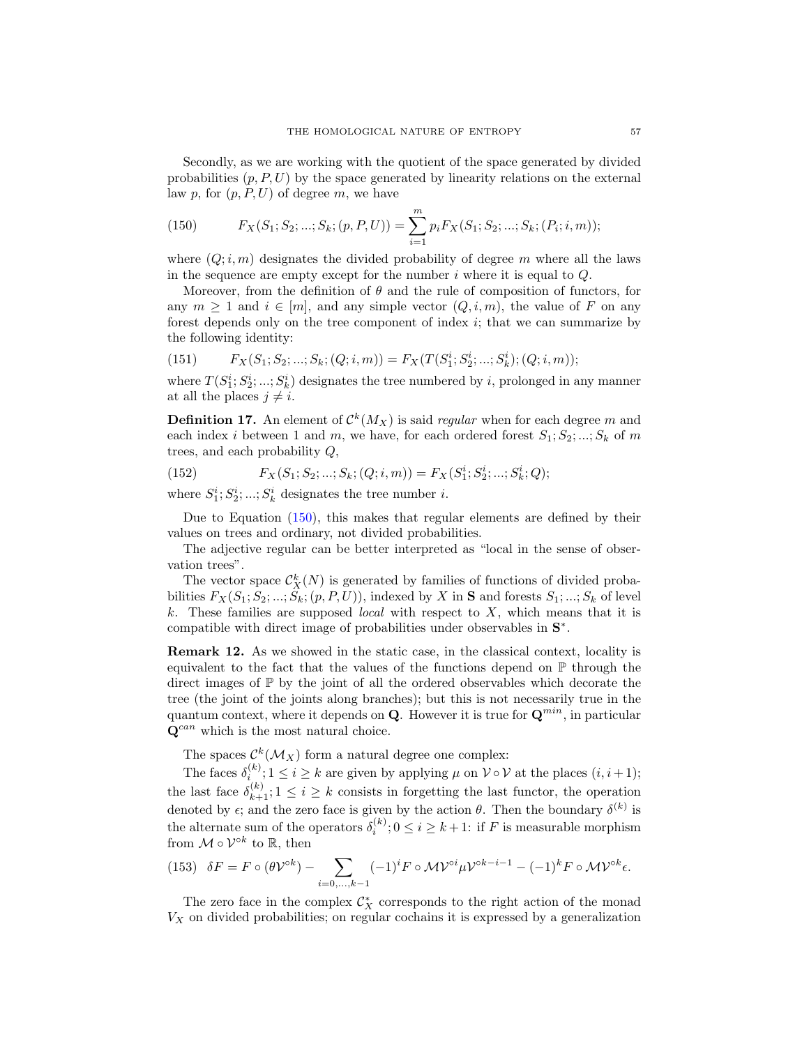Secondly, as we are working with the quotient of the space generated by divided probabilities $(p, P, U)$ by the space generated by linearity relations on the external law $p$, for $(p, P, U)$ of degree $m$, we have

$$F_X(S_1; S_2; ...; S_k; (p, P, U)) = \sum_{i=1}^{m} p_i F_X(S_1; S_2; ...; S_k; (P_i; i, m)); \tag{150}$$

where $(Q; i, m)$ designates the divided probability of degree $m$ where all the laws in the sequence are empty except for the number $i$ where it is equal to $Q$.

Moreover, from the definition of $\theta$ and the rule of composition of functors, for any $m \geq 1$ and $i \in [m]$, and any simple vector $(Q, i, m)$, the value of $F$ on any forest depends only on the tree component of index $i$; that we can summarize by the following identity:

$$F_X(S_1; S_2; ...; S_k; (Q; i, m)) = F_X(T(S_1^i; S_2^i; ...; S_k^i); (Q; i, m)); \tag{151}$$

where $T(S_1^i; S_2^i; ...; S_k^i)$ designates the tree numbered by $i$, prolonged in any manner at all the places $j \neq i$.

**Definition 17.** An element of $\mathcal{C}^k(M_X)$ is said *regular* when for each degree $m$ and each index $i$ between 1 and $m$, we have, for each ordered forest $S_1; S_2; ...; S_k$ of $m$ trees, and each probability $Q$,

$$F_X(S_1; S_2; ...; S_k; (Q; i, m)) = F_X(S_1^i; S_2^i; ...; S_k^i; Q); \tag{152}$$

where $S_1^i; S_2^i; ...; S_k^i$ designates the tree number $i$.

Due to Equation (150), this makes that regular elements are defined by their values on trees and ordinary, not divided probabilities.

The adjective regular can be better interpreted as "local in the sense of observation trees".

The vector space $\mathcal{C}_X^k(N)$ is generated by families of functions of divided probabilities $F_X(S_1; S_2; ...; S_k; (p, P, U))$, indexed by $X$ in $\mathbf{S}$ and forests $S_1; ...; S_k$ of level $k$. These families are supposed *local* with respect to $X$, which means that it is compatible with direct image of probabilities under observables in $\mathbf{S}^*$.

**Remark 12.** As we showed in the static case, in the classical context, locality is equivalent to the fact that the values of the functions depend on $\mathbb{P}$ through the direct images of $\mathbb{P}$ by the joint of all the ordered observables which decorate the tree (the joint of the joints along branches); but this is not necessarily true in the quantum context, where it depends on $\mathbf{Q}$. However it is true for $\mathbf{Q}^{min}$, in particular $\mathbf{Q}^{can}$ which is the most natural choice.

The spaces $\mathcal{C}^k(\mathcal{M}_X)$ form a natural degree one complex:

The faces $\delta_i^{(k)}; 1 \leq i \geq k$ are given by applying $\mu$ on $\mathcal{V} \circ \mathcal{V}$ at the places $(i, i+1)$; the last face $\delta_{k+1}^{(k)}; 1 \leq i \geq k$ consists in forgetting the last functor, the operation denoted by $\epsilon$; and the zero face is given by the action $\theta$. Then the boundary $\delta^{(k)}$ is the alternate sum of the operators $\delta_i^{(k)}; 0 \leq i \geq k+1$: if $F$ is measurable morphism from $\mathcal{M} \circ \mathcal{V}^{\circ k}$ to $\mathbb{R}$, then

$$\delta F = F \circ (\theta \mathcal{V}^{\circ k}) - \sum_{i=0,...,k-1} (-1)^i F \circ \mathcal{M}\mathcal{V}^{\circ i} \mu \mathcal{V}^{\circ k-i-1} - (-1)^k F \circ \mathcal{M}\mathcal{V}^{\circ k} \epsilon. \tag{153}$$

The zero face in the complex $\mathcal{C}_X^*$ corresponds to the right action of the monad $V_X$ on divided probabilities; on regular cochains it is expressed by a generalization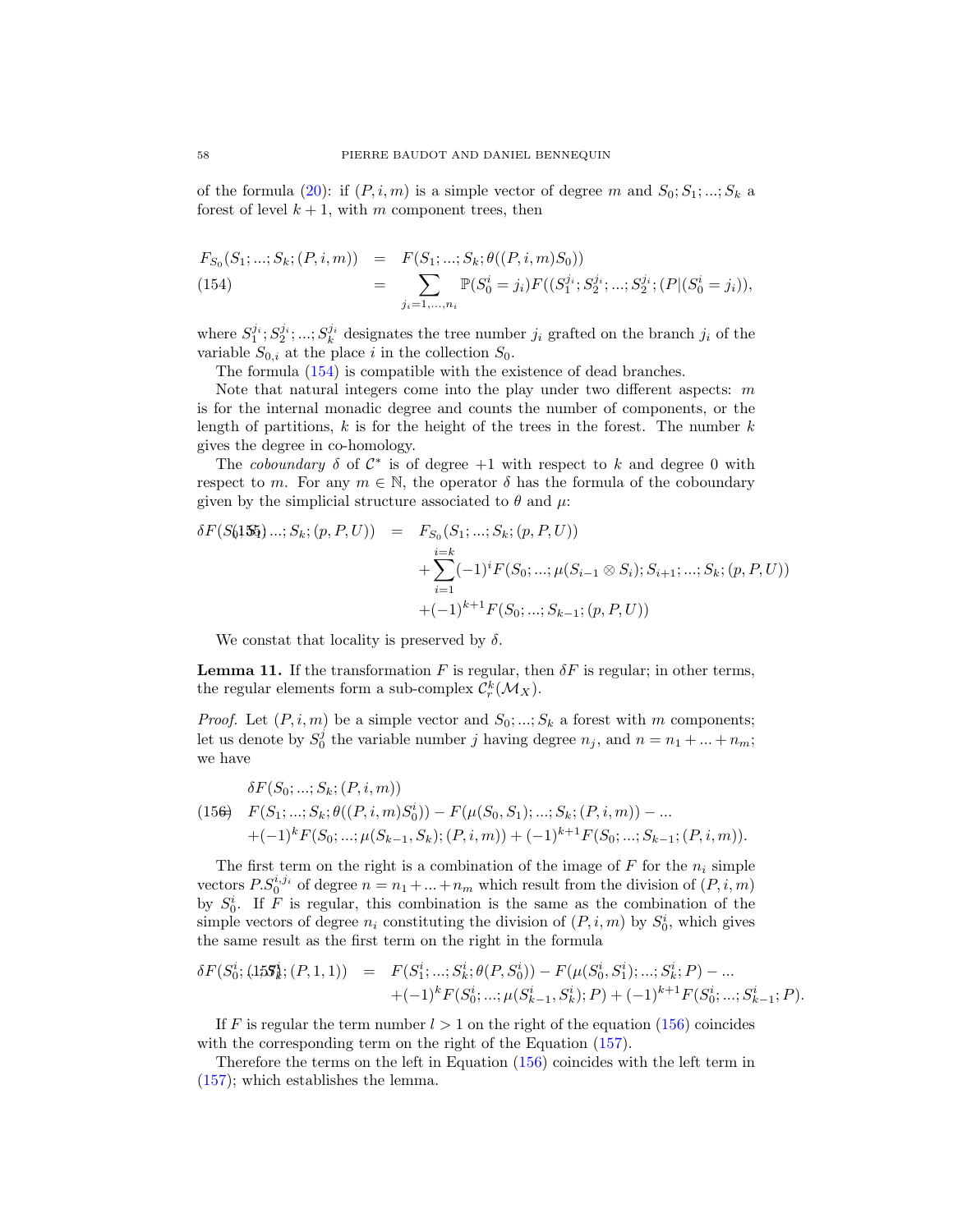of the formula (20): if $(P,i,m)$ is a simple vector of degree $m$ and $S_0;S_1;...;S_k$ a forest of level $k+1$, with $m$ component trees, then

$$
\begin{aligned}
F_{S_0}(S_1;...;S_k;(P,i,m)) &= F(S_1;...;S_k;\theta((P,i,m)S_0)) \\
&= \sum_{j_i=1,...,n_i} \mathbb{P}(S_0^i=j_i)F((S_1^{j_i};S_2^{j_i};...;S_2^{j_i};(P|(S_0^i=j_i)), \qquad (154)
\end{aligned}
$$

where $S_1^{j_i};S_2^{j_i};...;S_k^{j_i}$ designates the tree number $j_i$ grafted on the branch $j_i$ of the variable $S_{0,i}$ at the place $i$ in the collection $S_0$.

The formula (154) is compatible with the existence of dead branches.

Note that natural integers come into the play under two different aspects: $m$ is for the internal monadic degree and counts the number of components, or the length of partitions, $k$ is for the height of the trees in the forest. The number $k$ gives the degree in co-homology.

The *coboundary* $\delta$ of $\mathcal{C}^*$ is of degree $+1$ with respect to $k$ and degree 0 with respect to $m$. For any $m\in\mathbb{N}$, the operator $\delta$ has the formula of the coboundary given by the simplicial structure associated to $\theta$ and $\mu$:

$$
\begin{aligned}
\delta F(S_0;S_1;...;S_k;(p,P,U)) &= F_{S_0}(S_1;...;S_k;(p,P,U)) \\
&+\sum_{i=1}^{i=k}(-1)^iF(S_0;...;\mu(S_{i-1}\otimes S_i);S_{i+1};...;S_k;(p,P,U)) \\
&+(-1)^{k+1}F(S_0;...;S_{k-1};(p,P,U)) \qquad (155)
\end{aligned}
$$

We constat that locality is preserved by $\delta$.

**Lemma 11.** If the transformation $F$ is regular, then $\delta F$ is regular; in other terms, the regular elements form a sub-complex $\mathcal{C}_r^k(\mathcal{M}_X)$.

*Proof.* Let $(P,i,m)$ be a simple vector and $S_0;...;S_k$ a forest with $m$ components; let us denote by $S_0^j$ the variable number $j$ having degree $n_j$, and $n=n_1+...+n_m$; we have

$$
\begin{aligned}
&\delta F(S_0;...;S_k;(P,i,m)) \\
&F(S_1;...;S_k;\theta((P,i,m)S_0^i))-F(\mu(S_0,S_1);...;S_k;(P,i,m))-... \qquad (156)\\
&+(-1)^kF(S_0;...;\mu(S_{k-1},S_k);(P,i,m))+(-1)^{k+1}F(S_0;...;S_{k-1};(P,i,m)).
\end{aligned}
$$

The first term on the right is a combination of the image of $F$ for the $n_i$ simple vectors $P.S_0^{i,j_i}$ of degree $n=n_1+...+n_m$ which result from the division of $(P,i,m)$ by $S_0^i$. If $F$ is regular, this combination is the same as the combination of the simple vectors of degree $n_i$ constituting the division of $(P,i,m)$ by $S_0^i$, which gives the same result as the first term on the right in the formula

$$
\begin{aligned}
\delta F(S_0^i;...;S_k^i;(P,1,1)) &= F(S_1^i;...;S_k^i;\theta(P,S_0^i))-F(\mu(S_0^i,S_1^i);...;S_k^i;P)-... \qquad (157)\\
&+(-1)^kF(S_0^i;...;\mu(S_{k-1}^i,S_k^i);P)+(-1)^{k+1}F(S_0^i;...;S_{k-1}^i;P).
\end{aligned}
$$

If $F$ is regular the term number $l>1$ on the right of the equation (156) coincides with the corresponding term on the right of the Equation (157).

Therefore the terms on the left in Equation (156) coincides with the left term in (157); which establishes the lemma.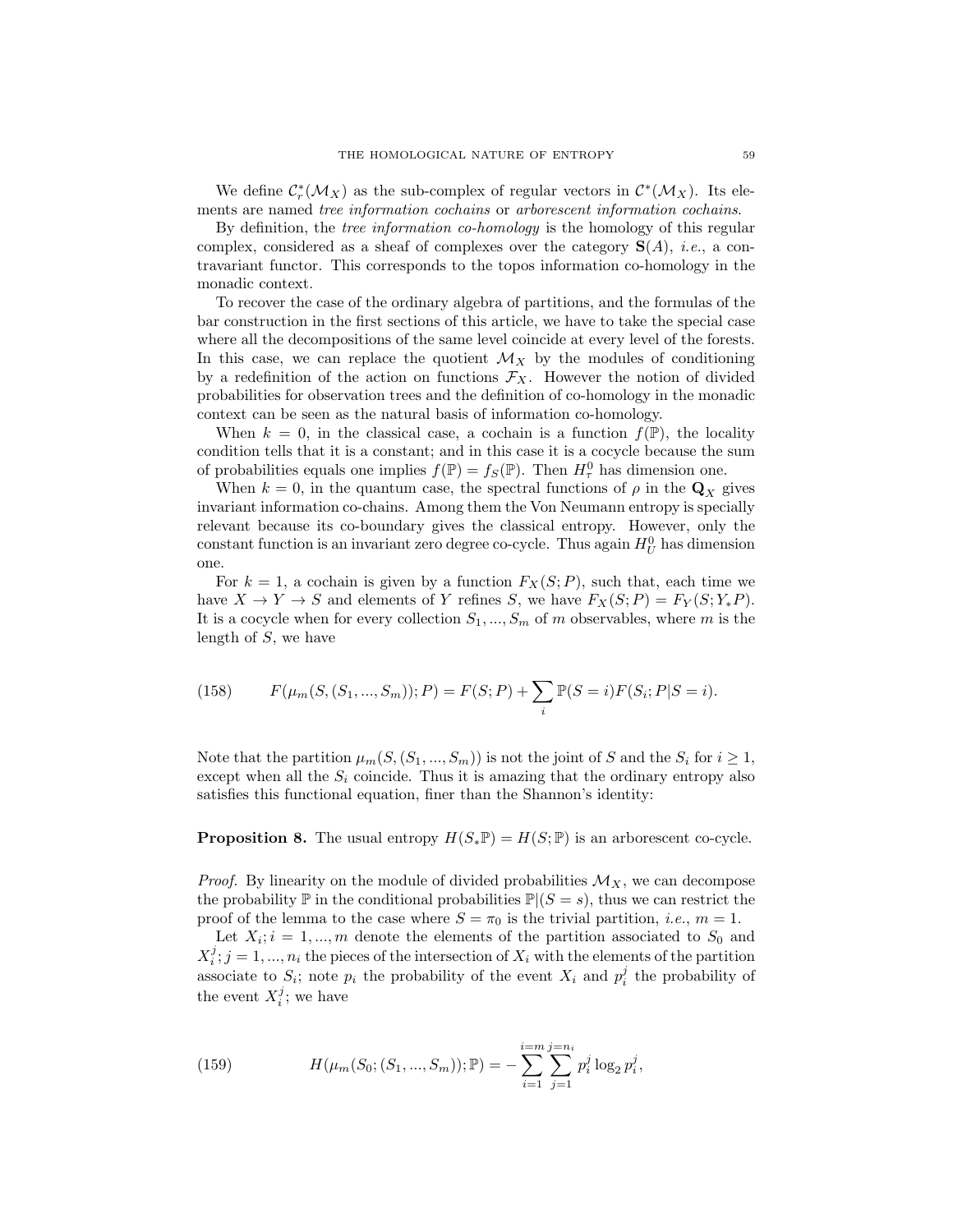We define $\mathcal{C}^*_r(\mathcal{M}_X)$ as the sub-complex of regular vectors in $\mathcal{C}^*(\mathcal{M}_X)$. Its elements are named *tree information cochains* or *arborescent information cochains*.

By definition, the *tree information co-homology* is the homology of this regular complex, considered as a sheaf of complexes over the category $\mathbf{S}(A)$, *i.e.*, a contravariant functor. This corresponds to the topos information co-homology in the monadic context.

To recover the case of the ordinary algebra of partitions, and the formulas of the bar construction in the first sections of this article, we have to take the special case where all the decompositions of the same level coincide at every level of the forests. In this case, we can replace the quotient $\mathcal{M}_X$ by the modules of conditioning by a redefinition of the action on functions $\mathcal{F}_X$. However the notion of divided probabilities for observation trees and the definition of co-homology in the monadic context can be seen as the natural basis of information co-homology.

When $k = 0$, in the classical case, a cochain is a function $f(\mathbb{P})$, the locality condition tells that it is a constant; and in this case it is a cocycle because the sum of probabilities equals one implies $f(\mathbb{P}) = f_S(\mathbb{P})$. Then $H^0_\tau$ has dimension one.

When $k = 0$, in the quantum case, the spectral functions of $\rho$ in the $\mathbf{Q}_X$ gives invariant information co-chains. Among them the Von Neumann entropy is specially relevant because its co-boundary gives the classical entropy. However, only the constant function is an invariant zero degree co-cycle. Thus again $H^0_U$ has dimension one.

For $k = 1$, a cochain is given by a function $F_X(S; P)$, such that, each time we have $X \to Y \to S$ and elements of $Y$ refines $S$, we have $F_X(S; P) = F_Y(S; Y_* P)$. It is a cocycle when for every collection $S_1, ..., S_m$ of $m$ observables, where $m$ is the length of $S$, we have

$$F(\mu_m(S, (S_1, ..., S_m)); P) = F(S; P) + \sum_i \mathbb{P}(S = i) F(S_i; P|S = i). \tag{158}$$

Note that the partition $\mu_m(S, (S_1, ..., S_m))$ is not the joint of $S$ and the $S_i$ for $i \geq 1$, except when all the $S_i$ coincide. Thus it is amazing that the ordinary entropy also satisfies this functional equation, finer than the Shannon's identity:

**Proposition 8.** The usual entropy $H(S_* \mathbb{P}) = H(S; \mathbb{P})$ is an arborescent co-cycle.

*Proof.* By linearity on the module of divided probabilities $\mathcal{M}_X$, we can decompose the probability $\mathbb{P}$ in the conditional probabilities $\mathbb{P}|(S = s)$, thus we can restrict the proof of the lemma to the case where $S = \pi_0$ is the trivial partition, *i.e.*, $m = 1$.

Let $X_i; i = 1, ..., m$ denote the elements of the partition associated to $S_0$ and $X_i^j; j = 1, ..., n_i$ the pieces of the intersection of $X_i$ with the elements of the partition associate to $S_i$; note $p_i$ the probability of the event $X_i$ and $p_i^j$ the probability of the event $X_i^j$; we have

$$H(\mu_m(S_0; (S_1, ..., S_m)); \mathbb{P}) = -\sum_{i=1}^{i=m} \sum_{j=1}^{j=n_i} p_i^j \log_2 p_i^j, \tag{159}$$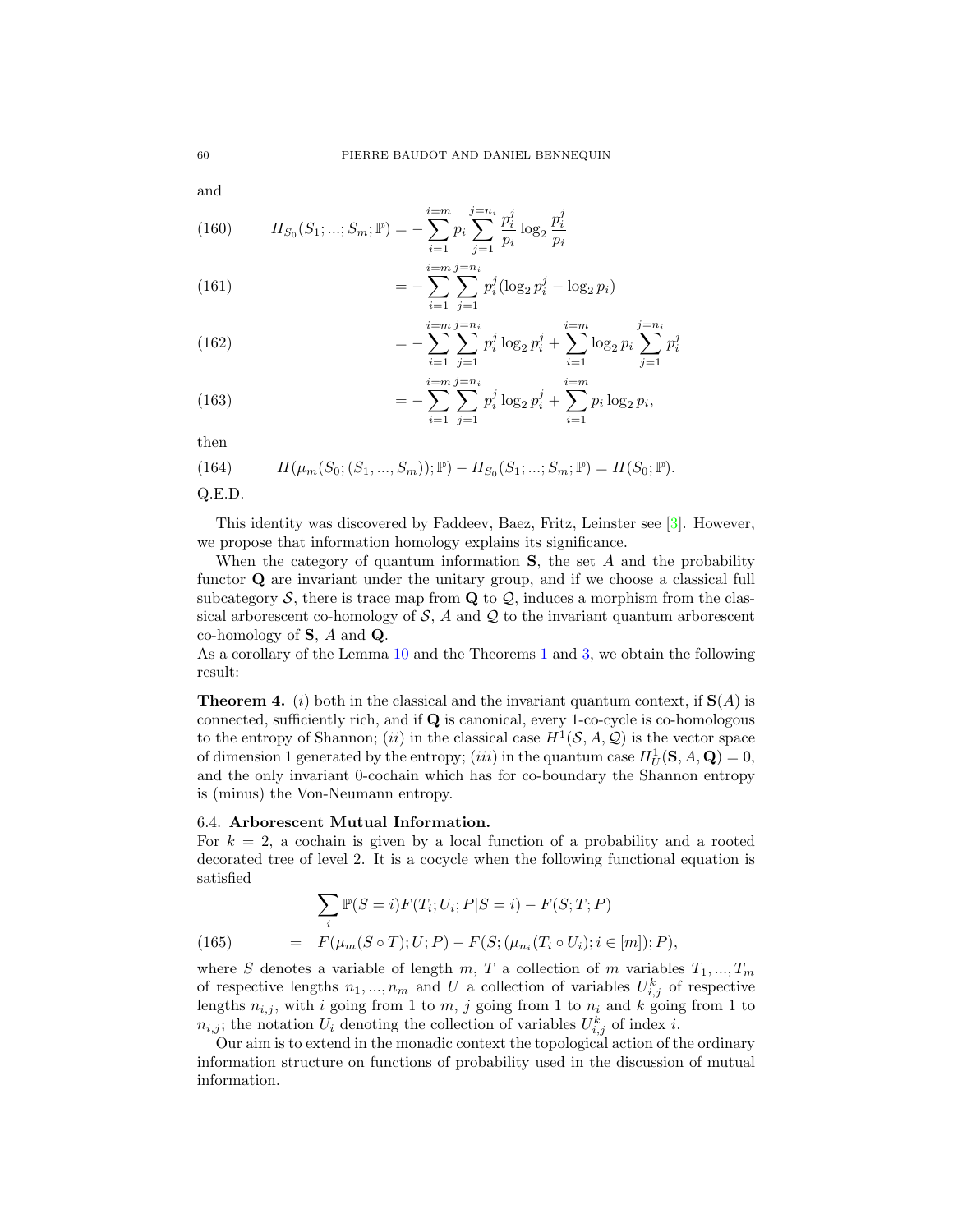and

$$H_{S_0}(S_1;...;S_m;\mathbb{P}) = -\sum_{i=1}^{i=m} p_i \sum_{j=1}^{j=n_i} \frac{p_i^j}{p_i} \log_2 \frac{p_i^j}{p_i} \tag{160}$$

$$= -\sum_{i=1}^{i=m}\sum_{j=1}^{j=n_i} p_i^j (\log_2 p_i^j - \log_2 p_i) \tag{161}$$

$$= -\sum_{i=1}^{i=m}\sum_{j=1}^{j=n_i} p_i^j \log_2 p_i^j + \sum_{i=1}^{i=m} \log_2 p_i \sum_{j=1}^{j=n_i} p_i^j \tag{162}$$

$$= -\sum_{i=1}^{i=m}\sum_{j=1}^{j=n_i} p_i^j \log_2 p_i^j + \sum_{i=1}^{i=m} p_i \log_2 p_i, \tag{163}$$

then

$$H(\mu_m(S_0;(S_1,...,S_m));\mathbb{P}) - H_{S_0}(S_1;...;S_m;\mathbb{P}) = H(S_0;\mathbb{P}). \tag{164}$$

Q.E.D.

This identity was discovered by Faddeev, Baez, Fritz, Leinster see [3]. However, we propose that information homology explains its significance.

When the category of quantum information $\mathbf{S}$, the set $A$ and the probability functor $\mathbf{Q}$ are invariant under the unitary group, and if we choose a classical full subcategory $\mathcal{S}$, there is trace map from $\mathbf{Q}$ to $\mathcal{Q}$, induces a morphism from the classical arborescent co-homology of $\mathcal{S}$, $A$ and $\mathcal{Q}$ to the invariant quantum arborescent co-homology of $\mathbf{S}$, $A$ and $\mathbf{Q}$.
As a corollary of the Lemma 10 and the Theorems 1 and 3, we obtain the following result:

**Theorem 4.** $(i)$ both in the classical and the invariant quantum context, if $\mathbf{S}(A)$ is connected, sufficiently rich, and if $\mathbf{Q}$ is canonical, every 1-co-cycle is co-homologous to the entropy of Shannon; $(ii)$ in the classical case $H^1(\mathcal{S}, A, \mathcal{Q})$ is the vector space of dimension 1 generated by the entropy; $(iii)$ in the quantum case $H^1_U(\mathbf{S}, A, \mathbf{Q}) = 0$, and the only invariant 0-cochain which has for co-boundary the Shannon entropy is (minus) the Von-Neumann entropy.

### 6.4. Arborescent Mutual Information.

For $k = 2$, a cochain is given by a local function of a probability and a rooted decorated tree of level 2. It is a cocycle when the following functional equation is satisfied

$$\begin{aligned} &\sum_i \mathbb{P}(S=i)F(T_i;U_i;P|S=i) - F(S;T;P) \\ = \;& F(\mu_m(S\circ T);U;P) - F(S;(\mu_{n_i}(T_i\circ U_i); i\in[m]);P), \end{aligned} \tag{165}$$

where $S$ denotes a variable of length $m$, $T$ a collection of $m$ variables $T_1,...,T_m$ of respective lengths $n_1,...,n_m$ and $U$ a collection of variables $U^k_{i,j}$ of respective lengths $n_{i,j}$, with $i$ going from 1 to $m$, $j$ going from 1 to $n_i$ and $k$ going from 1 to $n_{i,j}$; the notation $U_i$ denoting the collection of variables $U^k_{i,j}$ of index $i$.

Our aim is to extend in the monadic context the topological action of the ordinary information structure on functions of probability used in the discussion of mutual information.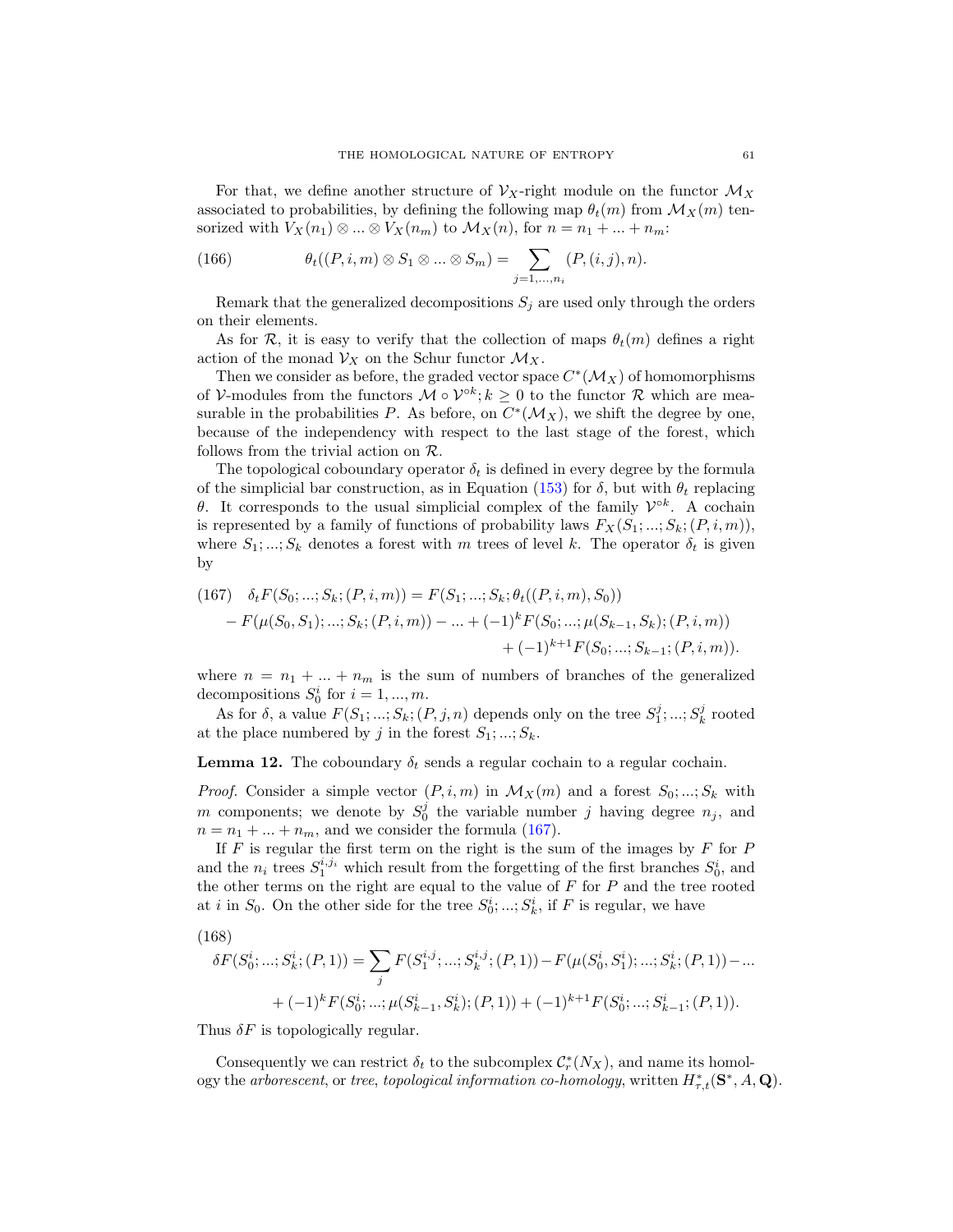For that, we define another structure of $\mathcal{V}_X$-right module on the functor $\mathcal{M}_X$ associated to probabilities, by defining the following map $\theta_t(m)$ from $\mathcal{M}_X(m)$ tensorized with $V_X(n_1) \otimes ... \otimes V_X(n_m)$ to $\mathcal{M}_X(n)$, for $n = n_1 + ... + n_m$:

$$\theta_t((P, i, m) \otimes S_1 \otimes ... \otimes S_m) = \sum_{j=1,...,n_i} (P, (i, j), n). \tag{166}$$

Remark that the generalized decompositions $S_j$ are used only through the orders on their elements.

As for $\mathcal{R}$, it is easy to verify that the collection of maps $\theta_t(m)$ defines a right action of the monad $\mathcal{V}_X$ on the Schur functor $\mathcal{M}_X$.

Then we consider as before, the graded vector space $C^*(\mathcal{M}_X)$ of homomorphisms of $\mathcal{V}$-modules from the functors $\mathcal{M} \circ \mathcal{V}^{\circ k}; k \geq 0$ to the functor $\mathcal{R}$ which are measurable in the probabilities $P$. As before, on $C^*(\mathcal{M}_X)$, we shift the degree by one, because of the independency with respect to the last stage of the forest, which follows from the trivial action on $\mathcal{R}$.

The topological coboundary operator $\delta_t$ is defined in every degree by the formula of the simplicial bar construction, as in Equation (153) for $\delta$, but with $\theta_t$ replacing $\theta$. It corresponds to the usual simplicial complex of the family $\mathcal{V}^{\circ k}$. A cochain is represented by a family of functions of probability laws $F_X(S_1; ...; S_k; (P, i, m))$, where $S_1; ...; S_k$ denotes a forest with $m$ trees of level $k$. The operator $\delta_t$ is given by

$$\begin{aligned}
\delta_t F(S_0; ...; S_k; (P, i, m)) &= F(S_1; ...; S_k; \theta_t((P, i, m), S_0)) \\
&- F(\mu(S_0, S_1); ...; S_k; (P, i, m)) - ... + (-1)^k F(S_0; ...; \mu(S_{k-1}, S_k); (P, i, m)) \\
&+ (-1)^{k+1} F(S_0; ...; S_{k-1}; (P, i, m)).
\end{aligned} \tag{167}$$

where $n = n_1 + ... + n_m$ is the sum of numbers of branches of the generalized decompositions $S_0^i$ for $i = 1, ..., m$.

As for $\delta$, a value $F(S_1; ...; S_k; (P, j, n)$ depends only on the tree $S_1^j; ...; S_k^j$ rooted at the place numbered by $j$ in the forest $S_1; ...; S_k$.

**Lemma 12.** The coboundary $\delta_t$ sends a regular cochain to a regular cochain.

*Proof.* Consider a simple vector $(P, i, m)$ in $\mathcal{M}_X(m)$ and a forest $S_0; ...; S_k$ with $m$ components; we denote by $S_0^j$ the variable number $j$ having degree $n_j$, and $n = n_1 + ... + n_m$, and we consider the formula (167).

If $F$ is regular the first term on the right is the sum of the images by $F$ for $P$ and the $n_i$ trees $S_1^{i,j_i}$ which result from the forgetting of the first branches $S_0^i$, and the other terms on the right are equal to the value of $F$ for $P$ and the tree rooted at $i$ in $S_0$. On the other side for the tree $S_0^i; ...; S_k^i$, if $F$ is regular, we have

$$\begin{aligned}
\delta F(S_0^i; ...; S_k^i; (P, 1)) &= \sum_j F(S_1^{i,j}; ...; S_k^{i,j}; (P, 1)) - F(\mu(S_0^i, S_1^i); ...; S_k^i; (P, 1)) - ... \\
&+ (-1)^k F(S_0^i; ...; \mu(S_{k-1}^i, S_k^i); (P, 1)) + (-1)^{k+1} F(S_0^i; ...; S_{k-1}^i; (P, 1)).
\end{aligned} \tag{168}$$

Thus $\delta F$ is topologically regular.

Consequently we can restrict $\delta_t$ to the subcomplex $\mathcal{C}_r^*(N_X)$, and name its homology the *arborescent*, or *tree*, *topological information co-homology*, written $H_{\tau,t}^*(\mathbf{S}^*, A, \mathbf{Q})$.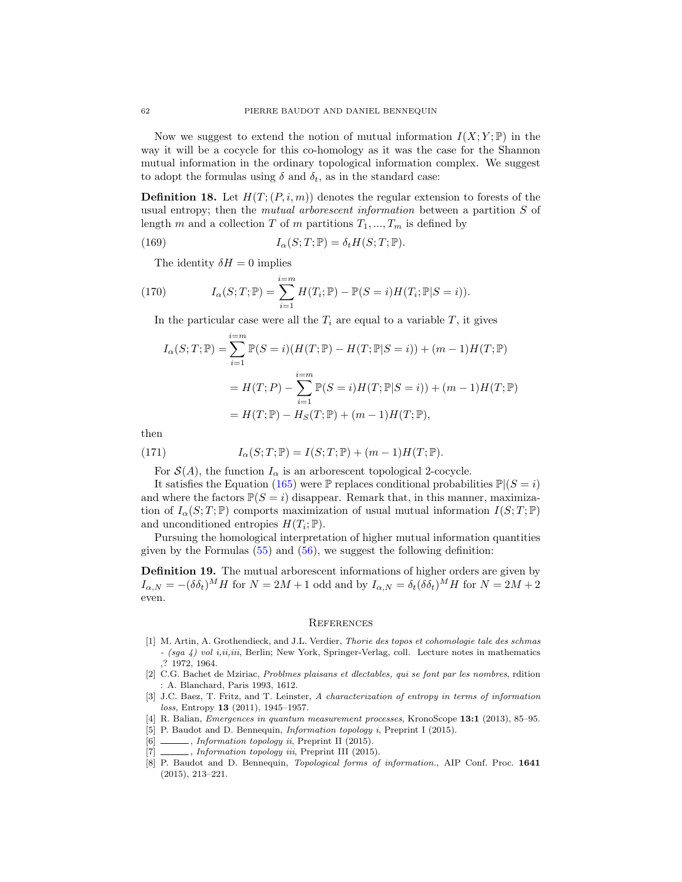Now we suggest to extend the notion of mutual information $I(X;Y;\mathbb{P})$ in the way it will be a cocycle for this co-homology as it was the case for the Shannon mutual information in the ordinary topological information complex. We suggest to adopt the formulas using $\delta$ and $\delta_t$, as in the standard case:

**Definition 18.** Let $H(T;(P,i,m))$ denotes the regular extension to forests of the usual entropy; then the *mutual arborescent information* between a partition $S$ of length $m$ and a collection $T$ of $m$ partitions $T_1,...,T_m$ is defined by

$$I_\alpha(S;T;\mathbb{P}) = \delta_t H(S;T;\mathbb{P}). \tag{169}$$

The identity $\delta H = 0$ implies

$$I_\alpha(S;T;\mathbb{P}) = \sum_{i=1}^{i=m} H(T_i;\mathbb{P}) - \mathbb{P}(S=i)H(T_i;\mathbb{P}|S=i)). \tag{170}$$

In the particular case were all the $T_i$ are equal to a variable $T$, it gives

$$\begin{aligned} I_\alpha(S;T;\mathbb{P}) &= \sum_{i=1}^{i=m} \mathbb{P}(S=i)(H(T;\mathbb{P}) - H(T;\mathbb{P}|S=i)) + (m-1)H(T;\mathbb{P}) \\ &= H(T;P) - \sum_{i=1}^{i=m} \mathbb{P}(S=i)H(T;\mathbb{P}|S=i)) + (m-1)H(T;\mathbb{P}) \\ &= H(T;\mathbb{P}) - H_S(T;\mathbb{P}) + (m-1)H(T;\mathbb{P}), \end{aligned}$$

then

$$I_\alpha(S;T;\mathbb{P}) = I(S;T;\mathbb{P}) + (m-1)H(T;\mathbb{P}). \tag{171}$$

For $\mathcal{S}(A)$, the function $I_\alpha$ is an arborescent topological 2-cocycle.

It satisfies the Equation (165) were $\mathbb{P}$ replaces conditional probabilities $\mathbb{P}|(S=i)$ and where the factors $\mathbb{P}(S=i)$ disappear. Remark that, in this manner, maximization of $I_\alpha(S;T;\mathbb{P})$ comports maximization of usual mutual information $I(S;T;\mathbb{P})$ and unconditioned entropies $H(T_i;\mathbb{P})$.

Pursuing the homological interpretation of higher mutual information quantities given by the Formulas (55) and (56), we suggest the following definition:

**Definition 19.** The mutual arborescent informations of higher orders are given by $I_{\alpha,N} = -(\delta\delta_t)^M H$ for $N = 2M+1$ odd and by $I_{\alpha,N} = \delta_t(\delta\delta_t)^M H$ for $N = 2M+2$ even.

## References

[1] M. Artin, A. Grothendieck, and J.L. Verdier, *Thorie des topos et cohomologie tale des schmas - (sga 4) vol i,ii,iii*, Berlin; New York, Springer-Verlag, coll. Lecture notes in mathematics ,? 1972, 1964.

[2] C.G. Bachet de Mziriac, *Problmes plaisans et dlectables, qui se font par les nombres*, rdition : A. Blanchard, Paris 1993, 1612.

[3] J.C. Baez, T. Fritz, and T. Leinster, *A characterization of entropy in terms of information loss*, Entropy **13** (2011), 1945–1957.

[4] R. Balian, *Emergences in quantum measurement processes*, KronoScope **13:1** (2013), 85–95.

[5] P. Baudot and D. Bennequin, *Information topology i*, Preprint I (2015).

[6] ______, *Information topology ii*, Preprint II (2015).

[7] ______, *Information topology iii*, Preprint III (2015).

[8] P. Baudot and D. Bennequin, *Topological forms of information.*, AIP Conf. Proc. **1641** (2015), 213–221.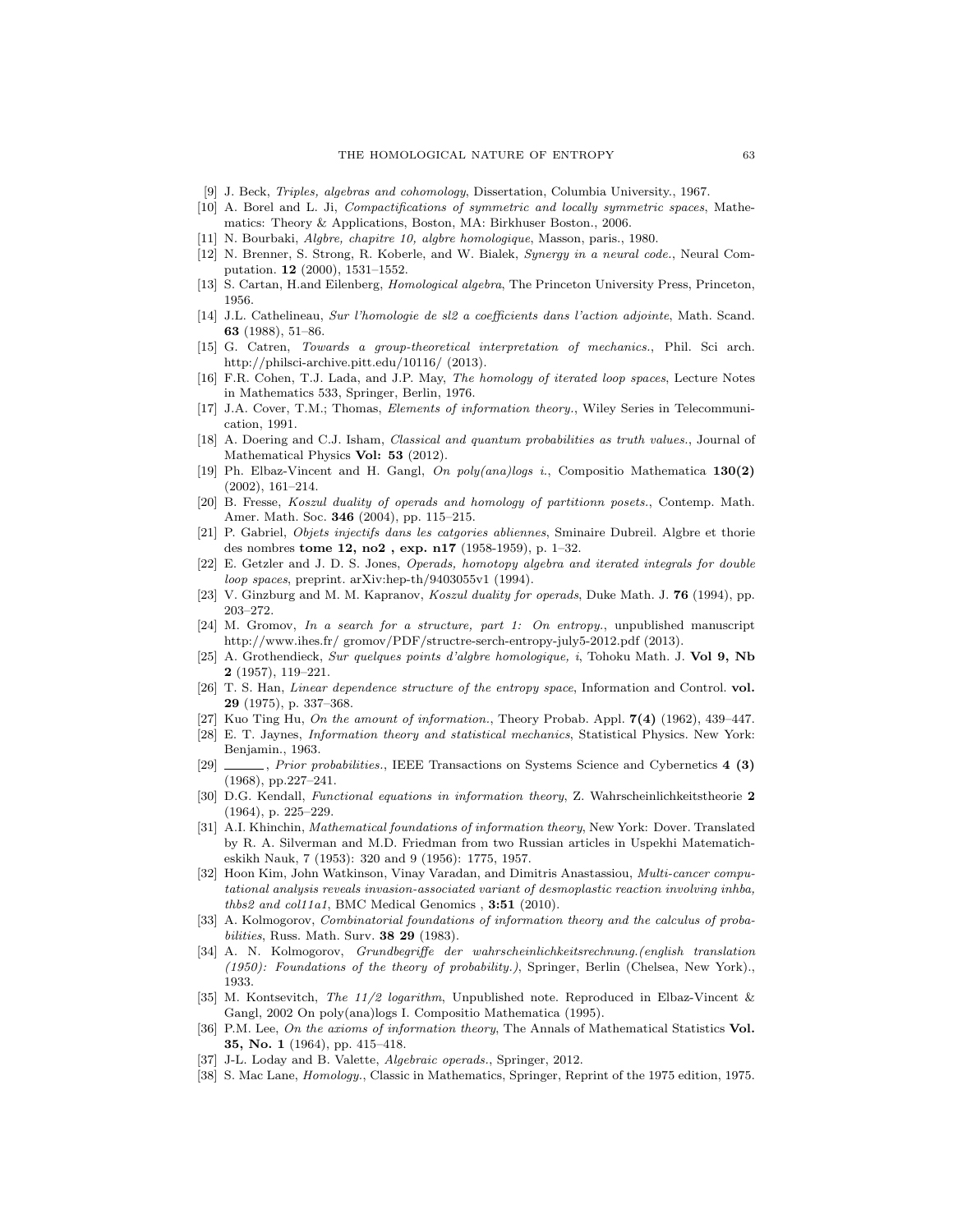[9] J. Beck, *Triples, algebras and cohomology*, Dissertation, Columbia University., 1967.

[10] A. Borel and L. Ji, *Compactifications of symmetric and locally symmetric spaces*, Mathematics: Theory & Applications, Boston, MA: Birkhuser Boston., 2006.

[11] N. Bourbaki, *Algbre, chapitre 10, algbre homologique*, Masson, paris., 1980.

[12] N. Brenner, S. Strong, R. Koberle, and W. Bialek, *Synergy in a neural code.*, Neural Computation. **12** (2000), 1531–1552.

[13] S. Cartan, H.and Eilenberg, *Homological algebra*, The Princeton University Press, Princeton, 1956.

[14] J.L. Cathelineau, *Sur l'homologie de sl2 a coefficients dans l'action adjointe*, Math. Scand. **63** (1988), 51–86.

[15] G. Catren, *Towards a group-theoretical interpretation of mechanics.*, Phil. Sci arch. http://philsci-archive.pitt.edu/10116/ (2013).

[16] F.R. Cohen, T.J. Lada, and J.P. May, *The homology of iterated loop spaces*, Lecture Notes in Mathematics 533, Springer, Berlin, 1976.

[17] J.A. Cover, T.M.; Thomas, *Elements of information theory.*, Wiley Series in Telecommunication, 1991.

[18] A. Doering and C.J. Isham, *Classical and quantum probabilities as truth values.*, Journal of Mathematical Physics **Vol: 53** (2012).

[19] Ph. Elbaz-Vincent and H. Gangl, *On poly(ana)logs i.*, Compositio Mathematica **130(2)** (2002), 161–214.

[20] B. Fresse, *Koszul duality of operads and homology of partitionn posets.*, Contemp. Math. Amer. Math. Soc. **346** (2004), pp. 115–215.

[21] P. Gabriel, *Objets injectifs dans les catgories abliennes*, Sminaire Dubreil. Algbre et thorie des nombres **tome 12, no2 , exp. n17** (1958-1959), p. 1–32.

[22] E. Getzler and J. D. S. Jones, *Operads, homotopy algebra and iterated integrals for double loop spaces*, preprint. arXiv:hep-th/9403055v1 (1994).

[23] V. Ginzburg and M. M. Kapranov, *Koszul duality for operads*, Duke Math. J. **76** (1994), pp. 203–272.

[24] M. Gromov, *In a search for a structure, part 1: On entropy.*, unpublished manuscript http://www.ihes.fr/ gromov/PDF/structre-serch-entropy-july5-2012.pdf (2013).

[25] A. Grothendieck, *Sur quelques points d'algbre homologique, i*, Tohoku Math. J. **Vol 9, Nb 2** (1957), 119–221.

[26] T. S. Han, *Linear dependence structure of the entropy space*, Information and Control. **vol. 29** (1975), p. 337–368.

[27] Kuo Ting Hu, *On the amount of information.*, Theory Probab. Appl. **7(4)** (1962), 439–447.

[28] E. T. Jaynes, *Information theory and statistical mechanics*, Statistical Physics. New York: Benjamin., 1963.

[29] ______, *Prior probabilities.*, IEEE Transactions on Systems Science and Cybernetics **4 (3)** (1968), pp.227–241.

[30] D.G. Kendall, *Functional equations in information theory*, Z. Wahrscheinlichkeitstheorie **2** (1964), p. 225–229.

[31] A.I. Khinchin, *Mathematical foundations of information theory*, New York: Dover. Translated by R. A. Silverman and M.D. Friedman from two Russian articles in Uspekhi Matematicheskikh Nauk, 7 (1953): 320 and 9 (1956): 1775, 1957.

[32] Hoon Kim, John Watkinson, Vinay Varadan, and Dimitris Anastassiou, *Multi-cancer computational analysis reveals invasion-associated variant of desmoplastic reaction involving inhba, thbs2 and col11a1*, BMC Medical Genomics , **3:51** (2010).

[33] A. Kolmogorov, *Combinatorial foundations of information theory and the calculus of probabilities*, Russ. Math. Surv. **38 29** (1983).

[34] A. N. Kolmogorov, *Grundbegriffe der wahrscheinlichkeitsrechnung.(english translation (1950): Foundations of the theory of probability.)*, Springer, Berlin (Chelsea, New York)., 1933.

[35] M. Kontsevitch, *The 11/2 logarithm*, Unpublished note. Reproduced in Elbaz-Vincent & Gangl, 2002 On poly(ana)logs I. Compositio Mathematica (1995).

[36] P.M. Lee, *On the axioms of information theory*, The Annals of Mathematical Statistics **Vol. 35, No. 1** (1964), pp. 415–418.

[37] J-L. Loday and B. Valette, *Algebraic operads.*, Springer, 2012.

[38] S. Mac Lane, *Homology.*, Classic in Mathematics, Springer, Reprint of the 1975 edition, 1975.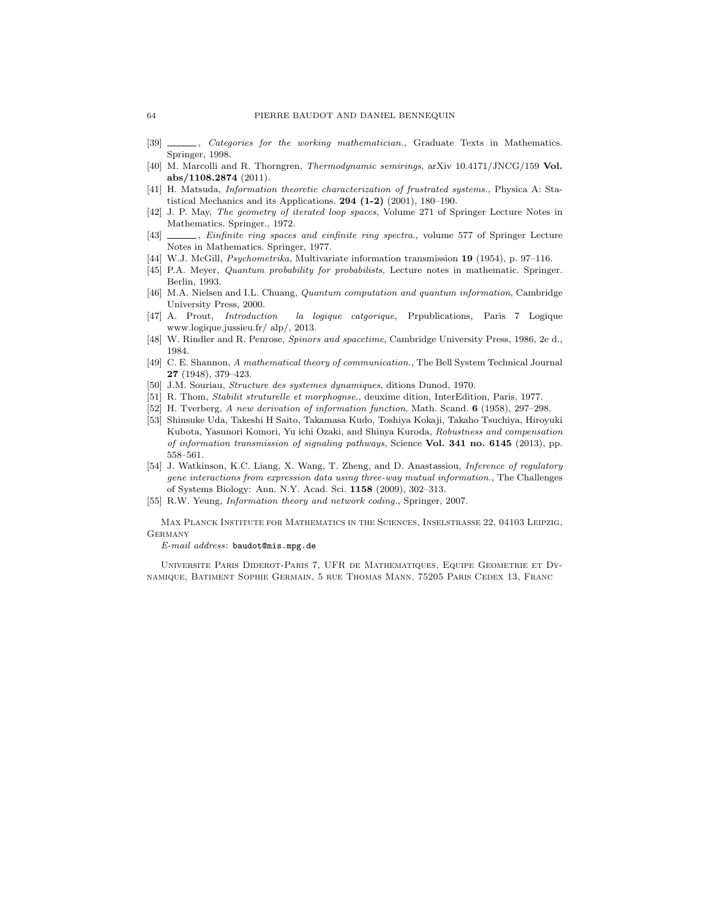[39] ______, *Categories for the working mathematician.*, Graduate Texts in Mathematics. Springer, 1998.

[40] M. Marcolli and R. Thorngren, *Thermodynamic semirings*, arXiv 10.4171/JNCG/159 **Vol. abs/1108.2874** (2011).

[41] H. Matsuda, *Information theoretic characterization of frustrated systems.*, Physica A: Statistical Mechanics and its Applications. **294 (1-2)** (2001), 180–190.

[42] J. P. May, *The geometry of iterated loop spaces*, Volume 271 of Springer Lecture Notes in Mathematics. Springer., 1972.

[43] ______, *Einfinite ring spaces and einfinite ring spectra.*, volume 577 of Springer Lecture Notes in Mathematics. Springer, 1977.

[44] W.J. McGill, *Psychometrika*, Multivariate information transmission **19** (1954), p. 97–116.

[45] P.A. Meyer, *Quantum probability for probabilists*, Lecture notes in mathematic. Springer. Berlin, 1993.

[46] M.A. Nielsen and I.L. Chuang, *Quantum computation and quantum information*, Cambridge University Press, 2000.

[47] A. Prout, *Introduction la logique catgorique*, Prpublications, Paris 7 Logique www.logique.jussieu.fr/ alp/, 2013.

[48] W. Rindler and R. Penrose, *Spinors and spacetime*, Cambridge University Press, 1986, 2e d., 1984.

[49] C. E. Shannon, *A mathematical theory of communication.*, The Bell System Technical Journal **27** (1948), 379–423.

[50] J.M. Souriau, *Structure des systemes dynamiques*, ditions Dunod, 1970.

[51] R. Thom, *Stabilit struturelle et morphognse.*, deuxime dition, InterEdition, Paris, 1977.

[52] H. Tverberg, *A new derivation of information function*, Math. Scand. **6** (1958), 297–298.

[53] Shinsuke Uda, Takeshi H Saito, Takamasa Kudo, Toshiya Kokaji, Takaho Tsuchiya, Hiroyuki Kubota, Yasunori Komori, Yu ichi Ozaki, and Shinya Kuroda, *Robustness and compensation of information transmission of signaling pathways*, Science **Vol. 341 no. 6145** (2013), pp. 558–561.

[54] J. Watkinson, K.C. Liang, X. Wang, T. Zheng, and D. Anastassiou, *Inference of regulatory gene interactions from expression data using three-way mutual information.*, The Challenges of Systems Biology: Ann. N.Y. Acad. Sci. **1158** (2009), 302–313.

[55] R.W. Yeung, *Information theory and network coding.*, Springer, 2007.

Max Planck Institute for Mathematics in the Sciences, Inselstrasse 22, 04103 Leipzig, Germany

*E-mail address*: baudot@mis.mpg.de

Universite Paris Diderot-Paris 7, UFR de Mathematiques, Equipe Geometrie et Dynamique, Batiment Sophie Germain, 5 rue Thomas Mann, 75205 Paris Cedex 13, Franc